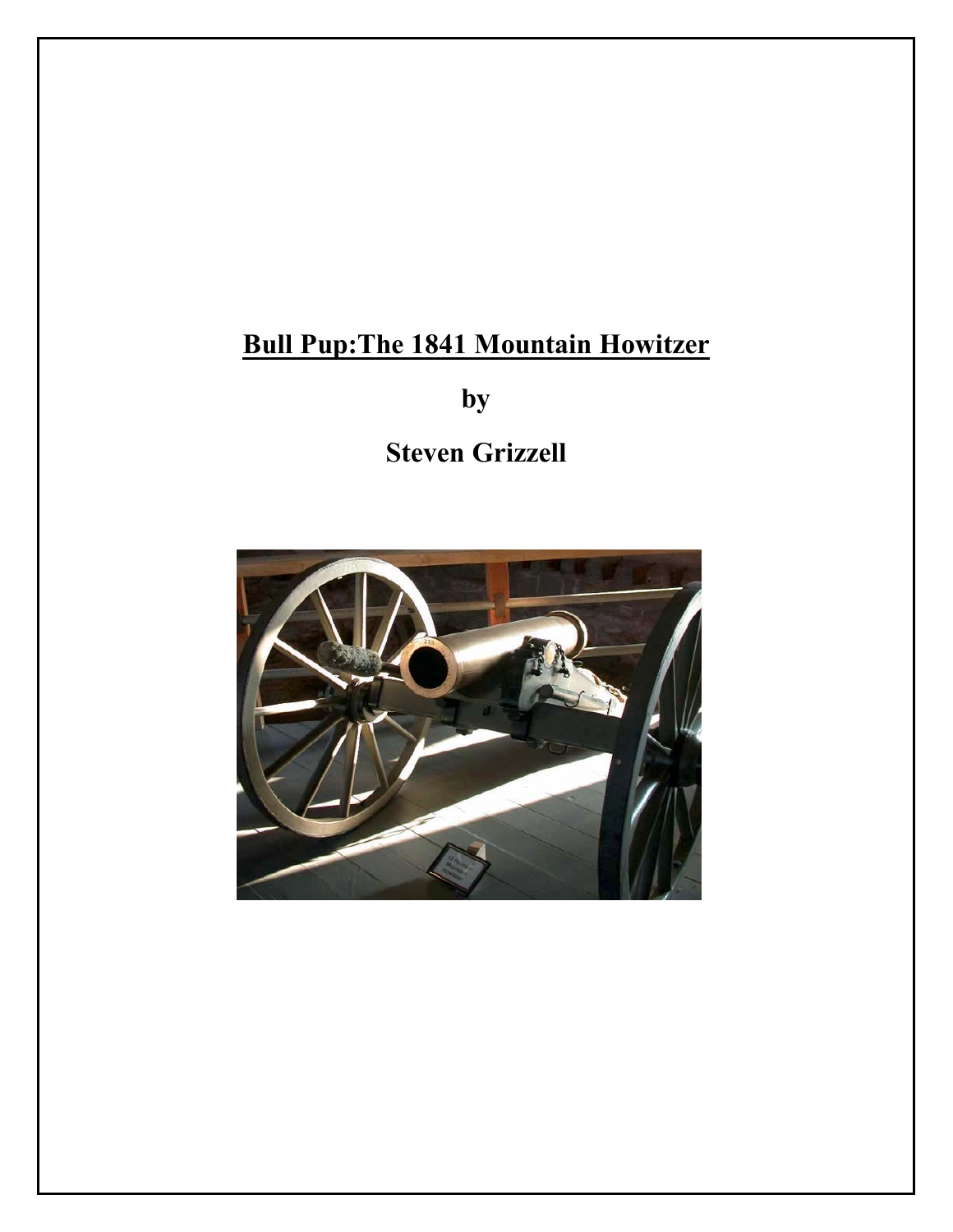# Bull Pup:The 1841 Mountain Howitzer

**by**

**Steven Grizzell**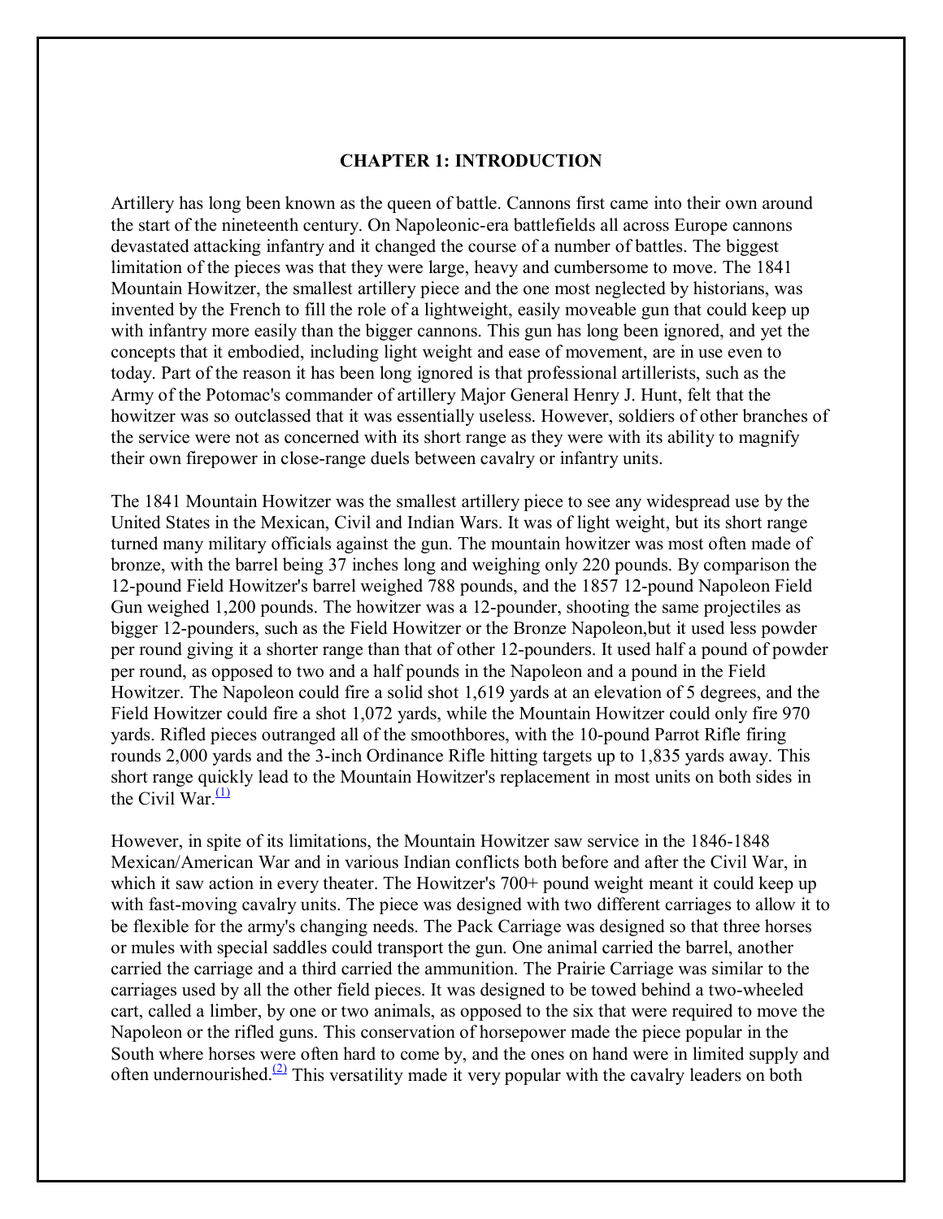# CHAPTER 1: INTRODUCTION

Artillery has long been known as the queen of battle. Cannons first came into their own around the start of the nineteenth century. On Napoleonic-era battlefields all across Europe cannons devastated attacking infantry and it changed the course of a number of battles. The biggest limitation of the pieces was that they were large, heavy and cumbersome to move. The 1841 Mountain Howitzer, the smallest artillery piece and the one most neglected by historians, was invented by the French to fill the role of a lightweight, easily moveable gun that could keep up with infantry more easily than the bigger cannons. This gun has long been ignored, and yet the concepts that it embodied, including light weight and ease of movement, are in use even to today. Part of the reason it has been long ignored is that professional artillerists, such as the Army of the Potomac's commander of artillery Major General Henry J. Hunt, felt that the howitzer was so outclassed that it was essentially useless. However, soldiers of other branches of the service were not as concerned with its short range as they were with its ability to magnify their own firepower in close-range duels between cavalry or infantry units.

The 1841 Mountain Howitzer was the smallest artillery piece to see any widespread use by the United States in the Mexican, Civil and Indian Wars. It was of light weight, but its short range turned many military officials against the gun. The mountain howitzer was most often made of bronze, with the barrel being 37 inches long and weighing only 220 pounds. By comparison the 12-pound Field Howitzer's barrel weighed 788 pounds, and the 1857 12-pound Napoleon Field Gun weighed 1,200 pounds. The howitzer was a 12-pounder, shooting the same projectiles as bigger 12-pounders, such as the Field Howitzer or the Bronze Napoleon,but it used less powder per round giving it a shorter range than that of other 12-pounders. It used half a pound of powder per round, as opposed to two and a half pounds in the Napoleon and a pound in the Field Howitzer. The Napoleon could fire a solid shot 1,619 yards at an elevation of 5 degrees, and the Field Howitzer could fire a shot 1,072 yards, while the Mountain Howitzer could only fire 970 yards. Rifled pieces outranged all of the smoothbores, with the 10-pound Parrot Rifle firing rounds 2,000 yards and the 3-inch Ordinance Rifle hitting targets up to 1,835 yards away. This short range quickly lead to the Mountain Howitzer's replacement in most units on both sides in the Civil War.[(1)]

However, in spite of its limitations, the Mountain Howitzer saw service in the 1846-1848 Mexican/American War and in various Indian conflicts both before and after the Civil War, in which it saw action in every theater. The Howitzer's 700+ pound weight meant it could keep up with fast-moving cavalry units. The piece was designed with two different carriages to allow it to be flexible for the army's changing needs. The Pack Carriage was designed so that three horses or mules with special saddles could transport the gun. One animal carried the barrel, another carried the carriage and a third carried the ammunition. The Prairie Carriage was similar to the carriages used by all the other field pieces. It was designed to be towed behind a two-wheeled cart, called a limber, by one or two animals, as opposed to the six that were required to move the Napoleon or the rifled guns. This conservation of horsepower made the piece popular in the South where horses were often hard to come by, and the ones on hand were in limited supply and often undernourished.[(2)] This versatility made it very popular with the cavalry leaders on both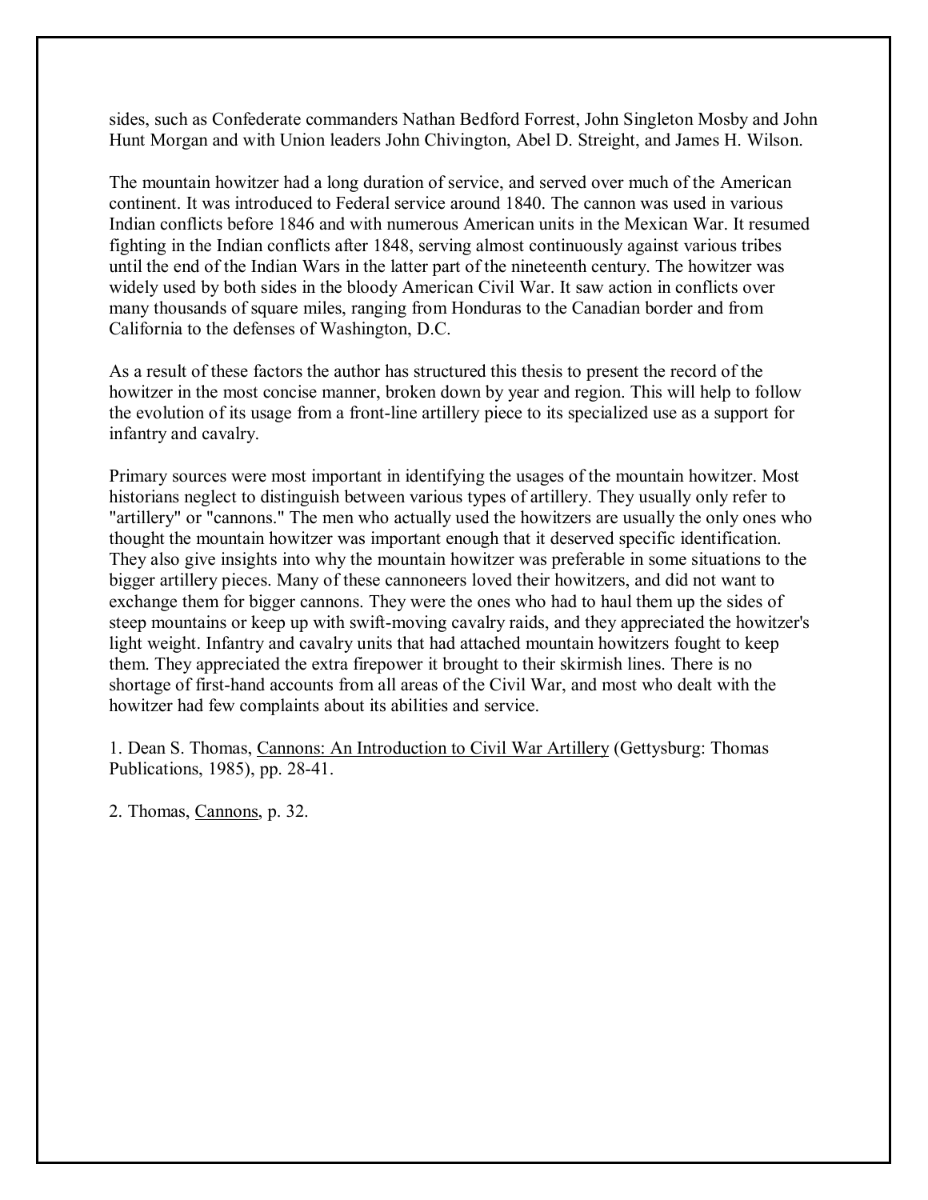sides, such as Confederate commanders Nathan Bedford Forrest, John Singleton Mosby and John Hunt Morgan and with Union leaders John Chivington, Abel D. Streight, and James H. Wilson.

The mountain howitzer had a long duration of service, and served over much of the American continent. It was introduced to Federal service around 1840. The cannon was used in various Indian conflicts before 1846 and with numerous American units in the Mexican War. It resumed fighting in the Indian conflicts after 1848, serving almost continuously against various tribes until the end of the Indian Wars in the latter part of the nineteenth century. The howitzer was widely used by both sides in the bloody American Civil War. It saw action in conflicts over many thousands of square miles, ranging from Honduras to the Canadian border and from California to the defenses of Washington, D.C.

As a result of these factors the author has structured this thesis to present the record of the howitzer in the most concise manner, broken down by year and region. This will help to follow the evolution of its usage from a front-line artillery piece to its specialized use as a support for infantry and cavalry.

Primary sources were most important in identifying the usages of the mountain howitzer. Most historians neglect to distinguish between various types of artillery. They usually only refer to "artillery" or "cannons." The men who actually used the howitzers are usually the only ones who thought the mountain howitzer was important enough that it deserved specific identification. They also give insights into why the mountain howitzer was preferable in some situations to the bigger artillery pieces. Many of these cannoneers loved their howitzers, and did not want to exchange them for bigger cannons. They were the ones who had to haul them up the sides of steep mountains or keep up with swift-moving cavalry raids, and they appreciated the howitzer's light weight. Infantry and cavalry units that had attached mountain howitzers fought to keep them. They appreciated the extra firepower it brought to their skirmish lines. There is no shortage of first-hand accounts from all areas of the Civil War, and most who dealt with the howitzer had few complaints about its abilities and service.

1. Dean S. Thomas, Cannons: An Introduction to Civil War Artillery (Gettysburg: Thomas Publications, 1985), pp. 28-41.

2. Thomas, Cannons, p. 32.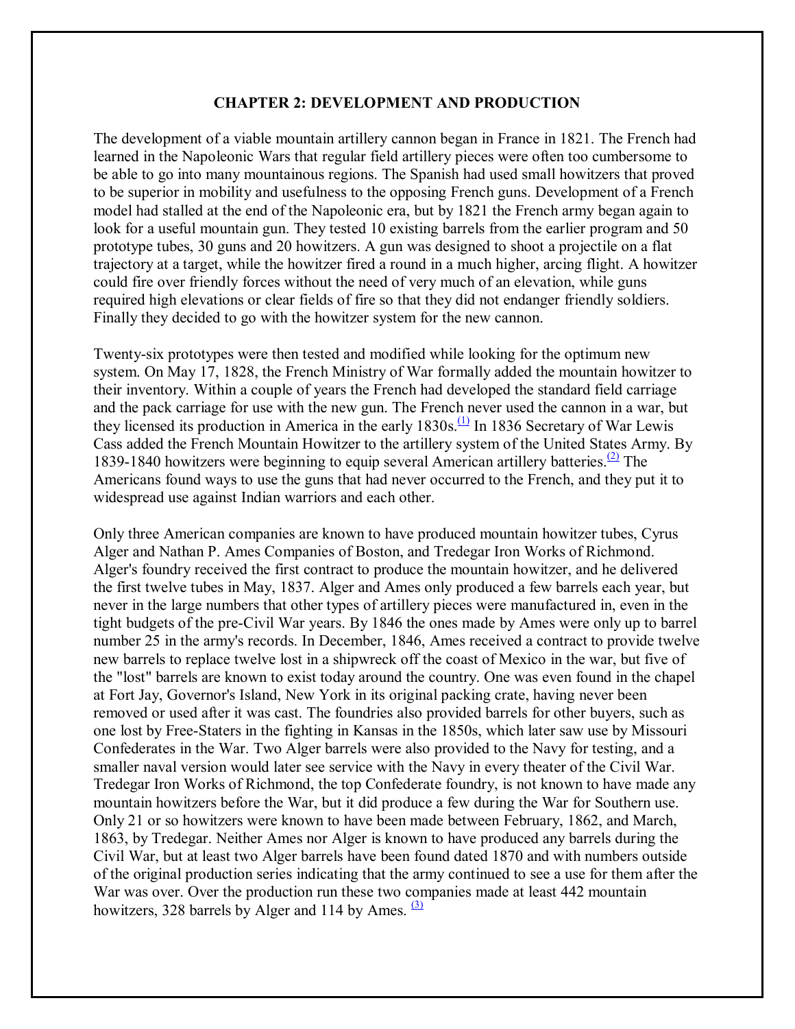## CHAPTER 2: DEVELOPMENT AND PRODUCTION

The development of a viable mountain artillery cannon began in France in 1821. The French had learned in the Napoleonic Wars that regular field artillery pieces were often too cumbersome to be able to go into many mountainous regions. The Spanish had used small howitzers that proved to be superior in mobility and usefulness to the opposing French guns. Development of a French model had stalled at the end of the Napoleonic era, but by 1821 the French army began again to look for a useful mountain gun. They tested 10 existing barrels from the earlier program and 50 prototype tubes, 30 guns and 20 howitzers. A gun was designed to shoot a projectile on a flat trajectory at a target, while the howitzer fired a round in a much higher, arcing flight. A howitzer could fire over friendly forces without the need of very much of an elevation, while guns required high elevations or clear fields of fire so that they did not endanger friendly soldiers. Finally they decided to go with the howitzer system for the new cannon.

Twenty-six prototypes were then tested and modified while looking for the optimum new system. On May 17, 1828, the French Ministry of War formally added the mountain howitzer to their inventory. Within a couple of years the French had developed the standard field carriage and the pack carriage for use with the new gun. The French never used the cannon in a war, but they licensed its production in America in the early 1830s.[(1)] In 1836 Secretary of War Lewis Cass added the French Mountain Howitzer to the artillery system of the United States Army. By 1839-1840 howitzers were beginning to equip several American artillery batteries.[(2)] The Americans found ways to use the guns that had never occurred to the French, and they put it to widespread use against Indian warriors and each other.

Only three American companies are known to have produced mountain howitzer tubes, Cyrus Alger and Nathan P. Ames Companies of Boston, and Tredegar Iron Works of Richmond. Alger's foundry received the first contract to produce the mountain howitzer, and he delivered the first twelve tubes in May, 1837. Alger and Ames only produced a few barrels each year, but never in the large numbers that other types of artillery pieces were manufactured in, even in the tight budgets of the pre-Civil War years. By 1846 the ones made by Ames were only up to barrel number 25 in the army's records. In December, 1846, Ames received a contract to provide twelve new barrels to replace twelve lost in a shipwreck off the coast of Mexico in the war, but five of the "lost" barrels are known to exist today around the country. One was even found in the chapel at Fort Jay, Governor's Island, New York in its original packing crate, having never been removed or used after it was cast. The foundries also provided barrels for other buyers, such as one lost by Free-Staters in the fighting in Kansas in the 1850s, which later saw use by Missouri Confederates in the War. Two Alger barrels were also provided to the Navy for testing, and a smaller naval version would later see service with the Navy in every theater of the Civil War. Tredegar Iron Works of Richmond, the top Confederate foundry, is not known to have made any mountain howitzers before the War, but it did produce a few during the War for Southern use. Only 21 or so howitzers were known to have been made between February, 1862, and March, 1863, by Tredegar. Neither Ames nor Alger is known to have produced any barrels during the Civil War, but at least two Alger barrels have been found dated 1870 and with numbers outside of the original production series indicating that the army continued to see a use for them after the War was over. Over the production run these two companies made at least 442 mountain howitzers, 328 barrels by Alger and 114 by Ames. [(3)]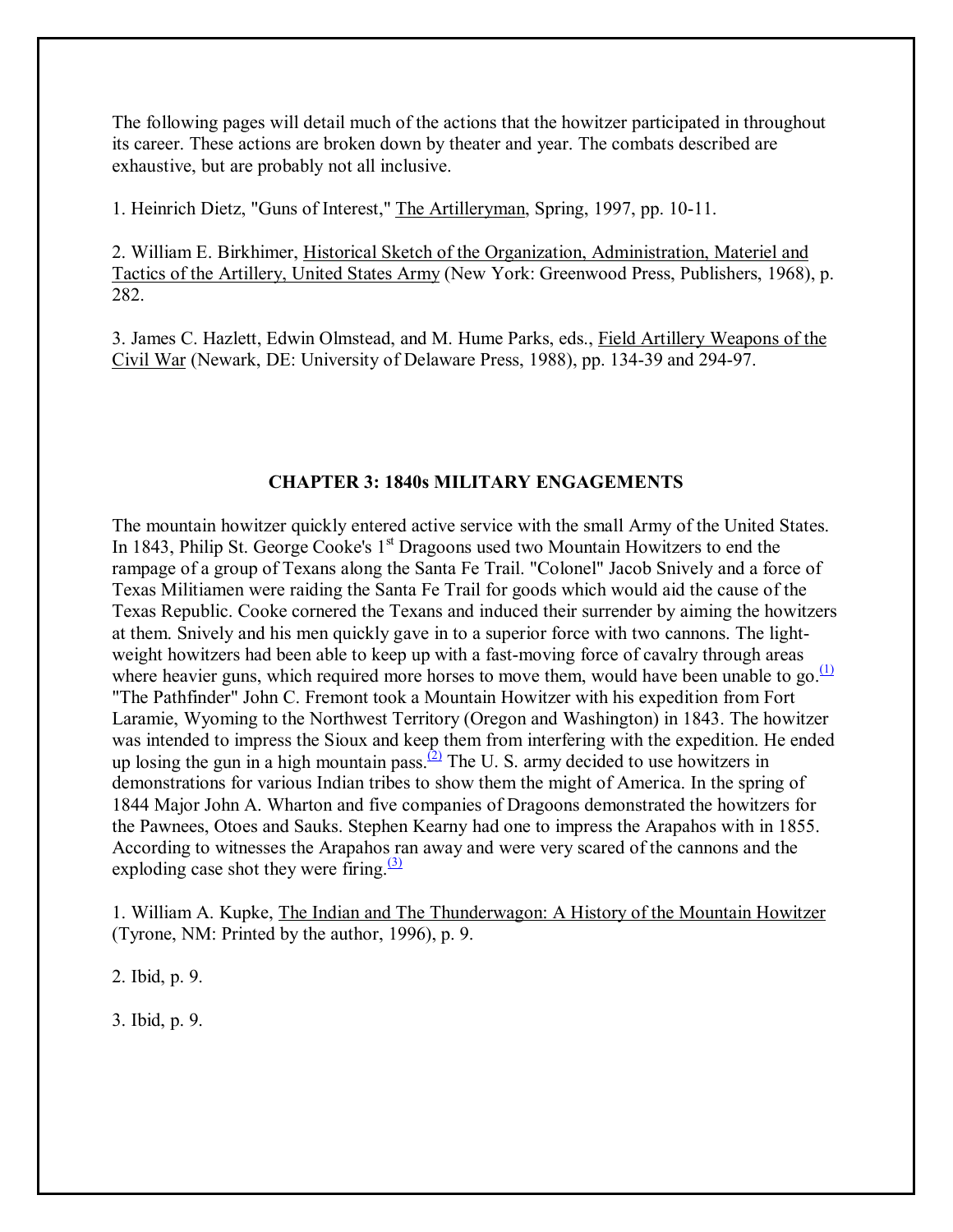The following pages will detail much of the actions that the howitzer participated in throughout its career. These actions are broken down by theater and year. The combats described are exhaustive, but are probably not all inclusive.

1. Heinrich Dietz, "Guns of Interest," The Artilleryman, Spring, 1997, pp. 10-11.

2. William E. Birkhimer, Historical Sketch of the Organization, Administration, Materiel and Tactics of the Artillery, United States Army (New York: Greenwood Press, Publishers, 1968), p. 282.

3. James C. Hazlett, Edwin Olmstead, and M. Hume Parks, eds., Field Artillery Weapons of the Civil War (Newark, DE: University of Delaware Press, 1988), pp. 134-39 and 294-97.

## CHAPTER 3: 1840s MILITARY ENGAGEMENTS

The mountain howitzer quickly entered active service with the small Army of the United States. In 1843, Philip St. George Cooke's 1st Dragoons used two Mountain Howitzers to end the rampage of a group of Texans along the Santa Fe Trail. "Colonel" Jacob Snively and a force of Texas Militiamen were raiding the Santa Fe Trail for goods which would aid the cause of the Texas Republic. Cooke cornered the Texans and induced their surrender by aiming the howitzers at them. Snively and his men quickly gave in to a superior force with two cannons. The light-weight howitzers had been able to keep up with a fast-moving force of cavalry through areas where heavier guns, which required more horses to move them, would have been unable to go.[(1)] "The Pathfinder" John C. Fremont took a Mountain Howitzer with his expedition from Fort Laramie, Wyoming to the Northwest Territory (Oregon and Washington) in 1843. The howitzer was intended to impress the Sioux and keep them from interfering with the expedition. He ended up losing the gun in a high mountain pass.[(2)] The U. S. army decided to use howitzers in demonstrations for various Indian tribes to show them the might of America. In the spring of 1844 Major John A. Wharton and five companies of Dragoons demonstrated the howitzers for the Pawnees, Otoes and Sauks. Stephen Kearny had one to impress the Arapahos with in 1855. According to witnesses the Arapahos ran away and were very scared of the cannons and the exploding case shot they were firing.[(3)]

1. William A. Kupke, The Indian and The Thunderwagon: A History of the Mountain Howitzer (Tyrone, NM: Printed by the author, 1996), p. 9.

2. Ibid, p. 9.

3. Ibid, p. 9.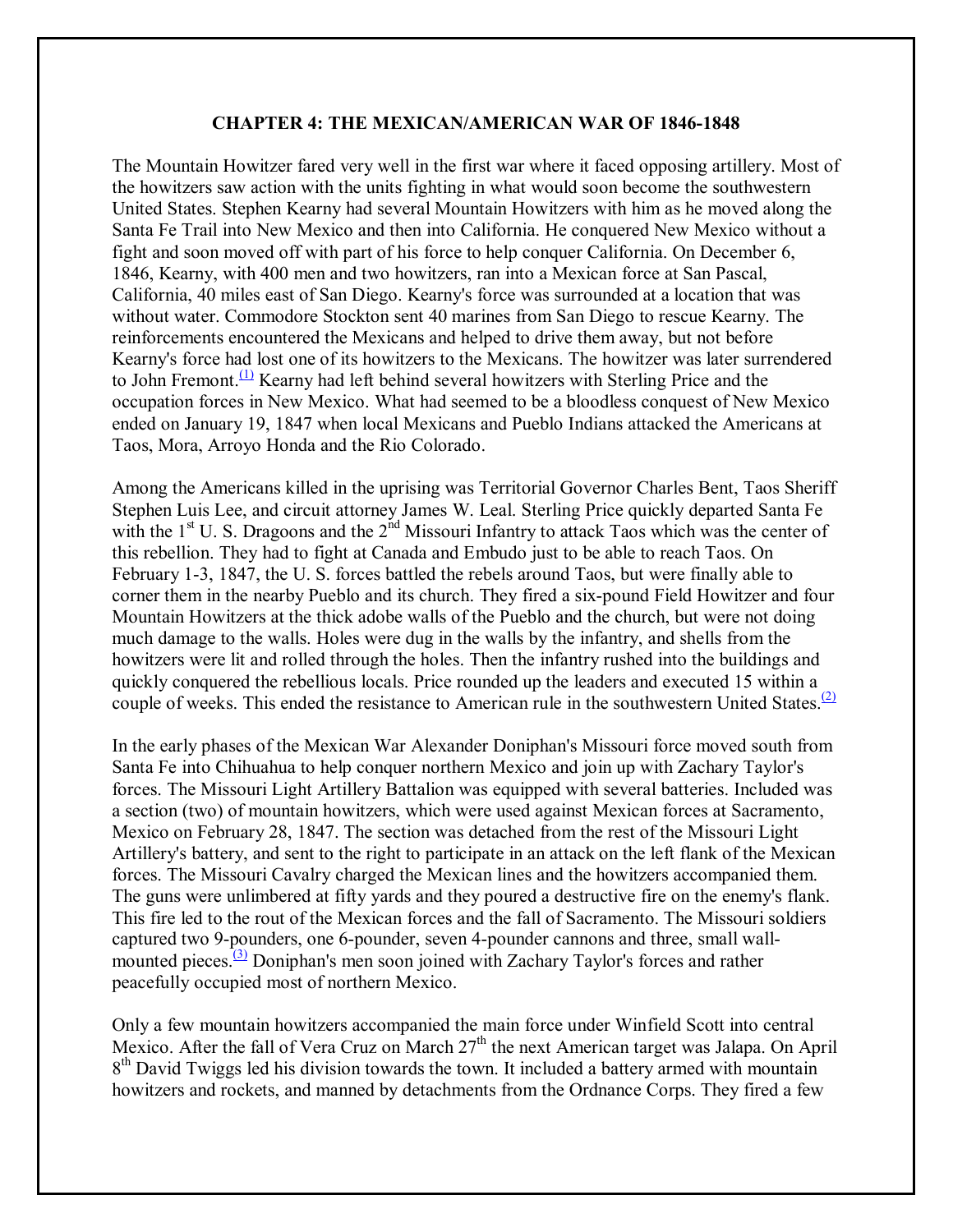# CHAPTER 4: THE MEXICAN/AMERICAN WAR OF 1846-1848

The Mountain Howitzer fared very well in the first war where it faced opposing artillery. Most of the howitzers saw action with the units fighting in what would soon become the southwestern United States. Stephen Kearny had several Mountain Howitzers with him as he moved along the Santa Fe Trail into New Mexico and then into California. He conquered New Mexico without a fight and soon moved off with part of his force to help conquer California. On December 6, 1846, Kearny, with 400 men and two howitzers, ran into a Mexican force at San Pascal, California, 40 miles east of San Diego. Kearny's force was surrounded at a location that was without water. Commodore Stockton sent 40 marines from San Diego to rescue Kearny. The reinforcements encountered the Mexicans and helped to drive them away, but not before Kearny's force had lost one of its howitzers to the Mexicans. The howitzer was later surrendered to John Fremont.[(1)] Kearny had left behind several howitzers with Sterling Price and the occupation forces in New Mexico. What had seemed to be a bloodless conquest of New Mexico ended on January 19, 1847 when local Mexicans and Pueblo Indians attacked the Americans at Taos, Mora, Arroyo Honda and the Rio Colorado.

Among the Americans killed in the uprising was Territorial Governor Charles Bent, Taos Sheriff Stephen Luis Lee, and circuit attorney James W. Leal. Sterling Price quickly departed Santa Fe with the 1st U. S. Dragoons and the 2nd Missouri Infantry to attack Taos which was the center of this rebellion. They had to fight at Canada and Embudo just to be able to reach Taos. On February 1-3, 1847, the U. S. forces battled the rebels around Taos, but were finally able to corner them in the nearby Pueblo and its church. They fired a six-pound Field Howitzer and four Mountain Howitzers at the thick adobe walls of the Pueblo and the church, but were not doing much damage to the walls. Holes were dug in the walls by the infantry, and shells from the howitzers were lit and rolled through the holes. Then the infantry rushed into the buildings and quickly conquered the rebellious locals. Price rounded up the leaders and executed 15 within a couple of weeks. This ended the resistance to American rule in the southwestern United States.[(2)]

In the early phases of the Mexican War Alexander Doniphan's Missouri force moved south from Santa Fe into Chihuahua to help conquer northern Mexico and join up with Zachary Taylor's forces. The Missouri Light Artillery Battalion was equipped with several batteries. Included was a section (two) of mountain howitzers, which were used against Mexican forces at Sacramento, Mexico on February 28, 1847. The section was detached from the rest of the Missouri Light Artillery's battery, and sent to the right to participate in an attack on the left flank of the Mexican forces. The Missouri Cavalry charged the Mexican lines and the howitzers accompanied them. The guns were unlimbered at fifty yards and they poured a destructive fire on the enemy's flank. This fire led to the rout of the Mexican forces and the fall of Sacramento. The Missouri soldiers captured two 9-pounders, one 6-pounder, seven 4-pounder cannons and three, small wall-mounted pieces.[(3)] Doniphan's men soon joined with Zachary Taylor's forces and rather peacefully occupied most of northern Mexico.

Only a few mountain howitzers accompanied the main force under Winfield Scott into central Mexico. After the fall of Vera Cruz on March 27th the next American target was Jalapa. On April 8th David Twiggs led his division towards the town. It included a battery armed with mountain howitzers and rockets, and manned by detachments from the Ordnance Corps. They fired a few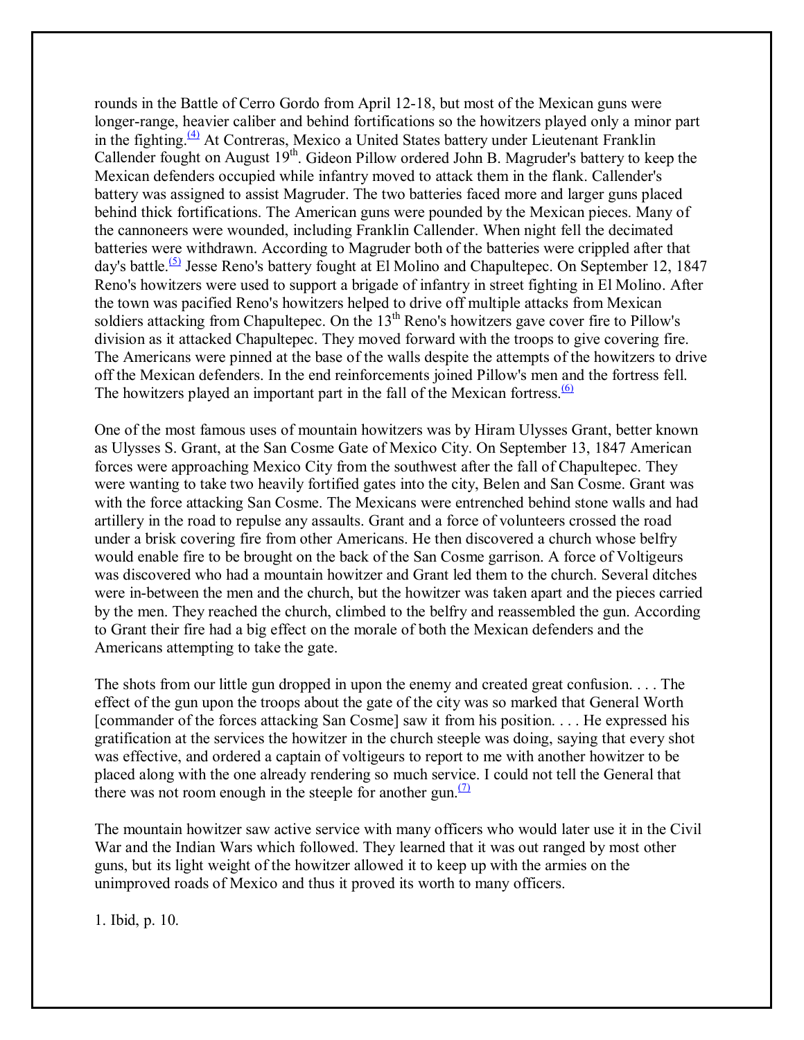rounds in the Battle of Cerro Gordo from April 12-18, but most of the Mexican guns were longer-range, heavier caliber and behind fortifications so the howitzers played only a minor part in the fighting.[(4)] At Contreras, Mexico a United States battery under Lieutenant Franklin Callender fought on August 19th. Gideon Pillow ordered John B. Magruder's battery to keep the Mexican defenders occupied while infantry moved to attack them in the flank. Callender's battery was assigned to assist Magruder. The two batteries faced more and larger guns placed behind thick fortifications. The American guns were pounded by the Mexican pieces. Many of the cannoneers were wounded, including Franklin Callender. When night fell the decimated batteries were withdrawn. According to Magruder both of the batteries were crippled after that day's battle.[(5)] Jesse Reno's battery fought at El Molino and Chapultepec. On September 12, 1847 Reno's howitzers were used to support a brigade of infantry in street fighting in El Molino. After the town was pacified Reno's howitzers helped to drive off multiple attacks from Mexican soldiers attacking from Chapultepec. On the 13th Reno's howitzers gave cover fire to Pillow's division as it attacked Chapultepec. They moved forward with the troops to give covering fire. The Americans were pinned at the base of the walls despite the attempts of the howitzers to drive off the Mexican defenders. In the end reinforcements joined Pillow's men and the fortress fell. The howitzers played an important part in the fall of the Mexican fortress.[(6)]

One of the most famous uses of mountain howitzers was by Hiram Ulysses Grant, better known as Ulysses S. Grant, at the San Cosme Gate of Mexico City. On September 13, 1847 American forces were approaching Mexico City from the southwest after the fall of Chapultepec. They were wanting to take two heavily fortified gates into the city, Belen and San Cosme. Grant was with the force attacking San Cosme. The Mexicans were entrenched behind stone walls and had artillery in the road to repulse any assaults. Grant and a force of volunteers crossed the road under a brisk covering fire from other Americans. He then discovered a church whose belfry would enable fire to be brought on the back of the San Cosme garrison. A force of Voltigeurs was discovered who had a mountain howitzer and Grant led them to the church. Several ditches were in-between the men and the church, but the howitzer was taken apart and the pieces carried by the men. They reached the church, climbed to the belfry and reassembled the gun. According to Grant their fire had a big effect on the morale of both the Mexican defenders and the Americans attempting to take the gate.

The shots from our little gun dropped in upon the enemy and created great confusion. . . . The effect of the gun upon the troops about the gate of the city was so marked that General Worth [commander of the forces attacking San Cosme] saw it from his position. . . . He expressed his gratification at the services the howitzer in the church steeple was doing, saying that every shot was effective, and ordered a captain of voltigeurs to report to me with another howitzer to be placed along with the one already rendering so much service. I could not tell the General that there was not room enough in the steeple for another gun.[(7)]

The mountain howitzer saw active service with many officers who would later use it in the Civil War and the Indian Wars which followed. They learned that it was out ranged by most other guns, but its light weight of the howitzer allowed it to keep up with the armies on the unimproved roads of Mexico and thus it proved its worth to many officers.

1. Ibid, p. 10.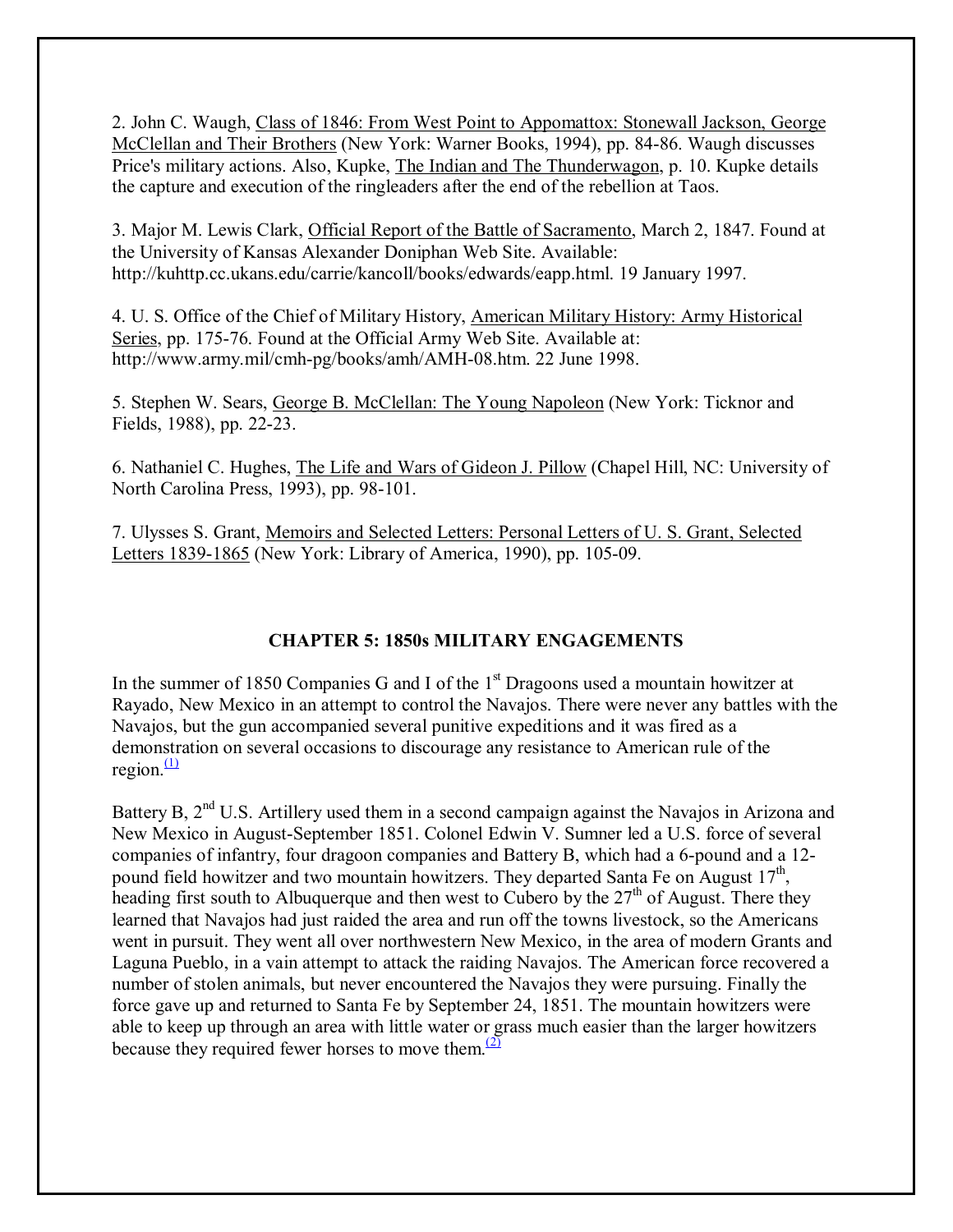2. John C. Waugh, Class of 1846: From West Point to Appomattox: Stonewall Jackson, George McClellan and Their Brothers (New York: Warner Books, 1994), pp. 84-86. Waugh discusses Price's military actions. Also, Kupke, The Indian and The Thunderwagon, p. 10. Kupke details the capture and execution of the ringleaders after the end of the rebellion at Taos.

3. Major M. Lewis Clark, Official Report of the Battle of Sacramento, March 2, 1847. Found at the University of Kansas Alexander Doniphan Web Site. Available: http://kuhttp.cc.ukans.edu/carrie/kancoll/books/edwards/eapp.html. 19 January 1997.

4. U. S. Office of the Chief of Military History, American Military History: Army Historical Series, pp. 175-76. Found at the Official Army Web Site. Available at: http://www.army.mil/cmh-pg/books/amh/AMH-08.htm. 22 June 1998.

5. Stephen W. Sears, George B. McClellan: The Young Napoleon (New York: Ticknor and Fields, 1988), pp. 22-23.

6. Nathaniel C. Hughes, The Life and Wars of Gideon J. Pillow (Chapel Hill, NC: University of North Carolina Press, 1993), pp. 98-101.

7. Ulysses S. Grant, Memoirs and Selected Letters: Personal Letters of U. S. Grant, Selected Letters 1839-1865 (New York: Library of America, 1990), pp. 105-09.

## CHAPTER 5: 1850s MILITARY ENGAGEMENTS

In the summer of 1850 Companies G and I of the 1st Dragoons used a mountain howitzer at Rayado, New Mexico in an attempt to control the Navajos. There were never any battles with the Navajos, but the gun accompanied several punitive expeditions and it was fired as a demonstration on several occasions to discourage any resistance to American rule of the region.[(1)]

Battery B, 2nd U.S. Artillery used them in a second campaign against the Navajos in Arizona and New Mexico in August-September 1851. Colonel Edwin V. Sumner led a U.S. force of several companies of infantry, four dragoon companies and Battery B, which had a 6-pound and a 12-pound field howitzer and two mountain howitzers. They departed Santa Fe on August 17th, heading first south to Albuquerque and then west to Cubero by the 27th of August. There they learned that Navajos had just raided the area and run off the towns livestock, so the Americans went in pursuit. They went all over northwestern New Mexico, in the area of modern Grants and Laguna Pueblo, in a vain attempt to attack the raiding Navajos. The American force recovered a number of stolen animals, but never encountered the Navajos they were pursuing. Finally the force gave up and returned to Santa Fe by September 24, 1851. The mountain howitzers were able to keep up through an area with little water or grass much easier than the larger howitzers because they required fewer horses to move them.[(2)]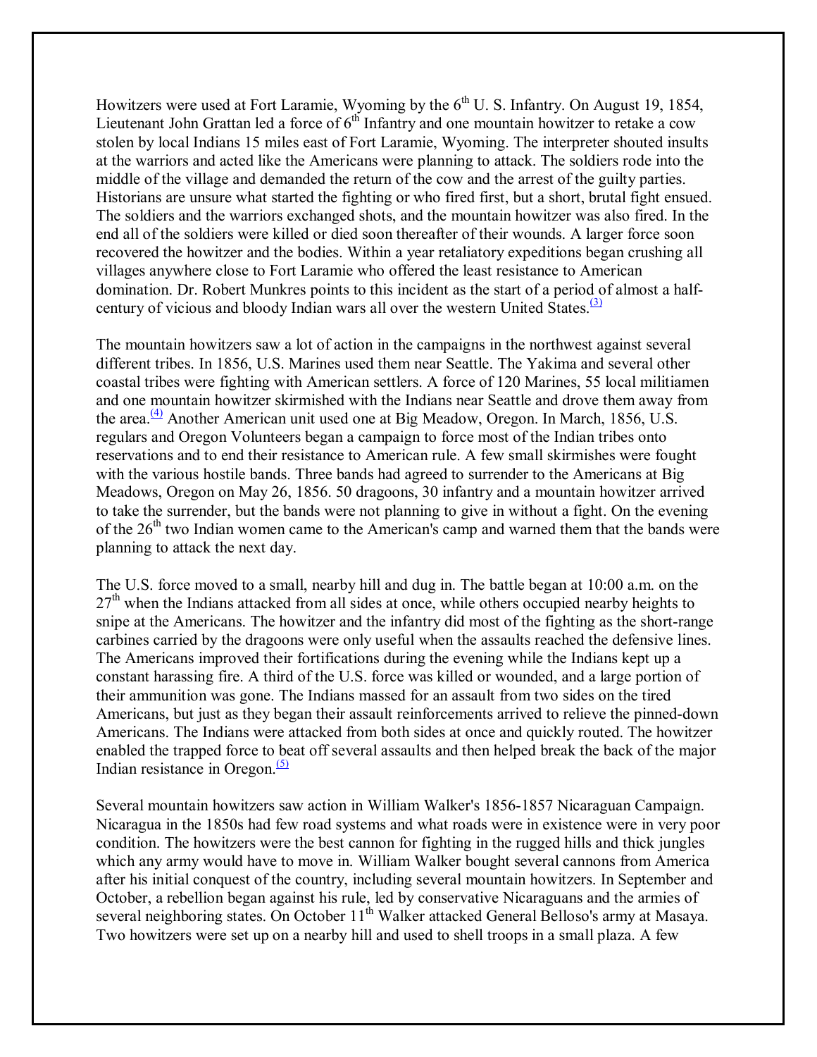Howitzers were used at Fort Laramie, Wyoming by the 6th U. S. Infantry. On August 19, 1854, Lieutenant John Grattan led a force of 6th Infantry and one mountain howitzer to retake a cow stolen by local Indians 15 miles east of Fort Laramie, Wyoming. The interpreter shouted insults at the warriors and acted like the Americans were planning to attack. The soldiers rode into the middle of the village and demanded the return of the cow and the arrest of the guilty parties. Historians are unsure what started the fighting or who fired first, but a short, brutal fight ensued. The soldiers and the warriors exchanged shots, and the mountain howitzer was also fired. In the end all of the soldiers were killed or died soon thereafter of their wounds. A larger force soon recovered the howitzer and the bodies. Within a year retaliatory expeditions began crushing all villages anywhere close to Fort Laramie who offered the least resistance to American domination. Dr. Robert Munkres points to this incident as the start of a period of almost a half-century of vicious and bloody Indian wars all over the western United States.[(3)]

The mountain howitzers saw a lot of action in the campaigns in the northwest against several different tribes. In 1856, U.S. Marines used them near Seattle. The Yakima and several other coastal tribes were fighting with American settlers. A force of 120 Marines, 55 local militiamen and one mountain howitzer skirmished with the Indians near Seattle and drove them away from the area.[(4)] Another American unit used one at Big Meadow, Oregon. In March, 1856, U.S. regulars and Oregon Volunteers began a campaign to force most of the Indian tribes onto reservations and to end their resistance to American rule. A few small skirmishes were fought with the various hostile bands. Three bands had agreed to surrender to the Americans at Big Meadows, Oregon on May 26, 1856. 50 dragoons, 30 infantry and a mountain howitzer arrived to take the surrender, but the bands were not planning to give in without a fight. On the evening of the 26th two Indian women came to the American's camp and warned them that the bands were planning to attack the next day.

The U.S. force moved to a small, nearby hill and dug in. The battle began at 10:00 a.m. on the 27th when the Indians attacked from all sides at once, while others occupied nearby heights to snipe at the Americans. The howitzer and the infantry did most of the fighting as the short-range carbines carried by the dragoons were only useful when the assaults reached the defensive lines. The Americans improved their fortifications during the evening while the Indians kept up a constant harassing fire. A third of the U.S. force was killed or wounded, and a large portion of their ammunition was gone. The Indians massed for an assault from two sides on the tired Americans, but just as they began their assault reinforcements arrived to relieve the pinned-down Americans. The Indians were attacked from both sides at once and quickly routed. The howitzer enabled the trapped force to beat off several assaults and then helped break the back of the major Indian resistance in Oregon.[(5)]

Several mountain howitzers saw action in William Walker's 1856-1857 Nicaraguan Campaign. Nicaragua in the 1850s had few road systems and what roads were in existence were in very poor condition. The howitzers were the best cannon for fighting in the rugged hills and thick jungles which any army would have to move in. William Walker bought several cannons from America after his initial conquest of the country, including several mountain howitzers. In September and October, a rebellion began against his rule, led by conservative Nicaraguans and the armies of several neighboring states. On October 11th Walker attacked General Belloso's army at Masaya. Two howitzers were set up on a nearby hill and used to shell troops in a small plaza. A few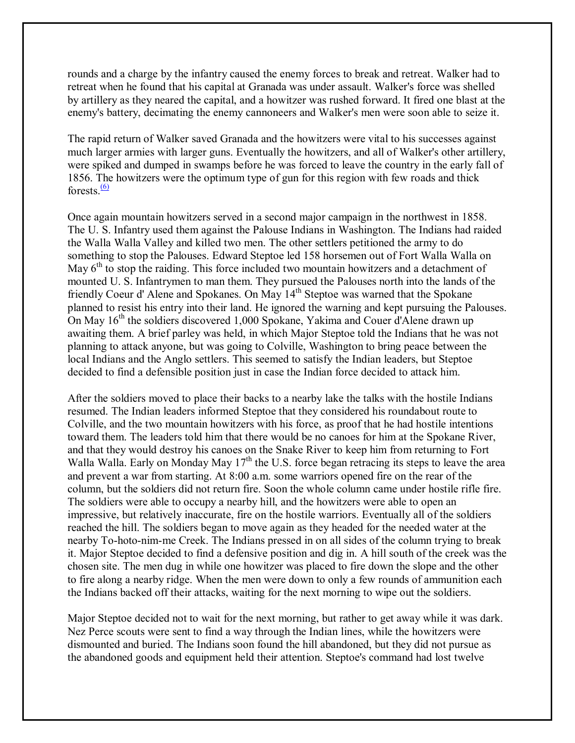rounds and a charge by the infantry caused the enemy forces to break and retreat. Walker had to retreat when he found that his capital at Granada was under assault. Walker's force was shelled by artillery as they neared the capital, and a howitzer was rushed forward. It fired one blast at the enemy's battery, decimating the enemy cannoneers and Walker's men were soon able to seize it.

The rapid return of Walker saved Granada and the howitzers were vital to his successes against much larger armies with larger guns. Eventually the howitzers, and all of Walker's other artillery, were spiked and dumped in swamps before he was forced to leave the country in the early fall of 1856. The howitzers were the optimum type of gun for this region with few roads and thick forests.[(6)]

Once again mountain howitzers served in a second major campaign in the northwest in 1858. The U. S. Infantry used them against the Palouse Indians in Washington. The Indians had raided the Walla Walla Valley and killed two men. The other settlers petitioned the army to do something to stop the Palouses. Edward Steptoe led 158 horsemen out of Fort Walla Walla on May 6th to stop the raiding. This force included two mountain howitzers and a detachment of mounted U. S. Infantrymen to man them. They pursued the Palouses north into the lands of the friendly Coeur d' Alene and Spokanes. On May 14th Steptoe was warned that the Spokane planned to resist his entry into their land. He ignored the warning and kept pursuing the Palouses. On May 16th the soldiers discovered 1,000 Spokane, Yakima and Couer d'Alene drawn up awaiting them. A brief parley was held, in which Major Steptoe told the Indians that he was not planning to attack anyone, but was going to Colville, Washington to bring peace between the local Indians and the Anglo settlers. This seemed to satisfy the Indian leaders, but Steptoe decided to find a defensible position just in case the Indian force decided to attack him.

After the soldiers moved to place their backs to a nearby lake the talks with the hostile Indians resumed. The Indian leaders informed Steptoe that they considered his roundabout route to Colville, and the two mountain howitzers with his force, as proof that he had hostile intentions toward them. The leaders told him that there would be no canoes for him at the Spokane River, and that they would destroy his canoes on the Snake River to keep him from returning to Fort Walla Walla. Early on Monday May 17th the U.S. force began retracing its steps to leave the area and prevent a war from starting. At 8:00 a.m. some warriors opened fire on the rear of the column, but the soldiers did not return fire. Soon the whole column came under hostile rifle fire. The soldiers were able to occupy a nearby hill, and the howitzers were able to open an impressive, but relatively inaccurate, fire on the hostile warriors. Eventually all of the soldiers reached the hill. The soldiers began to move again as they headed for the needed water at the nearby To-hoto-nim-me Creek. The Indians pressed in on all sides of the column trying to break it. Major Steptoe decided to find a defensive position and dig in. A hill south of the creek was the chosen site. The men dug in while one howitzer was placed to fire down the slope and the other to fire along a nearby ridge. When the men were down to only a few rounds of ammunition each the Indians backed off their attacks, waiting for the next morning to wipe out the soldiers.

Major Steptoe decided not to wait for the next morning, but rather to get away while it was dark. Nez Perce scouts were sent to find a way through the Indian lines, while the howitzers were dismounted and buried. The Indians soon found the hill abandoned, but they did not pursue as the abandoned goods and equipment held their attention. Steptoe's command had lost twelve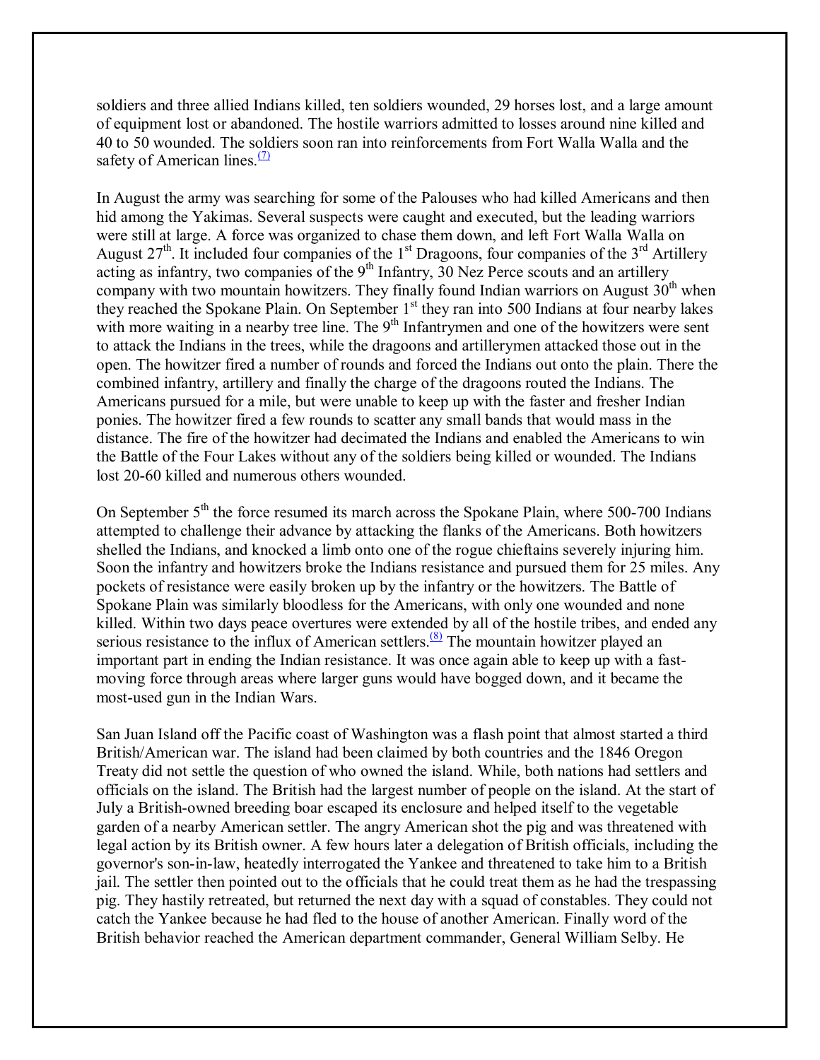soldiers and three allied Indians killed, ten soldiers wounded, 29 horses lost, and a large amount of equipment lost or abandoned. The hostile warriors admitted to losses around nine killed and 40 to 50 wounded. The soldiers soon ran into reinforcements from Fort Walla Walla and the safety of American lines.[(7)]

In August the army was searching for some of the Palouses who had killed Americans and then hid among the Yakimas. Several suspects were caught and executed, but the leading warriors were still at large. A force was organized to chase them down, and left Fort Walla Walla on August 27th. It included four companies of the 1st Dragoons, four companies of the 3rd Artillery acting as infantry, two companies of the 9th Infantry, 30 Nez Perce scouts and an artillery company with two mountain howitzers. They finally found Indian warriors on August 30th when they reached the Spokane Plain. On September 1st they ran into 500 Indians at four nearby lakes with more waiting in a nearby tree line. The 9th Infantrymen and one of the howitzers were sent to attack the Indians in the trees, while the dragoons and artillerymen attacked those out in the open. The howitzer fired a number of rounds and forced the Indians out onto the plain. There the combined infantry, artillery and finally the charge of the dragoons routed the Indians. The Americans pursued for a mile, but were unable to keep up with the faster and fresher Indian ponies. The howitzer fired a few rounds to scatter any small bands that would mass in the distance. The fire of the howitzer had decimated the Indians and enabled the Americans to win the Battle of the Four Lakes without any of the soldiers being killed or wounded. The Indians lost 20-60 killed and numerous others wounded.

On September 5th the force resumed its march across the Spokane Plain, where 500-700 Indians attempted to challenge their advance by attacking the flanks of the Americans. Both howitzers shelled the Indians, and knocked a limb onto one of the rogue chieftains severely injuring him. Soon the infantry and howitzers broke the Indians resistance and pursued them for 25 miles. Any pockets of resistance were easily broken up by the infantry or the howitzers. The Battle of Spokane Plain was similarly bloodless for the Americans, with only one wounded and none killed. Within two days peace overtures were extended by all of the hostile tribes, and ended any serious resistance to the influx of American settlers.[(8)] The mountain howitzer played an important part in ending the Indian resistance. It was once again able to keep up with a fast-moving force through areas where larger guns would have bogged down, and it became the most-used gun in the Indian Wars.

San Juan Island off the Pacific coast of Washington was a flash point that almost started a third British/American war. The island had been claimed by both countries and the 1846 Oregon Treaty did not settle the question of who owned the island. While, both nations had settlers and officials on the island. The British had the largest number of people on the island. At the start of July a British-owned breeding boar escaped its enclosure and helped itself to the vegetable garden of a nearby American settler. The angry American shot the pig and was threatened with legal action by its British owner. A few hours later a delegation of British officials, including the governor's son-in-law, heatedly interrogated the Yankee and threatened to take him to a British jail. The settler then pointed out to the officials that he could treat them as he had the trespassing pig. They hastily retreated, but returned the next day with a squad of constables. They could not catch the Yankee because he had fled to the house of another American. Finally word of the British behavior reached the American department commander, General William Selby. He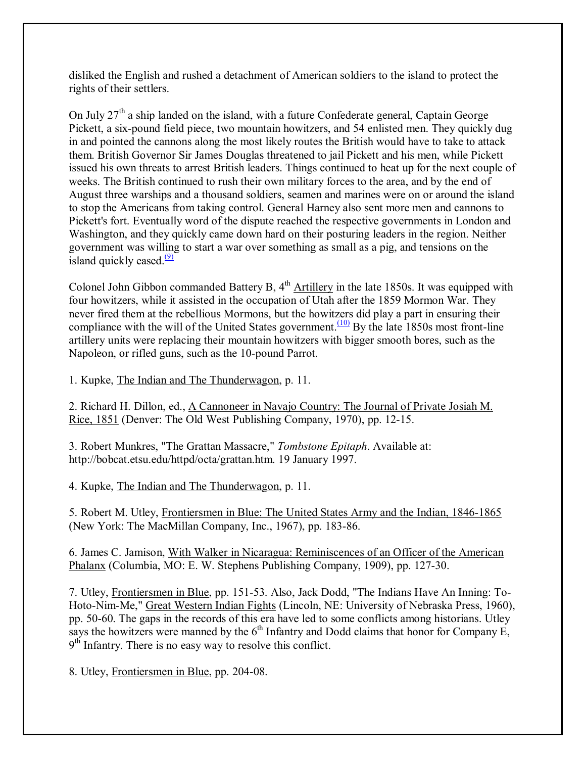disliked the English and rushed a detachment of American soldiers to the island to protect the rights of their settlers.

On July 27th a ship landed on the island, with a future Confederate general, Captain George Pickett, a six-pound field piece, two mountain howitzers, and 54 enlisted men. They quickly dug in and pointed the cannons along the most likely routes the British would have to take to attack them. British Governor Sir James Douglas threatened to jail Pickett and his men, while Pickett issued his own threats to arrest British leaders. Things continued to heat up for the next couple of weeks. The British continued to rush their own military forces to the area, and by the end of August three warships and a thousand soldiers, seamen and marines were on or around the island to stop the Americans from taking control. General Harney also sent more men and cannons to Pickett's fort. Eventually word of the dispute reached the respective governments in London and Washington, and they quickly came down hard on their posturing leaders in the region. Neither government was willing to start a war over something as small as a pig, and tensions on the island quickly eased.[(9)]

Colonel John Gibbon commanded Battery B, 4th Artillery in the late 1850s. It was equipped with four howitzers, while it assisted in the occupation of Utah after the 1859 Mormon War. They never fired them at the rebellious Mormons, but the howitzers did play a part in ensuring their compliance with the will of the United States government.[(10)] By the late 1850s most front-line artillery units were replacing their mountain howitzers with bigger smooth bores, such as the Napoleon, or rifled guns, such as the 10-pound Parrot.

1. Kupke, The Indian and The Thunderwagon, p. 11.

2. Richard H. Dillon, ed., A Cannoneer in Navajo Country: The Journal of Private Josiah M. Rice, 1851 (Denver: The Old West Publishing Company, 1970), pp. 12-15.

3. Robert Munkres, "The Grattan Massacre," *Tombstone Epitaph*. Available at: http://bobcat.etsu.edu/httpd/octa/grattan.htm. 19 January 1997.

4. Kupke, The Indian and The Thunderwagon, p. 11.

5. Robert M. Utley, Frontiersmen in Blue: The United States Army and the Indian, 1846-1865 (New York: The MacMillan Company, Inc., 1967), pp. 183-86.

6. James C. Jamison, With Walker in Nicaragua: Reminiscences of an Officer of the American Phalanx (Columbia, MO: E. W. Stephens Publishing Company, 1909), pp. 127-30.

7. Utley, Frontiersmen in Blue, pp. 151-53. Also, Jack Dodd, "The Indians Have An Inning: To-Hoto-Nim-Me," Great Western Indian Fights (Lincoln, NE: University of Nebraska Press, 1960), pp. 50-60. The gaps in the records of this era have led to some conflicts among historians. Utley says the howitzers were manned by the 6th Infantry and Dodd claims that honor for Company E, 9th Infantry. There is no easy way to resolve this conflict.

8. Utley, Frontiersmen in Blue, pp. 204-08.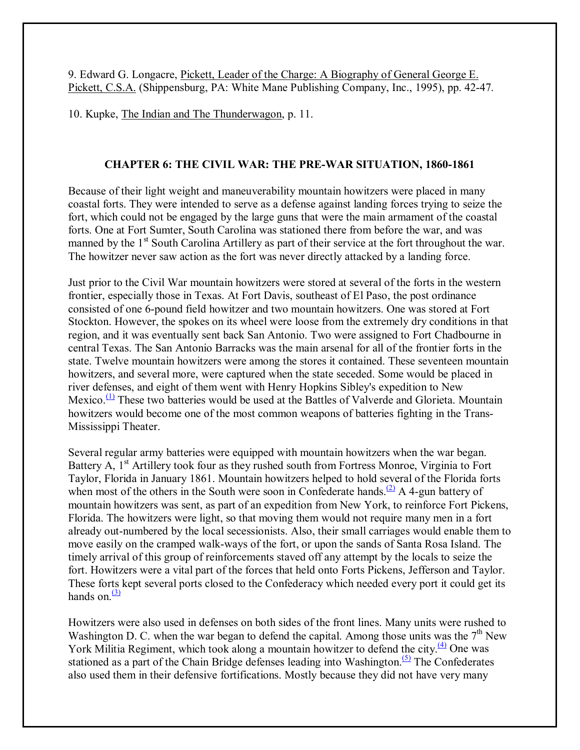9. Edward G. Longacre, Pickett, Leader of the Charge: A Biography of General George E. Pickett, C.S.A. (Shippensburg, PA: White Mane Publishing Company, Inc., 1995), pp. 42-47.

10. Kupke, The Indian and The Thunderwagon, p. 11.

## CHAPTER 6: THE CIVIL WAR: THE PRE-WAR SITUATION, 1860-1861

Because of their light weight and maneuverability mountain howitzers were placed in many coastal forts. They were intended to serve as a defense against landing forces trying to seize the fort, which could not be engaged by the large guns that were the main armament of the coastal forts. One at Fort Sumter, South Carolina was stationed there from before the war, and was manned by the 1st South Carolina Artillery as part of their service at the fort throughout the war. The howitzer never saw action as the fort was never directly attacked by a landing force.

Just prior to the Civil War mountain howitzers were stored at several of the forts in the western frontier, especially those in Texas. At Fort Davis, southeast of El Paso, the post ordinance consisted of one 6-pound field howitzer and two mountain howitzers. One was stored at Fort Stockton. However, the spokes on its wheel were loose from the extremely dry conditions in that region, and it was eventually sent back San Antonio. Two were assigned to Fort Chadbourne in central Texas. The San Antonio Barracks was the main arsenal for all of the frontier forts in the state. Twelve mountain howitzers were among the stores it contained. These seventeen mountain howitzers, and several more, were captured when the state seceded. Some would be placed in river defenses, and eight of them went with Henry Hopkins Sibley's expedition to New Mexico.[(1)] These two batteries would be used at the Battles of Valverde and Glorieta. Mountain howitzers would become one of the most common weapons of batteries fighting in the Trans-Mississippi Theater.

Several regular army batteries were equipped with mountain howitzers when the war began. Battery A, 1st Artillery took four as they rushed south from Fortress Monroe, Virginia to Fort Taylor, Florida in January 1861. Mountain howitzers helped to hold several of the Florida forts when most of the others in the South were soon in Confederate hands.[(2)] A 4-gun battery of mountain howitzers was sent, as part of an expedition from New York, to reinforce Fort Pickens, Florida. The howitzers were light, so that moving them would not require many men in a fort already out-numbered by the local secessionists. Also, their small carriages would enable them to move easily on the cramped walk-ways of the fort, or upon the sands of Santa Rosa Island. The timely arrival of this group of reinforcements staved off any attempt by the locals to seize the fort. Howitzers were a vital part of the forces that held onto Forts Pickens, Jefferson and Taylor. These forts kept several ports closed to the Confederacy which needed every port it could get its hands on.[(3)]

Howitzers were also used in defenses on both sides of the front lines. Many units were rushed to Washington D. C. when the war began to defend the capital. Among those units was the 7th New York Militia Regiment, which took along a mountain howitzer to defend the city.[(4)] One was stationed as a part of the Chain Bridge defenses leading into Washington.[(5)] The Confederates also used them in their defensive fortifications. Mostly because they did not have very many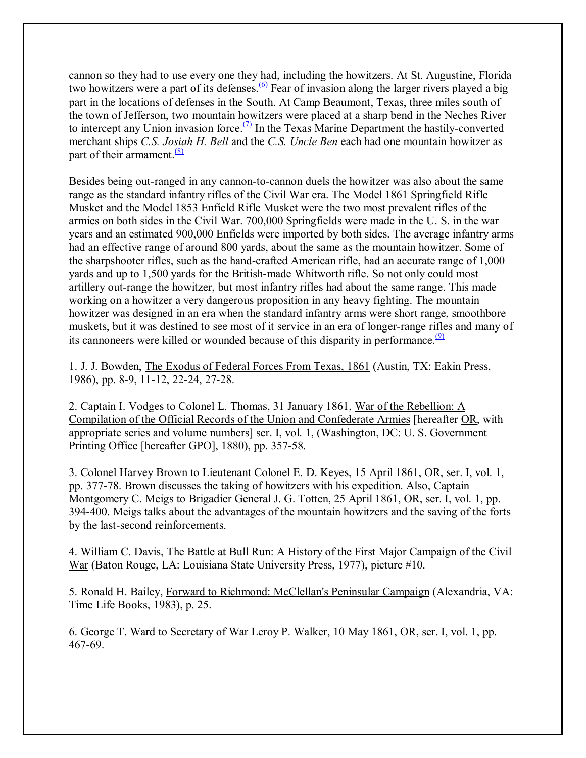cannon so they had to use every one they had, including the howitzers. At St. Augustine, Florida two howitzers were a part of its defenses.[(6)] Fear of invasion along the larger rivers played a big part in the locations of defenses in the South. At Camp Beaumont, Texas, three miles south of the town of Jefferson, two mountain howitzers were placed at a sharp bend in the Neches River to intercept any Union invasion force.[(7)] In the Texas Marine Department the hastily-converted merchant ships *C.S. Josiah H. Bell* and the *C.S. Uncle Ben* each had one mountain howitzer as part of their armament.[(8)]

Besides being out-ranged in any cannon-to-cannon duels the howitzer was also about the same range as the standard infantry rifles of the Civil War era. The Model 1861 Springfield Rifle Musket and the Model 1853 Enfield Rifle Musket were the two most prevalent rifles of the armies on both sides in the Civil War. 700,000 Springfields were made in the U. S. in the war years and an estimated 900,000 Enfields were imported by both sides. The average infantry arms had an effective range of around 800 yards, about the same as the mountain howitzer. Some of the sharpshooter rifles, such as the hand-crafted American rifle, had an accurate range of 1,000 yards and up to 1,500 yards for the British-made Whitworth rifle. So not only could most artillery out-range the howitzer, but most infantry rifles had about the same range. This made working on a howitzer a very dangerous proposition in any heavy fighting. The mountain howitzer was designed in an era when the standard infantry arms were short range, smoothbore muskets, but it was destined to see most of it service in an era of longer-range rifles and many of its cannoneers were killed or wounded because of this disparity in performance.[(9)]

1. J. J. Bowden, The Exodus of Federal Forces From Texas, 1861 (Austin, TX: Eakin Press, 1986), pp. 8-9, 11-12, 22-24, 27-28.

2. Captain I. Vodges to Colonel L. Thomas, 31 January 1861, War of the Rebellion: A Compilation of the Official Records of the Union and Confederate Armies [hereafter OR, with appropriate series and volume numbers] ser. I, vol. 1, (Washington, DC: U. S. Government Printing Office [hereafter GPO], 1880), pp. 357-58.

3. Colonel Harvey Brown to Lieutenant Colonel E. D. Keyes, 15 April 1861, OR, ser. I, vol. 1, pp. 377-78. Brown discusses the taking of howitzers with his expedition. Also, Captain Montgomery C. Meigs to Brigadier General J. G. Totten, 25 April 1861, OR, ser. I, vol. 1, pp. 394-400. Meigs talks about the advantages of the mountain howitzers and the saving of the forts by the last-second reinforcements.

4. William C. Davis, The Battle at Bull Run: A History of the First Major Campaign of the Civil War (Baton Rouge, LA: Louisiana State University Press, 1977), picture #10.

5. Ronald H. Bailey, Forward to Richmond: McClellan's Peninsular Campaign (Alexandria, VA: Time Life Books, 1983), p. 25.

6. George T. Ward to Secretary of War Leroy P. Walker, 10 May 1861, OR, ser. I, vol. 1, pp. 467-69.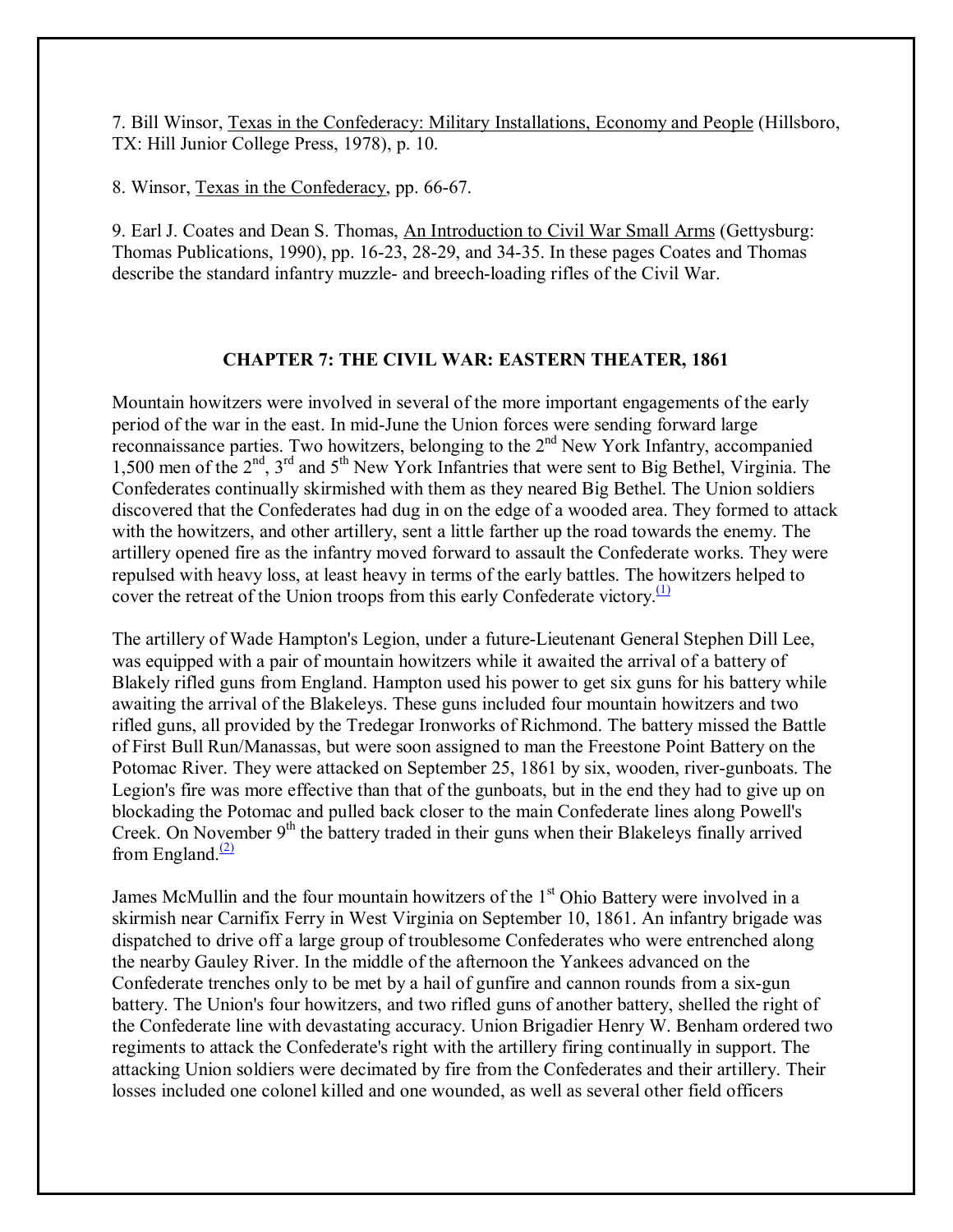7. Bill Winsor, Texas in the Confederacy: Military Installations, Economy and People (Hillsboro, TX: Hill Junior College Press, 1978), p. 10.

8. Winsor, Texas in the Confederacy, pp. 66-67.

9. Earl J. Coates and Dean S. Thomas, An Introduction to Civil War Small Arms (Gettysburg: Thomas Publications, 1990), pp. 16-23, 28-29, and 34-35. In these pages Coates and Thomas describe the standard infantry muzzle- and breech-loading rifles of the Civil War.

## CHAPTER 7: THE CIVIL WAR: EASTERN THEATER, 1861

Mountain howitzers were involved in several of the more important engagements of the early period of the war in the east. In mid-June the Union forces were sending forward large reconnaissance parties. Two howitzers, belonging to the 2nd New York Infantry, accompanied 1,500 men of the 2nd, 3rd and 5th New York Infantries that were sent to Big Bethel, Virginia. The Confederates continually skirmished with them as they neared Big Bethel. The Union soldiers discovered that the Confederates had dug in on the edge of a wooded area. They formed to attack with the howitzers, and other artillery, sent a little farther up the road towards the enemy. The artillery opened fire as the infantry moved forward to assault the Confederate works. They were repulsed with heavy loss, at least heavy in terms of the early battles. The howitzers helped to cover the retreat of the Union troops from this early Confederate victory.[(1)]

The artillery of Wade Hampton's Legion, under a future-Lieutenant General Stephen Dill Lee, was equipped with a pair of mountain howitzers while it awaited the arrival of a battery of Blakely rifled guns from England. Hampton used his power to get six guns for his battery while awaiting the arrival of the Blakeleys. These guns included four mountain howitzers and two rifled guns, all provided by the Tredegar Ironworks of Richmond. The battery missed the Battle of First Bull Run/Manassas, but were soon assigned to man the Freestone Point Battery on the Potomac River. They were attacked on September 25, 1861 by six, wooden, river-gunboats. The Legion's fire was more effective than that of the gunboats, but in the end they had to give up on blockading the Potomac and pulled back closer to the main Confederate lines along Powell's Creek. On November 9th the battery traded in their guns when their Blakeleys finally arrived from England.[(2)]

James McMullin and the four mountain howitzers of the 1st Ohio Battery were involved in a skirmish near Carnifix Ferry in West Virginia on September 10, 1861. An infantry brigade was dispatched to drive off a large group of troublesome Confederates who were entrenched along the nearby Gauley River. In the middle of the afternoon the Yankees advanced on the Confederate trenches only to be met by a hail of gunfire and cannon rounds from a six-gun battery. The Union's four howitzers, and two rifled guns of another battery, shelled the right of the Confederate line with devastating accuracy. Union Brigadier Henry W. Benham ordered two regiments to attack the Confederate's right with the artillery firing continually in support. The attacking Union soldiers were decimated by fire from the Confederates and their artillery. Their losses included one colonel killed and one wounded, as well as several other field officers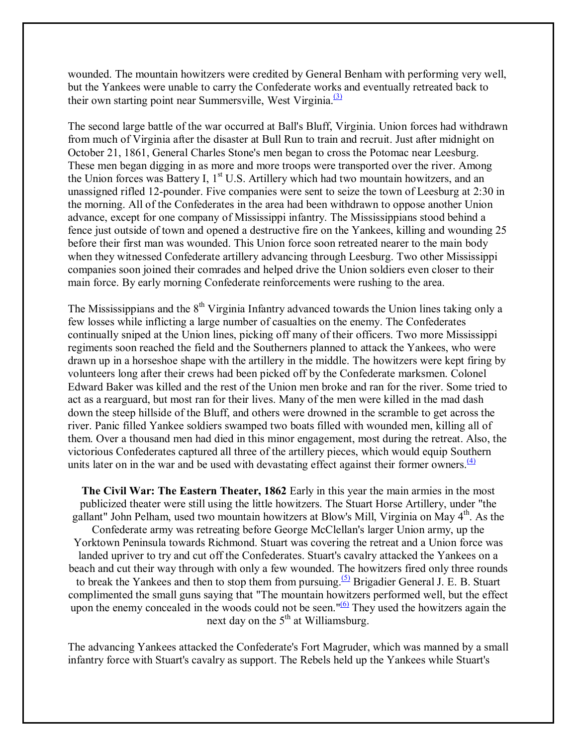wounded. The mountain howitzers were credited by General Benham with performing very well, but the Yankees were unable to carry the Confederate works and eventually retreated back to their own starting point near Summersville, West Virginia.[(3)]

The second large battle of the war occurred at Ball's Bluff, Virginia. Union forces had withdrawn from much of Virginia after the disaster at Bull Run to train and recruit. Just after midnight on October 21, 1861, General Charles Stone's men began to cross the Potomac near Leesburg. These men began digging in as more and more troops were transported over the river. Among the Union forces was Battery I, 1st U.S. Artillery which had two mountain howitzers, and an unassigned rifled 12-pounder. Five companies were sent to seize the town of Leesburg at 2:30 in the morning. All of the Confederates in the area had been withdrawn to oppose another Union advance, except for one company of Mississippi infantry. The Mississippians stood behind a fence just outside of town and opened a destructive fire on the Yankees, killing and wounding 25 before their first man was wounded. This Union force soon retreated nearer to the main body when they witnessed Confederate artillery advancing through Leesburg. Two other Mississippi companies soon joined their comrades and helped drive the Union soldiers even closer to their main force. By early morning Confederate reinforcements were rushing to the area.

The Mississippians and the 8th Virginia Infantry advanced towards the Union lines taking only a few losses while inflicting a large number of casualties on the enemy. The Confederates continually sniped at the Union lines, picking off many of their officers. Two more Mississippi regiments soon reached the field and the Southerners planned to attack the Yankees, who were drawn up in a horseshoe shape with the artillery in the middle. The howitzers were kept firing by volunteers long after their crews had been picked off by the Confederate marksmen. Colonel Edward Baker was killed and the rest of the Union men broke and ran for the river. Some tried to act as a rearguard, but most ran for their lives. Many of the men were killed in the mad dash down the steep hillside of the Bluff, and others were drowned in the scramble to get across the river. Panic filled Yankee soldiers swamped two boats filled with wounded men, killing all of them. Over a thousand men had died in this minor engagement, most during the retreat. Also, the victorious Confederates captured all three of the artillery pieces, which would equip Southern units later on in the war and be used with devastating effect against their former owners.[(4)]

**The Civil War: The Eastern Theater, 1862** Early in this year the main armies in the most publicized theater were still using the little howitzers. The Stuart Horse Artillery, under "the gallant" John Pelham, used two mountain howitzers at Blow's Mill, Virginia on May 4th. As the Confederate army was retreating before George McClellan's larger Union army, up the Yorktown Peninsula towards Richmond. Stuart was covering the retreat and a Union force was landed upriver to try and cut off the Confederates. Stuart's cavalry attacked the Yankees on a beach and cut their way through with only a few wounded. The howitzers fired only three rounds to break the Yankees and then to stop them from pursuing.[(5)] Brigadier General J. E. B. Stuart complimented the small guns saying that "The mountain howitzers performed well, but the effect upon the enemy concealed in the woods could not be seen."[(6)] They used the howitzers again the next day on the 5th at Williamsburg.

The advancing Yankees attacked the Confederate's Fort Magruder, which was manned by a small infantry force with Stuart's cavalry as support. The Rebels held up the Yankees while Stuart's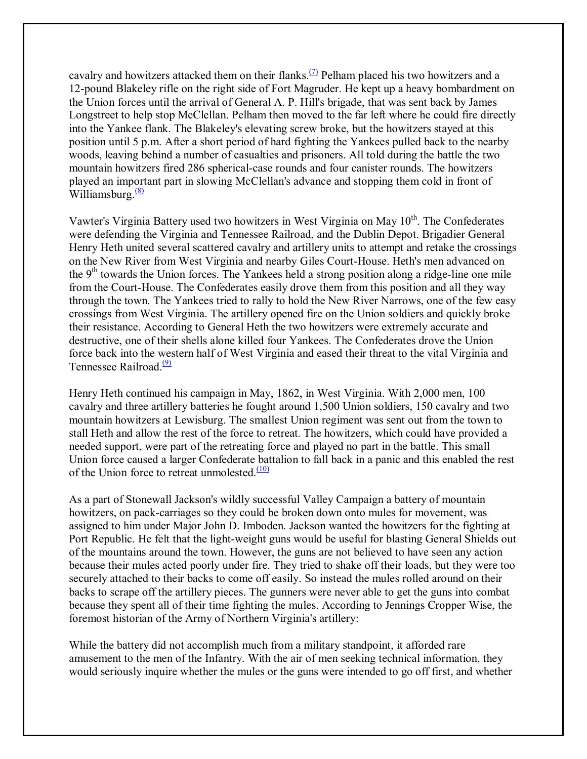cavalry and howitzers attacked them on their flanks.[(7)] Pelham placed his two howitzers and a 12-pound Blakeley rifle on the right side of Fort Magruder. He kept up a heavy bombardment on the Union forces until the arrival of General A. P. Hill's brigade, that was sent back by James Longstreet to help stop McClellan. Pelham then moved to the far left where he could fire directly into the Yankee flank. The Blakeley's elevating screw broke, but the howitzers stayed at this position until 5 p.m. After a short period of hard fighting the Yankees pulled back to the nearby woods, leaving behind a number of casualties and prisoners. All told during the battle the two mountain howitzers fired 286 spherical-case rounds and four canister rounds. The howitzers played an important part in slowing McClellan's advance and stopping them cold in front of Williamsburg.[(8)]

Vawter's Virginia Battery used two howitzers in West Virginia on May 10th. The Confederates were defending the Virginia and Tennessee Railroad, and the Dublin Depot. Brigadier General Henry Heth united several scattered cavalry and artillery units to attempt and retake the crossings on the New River from West Virginia and nearby Giles Court-House. Heth's men advanced on the 9th towards the Union forces. The Yankees held a strong position along a ridge-line one mile from the Court-House. The Confederates easily drove them from this position and all they way through the town. The Yankees tried to rally to hold the New River Narrows, one of the few easy crossings from West Virginia. The artillery opened fire on the Union soldiers and quickly broke their resistance. According to General Heth the two howitzers were extremely accurate and destructive, one of their shells alone killed four Yankees. The Confederates drove the Union force back into the western half of West Virginia and eased their threat to the vital Virginia and Tennessee Railroad.[(9)]

Henry Heth continued his campaign in May, 1862, in West Virginia. With 2,000 men, 100 cavalry and three artillery batteries he fought around 1,500 Union soldiers, 150 cavalry and two mountain howitzers at Lewisburg. The smallest Union regiment was sent out from the town to stall Heth and allow the rest of the force to retreat. The howitzers, which could have provided a needed support, were part of the retreating force and played no part in the battle. This small Union force caused a larger Confederate battalion to fall back in a panic and this enabled the rest of the Union force to retreat unmolested.[(10)]

As a part of Stonewall Jackson's wildly successful Valley Campaign a battery of mountain howitzers, on pack-carriages so they could be broken down onto mules for movement, was assigned to him under Major John D. Imboden. Jackson wanted the howitzers for the fighting at Port Republic. He felt that the light-weight guns would be useful for blasting General Shields out of the mountains around the town. However, the guns are not believed to have seen any action because their mules acted poorly under fire. They tried to shake off their loads, but they were too securely attached to their backs to come off easily. So instead the mules rolled around on their backs to scrape off the artillery pieces. The gunners were never able to get the guns into combat because they spent all of their time fighting the mules. According to Jennings Cropper Wise, the foremost historian of the Army of Northern Virginia's artillery:

While the battery did not accomplish much from a military standpoint, it afforded rare amusement to the men of the Infantry. With the air of men seeking technical information, they would seriously inquire whether the mules or the guns were intended to go off first, and whether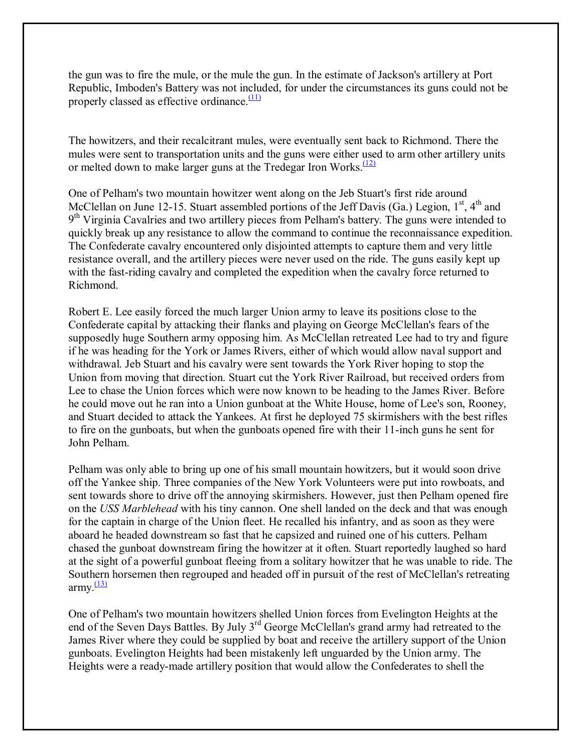the gun was to fire the mule, or the mule the gun. In the estimate of Jackson's artillery at Port Republic, Imboden's Battery was not included, for under the circumstances its guns could not be properly classed as effective ordinance.[(11)]

The howitzers, and their recalcitrant mules, were eventually sent back to Richmond. There the mules were sent to transportation units and the guns were either used to arm other artillery units or melted down to make larger guns at the Tredegar Iron Works.[(12)]

One of Pelham's two mountain howitzer went along on the Jeb Stuart's first ride around McClellan on June 12-15. Stuart assembled portions of the Jeff Davis (Ga.) Legion, 1st, 4th and 9th Virginia Cavalries and two artillery pieces from Pelham's battery. The guns were intended to quickly break up any resistance to allow the command to continue the reconnaissance expedition. The Confederate cavalry encountered only disjointed attempts to capture them and very little resistance overall, and the artillery pieces were never used on the ride. The guns easily kept up with the fast-riding cavalry and completed the expedition when the cavalry force returned to Richmond.

Robert E. Lee easily forced the much larger Union army to leave its positions close to the Confederate capital by attacking their flanks and playing on George McClellan's fears of the supposedly huge Southern army opposing him. As McClellan retreated Lee had to try and figure if he was heading for the York or James Rivers, either of which would allow naval support and withdrawal. Jeb Stuart and his cavalry were sent towards the York River hoping to stop the Union from moving that direction. Stuart cut the York River Railroad, but received orders from Lee to chase the Union forces which were now known to be heading to the James River. Before he could move out he ran into a Union gunboat at the White House, home of Lee's son, Rooney, and Stuart decided to attack the Yankees. At first he deployed 75 skirmishers with the best rifles to fire on the gunboats, but when the gunboats opened fire with their 11-inch guns he sent for John Pelham.

Pelham was only able to bring up one of his small mountain howitzers, but it would soon drive off the Yankee ship. Three companies of the New York Volunteers were put into rowboats, and sent towards shore to drive off the annoying skirmishers. However, just then Pelham opened fire on the *USS Marblehead* with his tiny cannon. One shell landed on the deck and that was enough for the captain in charge of the Union fleet. He recalled his infantry, and as soon as they were aboard he headed downstream so fast that he capsized and ruined one of his cutters. Pelham chased the gunboat downstream firing the howitzer at it often. Stuart reportedly laughed so hard at the sight of a powerful gunboat fleeing from a solitary howitzer that he was unable to ride. The Southern horsemen then regrouped and headed off in pursuit of the rest of McClellan's retreating army.[(13)]

One of Pelham's two mountain howitzers shelled Union forces from Evelington Heights at the end of the Seven Days Battles. By July 3rd George McClellan's grand army had retreated to the James River where they could be supplied by boat and receive the artillery support of the Union gunboats. Evelington Heights had been mistakenly left unguarded by the Union army. The Heights were a ready-made artillery position that would allow the Confederates to shell the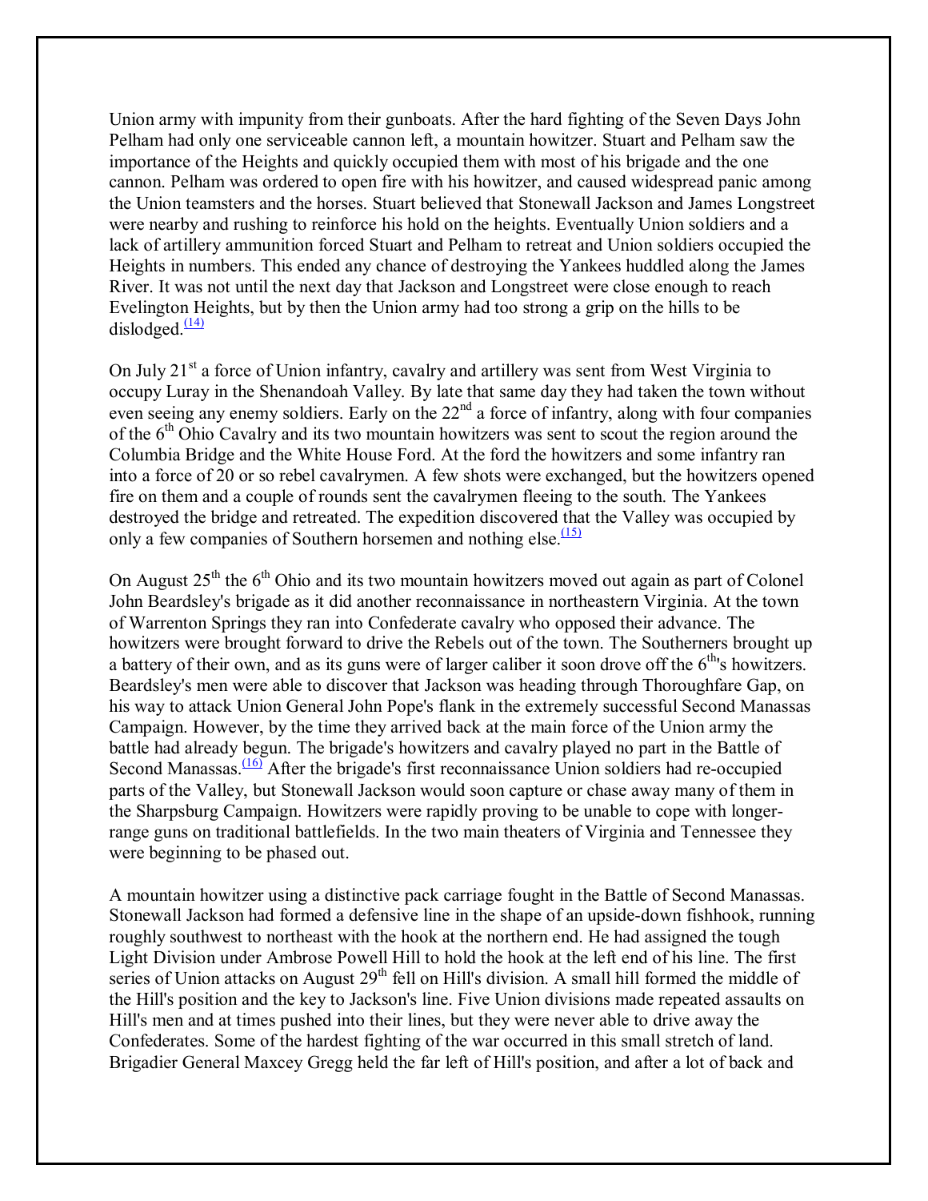Union army with impunity from their gunboats. After the hard fighting of the Seven Days John Pelham had only one serviceable cannon left, a mountain howitzer. Stuart and Pelham saw the importance of the Heights and quickly occupied them with most of his brigade and the one cannon. Pelham was ordered to open fire with his howitzer, and caused widespread panic among the Union teamsters and the horses. Stuart believed that Stonewall Jackson and James Longstreet were nearby and rushing to reinforce his hold on the heights. Eventually Union soldiers and a lack of artillery ammunition forced Stuart and Pelham to retreat and Union soldiers occupied the Heights in numbers. This ended any chance of destroying the Yankees huddled along the James River. It was not until the next day that Jackson and Longstreet were close enough to reach Evelington Heights, but by then the Union army had too strong a grip on the hills to be dislodged.(14)

On July 21st a force of Union infantry, cavalry and artillery was sent from West Virginia to occupy Luray in the Shenandoah Valley. By late that same day they had taken the town without even seeing any enemy soldiers. Early on the 22nd a force of infantry, along with four companies of the 6th Ohio Cavalry and its two mountain howitzers was sent to scout the region around the Columbia Bridge and the White House Ford. At the ford the howitzers and some infantry ran into a force of 20 or so rebel cavalrymen. A few shots were exchanged, but the howitzers opened fire on them and a couple of rounds sent the cavalrymen fleeing to the south. The Yankees destroyed the bridge and retreated. The expedition discovered that the Valley was occupied by only a few companies of Southern horsemen and nothing else.(15)

On August 25th the 6th Ohio and its two mountain howitzers moved out again as part of Colonel John Beardsley's brigade as it did another reconnaissance in northeastern Virginia. At the town of Warrenton Springs they ran into Confederate cavalry who opposed their advance. The howitzers were brought forward to drive the Rebels out of the town. The Southerners brought up a battery of their own, and as its guns were of larger caliber it soon drove off the 6th's howitzers. Beardsley's men were able to discover that Jackson was heading through Thoroughfare Gap, on his way to attack Union General John Pope's flank in the extremely successful Second Manassas Campaign. However, by the time they arrived back at the main force of the Union army the battle had already begun. The brigade's howitzers and cavalry played no part in the Battle of Second Manassas.(16) After the brigade's first reconnaissance Union soldiers had re-occupied parts of the Valley, but Stonewall Jackson would soon capture or chase away many of them in the Sharpsburg Campaign. Howitzers were rapidly proving to be unable to cope with longer-range guns on traditional battlefields. In the two main theaters of Virginia and Tennessee they were beginning to be phased out.

A mountain howitzer using a distinctive pack carriage fought in the Battle of Second Manassas. Stonewall Jackson had formed a defensive line in the shape of an upside-down fishhook, running roughly southwest to northeast with the hook at the northern end. He had assigned the tough Light Division under Ambrose Powell Hill to hold the hook at the left end of his line. The first series of Union attacks on August 29th fell on Hill's division. A small hill formed the middle of the Hill's position and the key to Jackson's line. Five Union divisions made repeated assaults on Hill's men and at times pushed into their lines, but they were never able to drive away the Confederates. Some of the hardest fighting of the war occurred in this small stretch of land. Brigadier General Maxcey Gregg held the far left of Hill's position, and after a lot of back and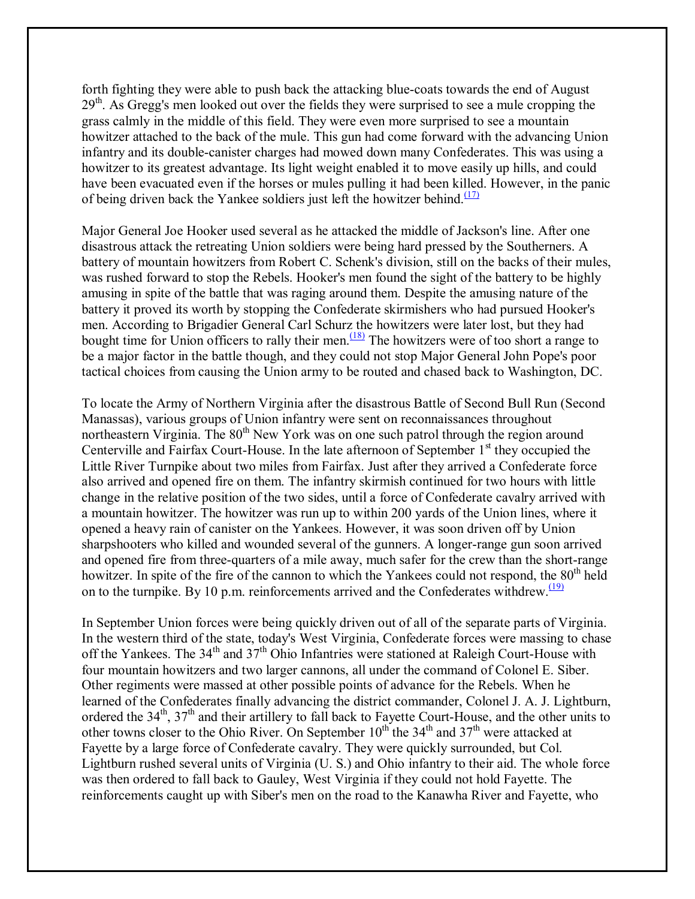forth fighting they were able to push back the attacking blue-coats towards the end of August 29th. As Gregg's men looked out over the fields they were surprised to see a mule cropping the grass calmly in the middle of this field. They were even more surprised to see a mountain howitzer attached to the back of the mule. This gun had come forward with the advancing Union infantry and its double-canister charges had mowed down many Confederates. This was using a howitzer to its greatest advantage. Its light weight enabled it to move easily up hills, and could have been evacuated even if the horses or mules pulling it had been killed. However, in the panic of being driven back the Yankee soldiers just left the howitzer behind.[(17)]

Major General Joe Hooker used several as he attacked the middle of Jackson's line. After one disastrous attack the retreating Union soldiers were being hard pressed by the Southerners. A battery of mountain howitzers from Robert C. Schenk's division, still on the backs of their mules, was rushed forward to stop the Rebels. Hooker's men found the sight of the battery to be highly amusing in spite of the battle that was raging around them. Despite the amusing nature of the battery it proved its worth by stopping the Confederate skirmishers who had pursued Hooker's men. According to Brigadier General Carl Schurz the howitzers were later lost, but they had bought time for Union officers to rally their men.[(18)] The howitzers were of too short a range to be a major factor in the battle though, and they could not stop Major General John Pope's poor tactical choices from causing the Union army to be routed and chased back to Washington, DC.

To locate the Army of Northern Virginia after the disastrous Battle of Second Bull Run (Second Manassas), various groups of Union infantry were sent on reconnaissances throughout northeastern Virginia. The 80th New York was on one such patrol through the region around Centerville and Fairfax Court-House. In the late afternoon of September 1st they occupied the Little River Turnpike about two miles from Fairfax. Just after they arrived a Confederate force also arrived and opened fire on them. The infantry skirmish continued for two hours with little change in the relative position of the two sides, until a force of Confederate cavalry arrived with a mountain howitzer. The howitzer was run up to within 200 yards of the Union lines, where it opened a heavy rain of canister on the Yankees. However, it was soon driven off by Union sharpshooters who killed and wounded several of the gunners. A longer-range gun soon arrived and opened fire from three-quarters of a mile away, much safer for the crew than the short-range howitzer. In spite of the fire of the cannon to which the Yankees could not respond, the 80th held on to the turnpike. By 10 p.m. reinforcements arrived and the Confederates withdrew.[(19)]

In September Union forces were being quickly driven out of all of the separate parts of Virginia. In the western third of the state, today's West Virginia, Confederate forces were massing to chase off the Yankees. The 34th and 37th Ohio Infantries were stationed at Raleigh Court-House with four mountain howitzers and two larger cannons, all under the command of Colonel E. Siber. Other regiments were massed at other possible points of advance for the Rebels. When he learned of the Confederates finally advancing the district commander, Colonel J. A. J. Lightburn, ordered the 34th, 37th and their artillery to fall back to Fayette Court-House, and the other units to other towns closer to the Ohio River. On September 10th the 34th and 37th were attacked at Fayette by a large force of Confederate cavalry. They were quickly surrounded, but Col. Lightburn rushed several units of Virginia (U. S.) and Ohio infantry to their aid. The whole force was then ordered to fall back to Gauley, West Virginia if they could not hold Fayette. The reinforcements caught up with Siber's men on the road to the Kanawha River and Fayette, who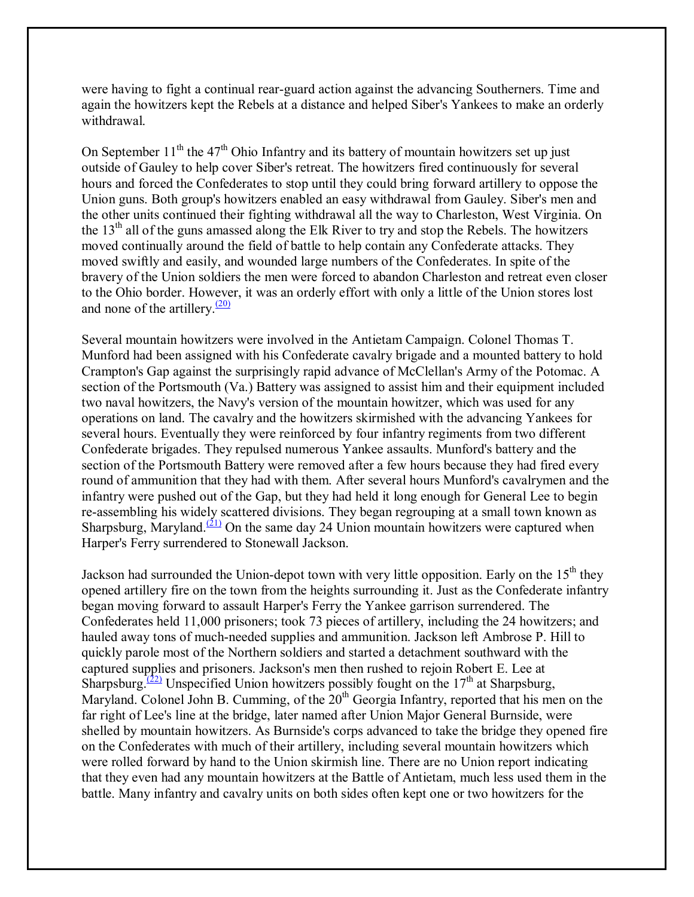were having to fight a continual rear-guard action against the advancing Southerners. Time and again the howitzers kept the Rebels at a distance and helped Siber's Yankees to make an orderly withdrawal.

On September 11th the 47th Ohio Infantry and its battery of mountain howitzers set up just outside of Gauley to help cover Siber's retreat. The howitzers fired continuously for several hours and forced the Confederates to stop until they could bring forward artillery to oppose the Union guns. Both group's howitzers enabled an easy withdrawal from Gauley. Siber's men and the other units continued their fighting withdrawal all the way to Charleston, West Virginia. On the 13th all of the guns amassed along the Elk River to try and stop the Rebels. The howitzers moved continually around the field of battle to help contain any Confederate attacks. They moved swiftly and easily, and wounded large numbers of the Confederates. In spite of the bravery of the Union soldiers the men were forced to abandon Charleston and retreat even closer to the Ohio border. However, it was an orderly effort with only a little of the Union stores lost and none of the artillery.[(20)]

Several mountain howitzers were involved in the Antietam Campaign. Colonel Thomas T. Munford had been assigned with his Confederate cavalry brigade and a mounted battery to hold Crampton's Gap against the surprisingly rapid advance of McClellan's Army of the Potomac. A section of the Portsmouth (Va.) Battery was assigned to assist him and their equipment included two naval howitzers, the Navy's version of the mountain howitzer, which was used for any operations on land. The cavalry and the howitzers skirmished with the advancing Yankees for several hours. Eventually they were reinforced by four infantry regiments from two different Confederate brigades. They repulsed numerous Yankee assaults. Munford's battery and the section of the Portsmouth Battery were removed after a few hours because they had fired every round of ammunition that they had with them. After several hours Munford's cavalrymen and the infantry were pushed out of the Gap, but they had held it long enough for General Lee to begin re-assembling his widely scattered divisions. They began regrouping at a small town known as Sharpsburg, Maryland.[(21)] On the same day 24 Union mountain howitzers were captured when Harper's Ferry surrendered to Stonewall Jackson.

Jackson had surrounded the Union-depot town with very little opposition. Early on the 15th they opened artillery fire on the town from the heights surrounding it. Just as the Confederate infantry began moving forward to assault Harper's Ferry the Yankee garrison surrendered. The Confederates held 11,000 prisoners; took 73 pieces of artillery, including the 24 howitzers; and hauled away tons of much-needed supplies and ammunition. Jackson left Ambrose P. Hill to quickly parole most of the Northern soldiers and started a detachment southward with the captured supplies and prisoners. Jackson's men then rushed to rejoin Robert E. Lee at Sharpsburg.[(22)] Unspecified Union howitzers possibly fought on the 17th at Sharpsburg, Maryland. Colonel John B. Cumming, of the 20th Georgia Infantry, reported that his men on the far right of Lee's line at the bridge, later named after Union Major General Burnside, were shelled by mountain howitzers. As Burnside's corps advanced to take the bridge they opened fire on the Confederates with much of their artillery, including several mountain howitzers which were rolled forward by hand to the Union skirmish line. There are no Union report indicating that they even had any mountain howitzers at the Battle of Antietam, much less used them in the battle. Many infantry and cavalry units on both sides often kept one or two howitzers for the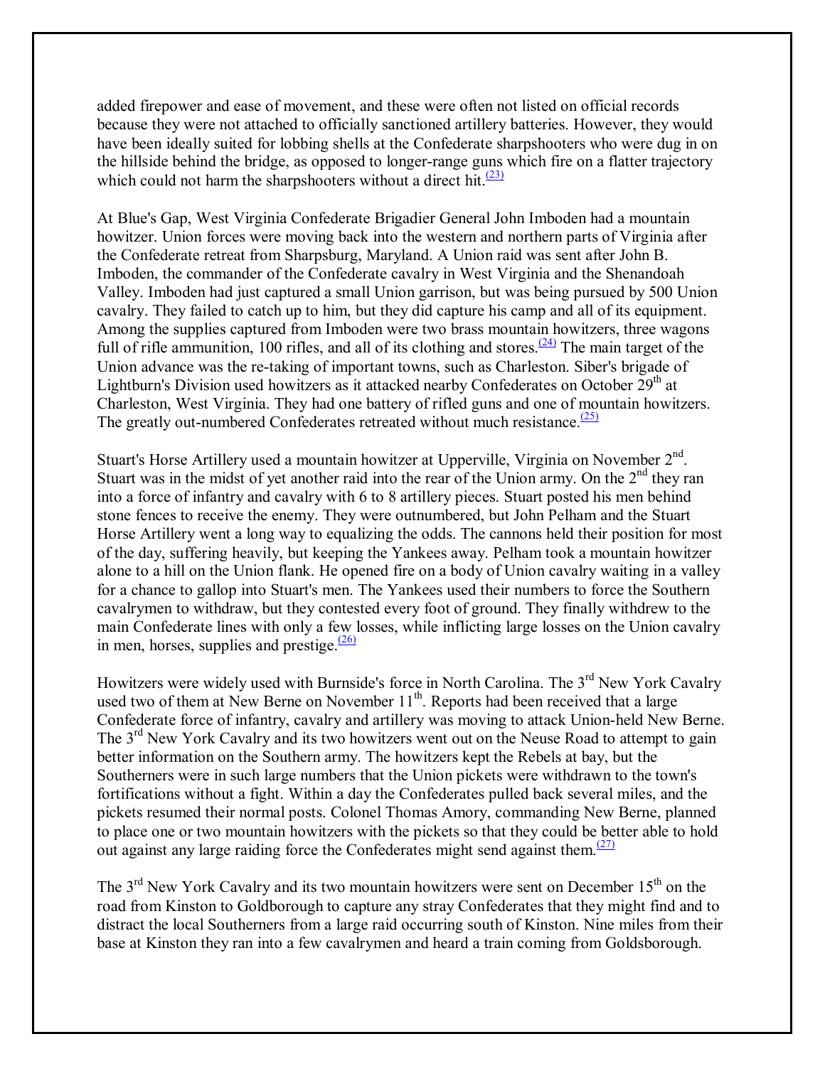added firepower and ease of movement, and these were often not listed on official records because they were not attached to officially sanctioned artillery batteries. However, they would have been ideally suited for lobbing shells at the Confederate sharpshooters who were dug in on the hillside behind the bridge, as opposed to longer-range guns which fire on a flatter trajectory which could not harm the sharpshooters without a direct hit.[(23)]

At Blue's Gap, West Virginia Confederate Brigadier General John Imboden had a mountain howitzer. Union forces were moving back into the western and northern parts of Virginia after the Confederate retreat from Sharpsburg, Maryland. A Union raid was sent after John B. Imboden, the commander of the Confederate cavalry in West Virginia and the Shenandoah Valley. Imboden had just captured a small Union garrison, but was being pursued by 500 Union cavalry. They failed to catch up to him, but they did capture his camp and all of its equipment. Among the supplies captured from Imboden were two brass mountain howitzers, three wagons full of rifle ammunition, 100 rifles, and all of its clothing and stores.[(24)] The main target of the Union advance was the re-taking of important towns, such as Charleston. Siber's brigade of Lightburn's Division used howitzers as it attacked nearby Confederates on October 29th at Charleston, West Virginia. They had one battery of rifled guns and one of mountain howitzers. The greatly out-numbered Confederates retreated without much resistance.[(25)]

Stuart's Horse Artillery used a mountain howitzer at Upperville, Virginia on November 2nd. Stuart was in the midst of yet another raid into the rear of the Union army. On the 2nd they ran into a force of infantry and cavalry with 6 to 8 artillery pieces. Stuart posted his men behind stone fences to receive the enemy. They were outnumbered, but John Pelham and the Stuart Horse Artillery went a long way to equalizing the odds. The cannons held their position for most of the day, suffering heavily, but keeping the Yankees away. Pelham took a mountain howitzer alone to a hill on the Union flank. He opened fire on a body of Union cavalry waiting in a valley for a chance to gallop into Stuart's men. The Yankees used their numbers to force the Southern cavalrymen to withdraw, but they contested every foot of ground. They finally withdrew to the main Confederate lines with only a few losses, while inflicting large losses on the Union cavalry in men, horses, supplies and prestige.[(26)]

Howitzers were widely used with Burnside's force in North Carolina. The 3rd New York Cavalry used two of them at New Berne on November 11th. Reports had been received that a large Confederate force of infantry, cavalry and artillery was moving to attack Union-held New Berne. The 3rd New York Cavalry and its two howitzers went out on the Neuse Road to attempt to gain better information on the Southern army. The howitzers kept the Rebels at bay, but the Southerners were in such large numbers that the Union pickets were withdrawn to the town's fortifications without a fight. Within a day the Confederates pulled back several miles, and the pickets resumed their normal posts. Colonel Thomas Amory, commanding New Berne, planned to place one or two mountain howitzers with the pickets so that they could be better able to hold out against any large raiding force the Confederates might send against them.[(27)]

The 3rd New York Cavalry and its two mountain howitzers were sent on December 15th on the road from Kinston to Goldborough to capture any stray Confederates that they might find and to distract the local Southerners from a large raid occurring south of Kinston. Nine miles from their base at Kinston they ran into a few cavalrymen and heard a train coming from Goldsborough.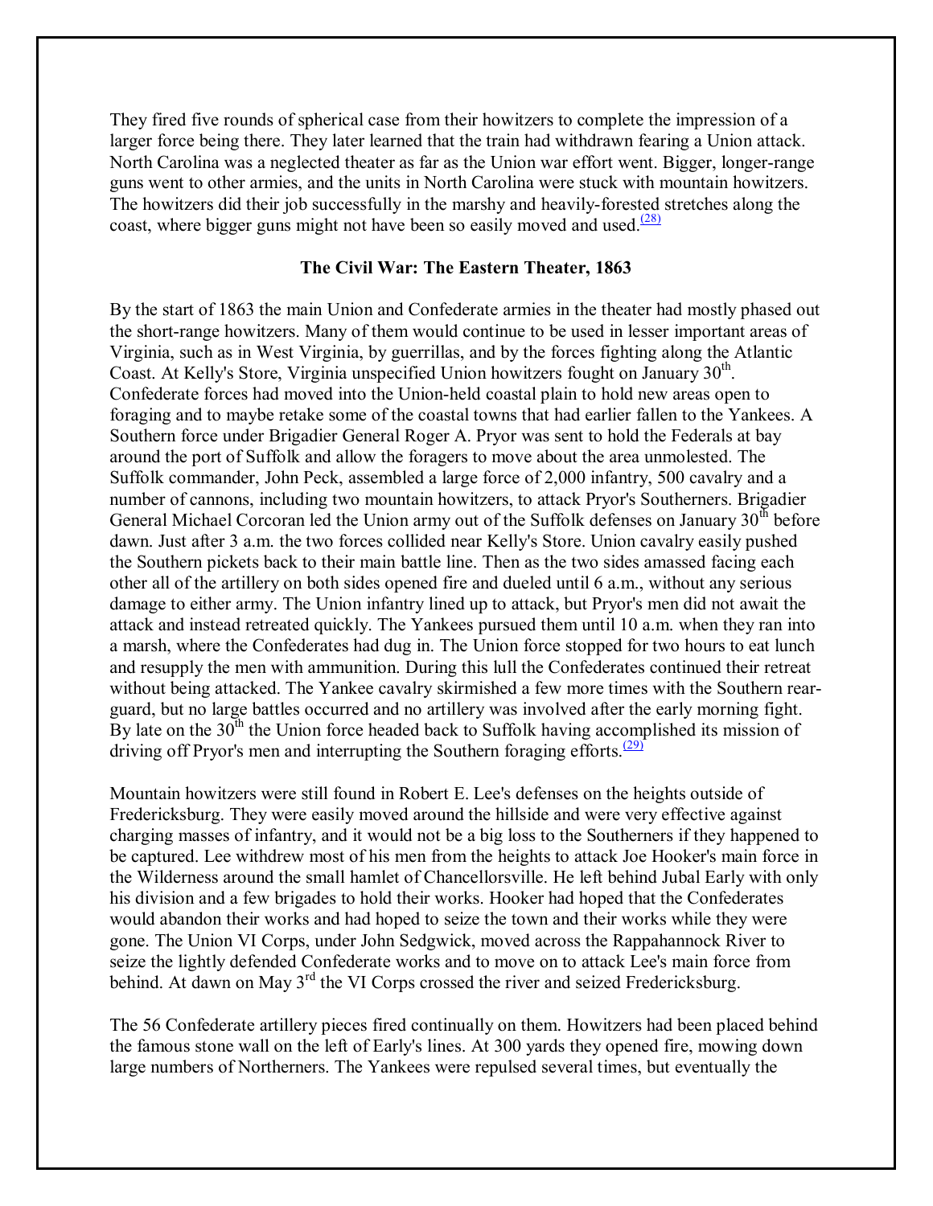They fired five rounds of spherical case from their howitzers to complete the impression of a larger force being there. They later learned that the train had withdrawn fearing a Union attack. North Carolina was a neglected theater as far as the Union war effort went. Bigger, longer-range guns went to other armies, and the units in North Carolina were stuck with mountain howitzers. The howitzers did their job successfully in the marshy and heavily-forested stretches along the coast, where bigger guns might not have been so easily moved and used.[(28)]

### The Civil War: The Eastern Theater, 1863

By the start of 1863 the main Union and Confederate armies in the theater had mostly phased out the short-range howitzers. Many of them would continue to be used in lesser important areas of Virginia, such as in West Virginia, by guerrillas, and by the forces fighting along the Atlantic Coast. At Kelly's Store, Virginia unspecified Union howitzers fought on January 30th. Confederate forces had moved into the Union-held coastal plain to hold new areas open to foraging and to maybe retake some of the coastal towns that had earlier fallen to the Yankees. A Southern force under Brigadier General Roger A. Pryor was sent to hold the Federals at bay around the port of Suffolk and allow the foragers to move about the area unmolested. The Suffolk commander, John Peck, assembled a large force of 2,000 infantry, 500 cavalry and a number of cannons, including two mountain howitzers, to attack Pryor's Southerners. Brigadier General Michael Corcoran led the Union army out of the Suffolk defenses on January 30th before dawn. Just after 3 a.m. the two forces collided near Kelly's Store. Union cavalry easily pushed the Southern pickets back to their main battle line. Then as the two sides amassed facing each other all of the artillery on both sides opened fire and dueled until 6 a.m., without any serious damage to either army. The Union infantry lined up to attack, but Pryor's men did not await the attack and instead retreated quickly. The Yankees pursued them until 10 a.m. when they ran into a marsh, where the Confederates had dug in. The Union force stopped for two hours to eat lunch and resupply the men with ammunition. During this lull the Confederates continued their retreat without being attacked. The Yankee cavalry skirmished a few more times with the Southern rear-guard, but no large battles occurred and no artillery was involved after the early morning fight. By late on the 30th the Union force headed back to Suffolk having accomplished its mission of driving off Pryor's men and interrupting the Southern foraging efforts.[(29)]

Mountain howitzers were still found in Robert E. Lee's defenses on the heights outside of Fredericksburg. They were easily moved around the hillside and were very effective against charging masses of infantry, and it would not be a big loss to the Southerners if they happened to be captured. Lee withdrew most of his men from the heights to attack Joe Hooker's main force in the Wilderness around the small hamlet of Chancellorsville. He left behind Jubal Early with only his division and a few brigades to hold their works. Hooker had hoped that the Confederates would abandon their works and had hoped to seize the town and their works while they were gone. The Union VI Corps, under John Sedgwick, moved across the Rappahannock River to seize the lightly defended Confederate works and to move on to attack Lee's main force from behind. At dawn on May 3rd the VI Corps crossed the river and seized Fredericksburg.

The 56 Confederate artillery pieces fired continually on them. Howitzers had been placed behind the famous stone wall on the left of Early's lines. At 300 yards they opened fire, mowing down large numbers of Northerners. The Yankees were repulsed several times, but eventually the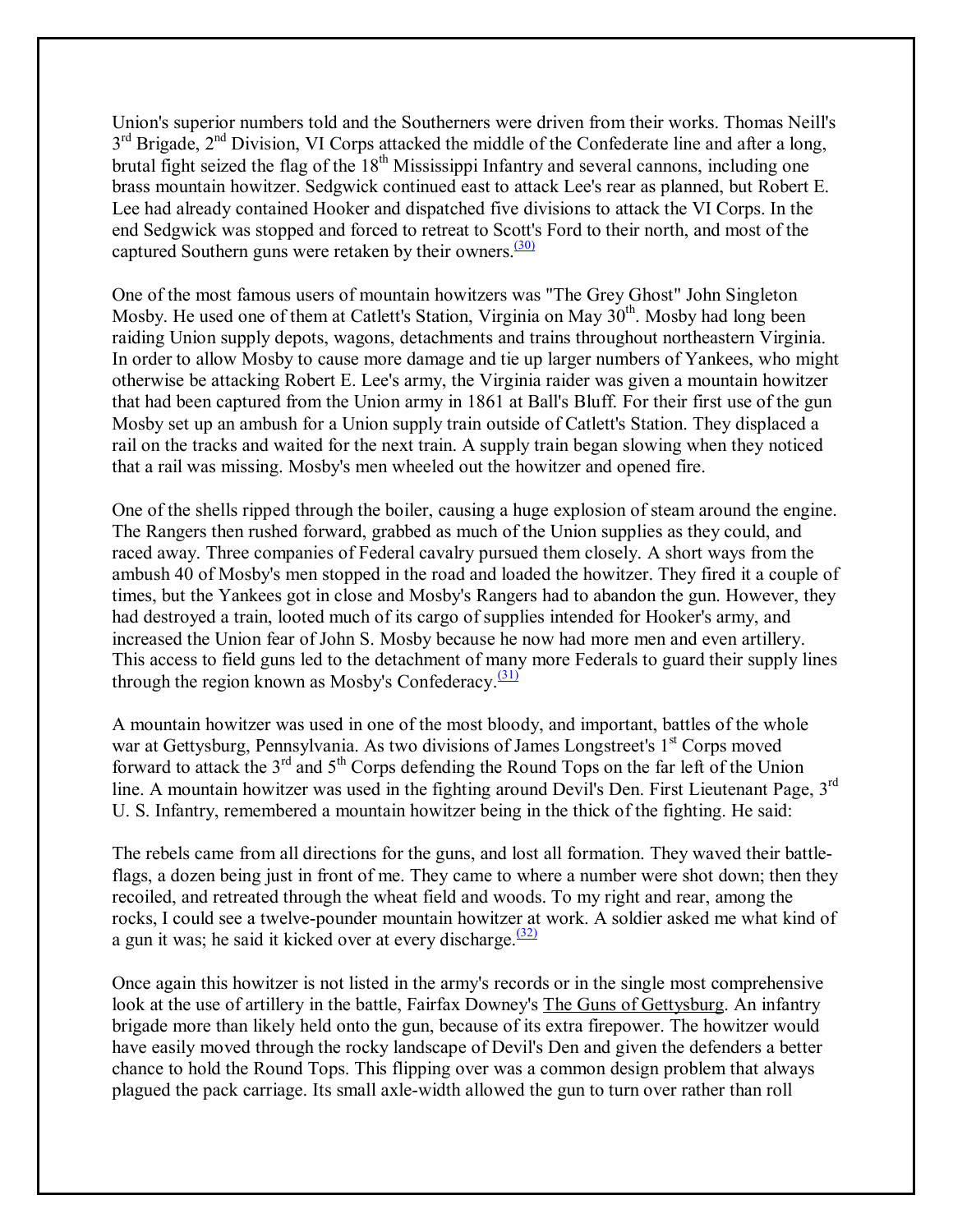Union's superior numbers told and the Southerners were driven from their works. Thomas Neill's 3rd Brigade, 2nd Division, VI Corps attacked the middle of the Confederate line and after a long, brutal fight seized the flag of the 18th Mississippi Infantry and several cannons, including one brass mountain howitzer. Sedgwick continued east to attack Lee's rear as planned, but Robert E. Lee had already contained Hooker and dispatched five divisions to attack the VI Corps. In the end Sedgwick was stopped and forced to retreat to Scott's Ford to their north, and most of the captured Southern guns were retaken by their owners.(30)

One of the most famous users of mountain howitzers was "The Grey Ghost" John Singleton Mosby. He used one of them at Catlett's Station, Virginia on May 30th. Mosby had long been raiding Union supply depots, wagons, detachments and trains throughout northeastern Virginia. In order to allow Mosby to cause more damage and tie up larger numbers of Yankees, who might otherwise be attacking Robert E. Lee's army, the Virginia raider was given a mountain howitzer that had been captured from the Union army in 1861 at Ball's Bluff. For their first use of the gun Mosby set up an ambush for a Union supply train outside of Catlett's Station. They displaced a rail on the tracks and waited for the next train. A supply train began slowing when they noticed that a rail was missing. Mosby's men wheeled out the howitzer and opened fire.

One of the shells ripped through the boiler, causing a huge explosion of steam around the engine. The Rangers then rushed forward, grabbed as much of the Union supplies as they could, and raced away. Three companies of Federal cavalry pursued them closely. A short ways from the ambush 40 of Mosby's men stopped in the road and loaded the howitzer. They fired it a couple of times, but the Yankees got in close and Mosby's Rangers had to abandon the gun. However, they had destroyed a train, looted much of its cargo of supplies intended for Hooker's army, and increased the Union fear of John S. Mosby because he now had more men and even artillery. This access to field guns led to the detachment of many more Federals to guard their supply lines through the region known as Mosby's Confederacy.(31)

A mountain howitzer was used in one of the most bloody, and important, battles of the whole war at Gettysburg, Pennsylvania. As two divisions of James Longstreet's 1st Corps moved forward to attack the 3rd and 5th Corps defending the Round Tops on the far left of the Union line. A mountain howitzer was used in the fighting around Devil's Den. First Lieutenant Page, 3rd U. S. Infantry, remembered a mountain howitzer being in the thick of the fighting. He said:

The rebels came from all directions for the guns, and lost all formation. They waved their battle-flags, a dozen being just in front of me. They came to where a number were shot down; then they recoiled, and retreated through the wheat field and woods. To my right and rear, among the rocks, I could see a twelve-pounder mountain howitzer at work. A soldier asked me what kind of a gun it was; he said it kicked over at every discharge.(32)

Once again this howitzer is not listed in the army's records or in the single most comprehensive look at the use of artillery in the battle, Fairfax Downey's The Guns of Gettysburg. An infantry brigade more than likely held onto the gun, because of its extra firepower. The howitzer would have easily moved through the rocky landscape of Devil's Den and given the defenders a better chance to hold the Round Tops. This flipping over was a common design problem that always plagued the pack carriage. Its small axle-width allowed the gun to turn over rather than roll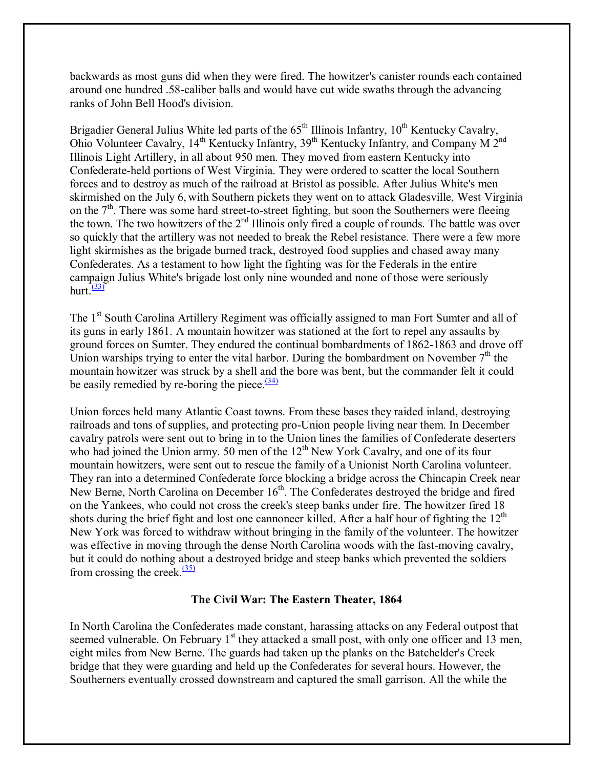backwards as most guns did when they were fired. The howitzer's canister rounds each contained around one hundred .58-caliber balls and would have cut wide swaths through the advancing ranks of John Bell Hood's division.

Brigadier General Julius White led parts of the 65th Illinois Infantry, 10th Kentucky Cavalry, Ohio Volunteer Cavalry, 14th Kentucky Infantry, 39th Kentucky Infantry, and Company M 2nd Illinois Light Artillery, in all about 950 men. They moved from eastern Kentucky into Confederate-held portions of West Virginia. They were ordered to scatter the local Southern forces and to destroy as much of the railroad at Bristol as possible. After Julius White's men skirmished on the July 6, with Southern pickets they went on to attack Gladesville, West Virginia on the 7th. There was some hard street-to-street fighting, but soon the Southerners were fleeing the town. The two howitzers of the 2nd Illinois only fired a couple of rounds. The battle was over so quickly that the artillery was not needed to break the Rebel resistance. There were a few more light skirmishes as the brigade burned track, destroyed food supplies and chased away many Confederates. As a testament to how light the fighting was for the Federals in the entire campaign Julius White's brigade lost only nine wounded and none of those were seriously hurt.[(33)]

The 1st South Carolina Artillery Regiment was officially assigned to man Fort Sumter and all of its guns in early 1861. A mountain howitzer was stationed at the fort to repel any assaults by ground forces on Sumter. They endured the continual bombardments of 1862-1863 and drove off Union warships trying to enter the vital harbor. During the bombardment on November 7th the mountain howitzer was struck by a shell and the bore was bent, but the commander felt it could be easily remedied by re-boring the piece.[(34)]

Union forces held many Atlantic Coast towns. From these bases they raided inland, destroying railroads and tons of supplies, and protecting pro-Union people living near them. In December cavalry patrols were sent out to bring in to the Union lines the families of Confederate deserters who had joined the Union army. 50 men of the 12th New York Cavalry, and one of its four mountain howitzers, were sent out to rescue the family of a Unionist North Carolina volunteer. They ran into a determined Confederate force blocking a bridge across the Chincapin Creek near New Berne, North Carolina on December 16th. The Confederates destroyed the bridge and fired on the Yankees, who could not cross the creek's steep banks under fire. The howitzer fired 18 shots during the brief fight and lost one cannoneer killed. After a half hour of fighting the 12th New York was forced to withdraw without bringing in the family of the volunteer. The howitzer was effective in moving through the dense North Carolina woods with the fast-moving cavalry, but it could do nothing about a destroyed bridge and steep banks which prevented the soldiers from crossing the creek.[(35)]

### The Civil War: The Eastern Theater, 1864

In North Carolina the Confederates made constant, harassing attacks on any Federal outpost that seemed vulnerable. On February 1st they attacked a small post, with only one officer and 13 men, eight miles from New Berne. The guards had taken up the planks on the Batchelder's Creek bridge that they were guarding and held up the Confederates for several hours. However, the Southerners eventually crossed downstream and captured the small garrison. All the while the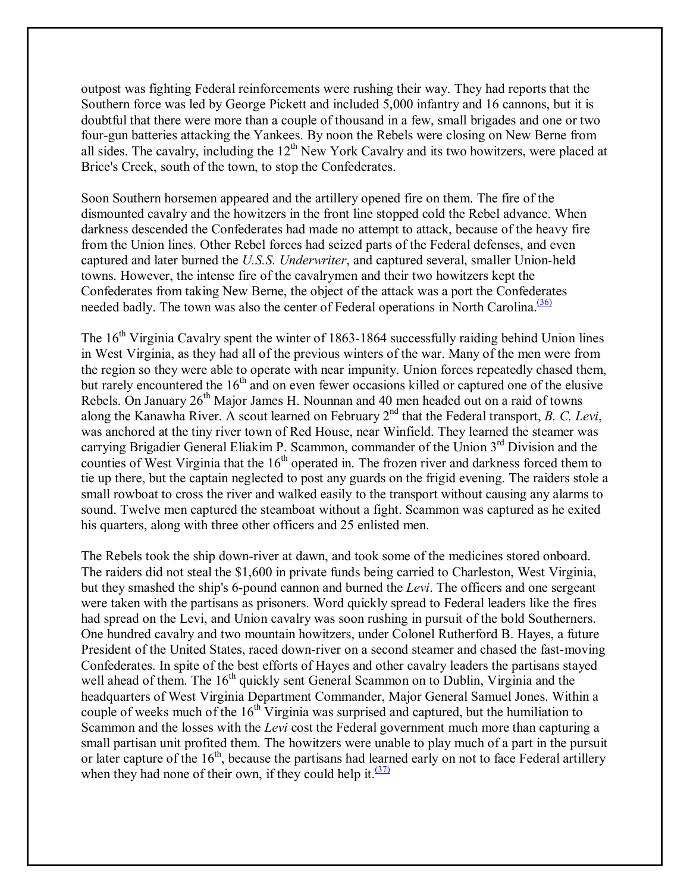outpost was fighting Federal reinforcements were rushing their way. They had reports that the Southern force was led by George Pickett and included 5,000 infantry and 16 cannons, but it is doubtful that there were more than a couple of thousand in a few, small brigades and one or two four-gun batteries attacking the Yankees. By noon the Rebels were closing on New Berne from all sides. The cavalry, including the 12th New York Cavalry and its two howitzers, were placed at Brice's Creek, south of the town, to stop the Confederates.

Soon Southern horsemen appeared and the artillery opened fire on them. The fire of the dismounted cavalry and the howitzers in the front line stopped cold the Rebel advance. When darkness descended the Confederates had made no attempt to attack, because of the heavy fire from the Union lines. Other Rebel forces had seized parts of the Federal defenses, and even captured and later burned the *U.S.S. Underwriter*, and captured several, smaller Union-held towns. However, the intense fire of the cavalrymen and their two howitzers kept the Confederates from taking New Berne, the object of the attack was a port the Confederates needed badly. The town was also the center of Federal operations in North Carolina.[(36)]

The 16th Virginia Cavalry spent the winter of 1863-1864 successfully raiding behind Union lines in West Virginia, as they had all of the previous winters of the war. Many of the men were from the region so they were able to operate with near impunity. Union forces repeatedly chased them, but rarely encountered the 16th and on even fewer occasions killed or captured one of the elusive Rebels. On January 26th Major James H. Nounnan and 40 men headed out on a raid of towns along the Kanawha River. A scout learned on February 2nd that the Federal transport, *B. C. Levi*, was anchored at the tiny river town of Red House, near Winfield. They learned the steamer was carrying Brigadier General Eliakim P. Scammon, commander of the Union 3rd Division and the counties of West Virginia that the 16th operated in. The frozen river and darkness forced them to tie up there, but the captain neglected to post any guards on the frigid evening. The raiders stole a small rowboat to cross the river and walked easily to the transport without causing any alarms to sound. Twelve men captured the steamboat without a fight. Scammon was captured as he exited his quarters, along with three other officers and 25 enlisted men.

The Rebels took the ship down-river at dawn, and took some of the medicines stored onboard. The raiders did not steal the $1,600 in private funds being carried to Charleston, West Virginia, but they smashed the ship's 6-pound cannon and burned the *Levi*. The officers and one sergeant were taken with the partisans as prisoners. Word quickly spread to Federal leaders like the fires had spread on the Levi, and Union cavalry was soon rushing in pursuit of the bold Southerners. One hundred cavalry and two mountain howitzers, under Colonel Rutherford B. Hayes, a future President of the United States, raced down-river on a second steamer and chased the fast-moving Confederates. In spite of the best efforts of Hayes and other cavalry leaders the partisans stayed well ahead of them. The 16th quickly sent General Scammon on to Dublin, Virginia and the headquarters of West Virginia Department Commander, Major General Samuel Jones. Within a couple of weeks much of the 16th Virginia was surprised and captured, but the humiliation to Scammon and the losses with the *Levi* cost the Federal government much more than capturing a small partisan unit profited them. The howitzers were unable to play much of a part in the pursuit or later capture of the 16th, because the partisans had learned early on not to face Federal artillery when they had none of their own, if they could help it.[(37)]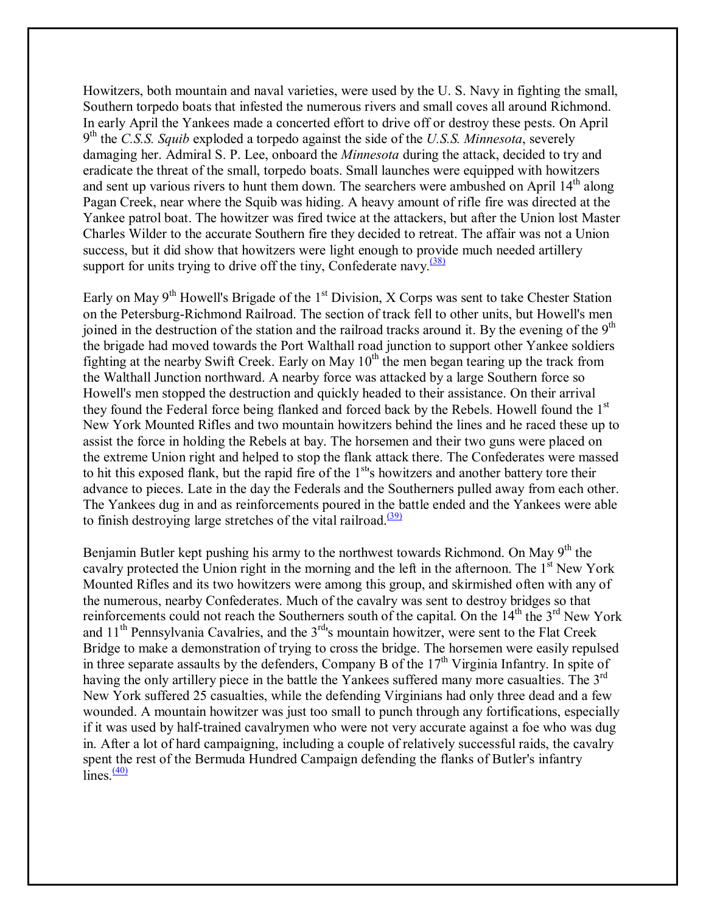Howitzers, both mountain and naval varieties, were used by the U. S. Navy in fighting the small, Southern torpedo boats that infested the numerous rivers and small coves all around Richmond. In early April the Yankees made a concerted effort to drive off or destroy these pests. On April 9th the *C.S.S. Squib* exploded a torpedo against the side of the *U.S.S. Minnesota*, severely damaging her. Admiral S. P. Lee, onboard the *Minnesota* during the attack, decided to try and eradicate the threat of the small, torpedo boats. Small launches were equipped with howitzers and sent up various rivers to hunt them down. The searchers were ambushed on April 14th along Pagan Creek, near where the Squib was hiding. A heavy amount of rifle fire was directed at the Yankee patrol boat. The howitzer was fired twice at the attackers, but after the Union lost Master Charles Wilder to the accurate Southern fire they decided to retreat. The affair was not a Union success, but it did show that howitzers were light enough to provide much needed artillery support for units trying to drive off the tiny, Confederate navy.[38]

Early on May 9th Howell's Brigade of the 1st Division, X Corps was sent to take Chester Station on the Petersburg-Richmond Railroad. The section of track fell to other units, but Howell's men joined in the destruction of the station and the railroad tracks around it. By the evening of the 9th the brigade had moved towards the Port Walthall road junction to support other Yankee soldiers fighting at the nearby Swift Creek. Early on May 10th the men began tearing up the track from the Walthall Junction northward. A nearby force was attacked by a large Southern force so Howell's men stopped the destruction and quickly headed to their assistance. On their arrival they found the Federal force being flanked and forced back by the Rebels. Howell found the 1st New York Mounted Rifles and two mountain howitzers behind the lines and he raced these up to assist the force in holding the Rebels at bay. The horsemen and their two guns were placed on the extreme Union right and helped to stop the flank attack there. The Confederates were massed to hit this exposed flank, but the rapid fire of the 1st's howitzers and another battery tore their advance to pieces. Late in the day the Federals and the Southerners pulled away from each other. The Yankees dug in and as reinforcements poured in the battle ended and the Yankees were able to finish destroying large stretches of the vital railroad.[39]

Benjamin Butler kept pushing his army to the northwest towards Richmond. On May 9th the cavalry protected the Union right in the morning and the left in the afternoon. The 1st New York Mounted Rifles and its two howitzers were among this group, and skirmished often with any of the numerous, nearby Confederates. Much of the cavalry was sent to destroy bridges so that reinforcements could not reach the Southerners south of the capital. On the 14th the 3rd New York and 11th Pennsylvania Cavalries, and the 3rd's mountain howitzer, were sent to the Flat Creek Bridge to make a demonstration of trying to cross the bridge. The horsemen were easily repulsed in three separate assaults by the defenders, Company B of the 17th Virginia Infantry. In spite of having the only artillery piece in the battle the Yankees suffered many more casualties. The 3rd New York suffered 25 casualties, while the defending Virginians had only three dead and a few wounded. A mountain howitzer was just too small to punch through any fortifications, especially if it was used by half-trained cavalrymen who were not very accurate against a foe who was dug in. After a lot of hard campaigning, including a couple of relatively successful raids, the cavalry spent the rest of the Bermuda Hundred Campaign defending the flanks of Butler's infantry lines.[40]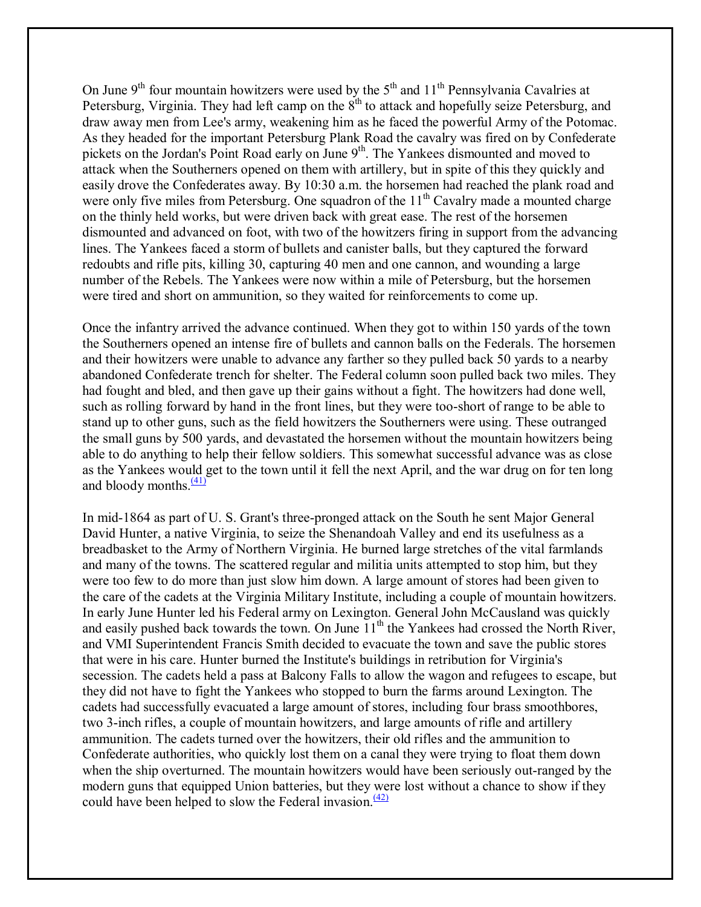On June 9th four mountain howitzers were used by the 5th and 11th Pennsylvania Cavalries at Petersburg, Virginia. They had left camp on the 8th to attack and hopefully seize Petersburg, and draw away men from Lee's army, weakening him as he faced the powerful Army of the Potomac. As they headed for the important Petersburg Plank Road the cavalry was fired on by Confederate pickets on the Jordan's Point Road early on June 9th. The Yankees dismounted and moved to attack when the Southerners opened on them with artillery, but in spite of this they quickly and easily drove the Confederates away. By 10:30 a.m. the horsemen had reached the plank road and were only five miles from Petersburg. One squadron of the 11th Cavalry made a mounted charge on the thinly held works, but were driven back with great ease. The rest of the horsemen dismounted and advanced on foot, with two of the howitzers firing in support from the advancing lines. The Yankees faced a storm of bullets and canister balls, but they captured the forward redoubts and rifle pits, killing 30, capturing 40 men and one cannon, and wounding a large number of the Rebels. The Yankees were now within a mile of Petersburg, but the horsemen were tired and short on ammunition, so they waited for reinforcements to come up.

Once the infantry arrived the advance continued. When they got to within 150 yards of the town the Southerners opened an intense fire of bullets and cannon balls on the Federals. The horsemen and their howitzers were unable to advance any farther so they pulled back 50 yards to a nearby abandoned Confederate trench for shelter. The Federal column soon pulled back two miles. They had fought and bled, and then gave up their gains without a fight. The howitzers had done well, such as rolling forward by hand in the front lines, but they were too-short of range to be able to stand up to other guns, such as the field howitzers the Southerners were using. These outranged the small guns by 500 yards, and devastated the horsemen without the mountain howitzers being able to do anything to help their fellow soldiers. This somewhat successful advance was as close as the Yankees would get to the town until it fell the next April, and the war drug on for ten long and bloody months.(41)

In mid-1864 as part of U. S. Grant's three-pronged attack on the South he sent Major General David Hunter, a native Virginia, to seize the Shenandoah Valley and end its usefulness as a breadbasket to the Army of Northern Virginia. He burned large stretches of the vital farmlands and many of the towns. The scattered regular and militia units attempted to stop him, but they were too few to do more than just slow him down. A large amount of stores had been given to the care of the cadets at the Virginia Military Institute, including a couple of mountain howitzers. In early June Hunter led his Federal army on Lexington. General John McCausland was quickly and easily pushed back towards the town. On June 11th the Yankees had crossed the North River, and VMI Superintendent Francis Smith decided to evacuate the town and save the public stores that were in his care. Hunter burned the Institute's buildings in retribution for Virginia's secession. The cadets held a pass at Balcony Falls to allow the wagon and refugees to escape, but they did not have to fight the Yankees who stopped to burn the farms around Lexington. The cadets had successfully evacuated a large amount of stores, including four brass smoothbores, two 3-inch rifles, a couple of mountain howitzers, and large amounts of rifle and artillery ammunition. The cadets turned over the howitzers, their old rifles and the ammunition to Confederate authorities, who quickly lost them on a canal they were trying to float them down when the ship overturned. The mountain howitzers would have been seriously out-ranged by the modern guns that equipped Union batteries, but they were lost without a chance to show if they could have been helped to slow the Federal invasion.(42)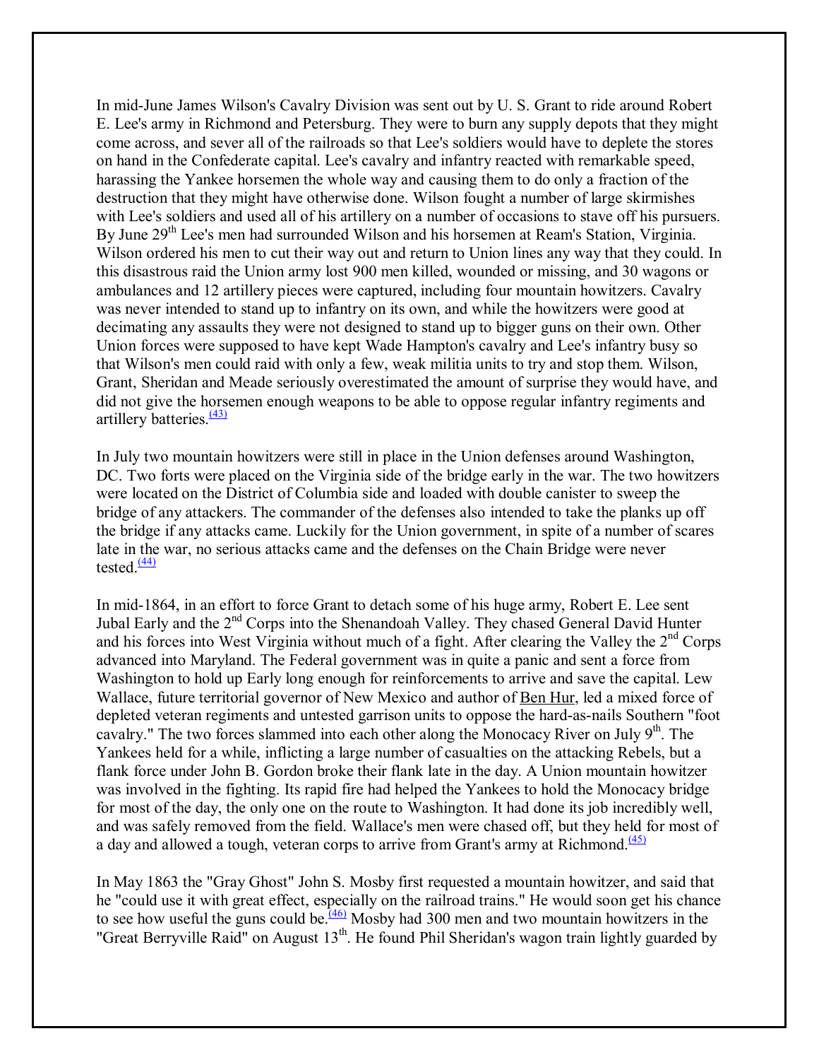In mid-June James Wilson's Cavalry Division was sent out by U. S. Grant to ride around Robert E. Lee's army in Richmond and Petersburg. They were to burn any supply depots that they might come across, and sever all of the railroads so that Lee's soldiers would have to deplete the stores on hand in the Confederate capital. Lee's cavalry and infantry reacted with remarkable speed, harassing the Yankee horsemen the whole way and causing them to do only a fraction of the destruction that they might have otherwise done. Wilson fought a number of large skirmishes with Lee's soldiers and used all of his artillery on a number of occasions to stave off his pursuers. By June 29th Lee's men had surrounded Wilson and his horsemen at Ream's Station, Virginia. Wilson ordered his men to cut their way out and return to Union lines any way that they could. In this disastrous raid the Union army lost 900 men killed, wounded or missing, and 30 wagons or ambulances and 12 artillery pieces were captured, including four mountain howitzers. Cavalry was never intended to stand up to infantry on its own, and while the howitzers were good at decimating any assaults they were not designed to stand up to bigger guns on their own. Other Union forces were supposed to have kept Wade Hampton's cavalry and Lee's infantry busy so that Wilson's men could raid with only a few, weak militia units to try and stop them. Wilson, Grant, Sheridan and Meade seriously overestimated the amount of surprise they would have, and did not give the horsemen enough weapons to be able to oppose regular infantry regiments and artillery batteries.[(43)]

In July two mountain howitzers were still in place in the Union defenses around Washington, DC. Two forts were placed on the Virginia side of the bridge early in the war. The two howitzers were located on the District of Columbia side and loaded with double canister to sweep the bridge of any attackers. The commander of the defenses also intended to take the planks up off the bridge if any attacks came. Luckily for the Union government, in spite of a number of scares late in the war, no serious attacks came and the defenses on the Chain Bridge were never tested.[(44)]

In mid-1864, in an effort to force Grant to detach some of his huge army, Robert E. Lee sent Jubal Early and the 2nd Corps into the Shenandoah Valley. They chased General David Hunter and his forces into West Virginia without much of a fight. After clearing the Valley the 2nd Corps advanced into Maryland. The Federal government was in quite a panic and sent a force from Washington to hold up Early long enough for reinforcements to arrive and save the capital. Lew Wallace, future territorial governor of New Mexico and author of Ben Hur, led a mixed force of depleted veteran regiments and untested garrison units to oppose the hard-as-nails Southern "foot cavalry." The two forces slammed into each other along the Monocacy River on July 9th. The Yankees held for a while, inflicting a large number of casualties on the attacking Rebels, but a flank force under John B. Gordon broke their flank late in the day. A Union mountain howitzer was involved in the fighting. Its rapid fire had helped the Yankees to hold the Monocacy bridge for most of the day, the only one on the route to Washington. It had done its job incredibly well, and was safely removed from the field. Wallace's men were chased off, but they held for most of a day and allowed a tough, veteran corps to arrive from Grant's army at Richmond.[(45)]

In May 1863 the "Gray Ghost" John S. Mosby first requested a mountain howitzer, and said that he "could use it with great effect, especially on the railroad trains." He would soon get his chance to see how useful the guns could be.[(46)] Mosby had 300 men and two mountain howitzers in the "Great Berryville Raid" on August 13th. He found Phil Sheridan's wagon train lightly guarded by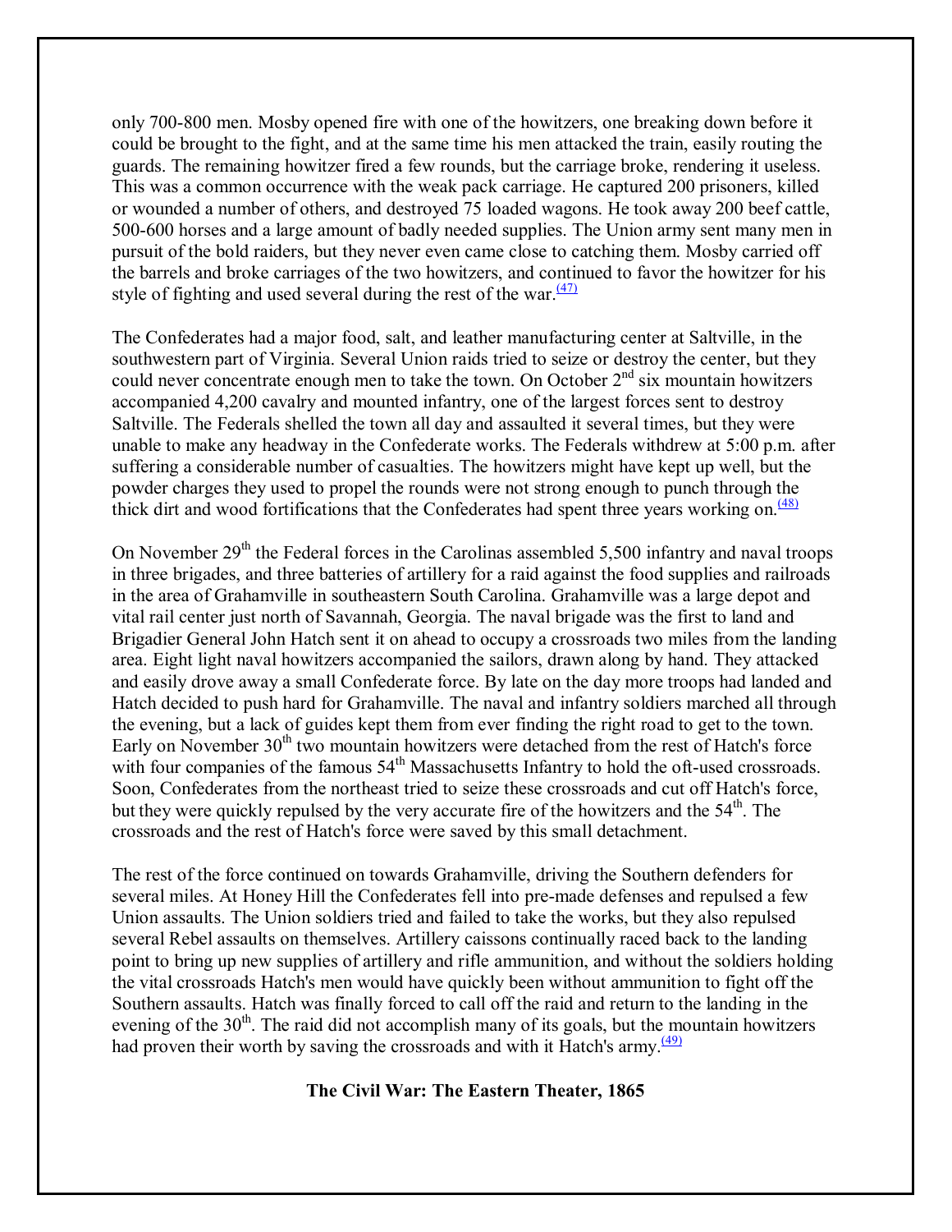only 700-800 men. Mosby opened fire with one of the howitzers, one breaking down before it could be brought to the fight, and at the same time his men attacked the train, easily routing the guards. The remaining howitzer fired a few rounds, but the carriage broke, rendering it useless. This was a common occurrence with the weak pack carriage. He captured 200 prisoners, killed or wounded a number of others, and destroyed 75 loaded wagons. He took away 200 beef cattle, 500-600 horses and a large amount of badly needed supplies. The Union army sent many men in pursuit of the bold raiders, but they never even came close to catching them. Mosby carried off the barrels and broke carriages of the two howitzers, and continued to favor the howitzer for his style of fighting and used several during the rest of the war.[(47)]

The Confederates had a major food, salt, and leather manufacturing center at Saltville, in the southwestern part of Virginia. Several Union raids tried to seize or destroy the center, but they could never concentrate enough men to take the town. On October 2nd six mountain howitzers accompanied 4,200 cavalry and mounted infantry, one of the largest forces sent to destroy Saltville. The Federals shelled the town all day and assaulted it several times, but they were unable to make any headway in the Confederate works. The Federals withdrew at 5:00 p.m. after suffering a considerable number of casualties. The howitzers might have kept up well, but the powder charges they used to propel the rounds were not strong enough to punch through the thick dirt and wood fortifications that the Confederates had spent three years working on.[(48)]

On November 29th the Federal forces in the Carolinas assembled 5,500 infantry and naval troops in three brigades, and three batteries of artillery for a raid against the food supplies and railroads in the area of Grahamville in southeastern South Carolina. Grahamville was a large depot and vital rail center just north of Savannah, Georgia. The naval brigade was the first to land and Brigadier General John Hatch sent it on ahead to occupy a crossroads two miles from the landing area. Eight light naval howitzers accompanied the sailors, drawn along by hand. They attacked and easily drove away a small Confederate force. By late on the day more troops had landed and Hatch decided to push hard for Grahamville. The naval and infantry soldiers marched all through the evening, but a lack of guides kept them from ever finding the right road to get to the town. Early on November 30th two mountain howitzers were detached from the rest of Hatch's force with four companies of the famous 54th Massachusetts Infantry to hold the oft-used crossroads. Soon, Confederates from the northeast tried to seize these crossroads and cut off Hatch's force, but they were quickly repulsed by the very accurate fire of the howitzers and the 54th. The crossroads and the rest of Hatch's force were saved by this small detachment.

The rest of the force continued on towards Grahamville, driving the Southern defenders for several miles. At Honey Hill the Confederates fell into pre-made defenses and repulsed a few Union assaults. The Union soldiers tried and failed to take the works, but they also repulsed several Rebel assaults on themselves. Artillery caissons continually raced back to the landing point to bring up new supplies of artillery and rifle ammunition, and without the soldiers holding the vital crossroads Hatch's men would have quickly been without ammunition to fight off the Southern assaults. Hatch was finally forced to call off the raid and return to the landing in the evening of the 30th. The raid did not accomplish many of its goals, but the mountain howitzers had proven their worth by saving the crossroads and with it Hatch's army.[(49)]

## The Civil War: The Eastern Theater, 1865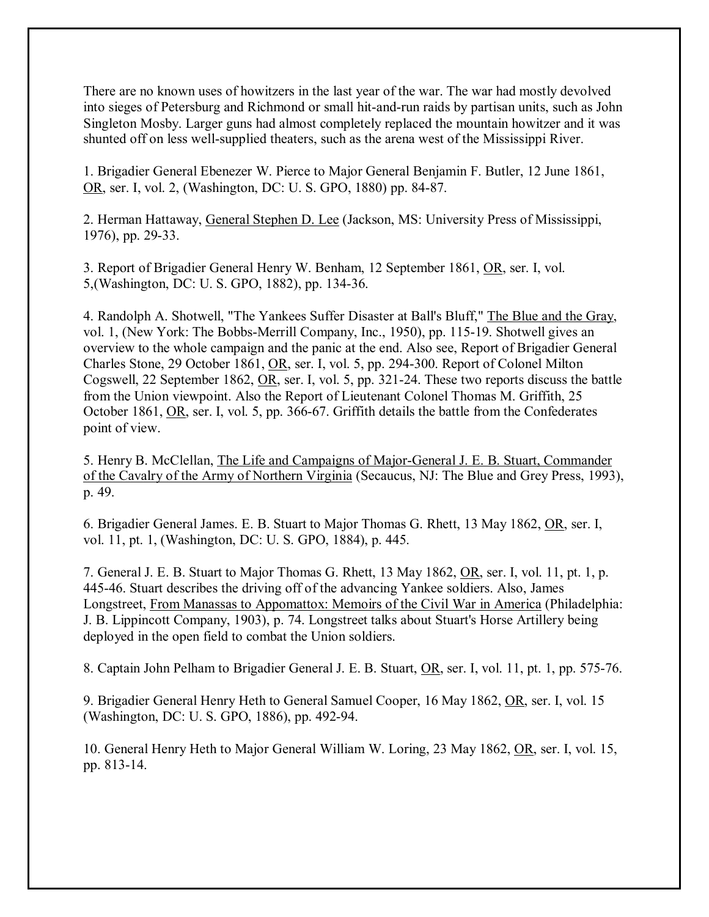There are no known uses of howitzers in the last year of the war. The war had mostly devolved into sieges of Petersburg and Richmond or small hit-and-run raids by partisan units, such as John Singleton Mosby. Larger guns had almost completely replaced the mountain howitzer and it was shunted off on less well-supplied theaters, such as the arena west of the Mississippi River.

1. Brigadier General Ebenezer W. Pierce to Major General Benjamin F. Butler, 12 June 1861, OR, ser. I, vol. 2, (Washington, DC: U. S. GPO, 1880) pp. 84-87.

2. Herman Hattaway, General Stephen D. Lee (Jackson, MS: University Press of Mississippi, 1976), pp. 29-33.

3. Report of Brigadier General Henry W. Benham, 12 September 1861, OR, ser. I, vol. 5,(Washington, DC: U. S. GPO, 1882), pp. 134-36.

4. Randolph A. Shotwell, "The Yankees Suffer Disaster at Ball's Bluff," The Blue and the Gray, vol. 1, (New York: The Bobbs-Merrill Company, Inc., 1950), pp. 115-19. Shotwell gives an overview to the whole campaign and the panic at the end. Also see, Report of Brigadier General Charles Stone, 29 October 1861, OR, ser. I, vol. 5, pp. 294-300. Report of Colonel Milton Cogswell, 22 September 1862, OR, ser. I, vol. 5, pp. 321-24. These two reports discuss the battle from the Union viewpoint. Also the Report of Lieutenant Colonel Thomas M. Griffith, 25 October 1861, OR, ser. I, vol. 5, pp. 366-67. Griffith details the battle from the Confederates point of view.

5. Henry B. McClellan, The Life and Campaigns of Major-General J. E. B. Stuart, Commander of the Cavalry of the Army of Northern Virginia (Secaucus, NJ: The Blue and Grey Press, 1993), p. 49.

6. Brigadier General James. E. B. Stuart to Major Thomas G. Rhett, 13 May 1862, OR, ser. I, vol. 11, pt. 1, (Washington, DC: U. S. GPO, 1884), p. 445.

7. General J. E. B. Stuart to Major Thomas G. Rhett, 13 May 1862, OR, ser. I, vol. 11, pt. 1, p. 445-46. Stuart describes the driving off of the advancing Yankee soldiers. Also, James Longstreet, From Manassas to Appomattox: Memoirs of the Civil War in America (Philadelphia: J. B. Lippincott Company, 1903), p. 74. Longstreet talks about Stuart's Horse Artillery being deployed in the open field to combat the Union soldiers.

8. Captain John Pelham to Brigadier General J. E. B. Stuart, OR, ser. I, vol. 11, pt. 1, pp. 575-76.

9. Brigadier General Henry Heth to General Samuel Cooper, 16 May 1862, OR, ser. I, vol. 15 (Washington, DC: U. S. GPO, 1886), pp. 492-94.

10. General Henry Heth to Major General William W. Loring, 23 May 1862, OR, ser. I, vol. 15, pp. 813-14.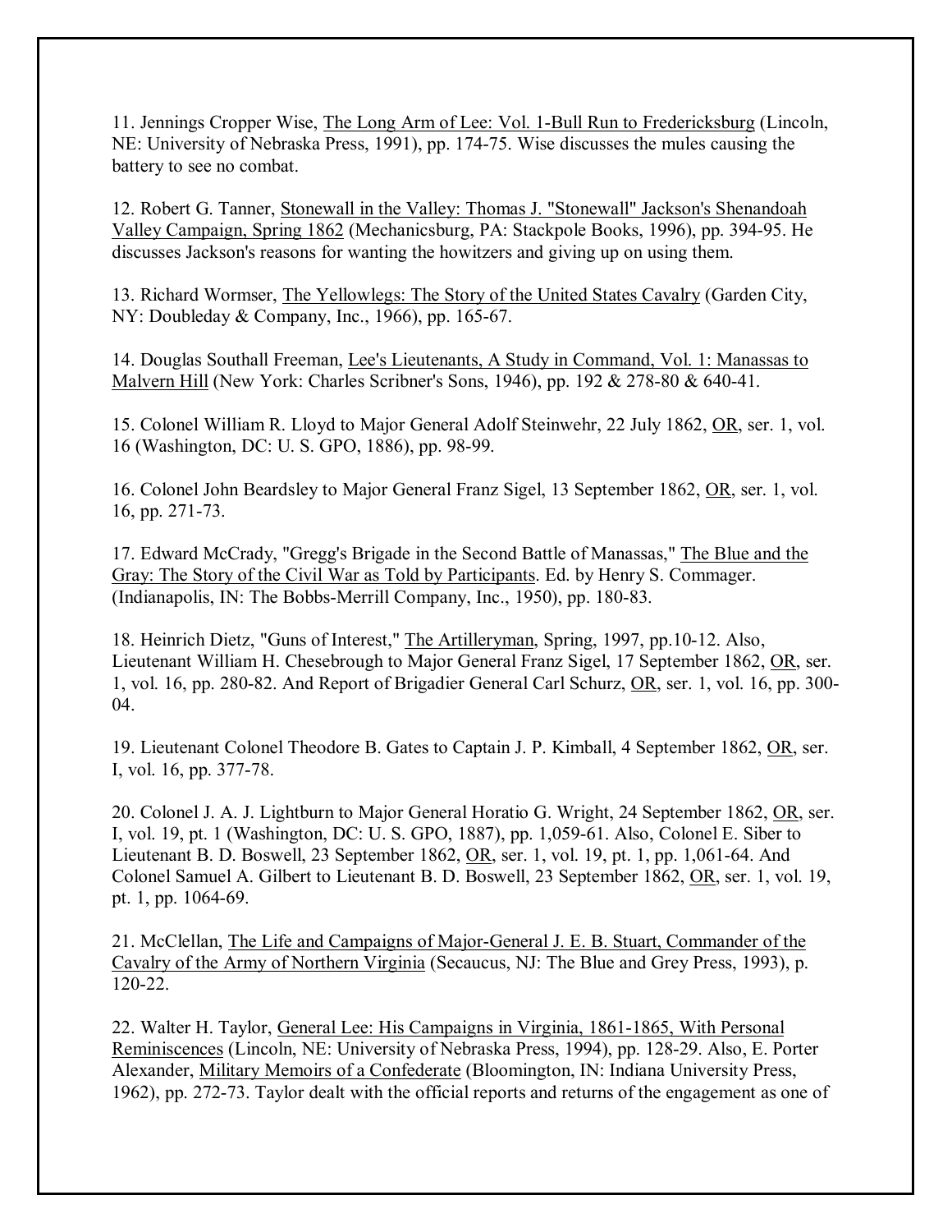11. Jennings Cropper Wise, The Long Arm of Lee: Vol. 1-Bull Run to Fredericksburg (Lincoln, NE: University of Nebraska Press, 1991), pp. 174-75. Wise discusses the mules causing the battery to see no combat.

12. Robert G. Tanner, Stonewall in the Valley: Thomas J. "Stonewall" Jackson's Shenandoah Valley Campaign, Spring 1862 (Mechanicsburg, PA: Stackpole Books, 1996), pp. 394-95. He discusses Jackson's reasons for wanting the howitzers and giving up on using them.

13. Richard Wormser, The Yellowlegs: The Story of the United States Cavalry (Garden City, NY: Doubleday & Company, Inc., 1966), pp. 165-67.

14. Douglas Southall Freeman, Lee's Lieutenants, A Study in Command, Vol. 1: Manassas to Malvern Hill (New York: Charles Scribner's Sons, 1946), pp. 192 & 278-80 & 640-41.

15. Colonel William R. Lloyd to Major General Adolf Steinwehr, 22 July 1862, OR, ser. 1, vol. 16 (Washington, DC: U. S. GPO, 1886), pp. 98-99.

16. Colonel John Beardsley to Major General Franz Sigel, 13 September 1862, OR, ser. 1, vol. 16, pp. 271-73.

17. Edward McCrady, "Gregg's Brigade in the Second Battle of Manassas," The Blue and the Gray: The Story of the Civil War as Told by Participants. Ed. by Henry S. Commager. (Indianapolis, IN: The Bobbs-Merrill Company, Inc., 1950), pp. 180-83.

18. Heinrich Dietz, "Guns of Interest," The Artilleryman, Spring, 1997, pp.10-12. Also, Lieutenant William H. Chesebrough to Major General Franz Sigel, 17 September 1862, OR, ser. 1, vol. 16, pp. 280-82. And Report of Brigadier General Carl Schurz, OR, ser. 1, vol. 16, pp. 300-04.

19. Lieutenant Colonel Theodore B. Gates to Captain J. P. Kimball, 4 September 1862, OR, ser. I, vol. 16, pp. 377-78.

20. Colonel J. A. J. Lightburn to Major General Horatio G. Wright, 24 September 1862, OR, ser. I, vol. 19, pt. 1 (Washington, DC: U. S. GPO, 1887), pp. 1,059-61. Also, Colonel E. Siber to Lieutenant B. D. Boswell, 23 September 1862, OR, ser. 1, vol. 19, pt. 1, pp. 1,061-64. And Colonel Samuel A. Gilbert to Lieutenant B. D. Boswell, 23 September 1862, OR, ser. 1, vol. 19, pt. 1, pp. 1064-69.

21. McClellan, The Life and Campaigns of Major-General J. E. B. Stuart, Commander of the Cavalry of the Army of Northern Virginia (Secaucus, NJ: The Blue and Grey Press, 1993), p. 120-22.

22. Walter H. Taylor, General Lee: His Campaigns in Virginia, 1861-1865, With Personal Reminiscences (Lincoln, NE: University of Nebraska Press, 1994), pp. 128-29. Also, E. Porter Alexander, Military Memoirs of a Confederate (Bloomington, IN: Indiana University Press, 1962), pp. 272-73. Taylor dealt with the official reports and returns of the engagement as one of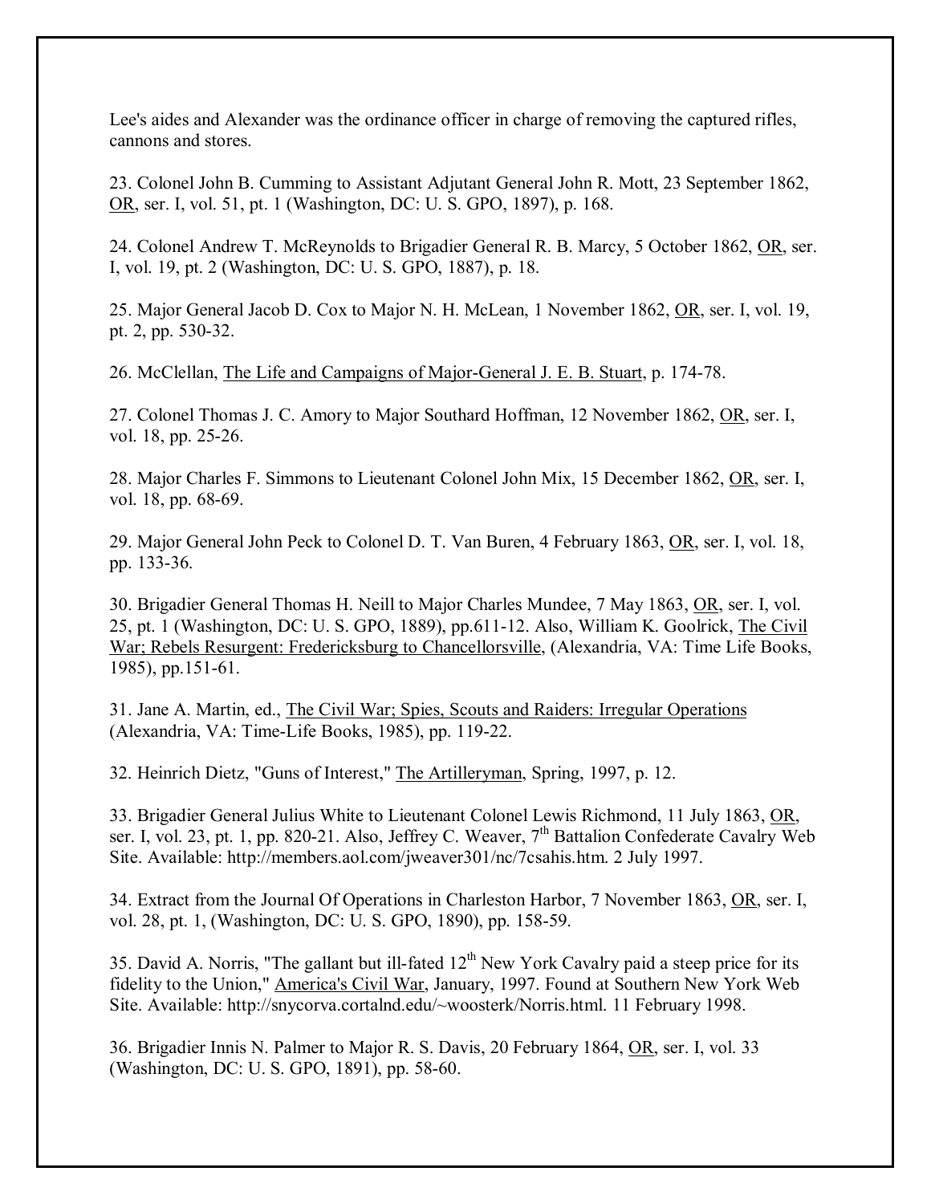Lee's aides and Alexander was the ordinance officer in charge of removing the captured rifles, cannons and stores.

23. Colonel John B. Cumming to Assistant Adjutant General John R. Mott, 23 September 1862, OR, ser. I, vol. 51, pt. 1 (Washington, DC: U. S. GPO, 1897), p. 168.

24. Colonel Andrew T. McReynolds to Brigadier General R. B. Marcy, 5 October 1862, OR, ser. I, vol. 19, pt. 2 (Washington, DC: U. S. GPO, 1887), p. 18.

25. Major General Jacob D. Cox to Major N. H. McLean, 1 November 1862, OR, ser. I, vol. 19, pt. 2, pp. 530-32.

26. McClellan, The Life and Campaigns of Major-General J. E. B. Stuart, p. 174-78.

27. Colonel Thomas J. C. Amory to Major Southard Hoffman, 12 November 1862, OR, ser. I, vol. 18, pp. 25-26.

28. Major Charles F. Simmons to Lieutenant Colonel John Mix, 15 December 1862, OR, ser. I, vol. 18, pp. 68-69.

29. Major General John Peck to Colonel D. T. Van Buren, 4 February 1863, OR, ser. I, vol. 18, pp. 133-36.

30. Brigadier General Thomas H. Neill to Major Charles Mundee, 7 May 1863, OR, ser. I, vol. 25, pt. 1 (Washington, DC: U. S. GPO, 1889), pp.611-12. Also, William K. Goolrick, The Civil War; Rebels Resurgent: Fredericksburg to Chancellorsville, (Alexandria, VA: Time Life Books, 1985), pp.151-61.

31. Jane A. Martin, ed., The Civil War; Spies, Scouts and Raiders: Irregular Operations (Alexandria, VA: Time-Life Books, 1985), pp. 119-22.

32. Heinrich Dietz, "Guns of Interest," The Artilleryman, Spring, 1997, p. 12.

33. Brigadier General Julius White to Lieutenant Colonel Lewis Richmond, 11 July 1863, OR, ser. I, vol. 23, pt. 1, pp. 820-21. Also, Jeffrey C. Weaver, 7th Battalion Confederate Cavalry Web Site. Available: http://members.aol.com/jweaver301/nc/7csahis.htm. 2 July 1997.

34. Extract from the Journal Of Operations in Charleston Harbor, 7 November 1863, OR, ser. I, vol. 28, pt. 1, (Washington, DC: U. S. GPO, 1890), pp. 158-59.

35. David A. Norris, "The gallant but ill-fated 12th New York Cavalry paid a steep price for its fidelity to the Union," America's Civil War, January, 1997. Found at Southern New York Web Site. Available: http://snycorva.cortalnd.edu/~woosterk/Norris.html. 11 February 1998.

36. Brigadier Innis N. Palmer to Major R. S. Davis, 20 February 1864, OR, ser. I, vol. 33 (Washington, DC: U. S. GPO, 1891), pp. 58-60.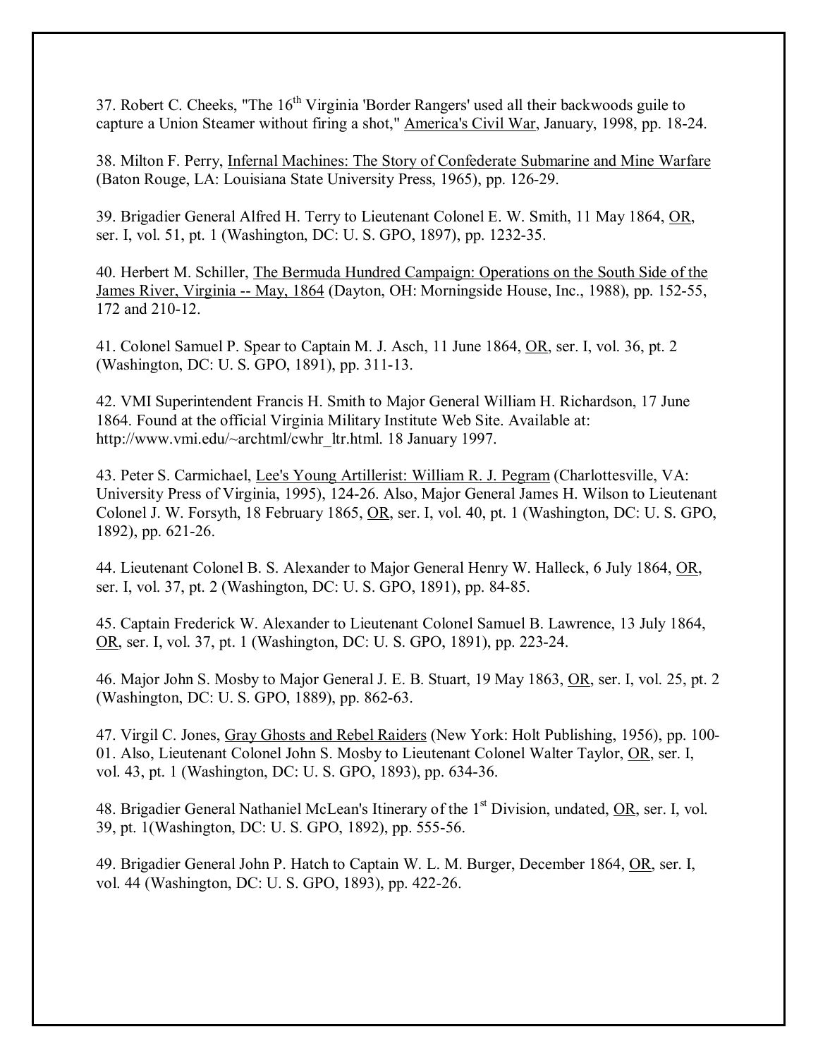37. Robert C. Cheeks, "The 16th Virginia 'Border Rangers' used all their backwoods guile to capture a Union Steamer without firing a shot," America's Civil War, January, 1998, pp. 18-24.

38. Milton F. Perry, Infernal Machines: The Story of Confederate Submarine and Mine Warfare (Baton Rouge, LA: Louisiana State University Press, 1965), pp. 126-29.

39. Brigadier General Alfred H. Terry to Lieutenant Colonel E. W. Smith, 11 May 1864, OR, ser. I, vol. 51, pt. 1 (Washington, DC: U. S. GPO, 1897), pp. 1232-35.

40. Herbert M. Schiller, The Bermuda Hundred Campaign: Operations on the South Side of the James River, Virginia -- May, 1864 (Dayton, OH: Morningside House, Inc., 1988), pp. 152-55, 172 and 210-12.

41. Colonel Samuel P. Spear to Captain M. J. Asch, 11 June 1864, OR, ser. I, vol. 36, pt. 2 (Washington, DC: U. S. GPO, 1891), pp. 311-13.

42. VMI Superintendent Francis H. Smith to Major General William H. Richardson, 17 June 1864. Found at the official Virginia Military Institute Web Site. Available at: http://www.vmi.edu/~archtml/cwhr_ltr.html. 18 January 1997.

43. Peter S. Carmichael, Lee's Young Artillerist: William R. J. Pegram (Charlottesville, VA: University Press of Virginia, 1995), 124-26. Also, Major General James H. Wilson to Lieutenant Colonel J. W. Forsyth, 18 February 1865, OR, ser. I, vol. 40, pt. 1 (Washington, DC: U. S. GPO, 1892), pp. 621-26.

44. Lieutenant Colonel B. S. Alexander to Major General Henry W. Halleck, 6 July 1864, OR, ser. I, vol. 37, pt. 2 (Washington, DC: U. S. GPO, 1891), pp. 84-85.

45. Captain Frederick W. Alexander to Lieutenant Colonel Samuel B. Lawrence, 13 July 1864, OR, ser. I, vol. 37, pt. 1 (Washington, DC: U. S. GPO, 1891), pp. 223-24.

46. Major John S. Mosby to Major General J. E. B. Stuart, 19 May 1863, OR, ser. I, vol. 25, pt. 2 (Washington, DC: U. S. GPO, 1889), pp. 862-63.

47. Virgil C. Jones, Gray Ghosts and Rebel Raiders (New York: Holt Publishing, 1956), pp. 100-01. Also, Lieutenant Colonel John S. Mosby to Lieutenant Colonel Walter Taylor, OR, ser. I, vol. 43, pt. 1 (Washington, DC: U. S. GPO, 1893), pp. 634-36.

48. Brigadier General Nathaniel McLean's Itinerary of the 1st Division, undated, OR, ser. I, vol. 39, pt. 1(Washington, DC: U. S. GPO, 1892), pp. 555-56.

49. Brigadier General John P. Hatch to Captain W. L. M. Burger, December 1864, OR, ser. I, vol. 44 (Washington, DC: U. S. GPO, 1893), pp. 422-26.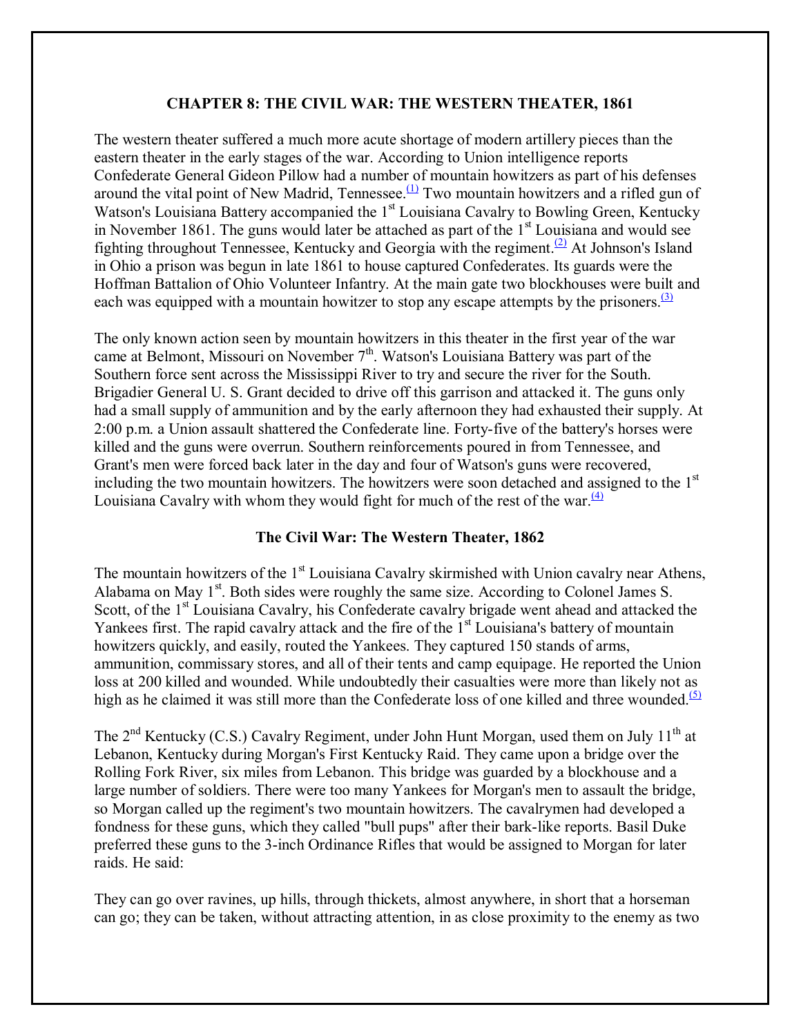## CHAPTER 8: THE CIVIL WAR: THE WESTERN THEATER, 1861

The western theater suffered a much more acute shortage of modern artillery pieces than the eastern theater in the early stages of the war. According to Union intelligence reports Confederate General Gideon Pillow had a number of mountain howitzers as part of his defenses around the vital point of New Madrid, Tennessee.[(1)] Two mountain howitzers and a rifled gun of Watson's Louisiana Battery accompanied the 1st Louisiana Cavalry to Bowling Green, Kentucky in November 1861. The guns would later be attached as part of the 1st Louisiana and would see fighting throughout Tennessee, Kentucky and Georgia with the regiment.[(2)] At Johnson's Island in Ohio a prison was begun in late 1861 to house captured Confederates. Its guards were the Hoffman Battalion of Ohio Volunteer Infantry. At the main gate two blockhouses were built and each was equipped with a mountain howitzer to stop any escape attempts by the prisoners.[(3)]

The only known action seen by mountain howitzers in this theater in the first year of the war came at Belmont, Missouri on November 7th. Watson's Louisiana Battery was part of the Southern force sent across the Mississippi River to try and secure the river for the South. Brigadier General U. S. Grant decided to drive off this garrison and attacked it. The guns only had a small supply of ammunition and by the early afternoon they had exhausted their supply. At 2:00 p.m. a Union assault shattered the Confederate line. Forty-five of the battery's horses were killed and the guns were overrun. Southern reinforcements poured in from Tennessee, and Grant's men were forced back later in the day and four of Watson's guns were recovered, including the two mountain howitzers. The howitzers were soon detached and assigned to the 1st Louisiana Cavalry with whom they would fight for much of the rest of the war.[(4)]

## The Civil War: The Western Theater, 1862

The mountain howitzers of the 1st Louisiana Cavalry skirmished with Union cavalry near Athens, Alabama on May 1st. Both sides were roughly the same size. According to Colonel James S. Scott, of the 1st Louisiana Cavalry, his Confederate cavalry brigade went ahead and attacked the Yankees first. The rapid cavalry attack and the fire of the 1st Louisiana's battery of mountain howitzers quickly, and easily, routed the Yankees. They captured 150 stands of arms, ammunition, commissary stores, and all of their tents and camp equipage. He reported the Union loss at 200 killed and wounded. While undoubtedly their casualties were more than likely not as high as he claimed it was still more than the Confederate loss of one killed and three wounded.[(5)]

The 2nd Kentucky (C.S.) Cavalry Regiment, under John Hunt Morgan, used them on July 11th at Lebanon, Kentucky during Morgan's First Kentucky Raid. They came upon a bridge over the Rolling Fork River, six miles from Lebanon. This bridge was guarded by a blockhouse and a large number of soldiers. There were too many Yankees for Morgan's men to assault the bridge, so Morgan called up the regiment's two mountain howitzers. The cavalrymen had developed a fondness for these guns, which they called "bull pups" after their bark-like reports. Basil Duke preferred these guns to the 3-inch Ordinance Rifles that would be assigned to Morgan for later raids. He said:

They can go over ravines, up hills, through thickets, almost anywhere, in short that a horseman can go; they can be taken, without attracting attention, in as close proximity to the enemy as two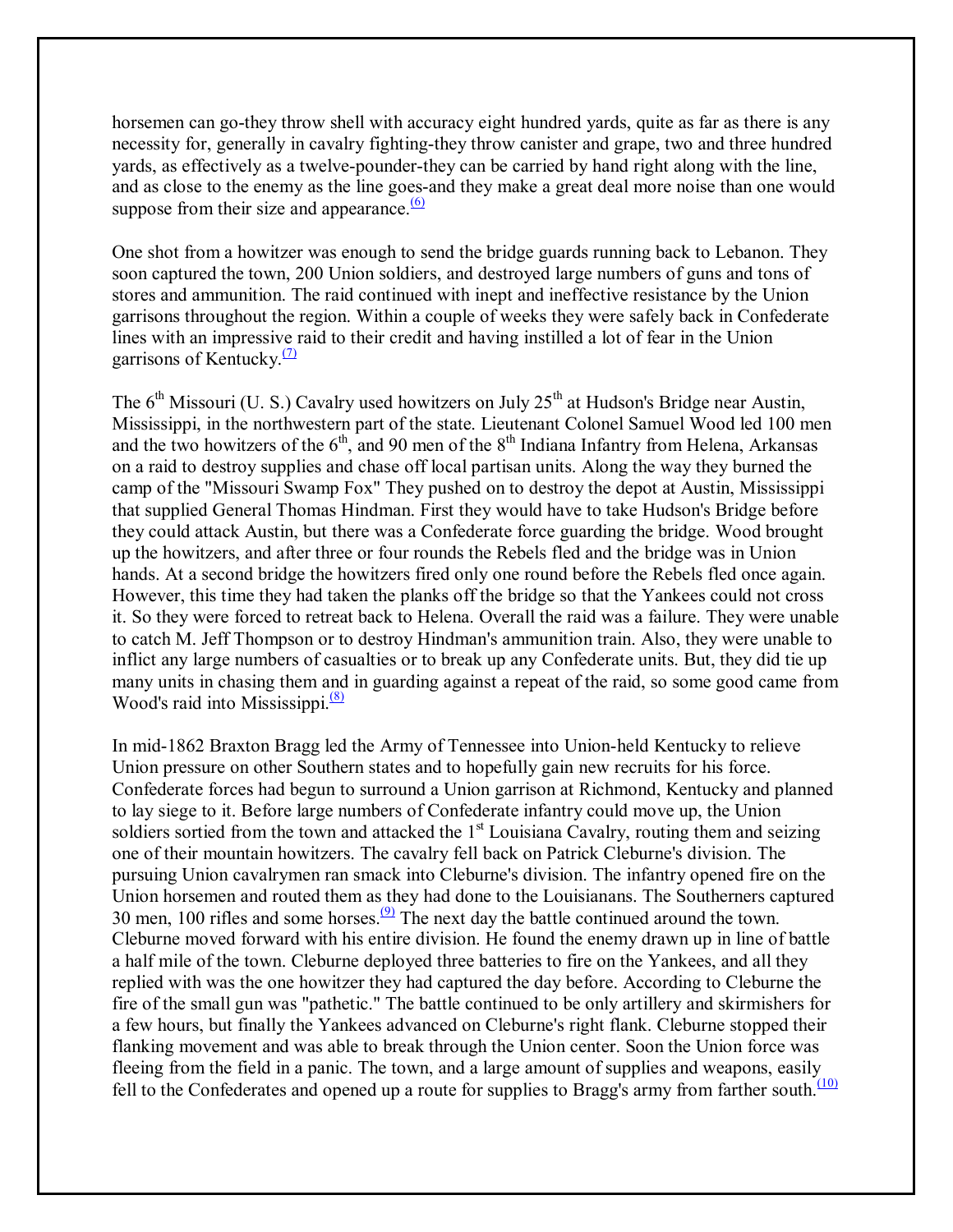horsemen can go-they throw shell with accuracy eight hundred yards, quite as far as there is any necessity for, generally in cavalry fighting-they throw canister and grape, two and three hundred yards, as effectively as a twelve-pounder-they can be carried by hand right along with the line, and as close to the enemy as the line goes-and they make a great deal more noise than one would suppose from their size and appearance.[(6)]

One shot from a howitzer was enough to send the bridge guards running back to Lebanon. They soon captured the town, 200 Union soldiers, and destroyed large numbers of guns and tons of stores and ammunition. The raid continued with inept and ineffective resistance by the Union garrisons throughout the region. Within a couple of weeks they were safely back in Confederate lines with an impressive raid to their credit and having instilled a lot of fear in the Union garrisons of Kentucky.[(7)]

The 6th Missouri (U. S.) Cavalry used howitzers on July 25th at Hudson's Bridge near Austin, Mississippi, in the northwestern part of the state. Lieutenant Colonel Samuel Wood led 100 men and the two howitzers of the 6th, and 90 men of the 8th Indiana Infantry from Helena, Arkansas on a raid to destroy supplies and chase off local partisan units. Along the way they burned the camp of the "Missouri Swamp Fox" They pushed on to destroy the depot at Austin, Mississippi that supplied General Thomas Hindman. First they would have to take Hudson's Bridge before they could attack Austin, but there was a Confederate force guarding the bridge. Wood brought up the howitzers, and after three or four rounds the Rebels fled and the bridge was in Union hands. At a second bridge the howitzers fired only one round before the Rebels fled once again. However, this time they had taken the planks off the bridge so that the Yankees could not cross it. So they were forced to retreat back to Helena. Overall the raid was a failure. They were unable to catch M. Jeff Thompson or to destroy Hindman's ammunition train. Also, they were unable to inflict any large numbers of casualties or to break up any Confederate units. But, they did tie up many units in chasing them and in guarding against a repeat of the raid, so some good came from Wood's raid into Mississippi.[(8)]

In mid-1862 Braxton Bragg led the Army of Tennessee into Union-held Kentucky to relieve Union pressure on other Southern states and to hopefully gain new recruits for his force. Confederate forces had begun to surround a Union garrison at Richmond, Kentucky and planned to lay siege to it. Before large numbers of Confederate infantry could move up, the Union soldiers sortied from the town and attacked the 1st Louisiana Cavalry, routing them and seizing one of their mountain howitzers. The cavalry fell back on Patrick Cleburne's division. The pursuing Union cavalrymen ran smack into Cleburne's division. The infantry opened fire on the Union horsemen and routed them as they had done to the Louisianans. The Southerners captured 30 men, 100 rifles and some horses.[(9)] The next day the battle continued around the town. Cleburne moved forward with his entire division. He found the enemy drawn up in line of battle a half mile of the town. Cleburne deployed three batteries to fire on the Yankees, and all they replied with was the one howitzer they had captured the day before. According to Cleburne the fire of the small gun was "pathetic." The battle continued to be only artillery and skirmishers for a few hours, but finally the Yankees advanced on Cleburne's right flank. Cleburne stopped their flanking movement and was able to break through the Union center. Soon the Union force was fleeing from the field in a panic. The town, and a large amount of supplies and weapons, easily fell to the Confederates and opened up a route for supplies to Bragg's army from farther south.[(10)]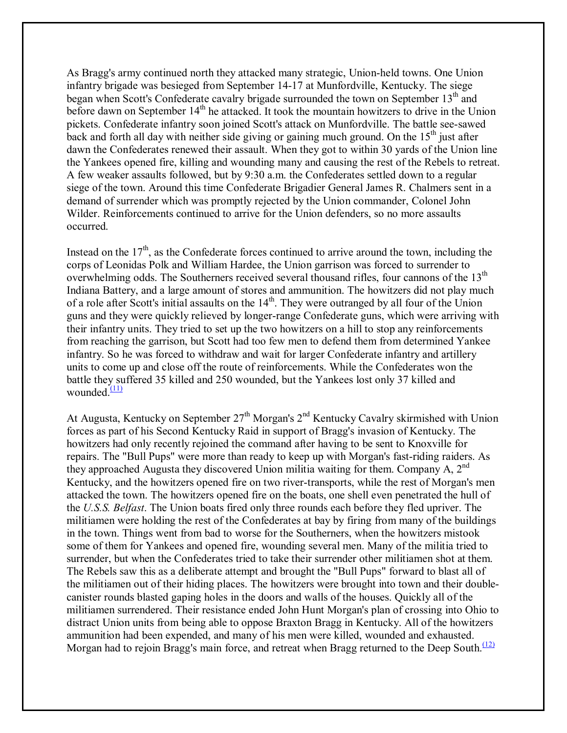As Bragg's army continued north they attacked many strategic, Union-held towns. One Union infantry brigade was besieged from September 14-17 at Munfordville, Kentucky. The siege began when Scott's Confederate cavalry brigade surrounded the town on September 13th and before dawn on September 14th he attacked. It took the mountain howitzers to drive in the Union pickets. Confederate infantry soon joined Scott's attack on Munfordville. The battle see-sawed back and forth all day with neither side giving or gaining much ground. On the 15th just after dawn the Confederates renewed their assault. When they got to within 30 yards of the Union line the Yankees opened fire, killing and wounding many and causing the rest of the Rebels to retreat. A few weaker assaults followed, but by 9:30 a.m. the Confederates settled down to a regular siege of the town. Around this time Confederate Brigadier General James R. Chalmers sent in a demand of surrender which was promptly rejected by the Union commander, Colonel John Wilder. Reinforcements continued to arrive for the Union defenders, so no more assaults occurred.

Instead on the 17th, as the Confederate forces continued to arrive around the town, including the corps of Leonidas Polk and William Hardee, the Union garrison was forced to surrender to overwhelming odds. The Southerners received several thousand rifles, four cannons of the 13th Indiana Battery, and a large amount of stores and ammunition. The howitzers did not play much of a role after Scott's initial assaults on the 14th. They were outranged by all four of the Union guns and they were quickly relieved by longer-range Confederate guns, which were arriving with their infantry units. They tried to set up the two howitzers on a hill to stop any reinforcements from reaching the garrison, but Scott had too few men to defend them from determined Yankee infantry. So he was forced to withdraw and wait for larger Confederate infantry and artillery units to come up and close off the route of reinforcements. While the Confederates won the battle they suffered 35 killed and 250 wounded, but the Yankees lost only 37 killed and wounded.[(11)]

At Augusta, Kentucky on September 27th Morgan's 2nd Kentucky Cavalry skirmished with Union forces as part of his Second Kentucky Raid in support of Bragg's invasion of Kentucky. The howitzers had only recently rejoined the command after having to be sent to Knoxville for repairs. The "Bull Pups" were more than ready to keep up with Morgan's fast-riding raiders. As they approached Augusta they discovered Union militia waiting for them. Company A, 2nd Kentucky, and the howitzers opened fire on two river-transports, while the rest of Morgan's men attacked the town. The howitzers opened fire on the boats, one shell even penetrated the hull of the *U.S.S. Belfast*. The Union boats fired only three rounds each before they fled upriver. The militiamen were holding the rest of the Confederates at bay by firing from many of the buildings in the town. Things went from bad to worse for the Southerners, when the howitzers mistook some of them for Yankees and opened fire, wounding several men. Many of the militia tried to surrender, but when the Confederates tried to take their surrender other militiamen shot at them. The Rebels saw this as a deliberate attempt and brought the "Bull Pups" forward to blast all of the militiamen out of their hiding places. The howitzers were brought into town and their double-canister rounds blasted gaping holes in the doors and walls of the houses. Quickly all of the militiamen surrendered. Their resistance ended John Hunt Morgan's plan of crossing into Ohio to distract Union units from being able to oppose Braxton Bragg in Kentucky. All of the howitzers ammunition had been expended, and many of his men were killed, wounded and exhausted. Morgan had to rejoin Bragg's main force, and retreat when Bragg returned to the Deep South.[(12)]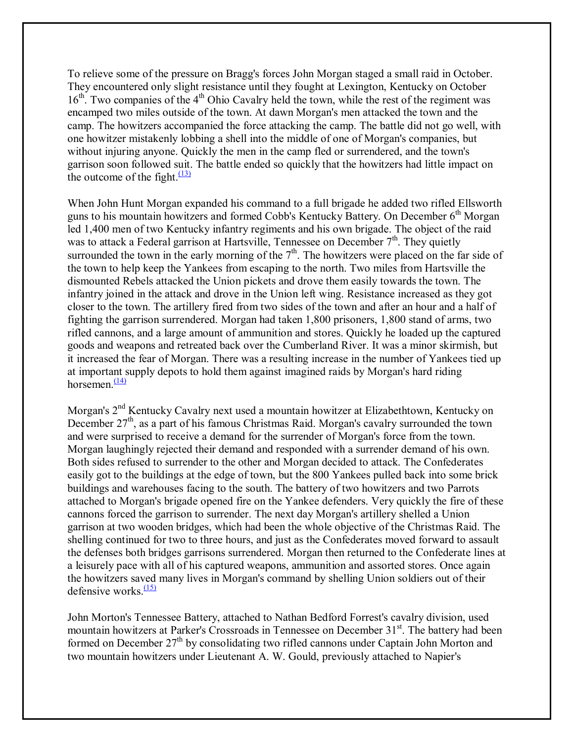To relieve some of the pressure on Bragg's forces John Morgan staged a small raid in October. They encountered only slight resistance until they fought at Lexington, Kentucky on October 16th. Two companies of the 4th Ohio Cavalry held the town, while the rest of the regiment was encamped two miles outside of the town. At dawn Morgan's men attacked the town and the camp. The howitzers accompanied the force attacking the camp. The battle did not go well, with one howitzer mistakenly lobbing a shell into the middle of one of Morgan's companies, but without injuring anyone. Quickly the men in the camp fled or surrendered, and the town's garrison soon followed suit. The battle ended so quickly that the howitzers had little impact on the outcome of the fight.[(13)]

When John Hunt Morgan expanded his command to a full brigade he added two rifled Ellsworth guns to his mountain howitzers and formed Cobb's Kentucky Battery. On December 6th Morgan led 1,400 men of two Kentucky infantry regiments and his own brigade. The object of the raid was to attack a Federal garrison at Hartsville, Tennessee on December 7th. They quietly surrounded the town in the early morning of the 7th. The howitzers were placed on the far side of the town to help keep the Yankees from escaping to the north. Two miles from Hartsville the dismounted Rebels attacked the Union pickets and drove them easily towards the town. The infantry joined in the attack and drove in the Union left wing. Resistance increased as they got closer to the town. The artillery fired from two sides of the town and after an hour and a half of fighting the garrison surrendered. Morgan had taken 1,800 prisoners, 1,800 stand of arms, two rifled cannons, and a large amount of ammunition and stores. Quickly he loaded up the captured goods and weapons and retreated back over the Cumberland River. It was a minor skirmish, but it increased the fear of Morgan. There was a resulting increase in the number of Yankees tied up at important supply depots to hold them against imagined raids by Morgan's hard riding horsemen.[(14)]

Morgan's 2nd Kentucky Cavalry next used a mountain howitzer at Elizabethtown, Kentucky on December 27th, as a part of his famous Christmas Raid. Morgan's cavalry surrounded the town and were surprised to receive a demand for the surrender of Morgan's force from the town. Morgan laughingly rejected their demand and responded with a surrender demand of his own. Both sides refused to surrender to the other and Morgan decided to attack. The Confederates easily got to the buildings at the edge of town, but the 800 Yankees pulled back into some brick buildings and warehouses facing to the south. The battery of two howitzers and two Parrots attached to Morgan's brigade opened fire on the Yankee defenders. Very quickly the fire of these cannons forced the garrison to surrender. The next day Morgan's artillery shelled a Union garrison at two wooden bridges, which had been the whole objective of the Christmas Raid. The shelling continued for two to three hours, and just as the Confederates moved forward to assault the defenses both bridges garrisons surrendered. Morgan then returned to the Confederate lines at a leisurely pace with all of his captured weapons, ammunition and assorted stores. Once again the howitzers saved many lives in Morgan's command by shelling Union soldiers out of their defensive works.[(15)]

John Morton's Tennessee Battery, attached to Nathan Bedford Forrest's cavalry division, used mountain howitzers at Parker's Crossroads in Tennessee on December 31st. The battery had been formed on December 27th by consolidating two rifled cannons under Captain John Morton and two mountain howitzers under Lieutenant A. W. Gould, previously attached to Napier's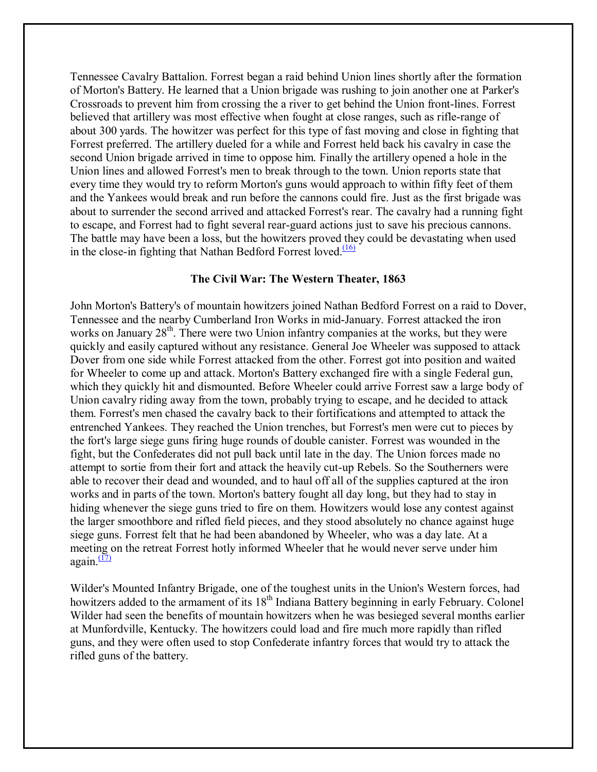Tennessee Cavalry Battalion. Forrest began a raid behind Union lines shortly after the formation of Morton's Battery. He learned that a Union brigade was rushing to join another one at Parker's Crossroads to prevent him from crossing the a river to get behind the Union front-lines. Forrest believed that artillery was most effective when fought at close ranges, such as rifle-range of about 300 yards. The howitzer was perfect for this type of fast moving and close in fighting that Forrest preferred. The artillery dueled for a while and Forrest held back his cavalry in case the second Union brigade arrived in time to oppose him. Finally the artillery opened a hole in the Union lines and allowed Forrest's men to break through to the town. Union reports state that every time they would try to reform Morton's guns would approach to within fifty feet of them and the Yankees would break and run before the cannons could fire. Just as the first brigade was about to surrender the second arrived and attacked Forrest's rear. The cavalry had a running fight to escape, and Forrest had to fight several rear-guard actions just to save his precious cannons. The battle may have been a loss, but the howitzers proved they could be devastating when used in the close-in fighting that Nathan Bedford Forrest loved.[(16)]

### The Civil War: The Western Theater, 1863

John Morton's Battery's of mountain howitzers joined Nathan Bedford Forrest on a raid to Dover, Tennessee and the nearby Cumberland Iron Works in mid-January. Forrest attacked the iron works on January 28th. There were two Union infantry companies at the works, but they were quickly and easily captured without any resistance. General Joe Wheeler was supposed to attack Dover from one side while Forrest attacked from the other. Forrest got into position and waited for Wheeler to come up and attack. Morton's Battery exchanged fire with a single Federal gun, which they quickly hit and dismounted. Before Wheeler could arrive Forrest saw a large body of Union cavalry riding away from the town, probably trying to escape, and he decided to attack them. Forrest's men chased the cavalry back to their fortifications and attempted to attack the entrenched Yankees. They reached the Union trenches, but Forrest's men were cut to pieces by the fort's large siege guns firing huge rounds of double canister. Forrest was wounded in the fight, but the Confederates did not pull back until late in the day. The Union forces made no attempt to sortie from their fort and attack the heavily cut-up Rebels. So the Southerners were able to recover their dead and wounded, and to haul off all of the supplies captured at the iron works and in parts of the town. Morton's battery fought all day long, but they had to stay in hiding whenever the siege guns tried to fire on them. Howitzers would lose any contest against the larger smoothbore and rifled field pieces, and they stood absolutely no chance against huge siege guns. Forrest felt that he had been abandoned by Wheeler, who was a day late. At a meeting on the retreat Forrest hotly informed Wheeler that he would never serve under him again.[(17)]

Wilder's Mounted Infantry Brigade, one of the toughest units in the Union's Western forces, had howitzers added to the armament of its 18th Indiana Battery beginning in early February. Colonel Wilder had seen the benefits of mountain howitzers when he was besieged several months earlier at Munfordville, Kentucky. The howitzers could load and fire much more rapidly than rifled guns, and they were often used to stop Confederate infantry forces that would try to attack the rifled guns of the battery.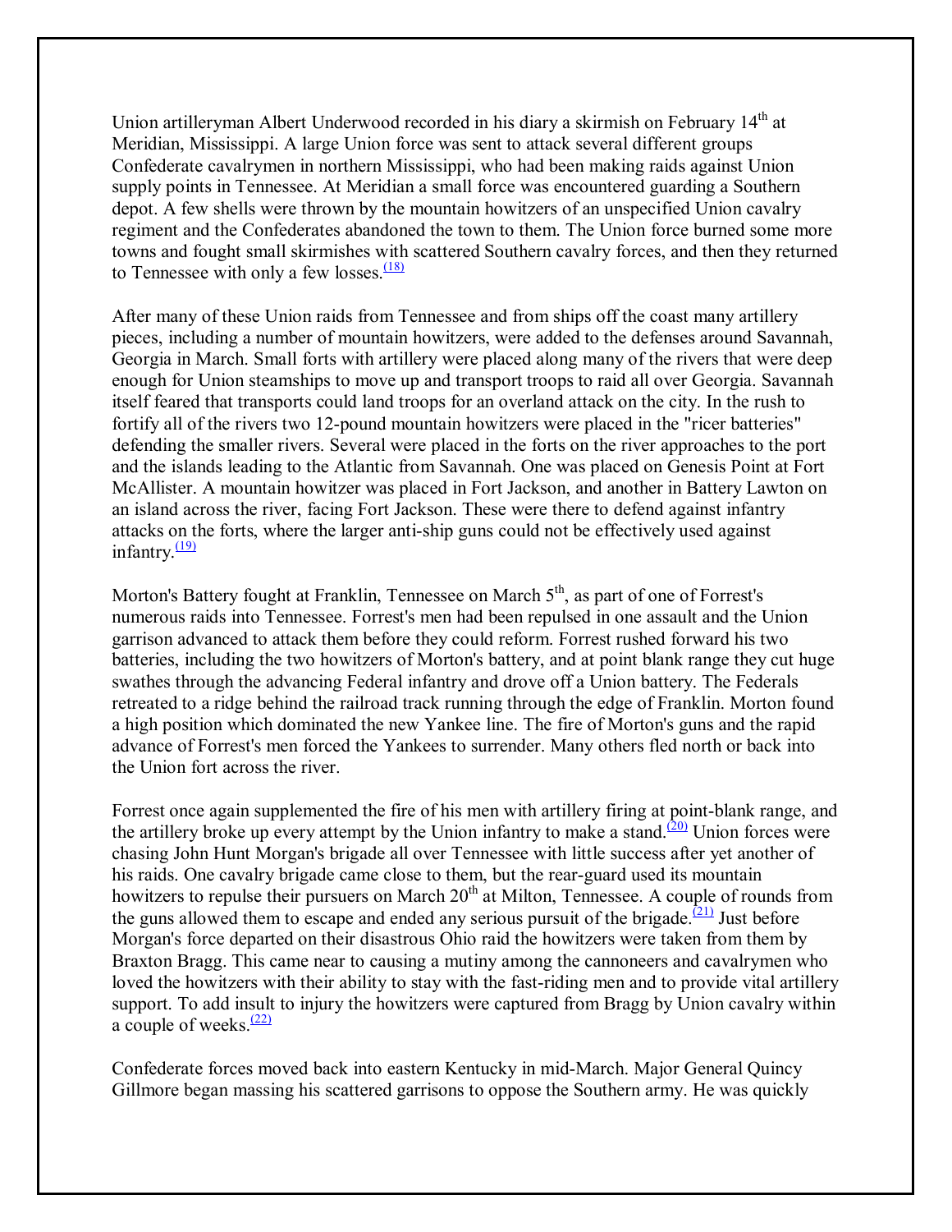Union artilleryman Albert Underwood recorded in his diary a skirmish on February 14th at Meridian, Mississippi. A large Union force was sent to attack several different groups Confederate cavalrymen in northern Mississippi, who had been making raids against Union supply points in Tennessee. At Meridian a small force was encountered guarding a Southern depot. A few shells were thrown by the mountain howitzers of an unspecified Union cavalry regiment and the Confederates abandoned the town to them. The Union force burned some more towns and fought small skirmishes with scattered Southern cavalry forces, and then they returned to Tennessee with only a few losses.[(18)]

After many of these Union raids from Tennessee and from ships off the coast many artillery pieces, including a number of mountain howitzers, were added to the defenses around Savannah, Georgia in March. Small forts with artillery were placed along many of the rivers that were deep enough for Union steamships to move up and transport troops to raid all over Georgia. Savannah itself feared that transports could land troops for an overland attack on the city. In the rush to fortify all of the rivers two 12-pound mountain howitzers were placed in the "ricer batteries" defending the smaller rivers. Several were placed in the forts on the river approaches to the port and the islands leading to the Atlantic from Savannah. One was placed on Genesis Point at Fort McAllister. A mountain howitzer was placed in Fort Jackson, and another in Battery Lawton on an island across the river, facing Fort Jackson. These were there to defend against infantry attacks on the forts, where the larger anti-ship guns could not be effectively used against infantry.[(19)]

Morton's Battery fought at Franklin, Tennessee on March 5th, as part of one of Forrest's numerous raids into Tennessee. Forrest's men had been repulsed in one assault and the Union garrison advanced to attack them before they could reform. Forrest rushed forward his two batteries, including the two howitzers of Morton's battery, and at point blank range they cut huge swathes through the advancing Federal infantry and drove off a Union battery. The Federals retreated to a ridge behind the railroad track running through the edge of Franklin. Morton found a high position which dominated the new Yankee line. The fire of Morton's guns and the rapid advance of Forrest's men forced the Yankees to surrender. Many others fled north or back into the Union fort across the river.

Forrest once again supplemented the fire of his men with artillery firing at point-blank range, and the artillery broke up every attempt by the Union infantry to make a stand.[(20)] Union forces were chasing John Hunt Morgan's brigade all over Tennessee with little success after yet another of his raids. One cavalry brigade came close to them, but the rear-guard used its mountain howitzers to repulse their pursuers on March 20th at Milton, Tennessee. A couple of rounds from the guns allowed them to escape and ended any serious pursuit of the brigade.[(21)] Just before Morgan's force departed on their disastrous Ohio raid the howitzers were taken from them by Braxton Bragg. This came near to causing a mutiny among the cannoneers and cavalrymen who loved the howitzers with their ability to stay with the fast-riding men and to provide vital artillery support. To add insult to injury the howitzers were captured from Bragg by Union cavalry within a couple of weeks.[(22)]

Confederate forces moved back into eastern Kentucky in mid-March. Major General Quincy Gillmore began massing his scattered garrisons to oppose the Southern army. He was quickly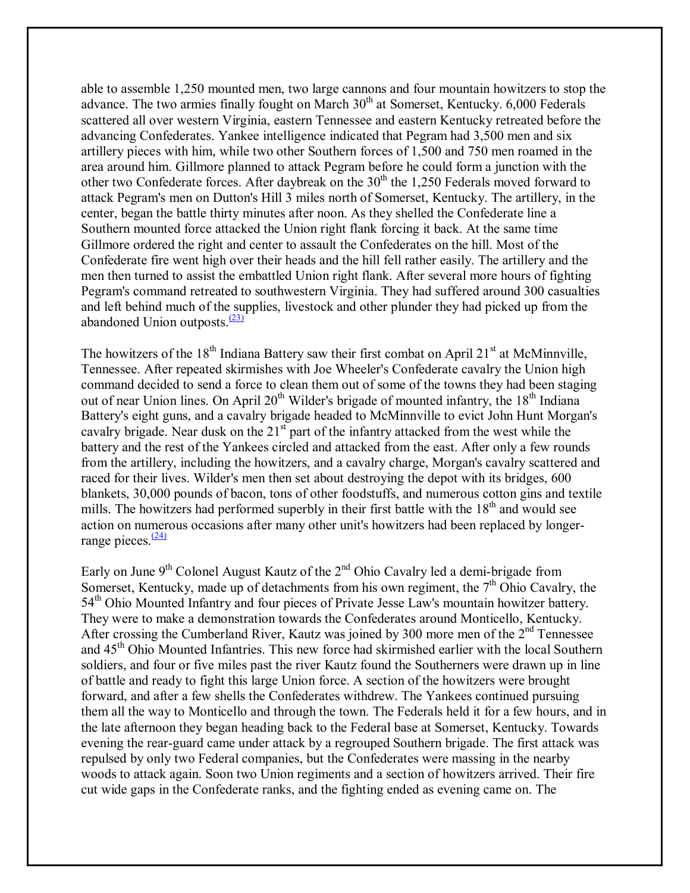able to assemble 1,250 mounted men, two large cannons and four mountain howitzers to stop the advance. The two armies finally fought on March 30th at Somerset, Kentucky. 6,000 Federals scattered all over western Virginia, eastern Tennessee and eastern Kentucky retreated before the advancing Confederates. Yankee intelligence indicated that Pegram had 3,500 men and six artillery pieces with him, while two other Southern forces of 1,500 and 750 men roamed in the area around him. Gillmore planned to attack Pegram before he could form a junction with the other two Confederate forces. After daybreak on the 30th the 1,250 Federals moved forward to attack Pegram's men on Dutton's Hill 3 miles north of Somerset, Kentucky. The artillery, in the center, began the battle thirty minutes after noon. As they shelled the Confederate line a Southern mounted force attacked the Union right flank forcing it back. At the same time Gillmore ordered the right and center to assault the Confederates on the hill. Most of the Confederate fire went high over their heads and the hill fell rather easily. The artillery and the men then turned to assist the embattled Union right flank. After several more hours of fighting Pegram's command retreated to southwestern Virginia. They had suffered around 300 casualties and left behind much of the supplies, livestock and other plunder they had picked up from the abandoned Union outposts.[(23)]

The howitzers of the 18th Indiana Battery saw their first combat on April 21st at McMinnville, Tennessee. After repeated skirmishes with Joe Wheeler's Confederate cavalry the Union high command decided to send a force to clean them out of some of the towns they had been staging out of near Union lines. On April 20th Wilder's brigade of mounted infantry, the 18th Indiana Battery's eight guns, and a cavalry brigade headed to McMinnville to evict John Hunt Morgan's cavalry brigade. Near dusk on the 21st part of the infantry attacked from the west while the battery and the rest of the Yankees circled and attacked from the east. After only a few rounds from the artillery, including the howitzers, and a cavalry charge, Morgan's cavalry scattered and raced for their lives. Wilder's men then set about destroying the depot with its bridges, 600 blankets, 30,000 pounds of bacon, tons of other foodstuffs, and numerous cotton gins and textile mills. The howitzers had performed superbly in their first battle with the 18th and would see action on numerous occasions after many other unit's howitzers had been replaced by longer-range pieces.[(24)]

Early on June 9th Colonel August Kautz of the 2nd Ohio Cavalry led a demi-brigade from Somerset, Kentucky, made up of detachments from his own regiment, the 7th Ohio Cavalry, the 54th Ohio Mounted Infantry and four pieces of Private Jesse Law's mountain howitzer battery. They were to make a demonstration towards the Confederates around Monticello, Kentucky. After crossing the Cumberland River, Kautz was joined by 300 more men of the 2nd Tennessee and 45th Ohio Mounted Infantries. This new force had skirmished earlier with the local Southern soldiers, and four or five miles past the river Kautz found the Southerners were drawn up in line of battle and ready to fight this large Union force. A section of the howitzers were brought forward, and after a few shells the Confederates withdrew. The Yankees continued pursuing them all the way to Monticello and through the town. The Federals held it for a few hours, and in the late afternoon they began heading back to the Federal base at Somerset, Kentucky. Towards evening the rear-guard came under attack by a regrouped Southern brigade. The first attack was repulsed by only two Federal companies, but the Confederates were massing in the nearby woods to attack again. Soon two Union regiments and a section of howitzers arrived. Their fire cut wide gaps in the Confederate ranks, and the fighting ended as evening came on. The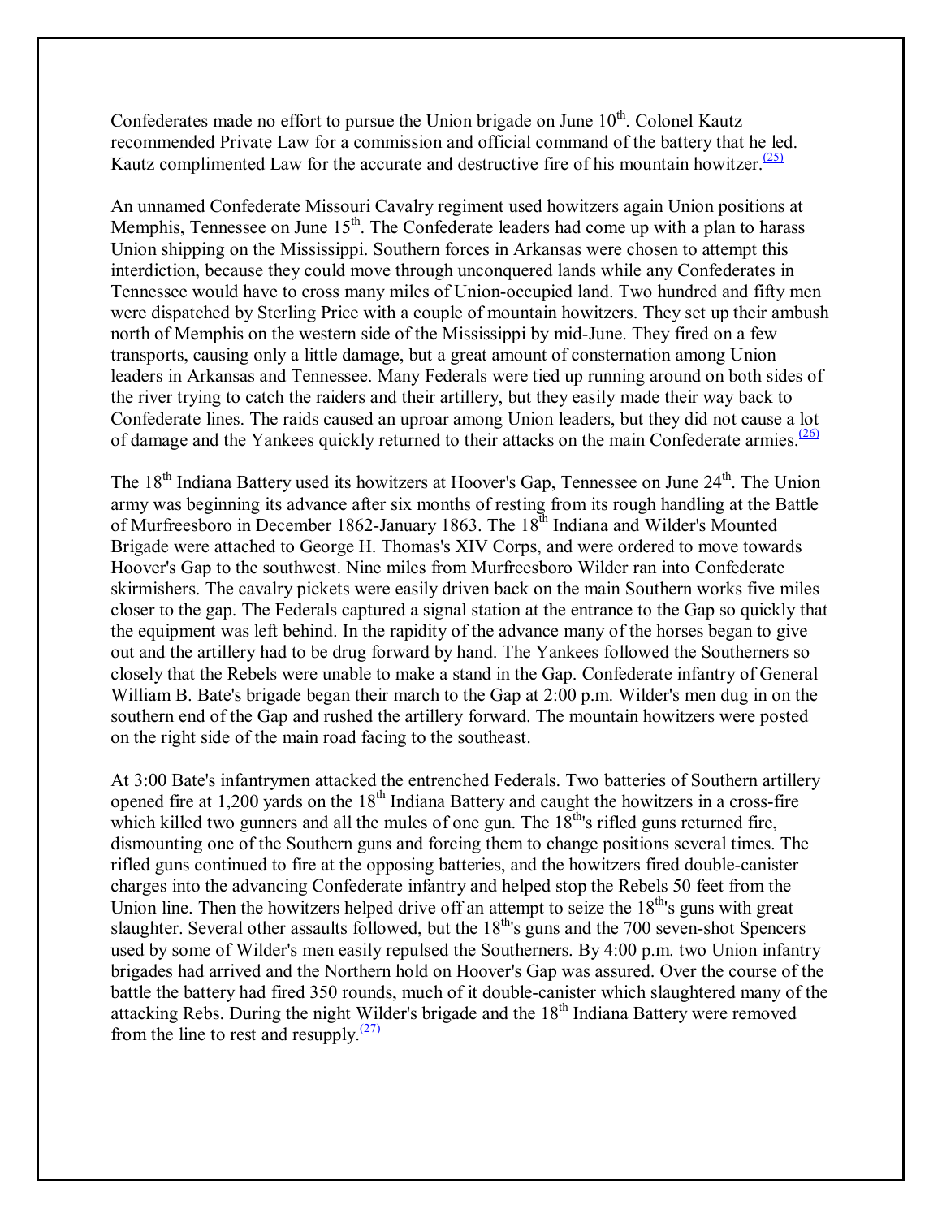Confederates made no effort to pursue the Union brigade on June 10th. Colonel Kautz recommended Private Law for a commission and official command of the battery that he led. Kautz complimented Law for the accurate and destructive fire of his mountain howitzer.[(25)]

An unnamed Confederate Missouri Cavalry regiment used howitzers again Union positions at Memphis, Tennessee on June 15th. The Confederate leaders had come up with a plan to harass Union shipping on the Mississippi. Southern forces in Arkansas were chosen to attempt this interdiction, because they could move through unconquered lands while any Confederates in Tennessee would have to cross many miles of Union-occupied land. Two hundred and fifty men were dispatched by Sterling Price with a couple of mountain howitzers. They set up their ambush north of Memphis on the western side of the Mississippi by mid-June. They fired on a few transports, causing only a little damage, but a great amount of consternation among Union leaders in Arkansas and Tennessee. Many Federals were tied up running around on both sides of the river trying to catch the raiders and their artillery, but they easily made their way back to Confederate lines. The raids caused an uproar among Union leaders, but they did not cause a lot of damage and the Yankees quickly returned to their attacks on the main Confederate armies.[(26)]

The 18th Indiana Battery used its howitzers at Hoover's Gap, Tennessee on June 24th. The Union army was beginning its advance after six months of resting from its rough handling at the Battle of Murfreesboro in December 1862-January 1863. The 18th Indiana and Wilder's Mounted Brigade were attached to George H. Thomas's XIV Corps, and were ordered to move towards Hoover's Gap to the southwest. Nine miles from Murfreesboro Wilder ran into Confederate skirmishers. The cavalry pickets were easily driven back on the main Southern works five miles closer to the gap. The Federals captured a signal station at the entrance to the Gap so quickly that the equipment was left behind. In the rapidity of the advance many of the horses began to give out and the artillery had to be drug forward by hand. The Yankees followed the Southerners so closely that the Rebels were unable to make a stand in the Gap. Confederate infantry of General William B. Bate's brigade began their march to the Gap at 2:00 p.m. Wilder's men dug in on the southern end of the Gap and rushed the artillery forward. The mountain howitzers were posted on the right side of the main road facing to the southeast.

At 3:00 Bate's infantrymen attacked the entrenched Federals. Two batteries of Southern artillery opened fire at 1,200 yards on the 18th Indiana Battery and caught the howitzers in a cross-fire which killed two gunners and all the mules of one gun. The 18th's rifled guns returned fire, dismounting one of the Southern guns and forcing them to change positions several times. The rifled guns continued to fire at the opposing batteries, and the howitzers fired double-canister charges into the advancing Confederate infantry and helped stop the Rebels 50 feet from the Union line. Then the howitzers helped drive off an attempt to seize the 18th's guns with great slaughter. Several other assaults followed, but the 18th's guns and the 700 seven-shot Spencers used by some of Wilder's men easily repulsed the Southerners. By 4:00 p.m. two Union infantry brigades had arrived and the Northern hold on Hoover's Gap was assured. Over the course of the battle the battery had fired 350 rounds, much of it double-canister which slaughtered many of the attacking Rebs. During the night Wilder's brigade and the 18th Indiana Battery were removed from the line to rest and resupply.[(27)]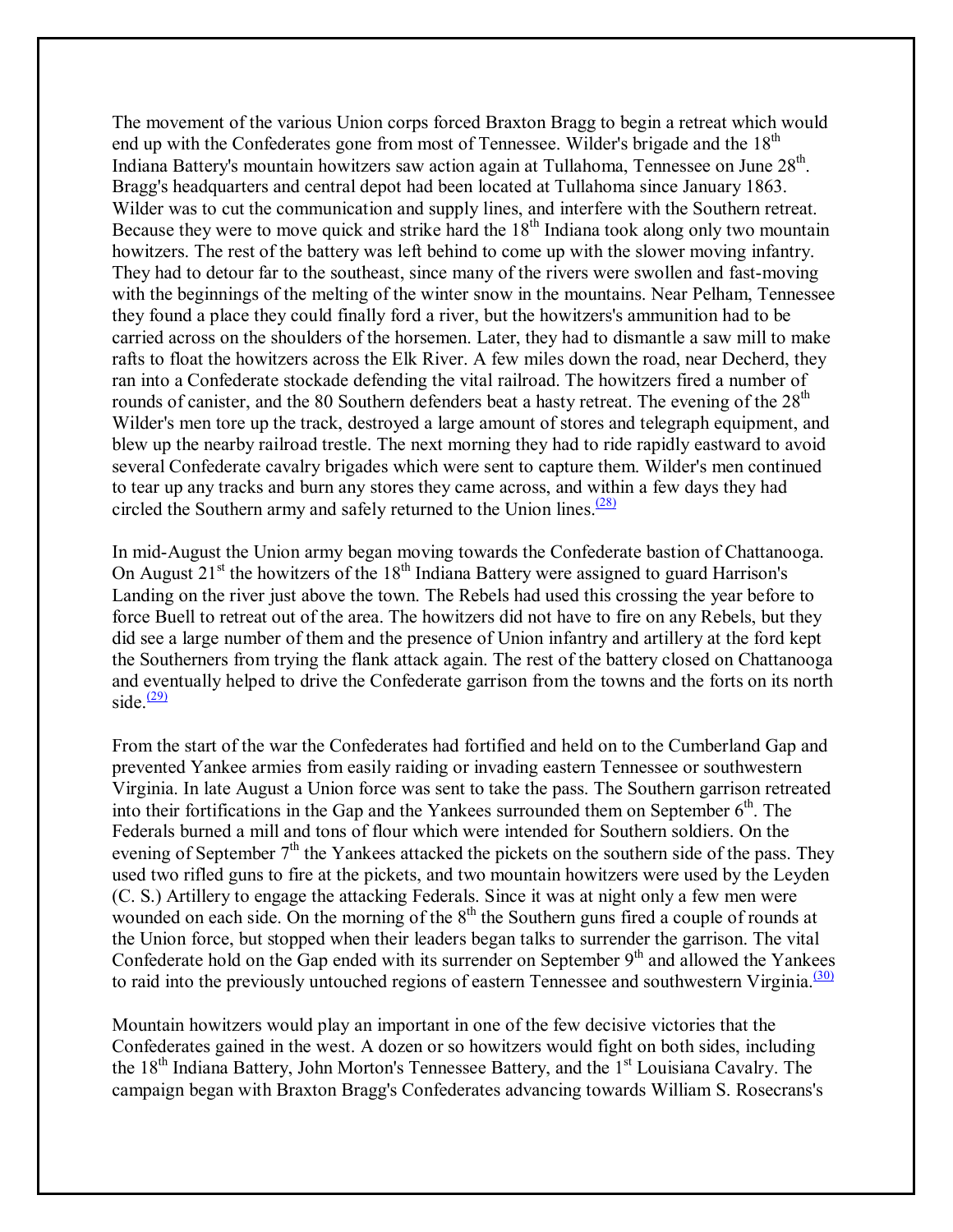The movement of the various Union corps forced Braxton Bragg to begin a retreat which would end up with the Confederates gone from most of Tennessee. Wilder's brigade and the 18th Indiana Battery's mountain howitzers saw action again at Tullahoma, Tennessee on June 28th. Bragg's headquarters and central depot had been located at Tullahoma since January 1863. Wilder was to cut the communication and supply lines, and interfere with the Southern retreat. Because they were to move quick and strike hard the 18th Indiana took along only two mountain howitzers. The rest of the battery was left behind to come up with the slower moving infantry. They had to detour far to the southeast, since many of the rivers were swollen and fast-moving with the beginnings of the melting of the winter snow in the mountains. Near Pelham, Tennessee they found a place they could finally ford a river, but the howitzers's ammunition had to be carried across on the shoulders of the horsemen. Later, they had to dismantle a saw mill to make rafts to float the howitzers across the Elk River. A few miles down the road, near Decherd, they ran into a Confederate stockade defending the vital railroad. The howitzers fired a number of rounds of canister, and the 80 Southern defenders beat a hasty retreat. The evening of the 28th Wilder's men tore up the track, destroyed a large amount of stores and telegraph equipment, and blew up the nearby railroad trestle. The next morning they had to ride rapidly eastward to avoid several Confederate cavalry brigades which were sent to capture them. Wilder's men continued to tear up any tracks and burn any stores they came across, and within a few days they had circled the Southern army and safely returned to the Union lines.[(28)]

In mid-August the Union army began moving towards the Confederate bastion of Chattanooga. On August 21st the howitzers of the 18th Indiana Battery were assigned to guard Harrison's Landing on the river just above the town. The Rebels had used this crossing the year before to force Buell to retreat out of the area. The howitzers did not have to fire on any Rebels, but they did see a large number of them and the presence of Union infantry and artillery at the ford kept the Southerners from trying the flank attack again. The rest of the battery closed on Chattanooga and eventually helped to drive the Confederate garrison from the towns and the forts on its north side.[(29)]

From the start of the war the Confederates had fortified and held on to the Cumberland Gap and prevented Yankee armies from easily raiding or invading eastern Tennessee or southwestern Virginia. In late August a Union force was sent to take the pass. The Southern garrison retreated into their fortifications in the Gap and the Yankees surrounded them on September 6th. The Federals burned a mill and tons of flour which were intended for Southern soldiers. On the evening of September 7th the Yankees attacked the pickets on the southern side of the pass. They used two rifled guns to fire at the pickets, and two mountain howitzers were used by the Leyden (C. S.) Artillery to engage the attacking Federals. Since it was at night only a few men were wounded on each side. On the morning of the 8th the Southern guns fired a couple of rounds at the Union force, but stopped when their leaders began talks to surrender the garrison. The vital Confederate hold on the Gap ended with its surrender on September 9th and allowed the Yankees to raid into the previously untouched regions of eastern Tennessee and southwestern Virginia.[(30)]

Mountain howitzers would play an important in one of the few decisive victories that the Confederates gained in the west. A dozen or so howitzers would fight on both sides, including the 18th Indiana Battery, John Morton's Tennessee Battery, and the 1st Louisiana Cavalry. The campaign began with Braxton Bragg's Confederates advancing towards William S. Rosecrans's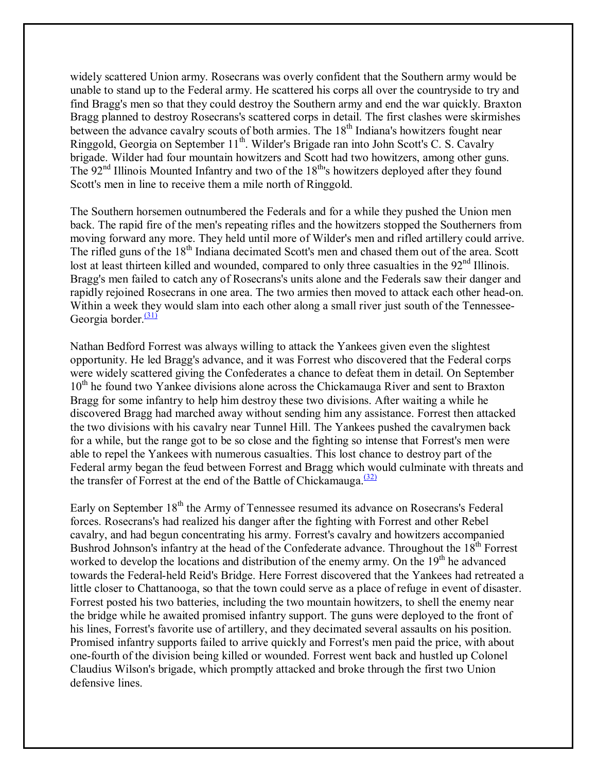widely scattered Union army. Rosecrans was overly confident that the Southern army would be unable to stand up to the Federal army. He scattered his corps all over the countryside to try and find Bragg's men so that they could destroy the Southern army and end the war quickly. Braxton Bragg planned to destroy Rosecrans's scattered corps in detail. The first clashes were skirmishes between the advance cavalry scouts of both armies. The 18th Indiana's howitzers fought near Ringgold, Georgia on September 11th. Wilder's Brigade ran into John Scott's C. S. Cavalry brigade. Wilder had four mountain howitzers and Scott had two howitzers, among other guns. The 92nd Illinois Mounted Infantry and two of the 18th's howitzers deployed after they found Scott's men in line to receive them a mile north of Ringgold.

The Southern horsemen outnumbered the Federals and for a while they pushed the Union men back. The rapid fire of the men's repeating rifles and the howitzers stopped the Southerners from moving forward any more. They held until more of Wilder's men and rifled artillery could arrive. The rifled guns of the 18th Indiana decimated Scott's men and chased them out of the area. Scott lost at least thirteen killed and wounded, compared to only three casualties in the 92nd Illinois. Bragg's men failed to catch any of Rosecrans's units alone and the Federals saw their danger and rapidly rejoined Rosecrans in one area. The two armies then moved to attack each other head-on. Within a week they would slam into each other along a small river just south of the Tennessee-Georgia border.[(31)]

Nathan Bedford Forrest was always willing to attack the Yankees given even the slightest opportunity. He led Bragg's advance, and it was Forrest who discovered that the Federal corps were widely scattered giving the Confederates a chance to defeat them in detail. On September 10th he found two Yankee divisions alone across the Chickamauga River and sent to Braxton Bragg for some infantry to help him destroy these two divisions. After waiting a while he discovered Bragg had marched away without sending him any assistance. Forrest then attacked the two divisions with his cavalry near Tunnel Hill. The Yankees pushed the cavalrymen back for a while, but the range got to be so close and the fighting so intense that Forrest's men were able to repel the Yankees with numerous casualties. This lost chance to destroy part of the Federal army began the feud between Forrest and Bragg which would culminate with threats and the transfer of Forrest at the end of the Battle of Chickamauga.[(32)]

Early on September 18th the Army of Tennessee resumed its advance on Rosecrans's Federal forces. Rosecrans's had realized his danger after the fighting with Forrest and other Rebel cavalry, and had begun concentrating his army. Forrest's cavalry and howitzers accompanied Bushrod Johnson's infantry at the head of the Confederate advance. Throughout the 18th Forrest worked to develop the locations and distribution of the enemy army. On the 19th he advanced towards the Federal-held Reid's Bridge. Here Forrest discovered that the Yankees had retreated a little closer to Chattanooga, so that the town could serve as a place of refuge in event of disaster. Forrest posted his two batteries, including the two mountain howitzers, to shell the enemy near the bridge while he awaited promised infantry support. The guns were deployed to the front of his lines, Forrest's favorite use of artillery, and they decimated several assaults on his position. Promised infantry supports failed to arrive quickly and Forrest's men paid the price, with about one-fourth of the division being killed or wounded. Forrest went back and hustled up Colonel Claudius Wilson's brigade, which promptly attacked and broke through the first two Union defensive lines.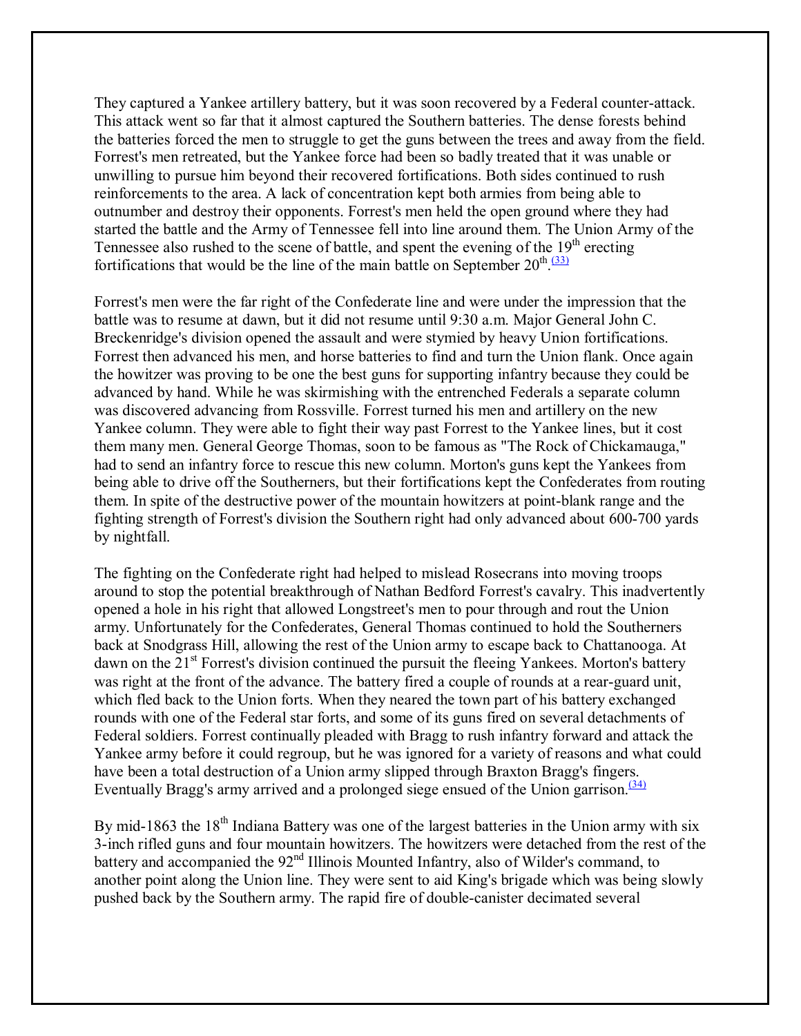They captured a Yankee artillery battery, but it was soon recovered by a Federal counter-attack. This attack went so far that it almost captured the Southern batteries. The dense forests behind the batteries forced the men to struggle to get the guns between the trees and away from the field. Forrest's men retreated, but the Yankee force had been so badly treated that it was unable or unwilling to pursue him beyond their recovered fortifications. Both sides continued to rush reinforcements to the area. A lack of concentration kept both armies from being able to outnumber and destroy their opponents. Forrest's men held the open ground where they had started the battle and the Army of Tennessee fell into line around them. The Union Army of the Tennessee also rushed to the scene of battle, and spent the evening of the 19th erecting fortifications that would be the line of the main battle on September 20th.[(33)]

Forrest's men were the far right of the Confederate line and were under the impression that the battle was to resume at dawn, but it did not resume until 9:30 a.m. Major General John C. Breckenridge's division opened the assault and were stymied by heavy Union fortifications. Forrest then advanced his men, and horse batteries to find and turn the Union flank. Once again the howitzer was proving to be one the best guns for supporting infantry because they could be advanced by hand. While he was skirmishing with the entrenched Federals a separate column was discovered advancing from Rossville. Forrest turned his men and artillery on the new Yankee column. They were able to fight their way past Forrest to the Yankee lines, but it cost them many men. General George Thomas, soon to be famous as "The Rock of Chickamauga," had to send an infantry force to rescue this new column. Morton's guns kept the Yankees from being able to drive off the Southerners, but their fortifications kept the Confederates from routing them. In spite of the destructive power of the mountain howitzers at point-blank range and the fighting strength of Forrest's division the Southern right had only advanced about 600-700 yards by nightfall.

The fighting on the Confederate right had helped to mislead Rosecrans into moving troops around to stop the potential breakthrough of Nathan Bedford Forrest's cavalry. This inadvertently opened a hole in his right that allowed Longstreet's men to pour through and rout the Union army. Unfortunately for the Confederates, General Thomas continued to hold the Southerners back at Snodgrass Hill, allowing the rest of the Union army to escape back to Chattanooga. At dawn on the 21st Forrest's division continued the pursuit the fleeing Yankees. Morton's battery was right at the front of the advance. The battery fired a couple of rounds at a rear-guard unit, which fled back to the Union forts. When they neared the town part of his battery exchanged rounds with one of the Federal star forts, and some of its guns fired on several detachments of Federal soldiers. Forrest continually pleaded with Bragg to rush infantry forward and attack the Yankee army before it could regroup, but he was ignored for a variety of reasons and what could have been a total destruction of a Union army slipped through Braxton Bragg's fingers. Eventually Bragg's army arrived and a prolonged siege ensued of the Union garrison.[(34)]

By mid-1863 the 18th Indiana Battery was one of the largest batteries in the Union army with six 3-inch rifled guns and four mountain howitzers. The howitzers were detached from the rest of the battery and accompanied the 92nd Illinois Mounted Infantry, also of Wilder's command, to another point along the Union line. They were sent to aid King's brigade which was being slowly pushed back by the Southern army. The rapid fire of double-canister decimated several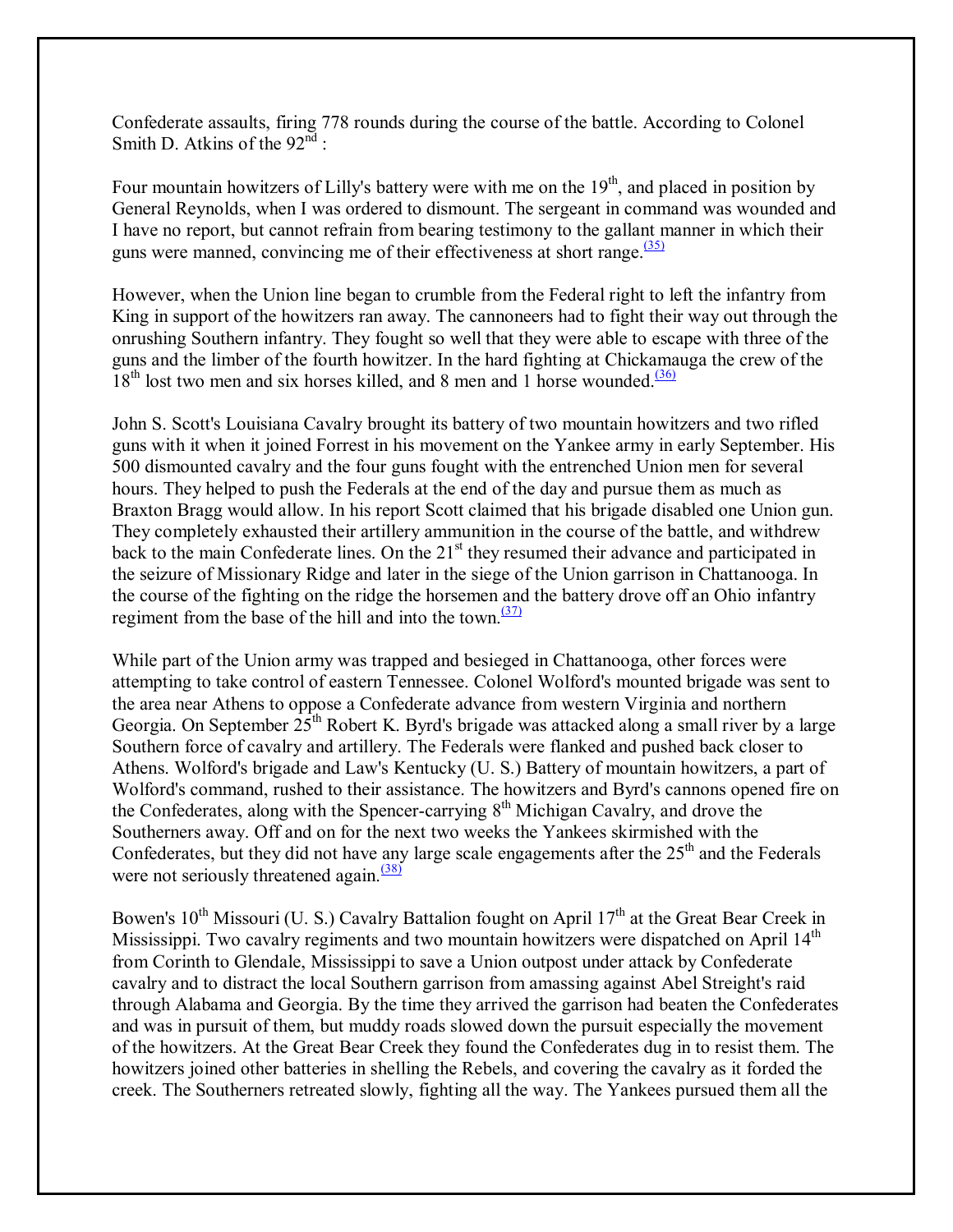Confederate assaults, firing 778 rounds during the course of the battle. According to Colonel Smith D. Atkins of the 92nd :

Four mountain howitzers of Lilly's battery were with me on the 19th, and placed in position by General Reynolds, when I was ordered to dismount. The sergeant in command was wounded and I have no report, but cannot refrain from bearing testimony to the gallant manner in which their guns were manned, convincing me of their effectiveness at short range.[(35)]

However, when the Union line began to crumble from the Federal right to left the infantry from King in support of the howitzers ran away. The cannoneers had to fight their way out through the onrushing Southern infantry. They fought so well that they were able to escape with three of the guns and the limber of the fourth howitzer. In the hard fighting at Chickamauga the crew of the 18th lost two men and six horses killed, and 8 men and 1 horse wounded.[(36)]

John S. Scott's Louisiana Cavalry brought its battery of two mountain howitzers and two rifled guns with it when it joined Forrest in his movement on the Yankee army in early September. His 500 dismounted cavalry and the four guns fought with the entrenched Union men for several hours. They helped to push the Federals at the end of the day and pursue them as much as Braxton Bragg would allow. In his report Scott claimed that his brigade disabled one Union gun. They completely exhausted their artillery ammunition in the course of the battle, and withdrew back to the main Confederate lines. On the 21st they resumed their advance and participated in the seizure of Missionary Ridge and later in the siege of the Union garrison in Chattanooga. In the course of the fighting on the ridge the horsemen and the battery drove off an Ohio infantry regiment from the base of the hill and into the town.[(37)]

While part of the Union army was trapped and besieged in Chattanooga, other forces were attempting to take control of eastern Tennessee. Colonel Wolford's mounted brigade was sent to the area near Athens to oppose a Confederate advance from western Virginia and northern Georgia. On September 25th Robert K. Byrd's brigade was attacked along a small river by a large Southern force of cavalry and artillery. The Federals were flanked and pushed back closer to Athens. Wolford's brigade and Law's Kentucky (U. S.) Battery of mountain howitzers, a part of Wolford's command, rushed to their assistance. The howitzers and Byrd's cannons opened fire on the Confederates, along with the Spencer-carrying 8th Michigan Cavalry, and drove the Southerners away. Off and on for the next two weeks the Yankees skirmished with the Confederates, but they did not have any large scale engagements after the 25th and the Federals were not seriously threatened again.[(38)]

Bowen's 10th Missouri (U. S.) Cavalry Battalion fought on April 17th at the Great Bear Creek in Mississippi. Two cavalry regiments and two mountain howitzers were dispatched on April 14th from Corinth to Glendale, Mississippi to save a Union outpost under attack by Confederate cavalry and to distract the local Southern garrison from amassing against Abel Streight's raid through Alabama and Georgia. By the time they arrived the garrison had beaten the Confederates and was in pursuit of them, but muddy roads slowed down the pursuit especially the movement of the howitzers. At the Great Bear Creek they found the Confederates dug in to resist them. The howitzers joined other batteries in shelling the Rebels, and covering the cavalry as it forded the creek. The Southerners retreated slowly, fighting all the way. The Yankees pursued them all the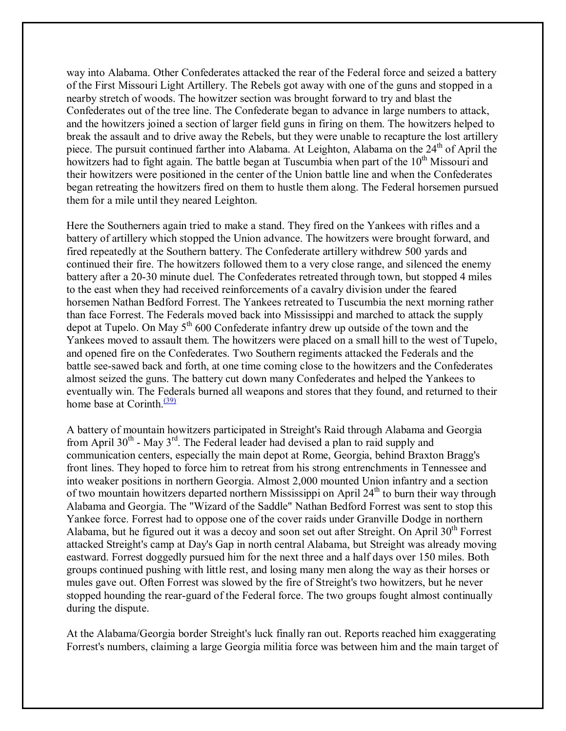way into Alabama. Other Confederates attacked the rear of the Federal force and seized a battery of the First Missouri Light Artillery. The Rebels got away with one of the guns and stopped in a nearby stretch of woods. The howitzer section was brought forward to try and blast the Confederates out of the tree line. The Confederate began to advance in large numbers to attack, and the howitzers joined a section of larger field guns in firing on them. The howitzers helped to break the assault and to drive away the Rebels, but they were unable to recapture the lost artillery piece. The pursuit continued farther into Alabama. At Leighton, Alabama on the 24th of April the howitzers had to fight again. The battle began at Tuscumbia when part of the 10th Missouri and their howitzers were positioned in the center of the Union battle line and when the Confederates began retreating the howitzers fired on them to hustle them along. The Federal horsemen pursued them for a mile until they neared Leighton.

Here the Southerners again tried to make a stand. They fired on the Yankees with rifles and a battery of artillery which stopped the Union advance. The howitzers were brought forward, and fired repeatedly at the Southern battery. The Confederate artillery withdrew 500 yards and continued their fire. The howitzers followed them to a very close range, and silenced the enemy battery after a 20-30 minute duel. The Confederates retreated through town, but stopped 4 miles to the east when they had received reinforcements of a cavalry division under the feared horsemen Nathan Bedford Forrest. The Yankees retreated to Tuscumbia the next morning rather than face Forrest. The Federals moved back into Mississippi and marched to attack the supply depot at Tupelo. On May 5th 600 Confederate infantry drew up outside of the town and the Yankees moved to assault them. The howitzers were placed on a small hill to the west of Tupelo, and opened fire on the Confederates. Two Southern regiments attacked the Federals and the battle see-sawed back and forth, at one time coming close to the howitzers and the Confederates almost seized the guns. The battery cut down many Confederates and helped the Yankees to eventually win. The Federals burned all weapons and stores that they found, and returned to their home base at Corinth.(39)

A battery of mountain howitzers participated in Streight's Raid through Alabama and Georgia from April 30th - May 3rd. The Federal leader had devised a plan to raid supply and communication centers, especially the main depot at Rome, Georgia, behind Braxton Bragg's front lines. They hoped to force him to retreat from his strong entrenchments in Tennessee and into weaker positions in northern Georgia. Almost 2,000 mounted Union infantry and a section of two mountain howitzers departed northern Mississippi on April 24th to burn their way through Alabama and Georgia. The "Wizard of the Saddle" Nathan Bedford Forrest was sent to stop this Yankee force. Forrest had to oppose one of the cover raids under Granville Dodge in northern Alabama, but he figured out it was a decoy and soon set out after Streight. On April 30th Forrest attacked Streight's camp at Day's Gap in north central Alabama, but Streight was already moving eastward. Forrest doggedly pursued him for the next three and a half days over 150 miles. Both groups continued pushing with little rest, and losing many men along the way as their horses or mules gave out. Often Forrest was slowed by the fire of Streight's two howitzers, but he never stopped hounding the rear-guard of the Federal force. The two groups fought almost continually during the dispute.

At the Alabama/Georgia border Streight's luck finally ran out. Reports reached him exaggerating Forrest's numbers, claiming a large Georgia militia force was between him and the main target of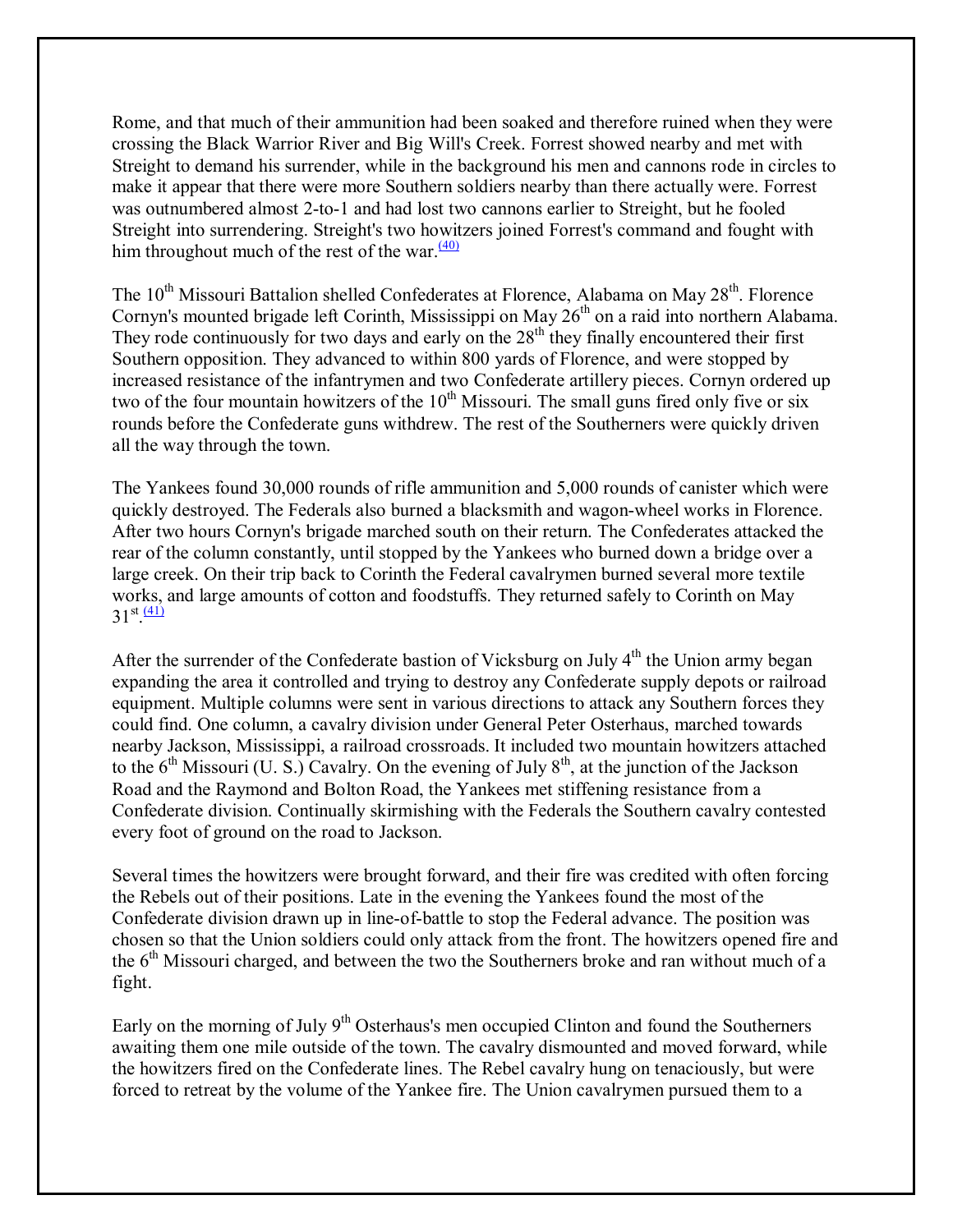Rome, and that much of their ammunition had been soaked and therefore ruined when they were crossing the Black Warrior River and Big Will's Creek. Forrest showed nearby and met with Streight to demand his surrender, while in the background his men and cannons rode in circles to make it appear that there were more Southern soldiers nearby than there actually were. Forrest was outnumbered almost 2-to-1 and had lost two cannons earlier to Streight, but he fooled Streight into surrendering. Streight's two howitzers joined Forrest's command and fought with him throughout much of the rest of the war.[(40)]

The 10th Missouri Battalion shelled Confederates at Florence, Alabama on May 28th. Florence Cornyn's mounted brigade left Corinth, Mississippi on May 26th on a raid into northern Alabama. They rode continuously for two days and early on the 28th they finally encountered their first Southern opposition. They advanced to within 800 yards of Florence, and were stopped by increased resistance of the infantrymen and two Confederate artillery pieces. Cornyn ordered up two of the four mountain howitzers of the 10th Missouri. The small guns fired only five or six rounds before the Confederate guns withdrew. The rest of the Southerners were quickly driven all the way through the town.

The Yankees found 30,000 rounds of rifle ammunition and 5,000 rounds of canister which were quickly destroyed. The Federals also burned a blacksmith and wagon-wheel works in Florence. After two hours Cornyn's brigade marched south on their return. The Confederates attacked the rear of the column constantly, until stopped by the Yankees who burned down a bridge over a large creek. On their trip back to Corinth the Federal cavalrymen burned several more textile works, and large amounts of cotton and foodstuffs. They returned safely to Corinth on May 31st.[(41)]

After the surrender of the Confederate bastion of Vicksburg on July 4th the Union army began expanding the area it controlled and trying to destroy any Confederate supply depots or railroad equipment. Multiple columns were sent in various directions to attack any Southern forces they could find. One column, a cavalry division under General Peter Osterhaus, marched towards nearby Jackson, Mississippi, a railroad crossroads. It included two mountain howitzers attached to the 6th Missouri (U. S.) Cavalry. On the evening of July 8th, at the junction of the Jackson Road and the Raymond and Bolton Road, the Yankees met stiffening resistance from a Confederate division. Continually skirmishing with the Federals the Southern cavalry contested every foot of ground on the road to Jackson.

Several times the howitzers were brought forward, and their fire was credited with often forcing the Rebels out of their positions. Late in the evening the Yankees found the most of the Confederate division drawn up in line-of-battle to stop the Federal advance. The position was chosen so that the Union soldiers could only attack from the front. The howitzers opened fire and the 6th Missouri charged, and between the two the Southerners broke and ran without much of a fight.

Early on the morning of July 9th Osterhaus's men occupied Clinton and found the Southerners awaiting them one mile outside of the town. The cavalry dismounted and moved forward, while the howitzers fired on the Confederate lines. The Rebel cavalry hung on tenaciously, but were forced to retreat by the volume of the Yankee fire. The Union cavalrymen pursued them to a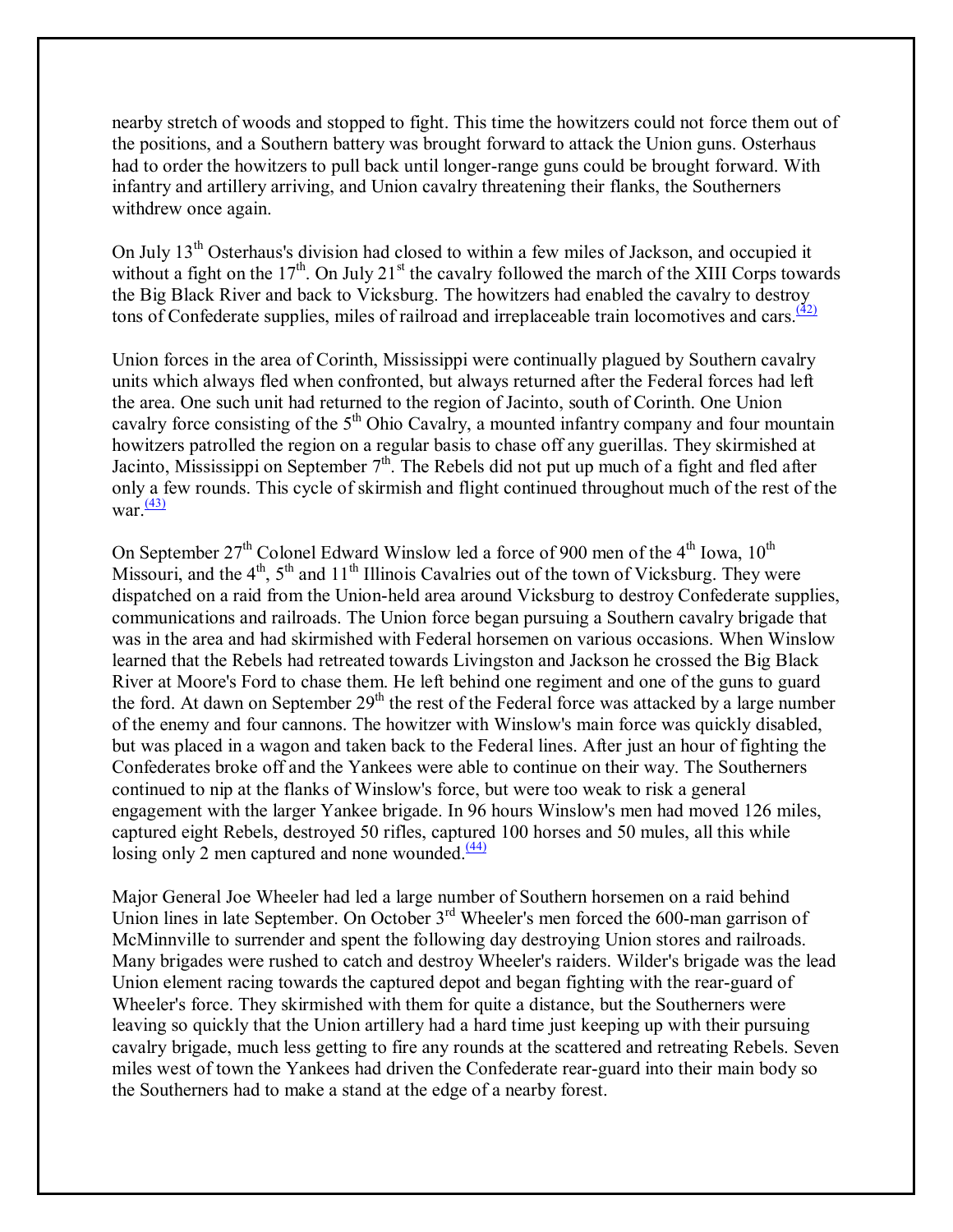nearby stretch of woods and stopped to fight. This time the howitzers could not force them out of the positions, and a Southern battery was brought forward to attack the Union guns. Osterhaus had to order the howitzers to pull back until longer-range guns could be brought forward. With infantry and artillery arriving, and Union cavalry threatening their flanks, the Southerners withdrew once again.

On July 13th Osterhaus's division had closed to within a few miles of Jackson, and occupied it without a fight on the 17th. On July 21st the cavalry followed the march of the XIII Corps towards the Big Black River and back to Vicksburg. The howitzers had enabled the cavalry to destroy tons of Confederate supplies, miles of railroad and irreplaceable train locomotives and cars.[(42)]

Union forces in the area of Corinth, Mississippi were continually plagued by Southern cavalry units which always fled when confronted, but always returned after the Federal forces had left the area. One such unit had returned to the region of Jacinto, south of Corinth. One Union cavalry force consisting of the 5th Ohio Cavalry, a mounted infantry company and four mountain howitzers patrolled the region on a regular basis to chase off any guerillas. They skirmished at Jacinto, Mississippi on September 7th. The Rebels did not put up much of a fight and fled after only a few rounds. This cycle of skirmish and flight continued throughout much of the rest of the war.[(43)]

On September 27th Colonel Edward Winslow led a force of 900 men of the 4th Iowa, 10th Missouri, and the 4th, 5th and 11th Illinois Cavalries out of the town of Vicksburg. They were dispatched on a raid from the Union-held area around Vicksburg to destroy Confederate supplies, communications and railroads. The Union force began pursuing a Southern cavalry brigade that was in the area and had skirmished with Federal horsemen on various occasions. When Winslow learned that the Rebels had retreated towards Livingston and Jackson he crossed the Big Black River at Moore's Ford to chase them. He left behind one regiment and one of the guns to guard the ford. At dawn on September 29th the rest of the Federal force was attacked by a large number of the enemy and four cannons. The howitzer with Winslow's main force was quickly disabled, but was placed in a wagon and taken back to the Federal lines. After just an hour of fighting the Confederates broke off and the Yankees were able to continue on their way. The Southerners continued to nip at the flanks of Winslow's force, but were too weak to risk a general engagement with the larger Yankee brigade. In 96 hours Winslow's men had moved 126 miles, captured eight Rebels, destroyed 50 rifles, captured 100 horses and 50 mules, all this while losing only 2 men captured and none wounded.[(44)]

Major General Joe Wheeler had led a large number of Southern horsemen on a raid behind Union lines in late September. On October 3rd Wheeler's men forced the 600-man garrison of McMinnville to surrender and spent the following day destroying Union stores and railroads. Many brigades were rushed to catch and destroy Wheeler's raiders. Wilder's brigade was the lead Union element racing towards the captured depot and began fighting with the rear-guard of Wheeler's force. They skirmished with them for quite a distance, but the Southerners were leaving so quickly that the Union artillery had a hard time just keeping up with their pursuing cavalry brigade, much less getting to fire any rounds at the scattered and retreating Rebels. Seven miles west of town the Yankees had driven the Confederate rear-guard into their main body so the Southerners had to make a stand at the edge of a nearby forest.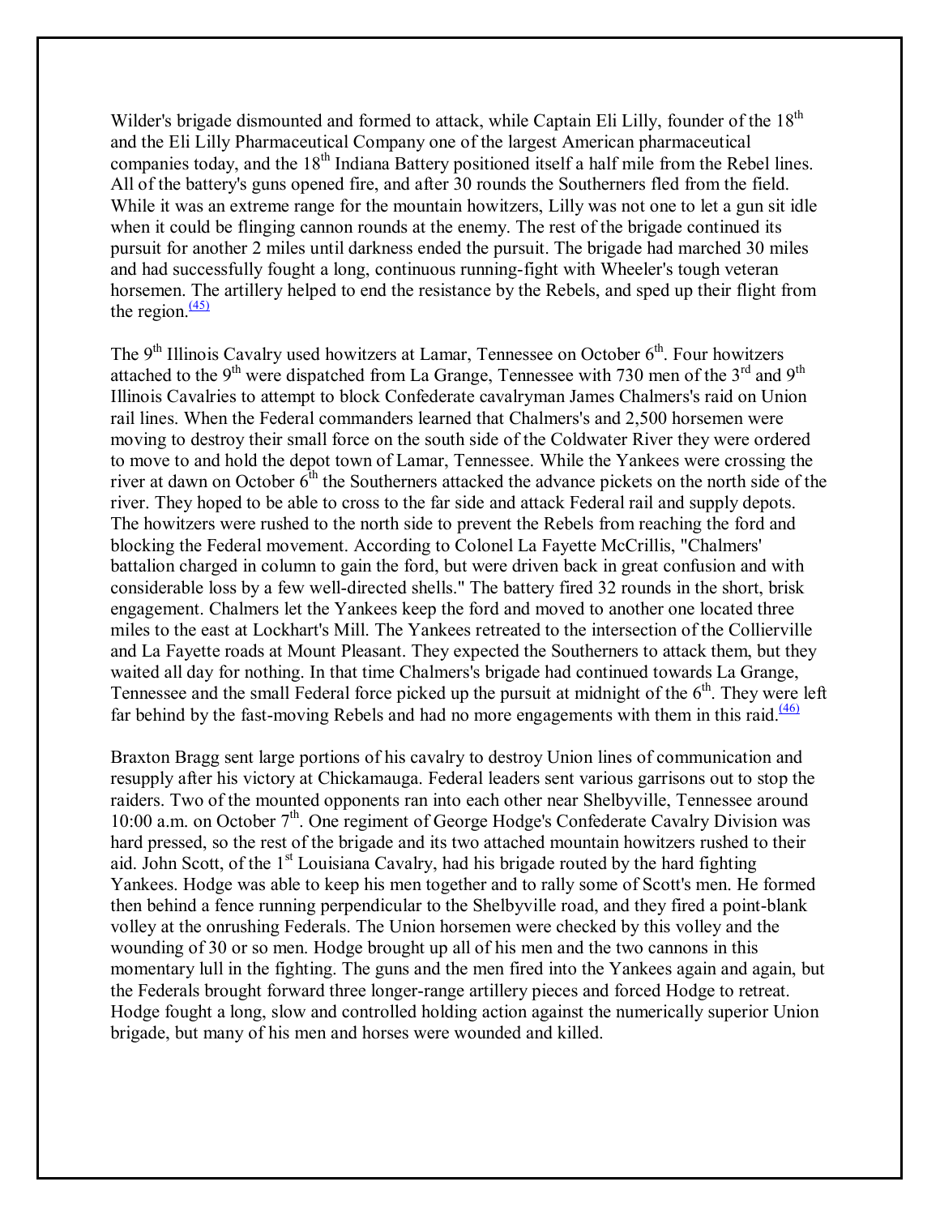Wilder's brigade dismounted and formed to attack, while Captain Eli Lilly, founder of the 18th and the Eli Lilly Pharmaceutical Company one of the largest American pharmaceutical companies today, and the 18th Indiana Battery positioned itself a half mile from the Rebel lines. All of the battery's guns opened fire, and after 30 rounds the Southerners fled from the field. While it was an extreme range for the mountain howitzers, Lilly was not one to let a gun sit idle when it could be flinging cannon rounds at the enemy. The rest of the brigade continued its pursuit for another 2 miles until darkness ended the pursuit. The brigade had marched 30 miles and had successfully fought a long, continuous running-fight with Wheeler's tough veteran horsemen. The artillery helped to end the resistance by the Rebels, and sped up their flight from the region.[(45)]

The 9th Illinois Cavalry used howitzers at Lamar, Tennessee on October 6th. Four howitzers attached to the 9th were dispatched from La Grange, Tennessee with 730 men of the 3rd and 9th Illinois Cavalries to attempt to block Confederate cavalryman James Chalmers's raid on Union rail lines. When the Federal commanders learned that Chalmers's and 2,500 horsemen were moving to destroy their small force on the south side of the Coldwater River they were ordered to move to and hold the depot town of Lamar, Tennessee. While the Yankees were crossing the river at dawn on October 6th the Southerners attacked the advance pickets on the north side of the river. They hoped to be able to cross to the far side and attack Federal rail and supply depots. The howitzers were rushed to the north side to prevent the Rebels from reaching the ford and blocking the Federal movement. According to Colonel La Fayette McCrillis, "Chalmers' battalion charged in column to gain the ford, but were driven back in great confusion and with considerable loss by a few well-directed shells." The battery fired 32 rounds in the short, brisk engagement. Chalmers let the Yankees keep the ford and moved to another one located three miles to the east at Lockhart's Mill. The Yankees retreated to the intersection of the Collierville and La Fayette roads at Mount Pleasant. They expected the Southerners to attack them, but they waited all day for nothing. In that time Chalmers's brigade had continued towards La Grange, Tennessee and the small Federal force picked up the pursuit at midnight of the 6th. They were left far behind by the fast-moving Rebels and had no more engagements with them in this raid.[(46)]

Braxton Bragg sent large portions of his cavalry to destroy Union lines of communication and resupply after his victory at Chickamauga. Federal leaders sent various garrisons out to stop the raiders. Two of the mounted opponents ran into each other near Shelbyville, Tennessee around 10:00 a.m. on October 7th. One regiment of George Hodge's Confederate Cavalry Division was hard pressed, so the rest of the brigade and its two attached mountain howitzers rushed to their aid. John Scott, of the 1st Louisiana Cavalry, had his brigade routed by the hard fighting Yankees. Hodge was able to keep his men together and to rally some of Scott's men. He formed then behind a fence running perpendicular to the Shelbyville road, and they fired a point-blank volley at the onrushing Federals. The Union horsemen were checked by this volley and the wounding of 30 or so men. Hodge brought up all of his men and the two cannons in this momentary lull in the fighting. The guns and the men fired into the Yankees again and again, but the Federals brought forward three longer-range artillery pieces and forced Hodge to retreat. Hodge fought a long, slow and controlled holding action against the numerically superior Union brigade, but many of his men and horses were wounded and killed.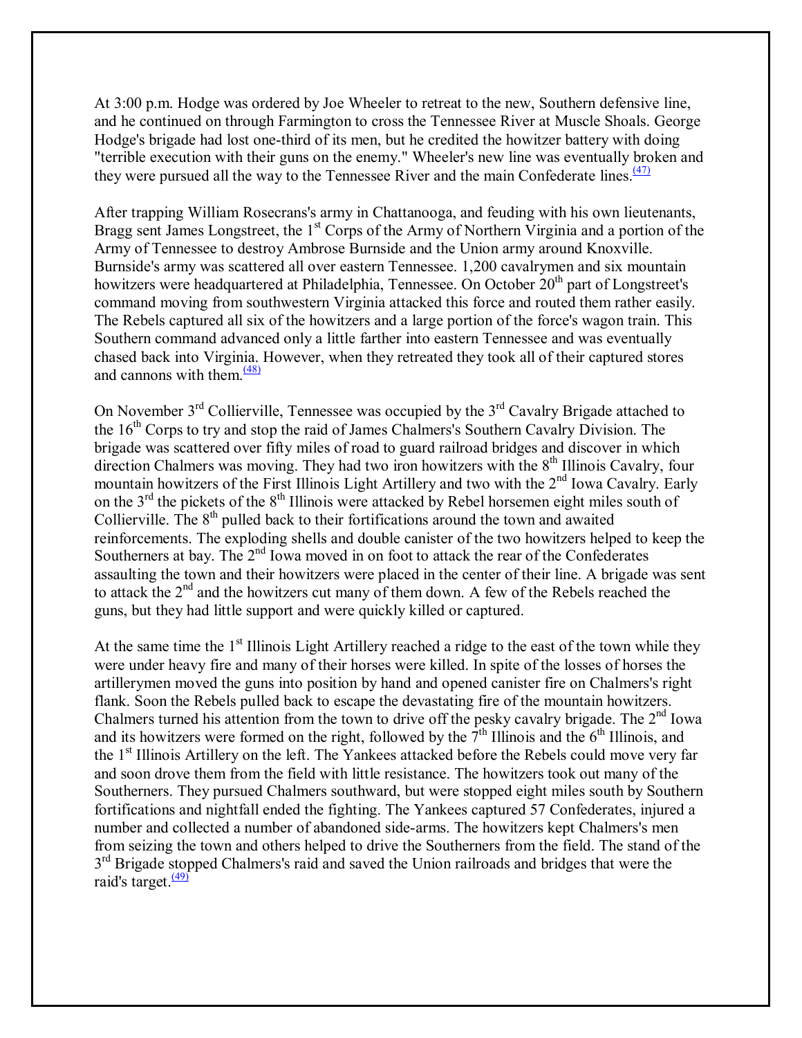At 3:00 p.m. Hodge was ordered by Joe Wheeler to retreat to the new, Southern defensive line, and he continued on through Farmington to cross the Tennessee River at Muscle Shoals. George Hodge's brigade had lost one-third of its men, but he credited the howitzer battery with doing "terrible execution with their guns on the enemy." Wheeler's new line was eventually broken and they were pursued all the way to the Tennessee River and the main Confederate lines.[(47)]

After trapping William Rosecrans's army in Chattanooga, and feuding with his own lieutenants, Bragg sent James Longstreet, the 1st Corps of the Army of Northern Virginia and a portion of the Army of Tennessee to destroy Ambrose Burnside and the Union army around Knoxville. Burnside's army was scattered all over eastern Tennessee. 1,200 cavalrymen and six mountain howitzers were headquartered at Philadelphia, Tennessee. On October 20th part of Longstreet's command moving from southwestern Virginia attacked this force and routed them rather easily. The Rebels captured all six of the howitzers and a large portion of the force's wagon train. This Southern command advanced only a little farther into eastern Tennessee and was eventually chased back into Virginia. However, when they retreated they took all of their captured stores and cannons with them.[(48)]

On November 3rd Collierville, Tennessee was occupied by the 3rd Cavalry Brigade attached to the 16th Corps to try and stop the raid of James Chalmers's Southern Cavalry Division. The brigade was scattered over fifty miles of road to guard railroad bridges and discover in which direction Chalmers was moving. They had two iron howitzers with the 8th Illinois Cavalry, four mountain howitzers of the First Illinois Light Artillery and two with the 2nd Iowa Cavalry. Early on the 3rd the pickets of the 8th Illinois were attacked by Rebel horsemen eight miles south of Collierville. The 8th pulled back to their fortifications around the town and awaited reinforcements. The exploding shells and double canister of the two howitzers helped to keep the Southerners at bay. The 2nd Iowa moved in on foot to attack the rear of the Confederates assaulting the town and their howitzers were placed in the center of their line. A brigade was sent to attack the 2nd and the howitzers cut many of them down. A few of the Rebels reached the guns, but they had little support and were quickly killed or captured.

At the same time the 1st Illinois Light Artillery reached a ridge to the east of the town while they were under heavy fire and many of their horses were killed. In spite of the losses of horses the artillerymen moved the guns into position by hand and opened canister fire on Chalmers's right flank. Soon the Rebels pulled back to escape the devastating fire of the mountain howitzers. Chalmers turned his attention from the town to drive off the pesky cavalry brigade. The 2nd Iowa and its howitzers were formed on the right, followed by the 7th Illinois and the 6th Illinois, and the 1st Illinois Artillery on the left. The Yankees attacked before the Rebels could move very far and soon drove them from the field with little resistance. The howitzers took out many of the Southerners. They pursued Chalmers southward, but were stopped eight miles south by Southern fortifications and nightfall ended the fighting. The Yankees captured 57 Confederates, injured a number and collected a number of abandoned side-arms. The howitzers kept Chalmers's men from seizing the town and others helped to drive the Southerners from the field. The stand of the 3rd Brigade stopped Chalmers's raid and saved the Union railroads and bridges that were the raid's target.[(49)]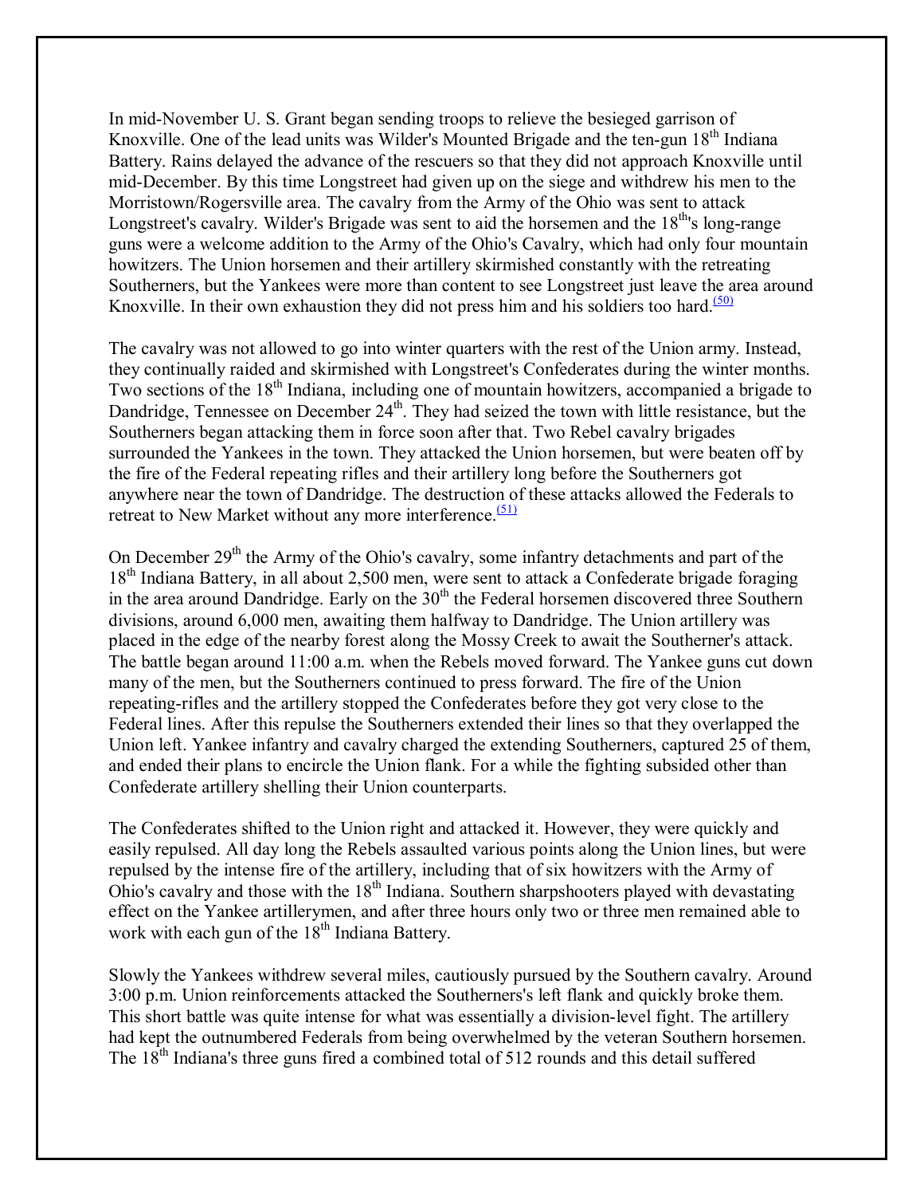In mid-November U. S. Grant began sending troops to relieve the besieged garrison of Knoxville. One of the lead units was Wilder's Mounted Brigade and the ten-gun 18th Indiana Battery. Rains delayed the advance of the rescuers so that they did not approach Knoxville until mid-December. By this time Longstreet had given up on the siege and withdrew his men to the Morristown/Rogersville area. The cavalry from the Army of the Ohio was sent to attack Longstreet's cavalry. Wilder's Brigade was sent to aid the horsemen and the 18th's long-range guns were a welcome addition to the Army of the Ohio's Cavalry, which had only four mountain howitzers. The Union horsemen and their artillery skirmished constantly with the retreating Southerners, but the Yankees were more than content to see Longstreet just leave the area around Knoxville. In their own exhaustion they did not press him and his soldiers too hard.(50)

The cavalry was not allowed to go into winter quarters with the rest of the Union army. Instead, they continually raided and skirmished with Longstreet's Confederates during the winter months. Two sections of the 18th Indiana, including one of mountain howitzers, accompanied a brigade to Dandridge, Tennessee on December 24th. They had seized the town with little resistance, but the Southerners began attacking them in force soon after that. Two Rebel cavalry brigades surrounded the Yankees in the town. They attacked the Union horsemen, but were beaten off by the fire of the Federal repeating rifles and their artillery long before the Southerners got anywhere near the town of Dandridge. The destruction of these attacks allowed the Federals to retreat to New Market without any more interference.(51)

On December 29th the Army of the Ohio's cavalry, some infantry detachments and part of the 18th Indiana Battery, in all about 2,500 men, were sent to attack a Confederate brigade foraging in the area around Dandridge. Early on the 30th the Federal horsemen discovered three Southern divisions, around 6,000 men, awaiting them halfway to Dandridge. The Union artillery was placed in the edge of the nearby forest along the Mossy Creek to await the Southerner's attack. The battle began around 11:00 a.m. when the Rebels moved forward. The Yankee guns cut down many of the men, but the Southerners continued to press forward. The fire of the Union repeating-rifles and the artillery stopped the Confederates before they got very close to the Federal lines. After this repulse the Southerners extended their lines so that they overlapped the Union left. Yankee infantry and cavalry charged the extending Southerners, captured 25 of them, and ended their plans to encircle the Union flank. For a while the fighting subsided other than Confederate artillery shelling their Union counterparts.

The Confederates shifted to the Union right and attacked it. However, they were quickly and easily repulsed. All day long the Rebels assaulted various points along the Union lines, but were repulsed by the intense fire of the artillery, including that of six howitzers with the Army of Ohio's cavalry and those with the 18th Indiana. Southern sharpshooters played with devastating effect on the Yankee artillerymen, and after three hours only two or three men remained able to work with each gun of the 18th Indiana Battery.

Slowly the Yankees withdrew several miles, cautiously pursued by the Southern cavalry. Around 3:00 p.m. Union reinforcements attacked the Southerners's left flank and quickly broke them. This short battle was quite intense for what was essentially a division-level fight. The artillery had kept the outnumbered Federals from being overwhelmed by the veteran Southern horsemen. The 18th Indiana's three guns fired a combined total of 512 rounds and this detail suffered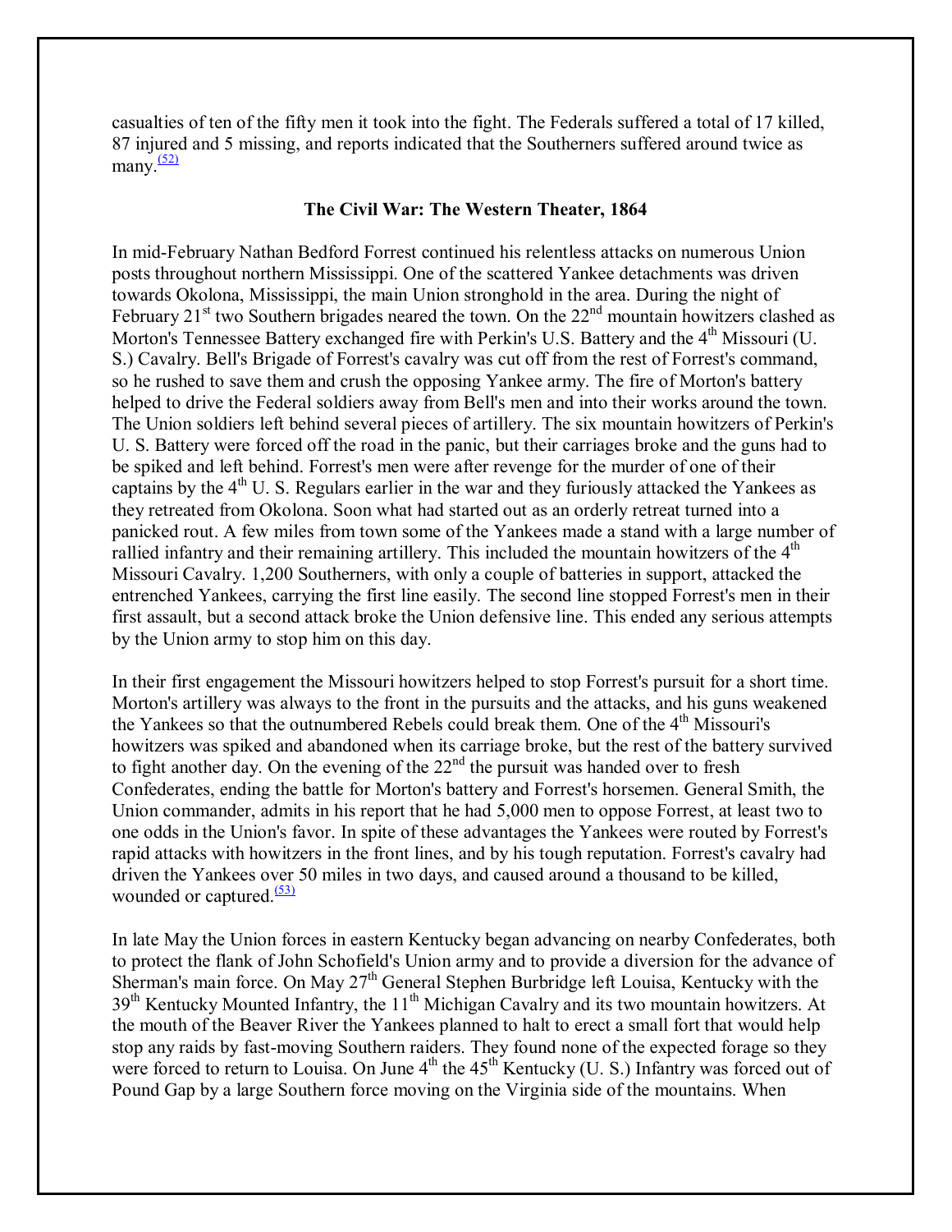casualties of ten of the fifty men it took into the fight. The Federals suffered a total of 17 killed, 87 injured and 5 missing, and reports indicated that the Southerners suffered around twice as many.[(52)]

### The Civil War: The Western Theater, 1864

In mid-February Nathan Bedford Forrest continued his relentless attacks on numerous Union posts throughout northern Mississippi. One of the scattered Yankee detachments was driven towards Okolona, Mississippi, the main Union stronghold in the area. During the night of February 21st two Southern brigades neared the town. On the 22nd mountain howitzers clashed as Morton's Tennessee Battery exchanged fire with Perkin's U.S. Battery and the 4th Missouri (U. S.) Cavalry. Bell's Brigade of Forrest's cavalry was cut off from the rest of Forrest's command, so he rushed to save them and crush the opposing Yankee army. The fire of Morton's battery helped to drive the Federal soldiers away from Bell's men and into their works around the town. The Union soldiers left behind several pieces of artillery. The six mountain howitzers of Perkin's U. S. Battery were forced off the road in the panic, but their carriages broke and the guns had to be spiked and left behind. Forrest's men were after revenge for the murder of one of their captains by the 4th U. S. Regulars earlier in the war and they furiously attacked the Yankees as they retreated from Okolona. Soon what had started out as an orderly retreat turned into a panicked rout. A few miles from town some of the Yankees made a stand with a large number of rallied infantry and their remaining artillery. This included the mountain howitzers of the 4th Missouri Cavalry. 1,200 Southerners, with only a couple of batteries in support, attacked the entrenched Yankees, carrying the first line easily. The second line stopped Forrest's men in their first assault, but a second attack broke the Union defensive line. This ended any serious attempts by the Union army to stop him on this day.

In their first engagement the Missouri howitzers helped to stop Forrest's pursuit for a short time. Morton's artillery was always to the front in the pursuits and the attacks, and his guns weakened the Yankees so that the outnumbered Rebels could break them. One of the 4th Missouri's howitzers was spiked and abandoned when its carriage broke, but the rest of the battery survived to fight another day. On the evening of the 22nd the pursuit was handed over to fresh Confederates, ending the battle for Morton's battery and Forrest's horsemen. General Smith, the Union commander, admits in his report that he had 5,000 men to oppose Forrest, at least two to one odds in the Union's favor. In spite of these advantages the Yankees were routed by Forrest's rapid attacks with howitzers in the front lines, and by his tough reputation. Forrest's cavalry had driven the Yankees over 50 miles in two days, and caused around a thousand to be killed, wounded or captured.[(53)]

In late May the Union forces in eastern Kentucky began advancing on nearby Confederates, both to protect the flank of John Schofield's Union army and to provide a diversion for the advance of Sherman's main force. On May 27th General Stephen Burbridge left Louisa, Kentucky with the 39th Kentucky Mounted Infantry, the 11th Michigan Cavalry and its two mountain howitzers. At the mouth of the Beaver River the Yankees planned to halt to erect a small fort that would help stop any raids by fast-moving Southern raiders. They found none of the expected forage so they were forced to return to Louisa. On June 4th the 45th Kentucky (U. S.) Infantry was forced out of Pound Gap by a large Southern force moving on the Virginia side of the mountains. When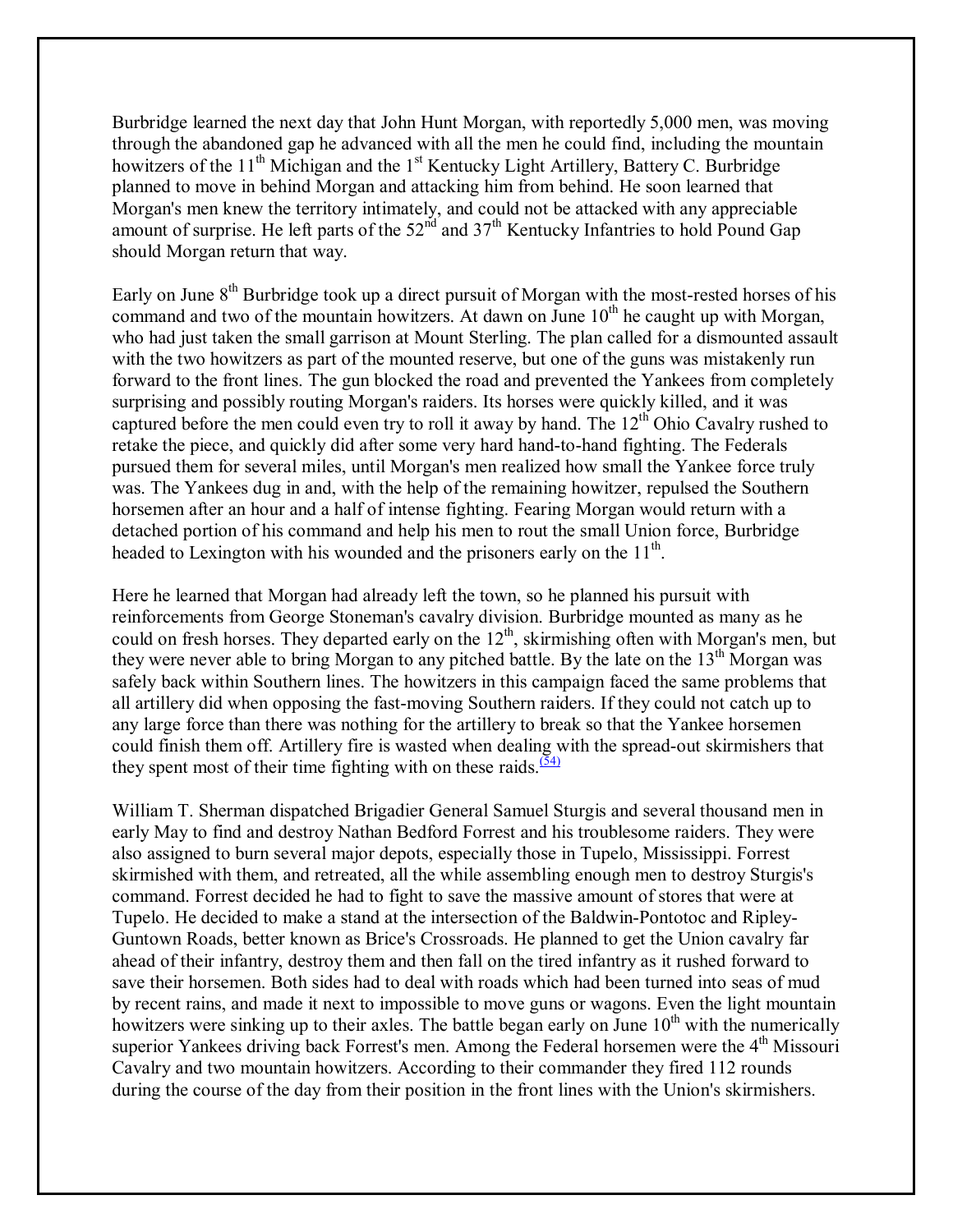Burbridge learned the next day that John Hunt Morgan, with reportedly 5,000 men, was moving through the abandoned gap he advanced with all the men he could find, including the mountain howitzers of the 11th Michigan and the 1st Kentucky Light Artillery, Battery C. Burbridge planned to move in behind Morgan and attacking him from behind. He soon learned that Morgan's men knew the territory intimately, and could not be attacked with any appreciable amount of surprise. He left parts of the 52nd and 37th Kentucky Infantries to hold Pound Gap should Morgan return that way.

Early on June 8th Burbridge took up a direct pursuit of Morgan with the most-rested horses of his command and two of the mountain howitzers. At dawn on June 10th he caught up with Morgan, who had just taken the small garrison at Mount Sterling. The plan called for a dismounted assault with the two howitzers as part of the mounted reserve, but one of the guns was mistakenly run forward to the front lines. The gun blocked the road and prevented the Yankees from completely surprising and possibly routing Morgan's raiders. Its horses were quickly killed, and it was captured before the men could even try to roll it away by hand. The 12th Ohio Cavalry rushed to retake the piece, and quickly did after some very hard hand-to-hand fighting. The Federals pursued them for several miles, until Morgan's men realized how small the Yankee force truly was. The Yankees dug in and, with the help of the remaining howitzer, repulsed the Southern horsemen after an hour and a half of intense fighting. Fearing Morgan would return with a detached portion of his command and help his men to rout the small Union force, Burbridge headed to Lexington with his wounded and the prisoners early on the 11th.

Here he learned that Morgan had already left the town, so he planned his pursuit with reinforcements from George Stoneman's cavalry division. Burbridge mounted as many as he could on fresh horses. They departed early on the 12th, skirmishing often with Morgan's men, but they were never able to bring Morgan to any pitched battle. By the late on the 13th Morgan was safely back within Southern lines. The howitzers in this campaign faced the same problems that all artillery did when opposing the fast-moving Southern raiders. If they could not catch up to any large force than there was nothing for the artillery to break so that the Yankee horsemen could finish them off. Artillery fire is wasted when dealing with the spread-out skirmishers that they spent most of their time fighting with on these raids.[(54)]

William T. Sherman dispatched Brigadier General Samuel Sturgis and several thousand men in early May to find and destroy Nathan Bedford Forrest and his troublesome raiders. They were also assigned to burn several major depots, especially those in Tupelo, Mississippi. Forrest skirmished with them, and retreated, all the while assembling enough men to destroy Sturgis's command. Forrest decided he had to fight to save the massive amount of stores that were at Tupelo. He decided to make a stand at the intersection of the Baldwin-Pontotoc and Ripley-Guntown Roads, better known as Brice's Crossroads. He planned to get the Union cavalry far ahead of their infantry, destroy them and then fall on the tired infantry as it rushed forward to save their horsemen. Both sides had to deal with roads which had been turned into seas of mud by recent rains, and made it next to impossible to move guns or wagons. Even the light mountain howitzers were sinking up to their axles. The battle began early on June 10th with the numerically superior Yankees driving back Forrest's men. Among the Federal horsemen were the 4th Missouri Cavalry and two mountain howitzers. According to their commander they fired 112 rounds during the course of the day from their position in the front lines with the Union's skirmishers.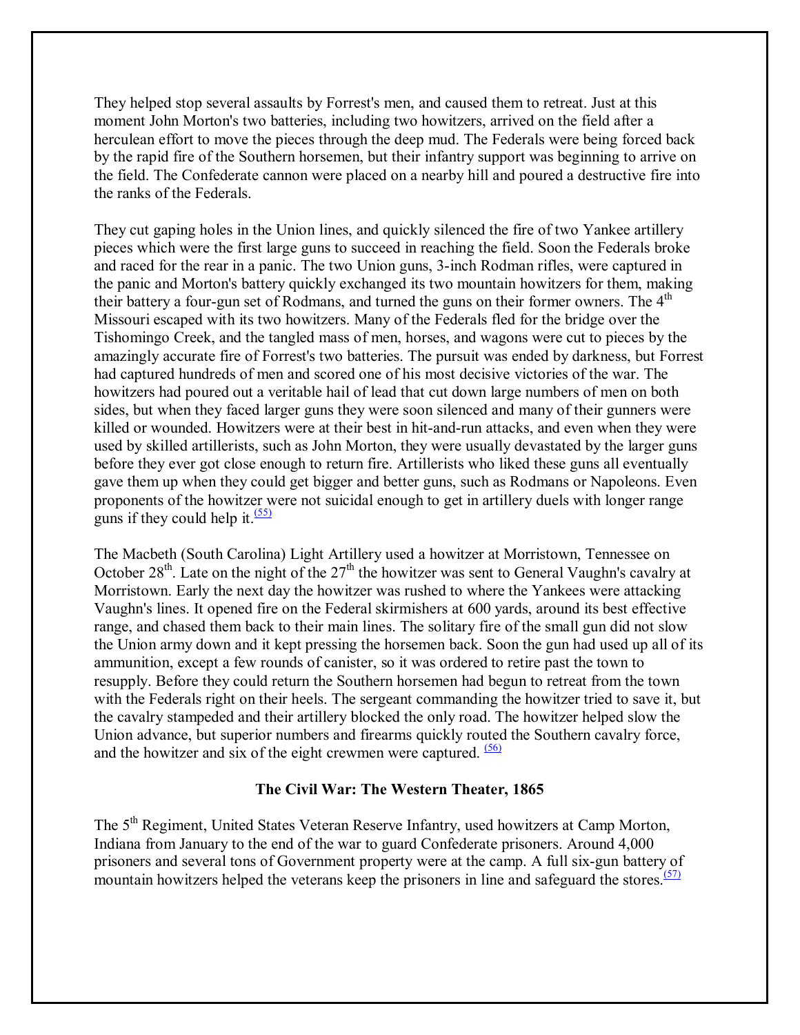They helped stop several assaults by Forrest's men, and caused them to retreat. Just at this moment John Morton's two batteries, including two howitzers, arrived on the field after a herculean effort to move the pieces through the deep mud. The Federals were being forced back by the rapid fire of the Southern horsemen, but their infantry support was beginning to arrive on the field. The Confederate cannon were placed on a nearby hill and poured a destructive fire into the ranks of the Federals.

They cut gaping holes in the Union lines, and quickly silenced the fire of two Yankee artillery pieces which were the first large guns to succeed in reaching the field. Soon the Federals broke and raced for the rear in a panic. The two Union guns, 3-inch Rodman rifles, were captured in the panic and Morton's battery quickly exchanged its two mountain howitzers for them, making their battery a four-gun set of Rodmans, and turned the guns on their former owners. The 4th Missouri escaped with its two howitzers. Many of the Federals fled for the bridge over the Tishomingo Creek, and the tangled mass of men, horses, and wagons were cut to pieces by the amazingly accurate fire of Forrest's two batteries. The pursuit was ended by darkness, but Forrest had captured hundreds of men and scored one of his most decisive victories of the war. The howitzers had poured out a veritable hail of lead that cut down large numbers of men on both sides, but when they faced larger guns they were soon silenced and many of their gunners were killed or wounded. Howitzers were at their best in hit-and-run attacks, and even when they were used by skilled artillerists, such as John Morton, they were usually devastated by the larger guns before they ever got close enough to return fire. Artillerists who liked these guns all eventually gave them up when they could get bigger and better guns, such as Rodmans or Napoleons. Even proponents of the howitzer were not suicidal enough to get in artillery duels with longer range guns if they could help it.[(55)]

The Macbeth (South Carolina) Light Artillery used a howitzer at Morristown, Tennessee on October 28th. Late on the night of the 27th the howitzer was sent to General Vaughn's cavalry at Morristown. Early the next day the howitzer was rushed to where the Yankees were attacking Vaughn's lines. It opened fire on the Federal skirmishers at 600 yards, around its best effective range, and chased them back to their main lines. The solitary fire of the small gun did not slow the Union army down and it kept pressing the horsemen back. Soon the gun had used up all of its ammunition, except a few rounds of canister, so it was ordered to retire past the town to resupply. Before they could return the Southern horsemen had begun to retreat from the town with the Federals right on their heels. The sergeant commanding the howitzer tried to save it, but the cavalry stampeded and their artillery blocked the only road. The howitzer helped slow the Union advance, but superior numbers and firearms quickly routed the Southern cavalry force, and the howitzer and six of the eight crewmen were captured. [(56)]

### The Civil War: The Western Theater, 1865

The 5th Regiment, United States Veteran Reserve Infantry, used howitzers at Camp Morton, Indiana from January to the end of the war to guard Confederate prisoners. Around 4,000 prisoners and several tons of Government property were at the camp. A full six-gun battery of mountain howitzers helped the veterans keep the prisoners in line and safeguard the stores.[(57)]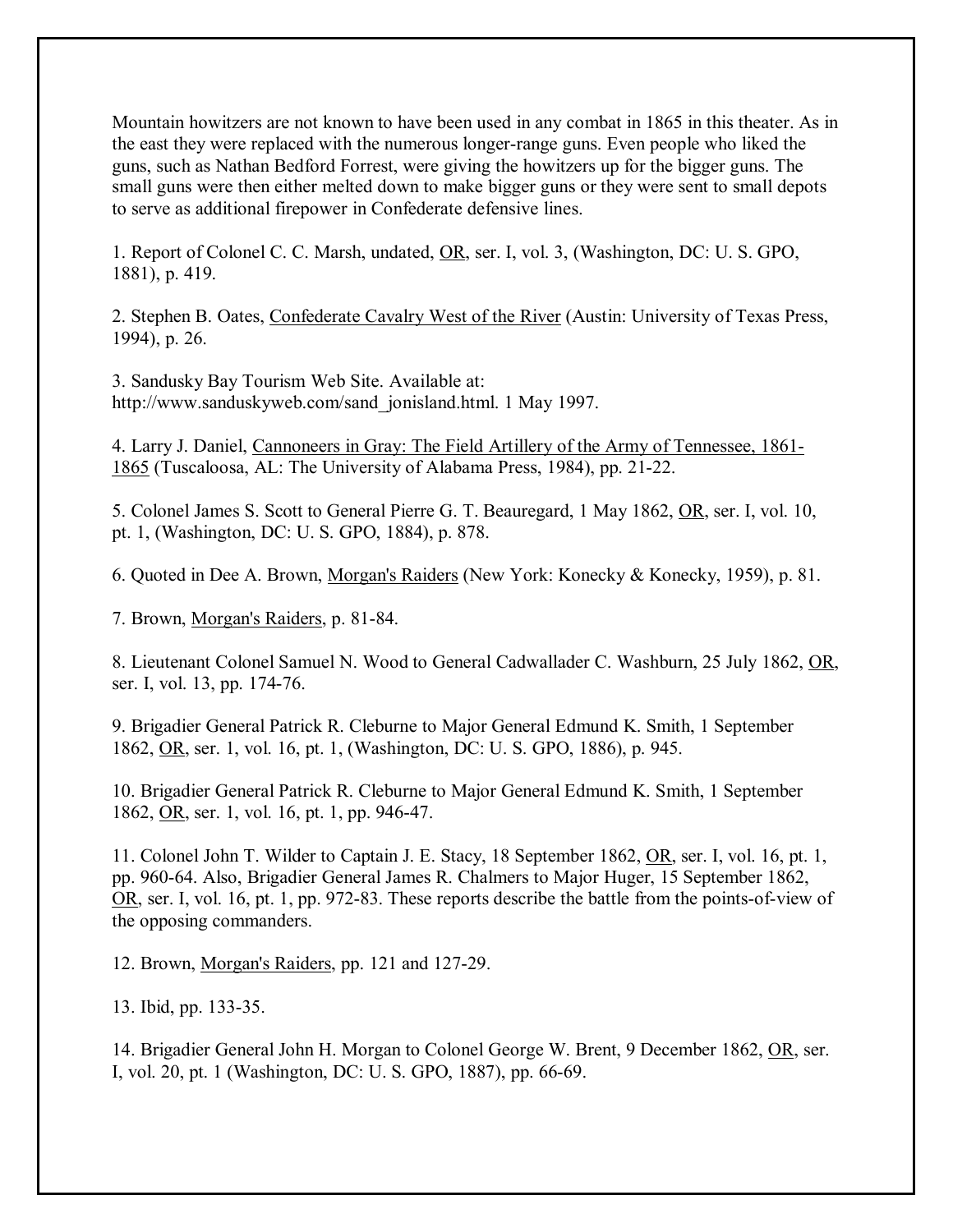Mountain howitzers are not known to have been used in any combat in 1865 in this theater. As in the east they were replaced with the numerous longer-range guns. Even people who liked the guns, such as Nathan Bedford Forrest, were giving the howitzers up for the bigger guns. The small guns were then either melted down to make bigger guns or they were sent to small depots to serve as additional firepower in Confederate defensive lines.

1. Report of Colonel C. C. Marsh, undated, OR, ser. I, vol. 3, (Washington, DC: U. S. GPO, 1881), p. 419.

2. Stephen B. Oates, Confederate Cavalry West of the River (Austin: University of Texas Press, 1994), p. 26.

3. Sandusky Bay Tourism Web Site. Available at: http://www.sanduskyweb.com/sand_jonisland.html. 1 May 1997.

4. Larry J. Daniel, Cannoneers in Gray: The Field Artillery of the Army of Tennessee, 1861-1865 (Tuscaloosa, AL: The University of Alabama Press, 1984), pp. 21-22.

5. Colonel James S. Scott to General Pierre G. T. Beauregard, 1 May 1862, OR, ser. I, vol. 10, pt. 1, (Washington, DC: U. S. GPO, 1884), p. 878.

6. Quoted in Dee A. Brown, Morgan's Raiders (New York: Konecky & Konecky, 1959), p. 81.

7. Brown, Morgan's Raiders, p. 81-84.

8. Lieutenant Colonel Samuel N. Wood to General Cadwallader C. Washburn, 25 July 1862, OR, ser. I, vol. 13, pp. 174-76.

9. Brigadier General Patrick R. Cleburne to Major General Edmund K. Smith, 1 September 1862, OR, ser. 1, vol. 16, pt. 1, (Washington, DC: U. S. GPO, 1886), p. 945.

10. Brigadier General Patrick R. Cleburne to Major General Edmund K. Smith, 1 September 1862, OR, ser. 1, vol. 16, pt. 1, pp. 946-47.

11. Colonel John T. Wilder to Captain J. E. Stacy, 18 September 1862, OR, ser. I, vol. 16, pt. 1, pp. 960-64. Also, Brigadier General James R. Chalmers to Major Huger, 15 September 1862, OR, ser. I, vol. 16, pt. 1, pp. 972-83. These reports describe the battle from the points-of-view of the opposing commanders.

12. Brown, Morgan's Raiders, pp. 121 and 127-29.

13. Ibid, pp. 133-35.

14. Brigadier General John H. Morgan to Colonel George W. Brent, 9 December 1862, OR, ser. I, vol. 20, pt. 1 (Washington, DC: U. S. GPO, 1887), pp. 66-69.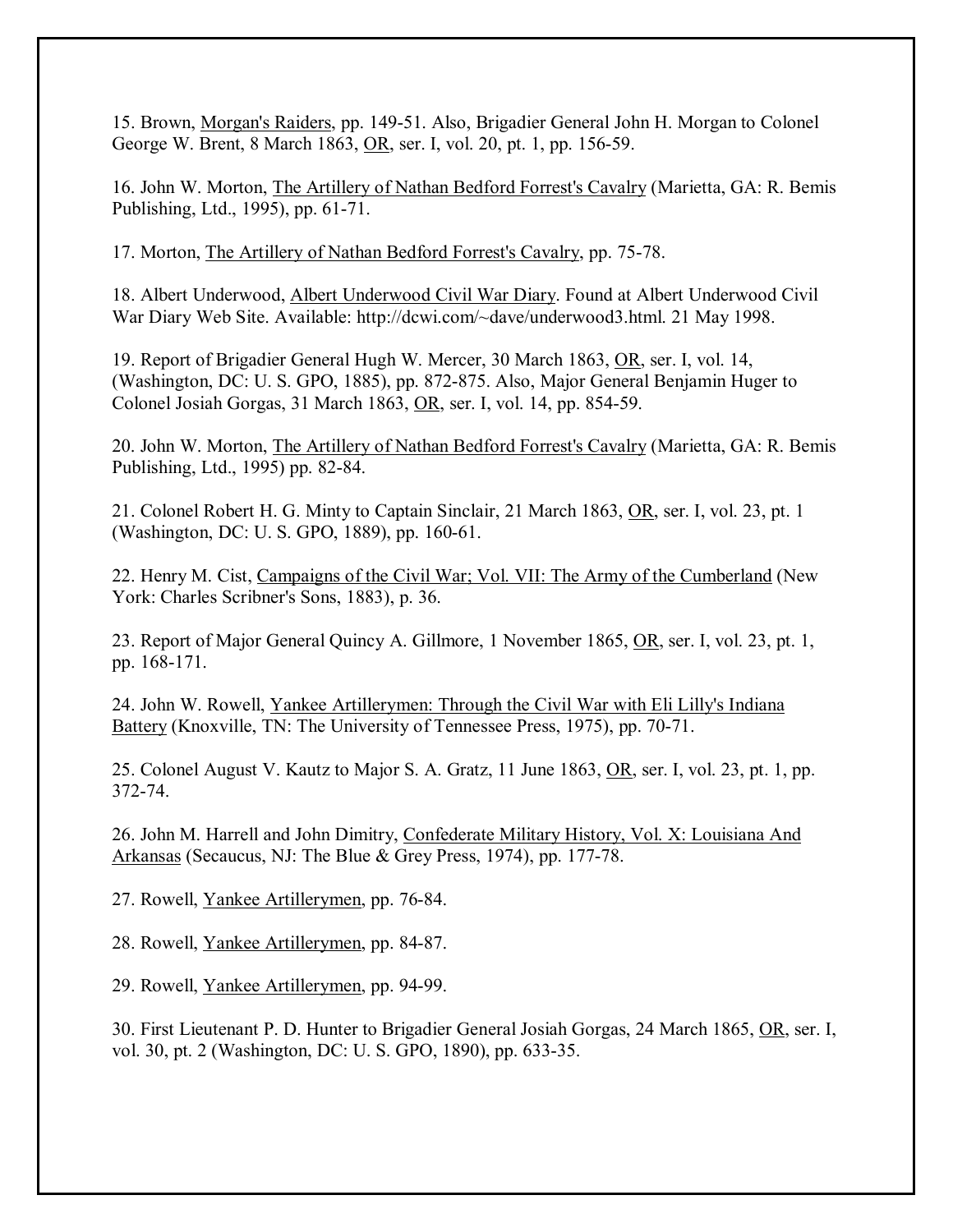15. Brown, Morgan's Raiders, pp. 149-51. Also, Brigadier General John H. Morgan to Colonel George W. Brent, 8 March 1863, OR, ser. I, vol. 20, pt. 1, pp. 156-59.

16. John W. Morton, The Artillery of Nathan Bedford Forrest's Cavalry (Marietta, GA: R. Bemis Publishing, Ltd., 1995), pp. 61-71.

17. Morton, The Artillery of Nathan Bedford Forrest's Cavalry, pp. 75-78.

18. Albert Underwood, Albert Underwood Civil War Diary. Found at Albert Underwood Civil War Diary Web Site. Available: http://dcwi.com/~dave/underwood3.html. 21 May 1998.

19. Report of Brigadier General Hugh W. Mercer, 30 March 1863, OR, ser. I, vol. 14, (Washington, DC: U. S. GPO, 1885), pp. 872-875. Also, Major General Benjamin Huger to Colonel Josiah Gorgas, 31 March 1863, OR, ser. I, vol. 14, pp. 854-59.

20. John W. Morton, The Artillery of Nathan Bedford Forrest's Cavalry (Marietta, GA: R. Bemis Publishing, Ltd., 1995) pp. 82-84.

21. Colonel Robert H. G. Minty to Captain Sinclair, 21 March 1863, OR, ser. I, vol. 23, pt. 1 (Washington, DC: U. S. GPO, 1889), pp. 160-61.

22. Henry M. Cist, Campaigns of the Civil War; Vol. VII: The Army of the Cumberland (New York: Charles Scribner's Sons, 1883), p. 36.

23. Report of Major General Quincy A. Gillmore, 1 November 1865, OR, ser. I, vol. 23, pt. 1, pp. 168-171.

24. John W. Rowell, Yankee Artillerymen: Through the Civil War with Eli Lilly's Indiana Battery (Knoxville, TN: The University of Tennessee Press, 1975), pp. 70-71.

25. Colonel August V. Kautz to Major S. A. Gratz, 11 June 1863, OR, ser. I, vol. 23, pt. 1, pp. 372-74.

26. John M. Harrell and John Dimitry, Confederate Military History, Vol. X: Louisiana And Arkansas (Secaucus, NJ: The Blue & Grey Press, 1974), pp. 177-78.

27. Rowell, Yankee Artillerymen, pp. 76-84.

28. Rowell, Yankee Artillerymen, pp. 84-87.

29. Rowell, Yankee Artillerymen, pp. 94-99.

30. First Lieutenant P. D. Hunter to Brigadier General Josiah Gorgas, 24 March 1865, OR, ser. I, vol. 30, pt. 2 (Washington, DC: U. S. GPO, 1890), pp. 633-35.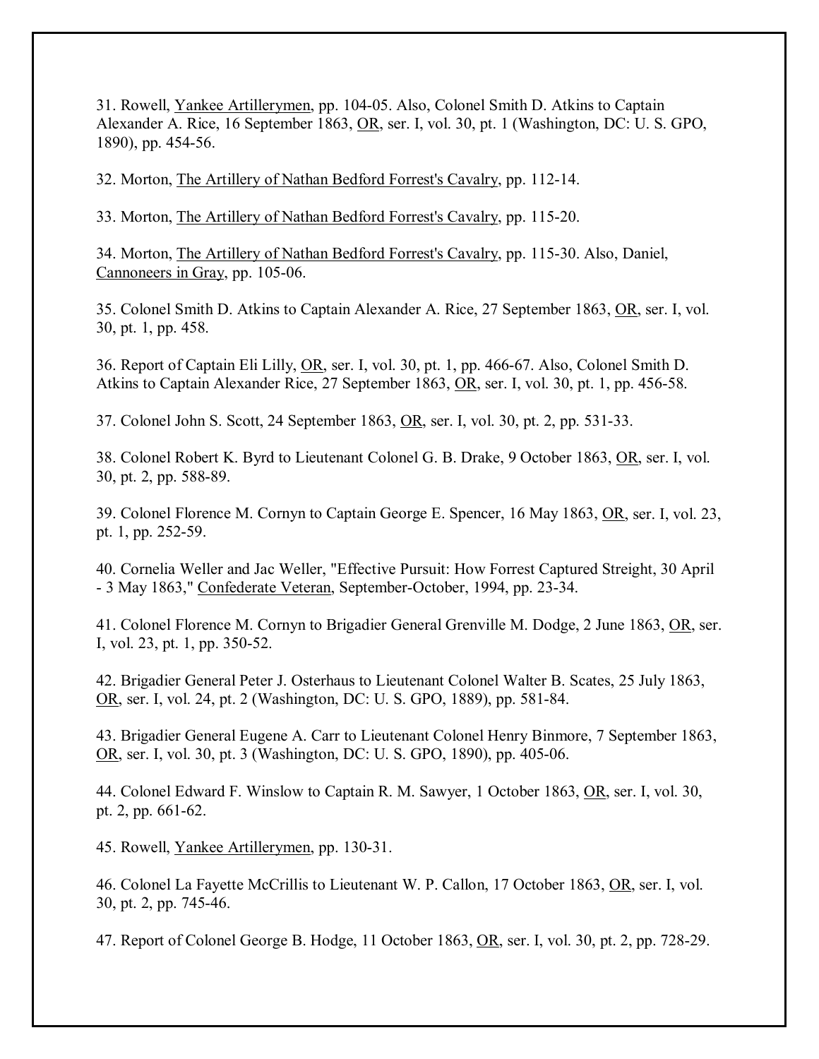31. Rowell, Yankee Artillerymen, pp. 104-05. Also, Colonel Smith D. Atkins to Captain Alexander A. Rice, 16 September 1863, OR, ser. I, vol. 30, pt. 1 (Washington, DC: U. S. GPO, 1890), pp. 454-56.

32. Morton, The Artillery of Nathan Bedford Forrest's Cavalry, pp. 112-14.

33. Morton, The Artillery of Nathan Bedford Forrest's Cavalry, pp. 115-20.

34. Morton, The Artillery of Nathan Bedford Forrest's Cavalry, pp. 115-30. Also, Daniel, Cannoneers in Gray, pp. 105-06.

35. Colonel Smith D. Atkins to Captain Alexander A. Rice, 27 September 1863, OR, ser. I, vol. 30, pt. 1, pp. 458.

36. Report of Captain Eli Lilly, OR, ser. I, vol. 30, pt. 1, pp. 466-67. Also, Colonel Smith D. Atkins to Captain Alexander Rice, 27 September 1863, OR, ser. I, vol. 30, pt. 1, pp. 456-58.

37. Colonel John S. Scott, 24 September 1863, OR, ser. I, vol. 30, pt. 2, pp. 531-33.

38. Colonel Robert K. Byrd to Lieutenant Colonel G. B. Drake, 9 October 1863, OR, ser. I, vol. 30, pt. 2, pp. 588-89.

39. Colonel Florence M. Cornyn to Captain George E. Spencer, 16 May 1863, OR, ser. I, vol. 23, pt. 1, pp. 252-59.

40. Cornelia Weller and Jac Weller, "Effective Pursuit: How Forrest Captured Streight, 30 April - 3 May 1863," Confederate Veteran, September-October, 1994, pp. 23-34.

41. Colonel Florence M. Cornyn to Brigadier General Grenville M. Dodge, 2 June 1863, OR, ser. I, vol. 23, pt. 1, pp. 350-52.

42. Brigadier General Peter J. Osterhaus to Lieutenant Colonel Walter B. Scates, 25 July 1863, OR, ser. I, vol. 24, pt. 2 (Washington, DC: U. S. GPO, 1889), pp. 581-84.

43. Brigadier General Eugene A. Carr to Lieutenant Colonel Henry Binmore, 7 September 1863, OR, ser. I, vol. 30, pt. 3 (Washington, DC: U. S. GPO, 1890), pp. 405-06.

44. Colonel Edward F. Winslow to Captain R. M. Sawyer, 1 October 1863, OR, ser. I, vol. 30, pt. 2, pp. 661-62.

45. Rowell, Yankee Artillerymen, pp. 130-31.

46. Colonel La Fayette McCrillis to Lieutenant W. P. Callon, 17 October 1863, OR, ser. I, vol. 30, pt. 2, pp. 745-46.

47. Report of Colonel George B. Hodge, 11 October 1863, OR, ser. I, vol. 30, pt. 2, pp. 728-29.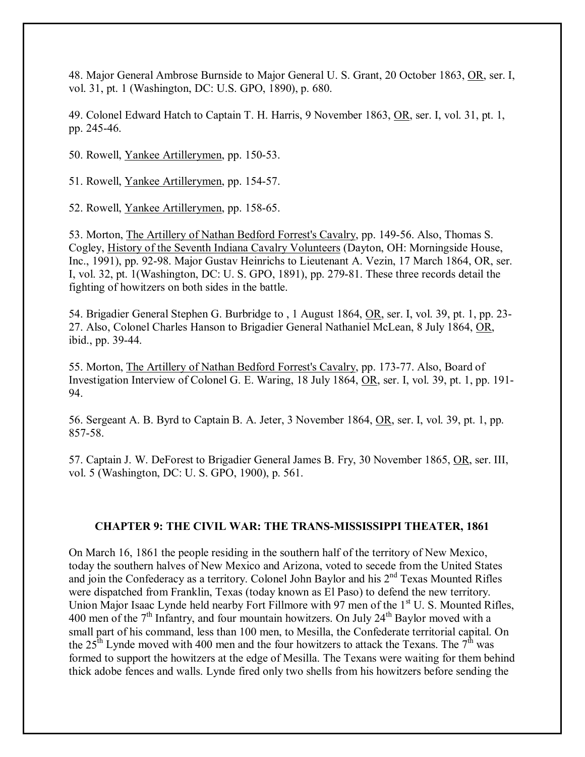48. Major General Ambrose Burnside to Major General U. S. Grant, 20 October 1863, OR, ser. I, vol. 31, pt. 1 (Washington, DC: U.S. GPO, 1890), p. 680.

49. Colonel Edward Hatch to Captain T. H. Harris, 9 November 1863, OR, ser. I, vol. 31, pt. 1, pp. 245-46.

50. Rowell, Yankee Artillerymen, pp. 150-53.

51. Rowell, Yankee Artillerymen, pp. 154-57.

52. Rowell, Yankee Artillerymen, pp. 158-65.

53. Morton, The Artillery of Nathan Bedford Forrest's Cavalry, pp. 149-56. Also, Thomas S. Cogley, History of the Seventh Indiana Cavalry Volunteers (Dayton, OH: Morningside House, Inc., 1991), pp. 92-98. Major Gustav Heinrichs to Lieutenant A. Vezin, 17 March 1864, OR, ser. I, vol. 32, pt. 1(Washington, DC: U. S. GPO, 1891), pp. 279-81. These three records detail the fighting of howitzers on both sides in the battle.

54. Brigadier General Stephen G. Burbridge to , 1 August 1864, OR, ser. I, vol. 39, pt. 1, pp. 23-27. Also, Colonel Charles Hanson to Brigadier General Nathaniel McLean, 8 July 1864, OR, ibid., pp. 39-44.

55. Morton, The Artillery of Nathan Bedford Forrest's Cavalry, pp. 173-77. Also, Board of Investigation Interview of Colonel G. E. Waring, 18 July 1864, OR, ser. I, vol. 39, pt. 1, pp. 191-94.

56. Sergeant A. B. Byrd to Captain B. A. Jeter, 3 November 1864, OR, ser. I, vol. 39, pt. 1, pp. 857-58.

57. Captain J. W. DeForest to Brigadier General James B. Fry, 30 November 1865, OR, ser. III, vol. 5 (Washington, DC: U. S. GPO, 1900), p. 561.

## CHAPTER 9: THE CIVIL WAR: THE TRANS-MISSISSIPPI THEATER, 1861

On March 16, 1861 the people residing in the southern half of the territory of New Mexico, today the southern halves of New Mexico and Arizona, voted to secede from the United States and join the Confederacy as a territory. Colonel John Baylor and his 2nd Texas Mounted Rifles were dispatched from Franklin, Texas (today known as El Paso) to defend the new territory. Union Major Isaac Lynde held nearby Fort Fillmore with 97 men of the 1st U. S. Mounted Rifles, 400 men of the 7th Infantry, and four mountain howitzers. On July 24th Baylor moved with a small part of his command, less than 100 men, to Mesilla, the Confederate territorial capital. On the 25th Lynde moved with 400 men and the four howitzers to attack the Texans. The 7th was formed to support the howitzers at the edge of Mesilla. The Texans were waiting for them behind thick adobe fences and walls. Lynde fired only two shells from his howitzers before sending the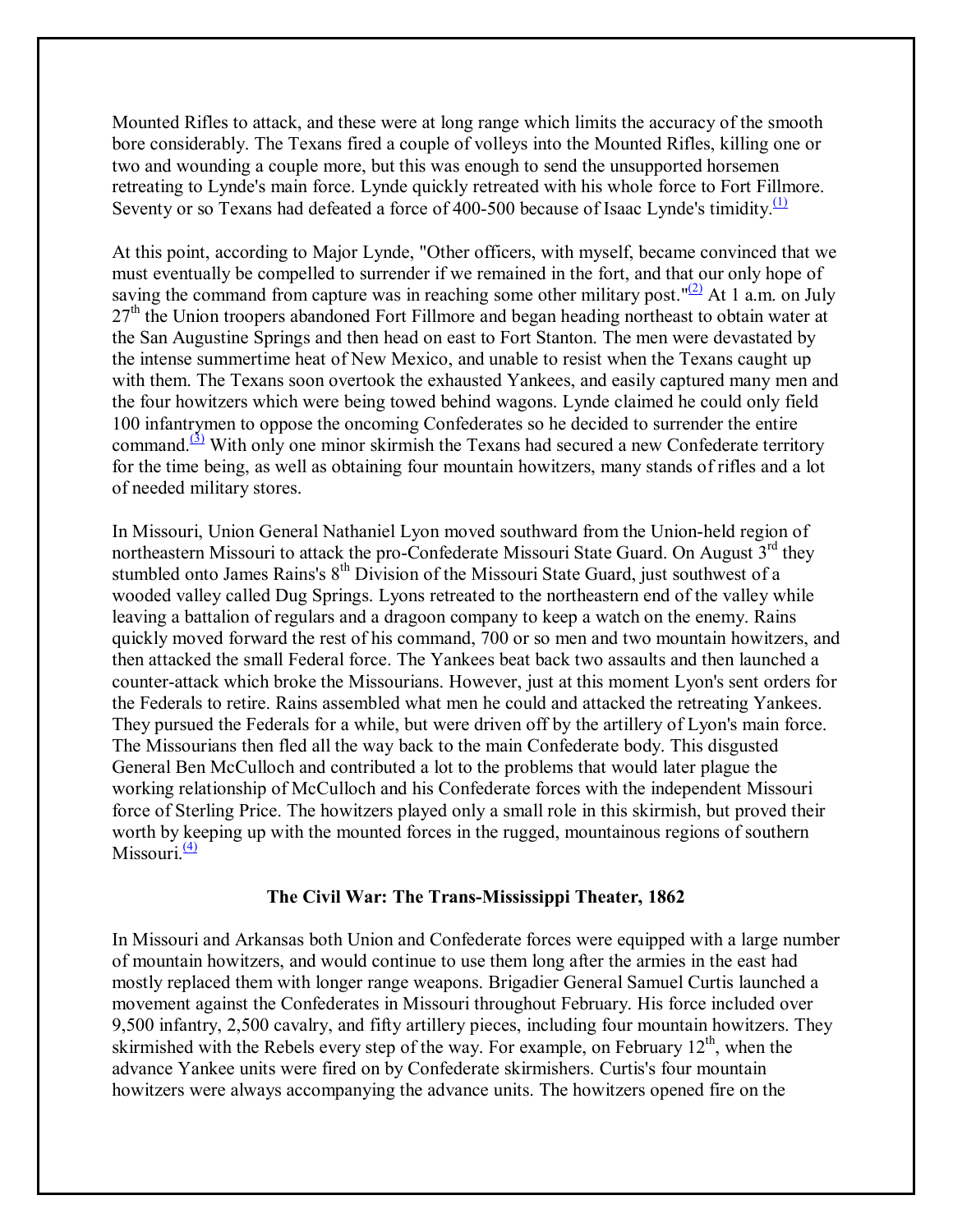Mounted Rifles to attack, and these were at long range which limits the accuracy of the smooth bore considerably. The Texans fired a couple of volleys into the Mounted Rifles, killing one or two and wounding a couple more, but this was enough to send the unsupported horsemen retreating to Lynde's main force. Lynde quickly retreated with his whole force to Fort Fillmore. Seventy or so Texans had defeated a force of 400-500 because of Isaac Lynde's timidity.(1)

At this point, according to Major Lynde, "Other officers, with myself, became convinced that we must eventually be compelled to surrender if we remained in the fort, and that our only hope of saving the command from capture was in reaching some other military post."(2) At 1 a.m. on July 27th the Union troopers abandoned Fort Fillmore and began heading northeast to obtain water at the San Augustine Springs and then head on east to Fort Stanton. The men were devastated by the intense summertime heat of New Mexico, and unable to resist when the Texans caught up with them. The Texans soon overtook the exhausted Yankees, and easily captured many men and the four howitzers which were being towed behind wagons. Lynde claimed he could only field 100 infantrymen to oppose the oncoming Confederates so he decided to surrender the entire command.(3) With only one minor skirmish the Texans had secured a new Confederate territory for the time being, as well as obtaining four mountain howitzers, many stands of rifles and a lot of needed military stores.

In Missouri, Union General Nathaniel Lyon moved southward from the Union-held region of northeastern Missouri to attack the pro-Confederate Missouri State Guard. On August 3rd they stumbled onto James Rains's 8th Division of the Missouri State Guard, just southwest of a wooded valley called Dug Springs. Lyons retreated to the northeastern end of the valley while leaving a battalion of regulars and a dragoon company to keep a watch on the enemy. Rains quickly moved forward the rest of his command, 700 or so men and two mountain howitzers, and then attacked the small Federal force. The Yankees beat back two assaults and then launched a counter-attack which broke the Missourians. However, just at this moment Lyon's sent orders for the Federals to retire. Rains assembled what men he could and attacked the retreating Yankees. They pursued the Federals for a while, but were driven off by the artillery of Lyon's main force. The Missourians then fled all the way back to the main Confederate body. This disgusted General Ben McCulloch and contributed a lot to the problems that would later plague the working relationship of McCulloch and his Confederate forces with the independent Missouri force of Sterling Price. The howitzers played only a small role in this skirmish, but proved their worth by keeping up with the mounted forces in the rugged, mountainous regions of southern Missouri.(4)

## The Civil War: The Trans-Mississippi Theater, 1862

In Missouri and Arkansas both Union and Confederate forces were equipped with a large number of mountain howitzers, and would continue to use them long after the armies in the east had mostly replaced them with longer range weapons. Brigadier General Samuel Curtis launched a movement against the Confederates in Missouri throughout February. His force included over 9,500 infantry, 2,500 cavalry, and fifty artillery pieces, including four mountain howitzers. They skirmished with the Rebels every step of the way. For example, on February 12th, when the advance Yankee units were fired on by Confederate skirmishers. Curtis's four mountain howitzers were always accompanying the advance units. The howitzers opened fire on the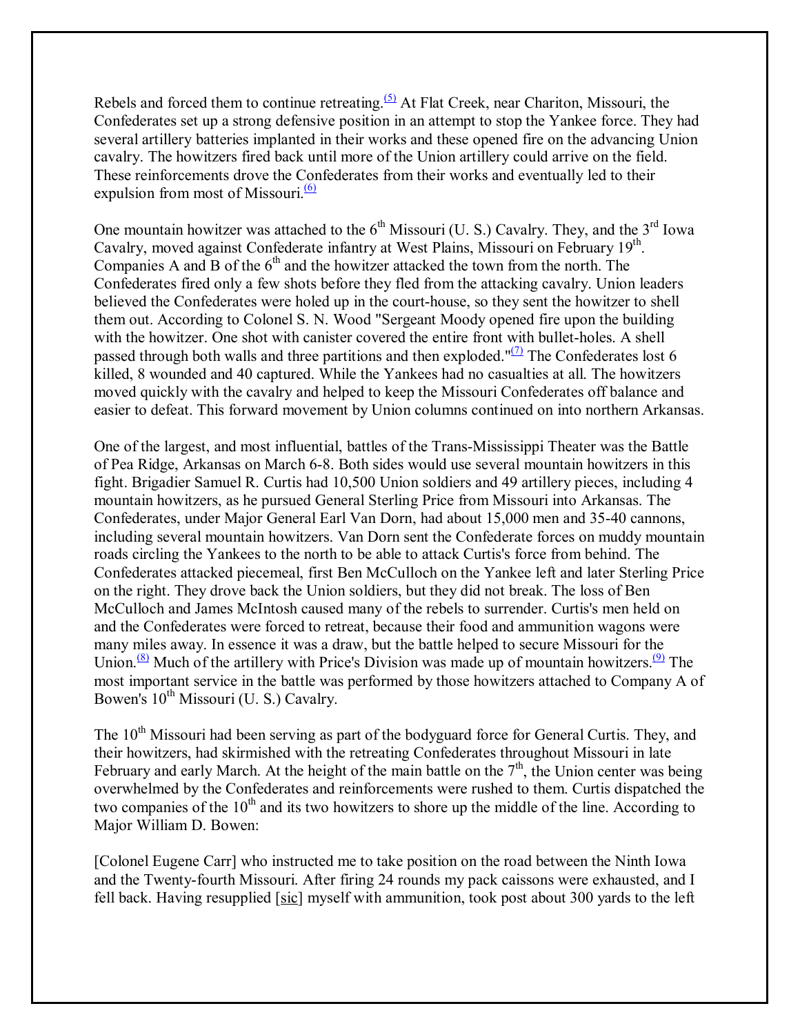Rebels and forced them to continue retreating.[(5)] At Flat Creek, near Chariton, Missouri, the Confederates set up a strong defensive position in an attempt to stop the Yankee force. They had several artillery batteries implanted in their works and these opened fire on the advancing Union cavalry. The howitzers fired back until more of the Union artillery could arrive on the field. These reinforcements drove the Confederates from their works and eventually led to their expulsion from most of Missouri.[(6)]

One mountain howitzer was attached to the 6th Missouri (U. S.) Cavalry. They, and the 3rd Iowa Cavalry, moved against Confederate infantry at West Plains, Missouri on February 19th. Companies A and B of the 6th and the howitzer attacked the town from the north. The Confederates fired only a few shots before they fled from the attacking cavalry. Union leaders believed the Confederates were holed up in the court-house, so they sent the howitzer to shell them out. According to Colonel S. N. Wood "Sergeant Moody opened fire upon the building with the howitzer. One shot with canister covered the entire front with bullet-holes. A shell passed through both walls and three partitions and then exploded."[(7)] The Confederates lost 6 killed, 8 wounded and 40 captured. While the Yankees had no casualties at all. The howitzers moved quickly with the cavalry and helped to keep the Missouri Confederates off balance and easier to defeat. This forward movement by Union columns continued on into northern Arkansas.

One of the largest, and most influential, battles of the Trans-Mississippi Theater was the Battle of Pea Ridge, Arkansas on March 6-8. Both sides would use several mountain howitzers in this fight. Brigadier Samuel R. Curtis had 10,500 Union soldiers and 49 artillery pieces, including 4 mountain howitzers, as he pursued General Sterling Price from Missouri into Arkansas. The Confederates, under Major General Earl Van Dorn, had about 15,000 men and 35-40 cannons, including several mountain howitzers. Van Dorn sent the Confederate forces on muddy mountain roads circling the Yankees to the north to be able to attack Curtis's force from behind. The Confederates attacked piecemeal, first Ben McCulloch on the Yankee left and later Sterling Price on the right. They drove back the Union soldiers, but they did not break. The loss of Ben McCulloch and James McIntosh caused many of the rebels to surrender. Curtis's men held on and the Confederates were forced to retreat, because their food and ammunition wagons were many miles away. In essence it was a draw, but the battle helped to secure Missouri for the Union.[(8)] Much of the artillery with Price's Division was made up of mountain howitzers.[(9)] The most important service in the battle was performed by those howitzers attached to Company A of Bowen's 10th Missouri (U. S.) Cavalry.

The 10th Missouri had been serving as part of the bodyguard force for General Curtis. They, and their howitzers, had skirmished with the retreating Confederates throughout Missouri in late February and early March. At the height of the main battle on the 7th, the Union center was being overwhelmed by the Confederates and reinforcements were rushed to them. Curtis dispatched the two companies of the 10th and its two howitzers to shore up the middle of the line. According to Major William D. Bowen:

[Colonel Eugene Carr] who instructed me to take position on the road between the Ninth Iowa and the Twenty-fourth Missouri. After firing 24 rounds my pack caissons were exhausted, and I fell back. Having resupplied [sic] myself with ammunition, took post about 300 yards to the left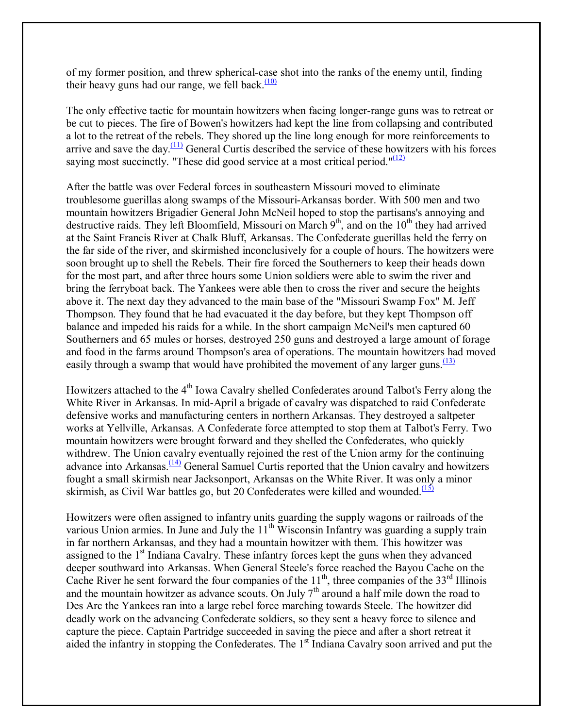of my former position, and threw spherical-case shot into the ranks of the enemy until, finding their heavy guns had our range, we fell back.[(10)]

The only effective tactic for mountain howitzers when facing longer-range guns was to retreat or be cut to pieces. The fire of Bowen's howitzers had kept the line from collapsing and contributed a lot to the retreat of the rebels. They shored up the line long enough for more reinforcements to arrive and save the day.[(11)] General Curtis described the service of these howitzers with his forces saying most succinctly. "These did good service at a most critical period."[(12)]

After the battle was over Federal forces in southeastern Missouri moved to eliminate troublesome guerillas along swamps of the Missouri-Arkansas border. With 500 men and two mountain howitzers Brigadier General John McNeil hoped to stop the partisans's annoying and destructive raids. They left Bloomfield, Missouri on March 9th, and on the 10th they had arrived at the Saint Francis River at Chalk Bluff, Arkansas. The Confederate guerillas held the ferry on the far side of the river, and skirmished inconclusively for a couple of hours. The howitzers were soon brought up to shell the Rebels. Their fire forced the Southerners to keep their heads down for the most part, and after three hours some Union soldiers were able to swim the river and bring the ferryboat back. The Yankees were able then to cross the river and secure the heights above it. The next day they advanced to the main base of the "Missouri Swamp Fox" M. Jeff Thompson. They found that he had evacuated it the day before, but they kept Thompson off balance and impeded his raids for a while. In the short campaign McNeil's men captured 60 Southerners and 65 mules or horses, destroyed 250 guns and destroyed a large amount of forage and food in the farms around Thompson's area of operations. The mountain howitzers had moved easily through a swamp that would have prohibited the movement of any larger guns.[(13)]

Howitzers attached to the 4th Iowa Cavalry shelled Confederates around Talbot's Ferry along the White River in Arkansas. In mid-April a brigade of cavalry was dispatched to raid Confederate defensive works and manufacturing centers in northern Arkansas. They destroyed a saltpeter works at Yellville, Arkansas. A Confederate force attempted to stop them at Talbot's Ferry. Two mountain howitzers were brought forward and they shelled the Confederates, who quickly withdrew. The Union cavalry eventually rejoined the rest of the Union army for the continuing advance into Arkansas.[(14)] General Samuel Curtis reported that the Union cavalry and howitzers fought a small skirmish near Jacksonport, Arkansas on the White River. It was only a minor skirmish, as Civil War battles go, but 20 Confederates were killed and wounded.[(15)]

Howitzers were often assigned to infantry units guarding the supply wagons or railroads of the various Union armies. In June and July the 11th Wisconsin Infantry was guarding a supply train in far northern Arkansas, and they had a mountain howitzer with them. This howitzer was assigned to the 1st Indiana Cavalry. These infantry forces kept the guns when they advanced deeper southward into Arkansas. When General Steele's force reached the Bayou Cache on the Cache River he sent forward the four companies of the 11th, three companies of the 33rd Illinois and the mountain howitzer as advance scouts. On July 7th around a half mile down the road to Des Arc the Yankees ran into a large rebel force marching towards Steele. The howitzer did deadly work on the advancing Confederate soldiers, so they sent a heavy force to silence and capture the piece. Captain Partridge succeeded in saving the piece and after a short retreat it aided the infantry in stopping the Confederates. The 1st Indiana Cavalry soon arrived and put the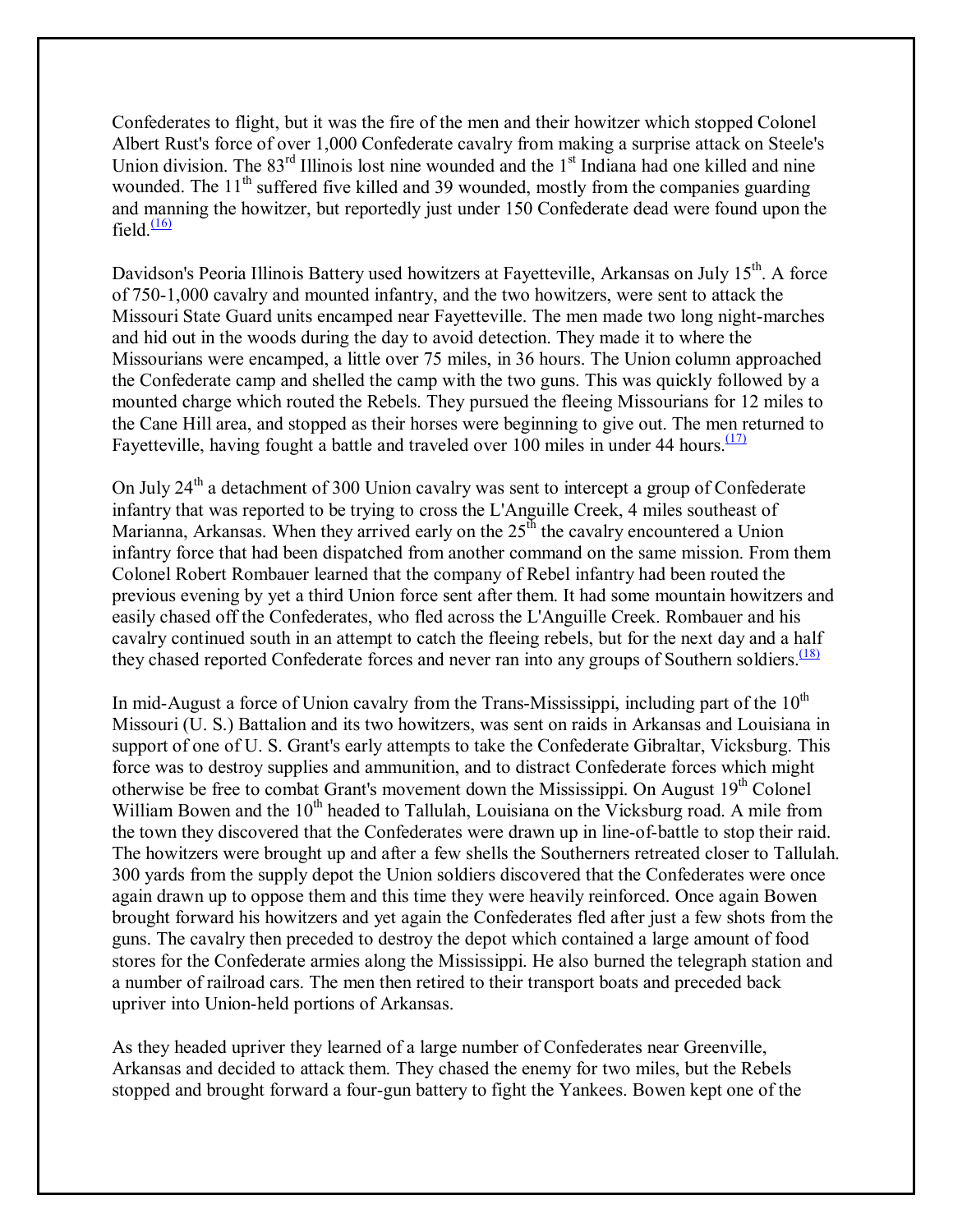Confederates to flight, but it was the fire of the men and their howitzer which stopped Colonel Albert Rust's force of over 1,000 Confederate cavalry from making a surprise attack on Steele's Union division. The 83rd Illinois lost nine wounded and the 1st Indiana had one killed and nine wounded. The 11th suffered five killed and 39 wounded, mostly from the companies guarding and manning the howitzer, but reportedly just under 150 Confederate dead were found upon the field.[(16)]

Davidson's Peoria Illinois Battery used howitzers at Fayetteville, Arkansas on July 15th. A force of 750-1,000 cavalry and mounted infantry, and the two howitzers, were sent to attack the Missouri State Guard units encamped near Fayetteville. The men made two long night-marches and hid out in the woods during the day to avoid detection. They made it to where the Missourians were encamped, a little over 75 miles, in 36 hours. The Union column approached the Confederate camp and shelled the camp with the two guns. This was quickly followed by a mounted charge which routed the Rebels. They pursued the fleeing Missourians for 12 miles to the Cane Hill area, and stopped as their horses were beginning to give out. The men returned to Fayetteville, having fought a battle and traveled over 100 miles in under 44 hours.[(17)]

On July 24th a detachment of 300 Union cavalry was sent to intercept a group of Confederate infantry that was reported to be trying to cross the L'Anguille Creek, 4 miles southeast of Marianna, Arkansas. When they arrived early on the 25th the cavalry encountered a Union infantry force that had been dispatched from another command on the same mission. From them Colonel Robert Rombauer learned that the company of Rebel infantry had been routed the previous evening by yet a third Union force sent after them. It had some mountain howitzers and easily chased off the Confederates, who fled across the L'Anguille Creek. Rombauer and his cavalry continued south in an attempt to catch the fleeing rebels, but for the next day and a half they chased reported Confederate forces and never ran into any groups of Southern soldiers.[(18)]

In mid-August a force of Union cavalry from the Trans-Mississippi, including part of the 10th Missouri (U. S.) Battalion and its two howitzers, was sent on raids in Arkansas and Louisiana in support of one of U. S. Grant's early attempts to take the Confederate Gibraltar, Vicksburg. This force was to destroy supplies and ammunition, and to distract Confederate forces which might otherwise be free to combat Grant's movement down the Mississippi. On August 19th Colonel William Bowen and the 10th headed to Tallulah, Louisiana on the Vicksburg road. A mile from the town they discovered that the Confederates were drawn up in line-of-battle to stop their raid. The howitzers were brought up and after a few shells the Southerners retreated closer to Tallulah. 300 yards from the supply depot the Union soldiers discovered that the Confederates were once again drawn up to oppose them and this time they were heavily reinforced. Once again Bowen brought forward his howitzers and yet again the Confederates fled after just a few shots from the guns. The cavalry then preceded to destroy the depot which contained a large amount of food stores for the Confederate armies along the Mississippi. He also burned the telegraph station and a number of railroad cars. The men then retired to their transport boats and preceded back upriver into Union-held portions of Arkansas.

As they headed upriver they learned of a large number of Confederates near Greenville, Arkansas and decided to attack them. They chased the enemy for two miles, but the Rebels stopped and brought forward a four-gun battery to fight the Yankees. Bowen kept one of the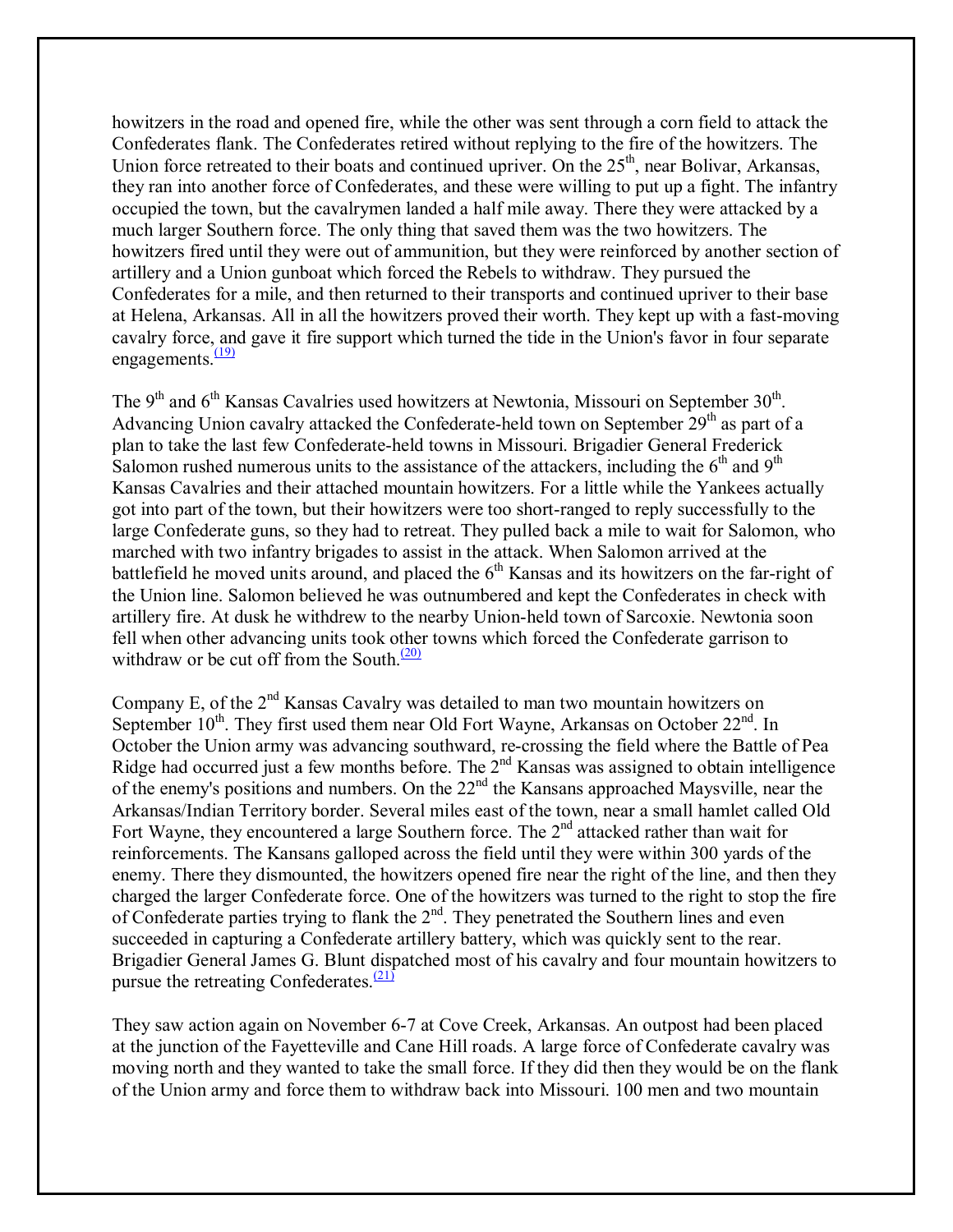howitzers in the road and opened fire, while the other was sent through a corn field to attack the Confederates flank. The Confederates retired without replying to the fire of the howitzers. The Union force retreated to their boats and continued upriver. On the 25th, near Bolivar, Arkansas, they ran into another force of Confederates, and these were willing to put up a fight. The infantry occupied the town, but the cavalrymen landed a half mile away. There they were attacked by a much larger Southern force. The only thing that saved them was the two howitzers. The howitzers fired until they were out of ammunition, but they were reinforced by another section of artillery and a Union gunboat which forced the Rebels to withdraw. They pursued the Confederates for a mile, and then returned to their transports and continued upriver to their base at Helena, Arkansas. All in all the howitzers proved their worth. They kept up with a fast-moving cavalry force, and gave it fire support which turned the tide in the Union's favor in four separate engagements.[(19)]

The 9th and 6th Kansas Cavalries used howitzers at Newtonia, Missouri on September 30th. Advancing Union cavalry attacked the Confederate-held town on September 29th as part of a plan to take the last few Confederate-held towns in Missouri. Brigadier General Frederick Salomon rushed numerous units to the assistance of the attackers, including the 6th and 9th Kansas Cavalries and their attached mountain howitzers. For a little while the Yankees actually got into part of the town, but their howitzers were too short-ranged to reply successfully to the large Confederate guns, so they had to retreat. They pulled back a mile to wait for Salomon, who marched with two infantry brigades to assist in the attack. When Salomon arrived at the battlefield he moved units around, and placed the 6th Kansas and its howitzers on the far-right of the Union line. Salomon believed he was outnumbered and kept the Confederates in check with artillery fire. At dusk he withdrew to the nearby Union-held town of Sarcoxie. Newtonia soon fell when other advancing units took other towns which forced the Confederate garrison to withdraw or be cut off from the South.[(20)]

Company E, of the 2nd Kansas Cavalry was detailed to man two mountain howitzers on September 10th. They first used them near Old Fort Wayne, Arkansas on October 22nd. In October the Union army was advancing southward, re-crossing the field where the Battle of Pea Ridge had occurred just a few months before. The 2nd Kansas was assigned to obtain intelligence of the enemy's positions and numbers. On the 22nd the Kansans approached Maysville, near the Arkansas/Indian Territory border. Several miles east of the town, near a small hamlet called Old Fort Wayne, they encountered a large Southern force. The 2nd attacked rather than wait for reinforcements. The Kansans galloped across the field until they were within 300 yards of the enemy. There they dismounted, the howitzers opened fire near the right of the line, and then they charged the larger Confederate force. One of the howitzers was turned to the right to stop the fire of Confederate parties trying to flank the 2nd. They penetrated the Southern lines and even succeeded in capturing a Confederate artillery battery, which was quickly sent to the rear. Brigadier General James G. Blunt dispatched most of his cavalry and four mountain howitzers to pursue the retreating Confederates.[(21)]

They saw action again on November 6-7 at Cove Creek, Arkansas. An outpost had been placed at the junction of the Fayetteville and Cane Hill roads. A large force of Confederate cavalry was moving north and they wanted to take the small force. If they did then they would be on the flank of the Union army and force them to withdraw back into Missouri. 100 men and two mountain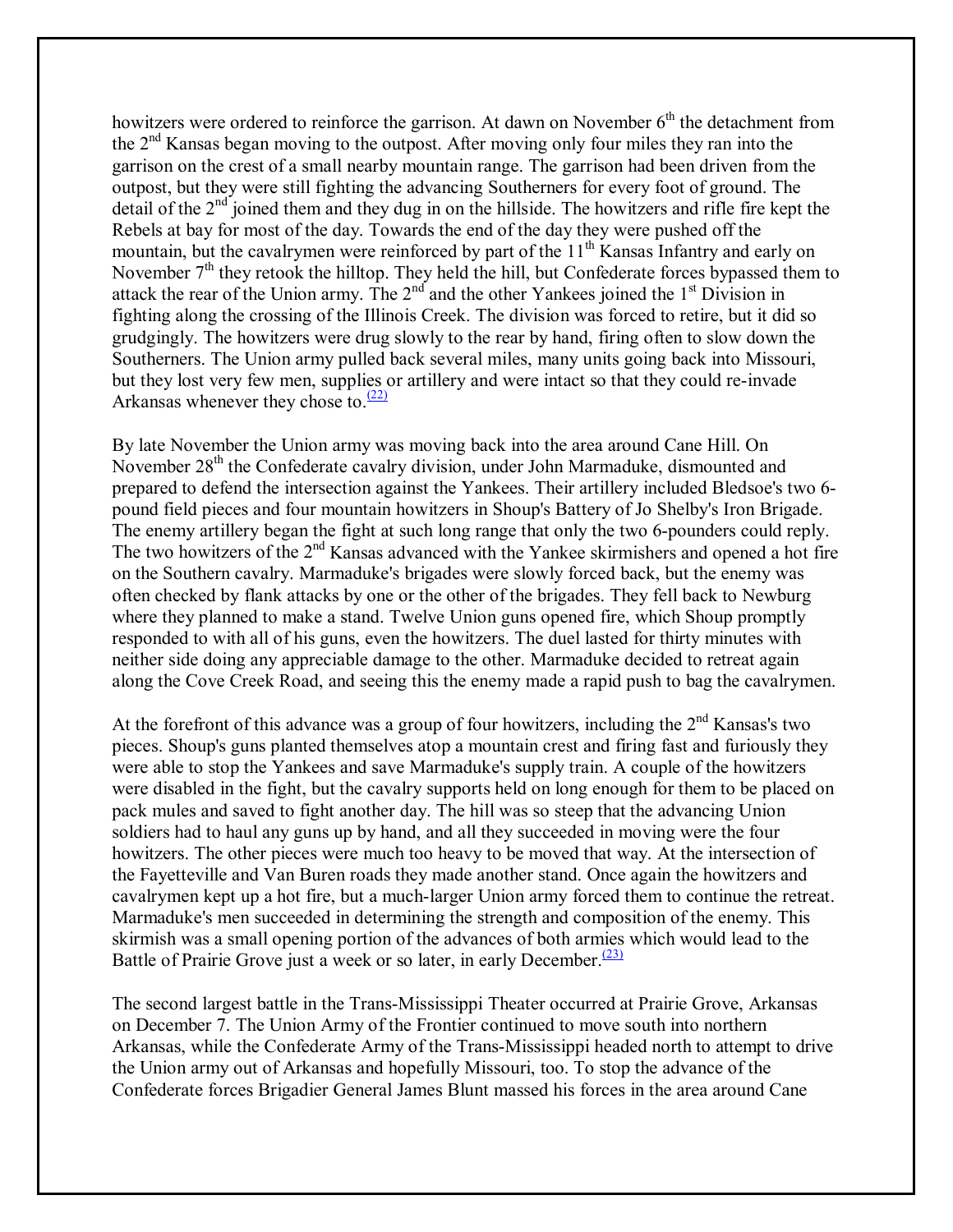howitzers were ordered to reinforce the garrison. At dawn on November 6th the detachment from the 2nd Kansas began moving to the outpost. After moving only four miles they ran into the garrison on the crest of a small nearby mountain range. The garrison had been driven from the outpost, but they were still fighting the advancing Southerners for every foot of ground. The detail of the 2nd joined them and they dug in on the hillside. The howitzers and rifle fire kept the Rebels at bay for most of the day. Towards the end of the day they were pushed off the mountain, but the cavalrymen were reinforced by part of the 11th Kansas Infantry and early on November 7th they retook the hilltop. They held the hill, but Confederate forces bypassed them to attack the rear of the Union army. The 2nd and the other Yankees joined the 1st Division in fighting along the crossing of the Illinois Creek. The division was forced to retire, but it did so grudgingly. The howitzers were drug slowly to the rear by hand, firing often to slow down the Southerners. The Union army pulled back several miles, many units going back into Missouri, but they lost very few men, supplies or artillery and were intact so that they could re-invade Arkansas whenever they chose to.[22]

By late November the Union army was moving back into the area around Cane Hill. On November 28th the Confederate cavalry division, under John Marmaduke, dismounted and prepared to defend the intersection against the Yankees. Their artillery included Bledsoe's two 6-pound field pieces and four mountain howitzers in Shoup's Battery of Jo Shelby's Iron Brigade. The enemy artillery began the fight at such long range that only the two 6-pounders could reply. The two howitzers of the 2nd Kansas advanced with the Yankee skirmishers and opened a hot fire on the Southern cavalry. Marmaduke's brigades were slowly forced back, but the enemy was often checked by flank attacks by one or the other of the brigades. They fell back to Newburg where they planned to make a stand. Twelve Union guns opened fire, which Shoup promptly responded to with all of his guns, even the howitzers. The duel lasted for thirty minutes with neither side doing any appreciable damage to the other. Marmaduke decided to retreat again along the Cove Creek Road, and seeing this the enemy made a rapid push to bag the cavalrymen.

At the forefront of this advance was a group of four howitzers, including the 2nd Kansas's two pieces. Shoup's guns planted themselves atop a mountain crest and firing fast and furiously they were able to stop the Yankees and save Marmaduke's supply train. A couple of the howitzers were disabled in the fight, but the cavalry supports held on long enough for them to be placed on pack mules and saved to fight another day. The hill was so steep that the advancing Union soldiers had to haul any guns up by hand, and all they succeeded in moving were the four howitzers. The other pieces were much too heavy to be moved that way. At the intersection of the Fayetteville and Van Buren roads they made another stand. Once again the howitzers and cavalrymen kept up a hot fire, but a much-larger Union army forced them to continue the retreat. Marmaduke's men succeeded in determining the strength and composition of the enemy. This skirmish was a small opening portion of the advances of both armies which would lead to the Battle of Prairie Grove just a week or so later, in early December.[23]

The second largest battle in the Trans-Mississippi Theater occurred at Prairie Grove, Arkansas on December 7. The Union Army of the Frontier continued to move south into northern Arkansas, while the Confederate Army of the Trans-Mississippi headed north to attempt to drive the Union army out of Arkansas and hopefully Missouri, too. To stop the advance of the Confederate forces Brigadier General James Blunt massed his forces in the area around Cane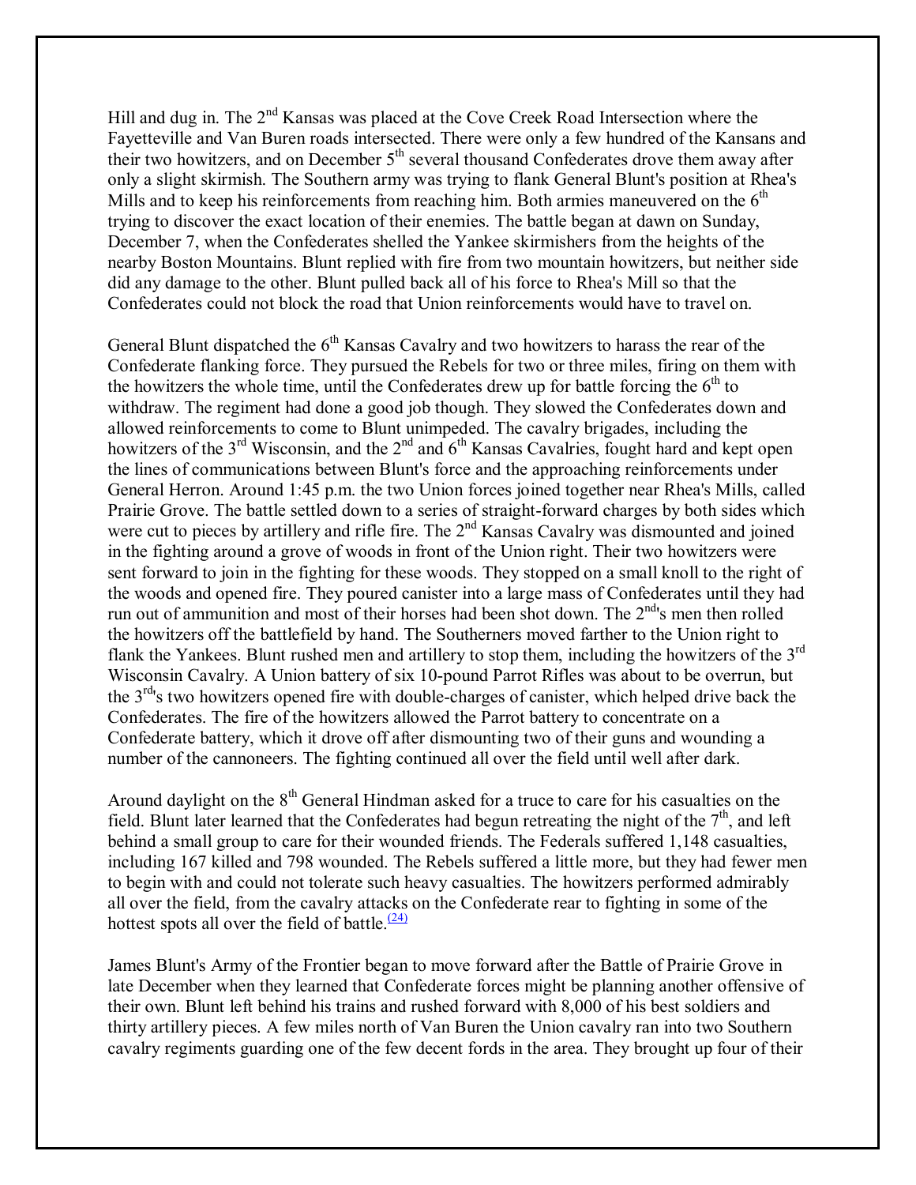Hill and dug in. The 2nd Kansas was placed at the Cove Creek Road Intersection where the Fayetteville and Van Buren roads intersected. There were only a few hundred of the Kansans and their two howitzers, and on December 5th several thousand Confederates drove them away after only a slight skirmish. The Southern army was trying to flank General Blunt's position at Rhea's Mills and to keep his reinforcements from reaching him. Both armies maneuvered on the 6th trying to discover the exact location of their enemies. The battle began at dawn on Sunday, December 7, when the Confederates shelled the Yankee skirmishers from the heights of the nearby Boston Mountains. Blunt replied with fire from two mountain howitzers, but neither side did any damage to the other. Blunt pulled back all of his force to Rhea's Mill so that the Confederates could not block the road that Union reinforcements would have to travel on.

General Blunt dispatched the 6th Kansas Cavalry and two howitzers to harass the rear of the Confederate flanking force. They pursued the Rebels for two or three miles, firing on them with the howitzers the whole time, until the Confederates drew up for battle forcing the 6th to withdraw. The regiment had done a good job though. They slowed the Confederates down and allowed reinforcements to come to Blunt unimpeded. The cavalry brigades, including the howitzers of the 3rd Wisconsin, and the 2nd and 6th Kansas Cavalries, fought hard and kept open the lines of communications between Blunt's force and the approaching reinforcements under General Herron. Around 1:45 p.m. the two Union forces joined together near Rhea's Mills, called Prairie Grove. The battle settled down to a series of straight-forward charges by both sides which were cut to pieces by artillery and rifle fire. The 2nd Kansas Cavalry was dismounted and joined in the fighting around a grove of woods in front of the Union right. Their two howitzers were sent forward to join in the fighting for these woods. They stopped on a small knoll to the right of the woods and opened fire. They poured canister into a large mass of Confederates until they had run out of ammunition and most of their horses had been shot down. The 2nd's men then rolled the howitzers off the battlefield by hand. The Southerners moved farther to the Union right to flank the Yankees. Blunt rushed men and artillery to stop them, including the howitzers of the 3rd Wisconsin Cavalry. A Union battery of six 10-pound Parrot Rifles was about to be overrun, but the 3rd's two howitzers opened fire with double-charges of canister, which helped drive back the Confederates. The fire of the howitzers allowed the Parrot battery to concentrate on a Confederate battery, which it drove off after dismounting two of their guns and wounding a number of the cannoneers. The fighting continued all over the field until well after dark.

Around daylight on the 8th General Hindman asked for a truce to care for his casualties on the field. Blunt later learned that the Confederates had begun retreating the night of the 7th, and left behind a small group to care for their wounded friends. The Federals suffered 1,148 casualties, including 167 killed and 798 wounded. The Rebels suffered a little more, but they had fewer men to begin with and could not tolerate such heavy casualties. The howitzers performed admirably all over the field, from the cavalry attacks on the Confederate rear to fighting in some of the hottest spots all over the field of battle.(24)

James Blunt's Army of the Frontier began to move forward after the Battle of Prairie Grove in late December when they learned that Confederate forces might be planning another offensive of their own. Blunt left behind his trains and rushed forward with 8,000 of his best soldiers and thirty artillery pieces. A few miles north of Van Buren the Union cavalry ran into two Southern cavalry regiments guarding one of the few decent fords in the area. They brought up four of their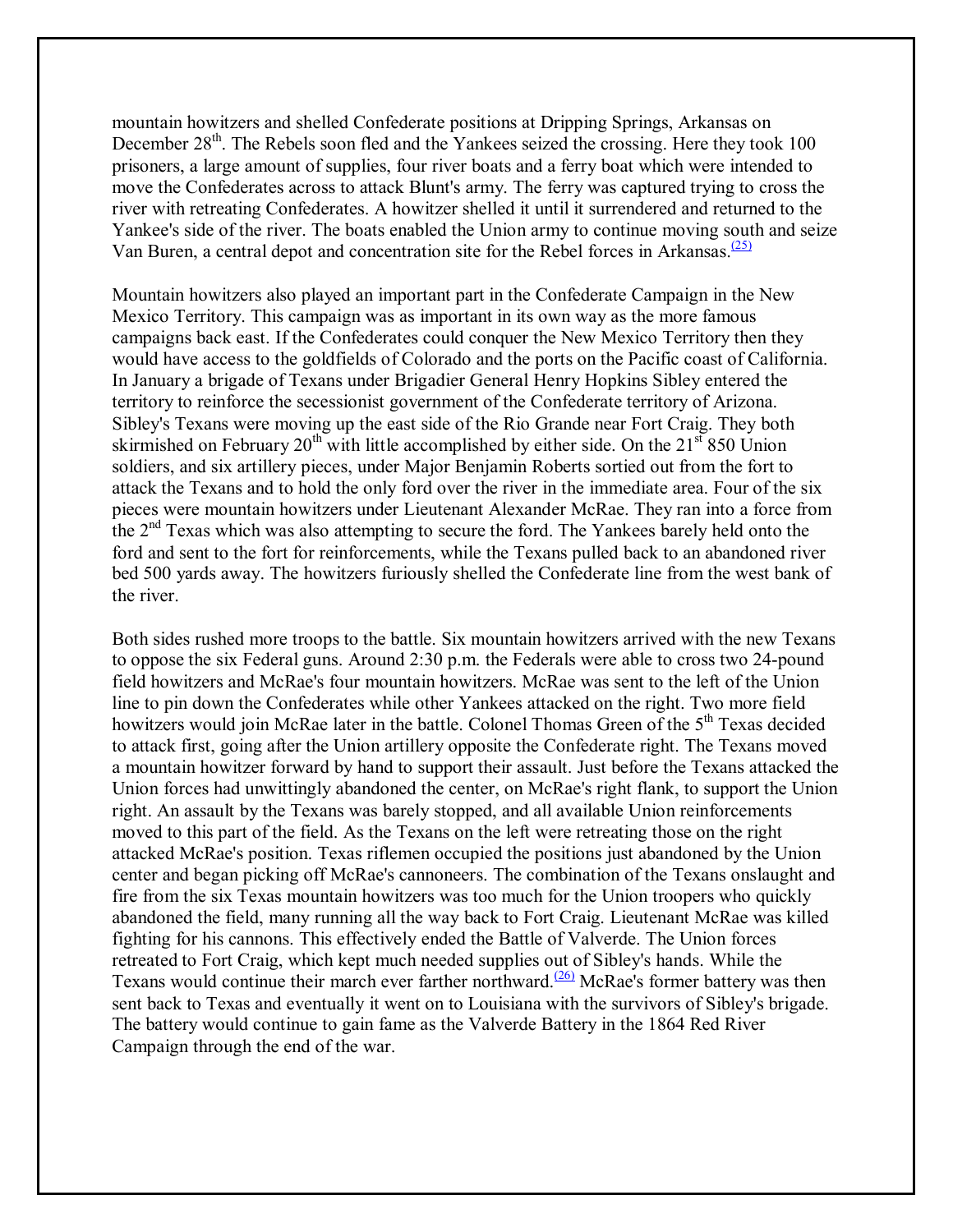mountain howitzers and shelled Confederate positions at Dripping Springs, Arkansas on December 28th. The Rebels soon fled and the Yankees seized the crossing. Here they took 100 prisoners, a large amount of supplies, four river boats and a ferry boat which were intended to move the Confederates across to attack Blunt's army. The ferry was captured trying to cross the river with retreating Confederates. A howitzer shelled it until it surrendered and returned to the Yankee's side of the river. The boats enabled the Union army to continue moving south and seize Van Buren, a central depot and concentration site for the Rebel forces in Arkansas.[25]

Mountain howitzers also played an important part in the Confederate Campaign in the New Mexico Territory. This campaign was as important in its own way as the more famous campaigns back east. If the Confederates could conquer the New Mexico Territory then they would have access to the goldfields of Colorado and the ports on the Pacific coast of California. In January a brigade of Texans under Brigadier General Henry Hopkins Sibley entered the territory to reinforce the secessionist government of the Confederate territory of Arizona. Sibley's Texans were moving up the east side of the Rio Grande near Fort Craig. They both skirmished on February 20th with little accomplished by either side. On the 21st 850 Union soldiers, and six artillery pieces, under Major Benjamin Roberts sortied out from the fort to attack the Texans and to hold the only ford over the river in the immediate area. Four of the six pieces were mountain howitzers under Lieutenant Alexander McRae. They ran into a force from the 2nd Texas which was also attempting to secure the ford. The Yankees barely held onto the ford and sent to the fort for reinforcements, while the Texans pulled back to an abandoned river bed 500 yards away. The howitzers furiously shelled the Confederate line from the west bank of the river.

Both sides rushed more troops to the battle. Six mountain howitzers arrived with the new Texans to oppose the six Federal guns. Around 2:30 p.m. the Federals were able to cross two 24-pound field howitzers and McRae's four mountain howitzers. McRae was sent to the left of the Union line to pin down the Confederates while other Yankees attacked on the right. Two more field howitzers would join McRae later in the battle. Colonel Thomas Green of the 5th Texas decided to attack first, going after the Union artillery opposite the Confederate right. The Texans moved a mountain howitzer forward by hand to support their assault. Just before the Texans attacked the Union forces had unwittingly abandoned the center, on McRae's right flank, to support the Union right. An assault by the Texans was barely stopped, and all available Union reinforcements moved to this part of the field. As the Texans on the left were retreating those on the right attacked McRae's position. Texas riflemen occupied the positions just abandoned by the Union center and began picking off McRae's cannoneers. The combination of the Texans onslaught and fire from the six Texas mountain howitzers was too much for the Union troopers who quickly abandoned the field, many running all the way back to Fort Craig. Lieutenant McRae was killed fighting for his cannons. This effectively ended the Battle of Valverde. The Union forces retreated to Fort Craig, which kept much needed supplies out of Sibley's hands. While the Texans would continue their march ever farther northward.[26] McRae's former battery was then sent back to Texas and eventually it went on to Louisiana with the survivors of Sibley's brigade. The battery would continue to gain fame as the Valverde Battery in the 1864 Red River Campaign through the end of the war.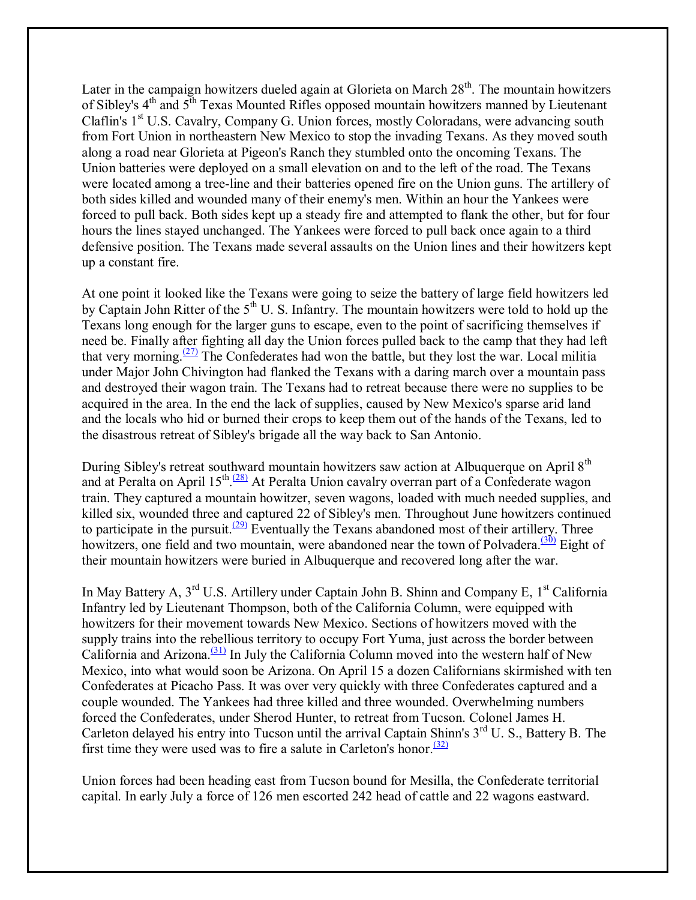Later in the campaign howitzers dueled again at Glorieta on March 28th. The mountain howitzers of Sibley's 4th and 5th Texas Mounted Rifles opposed mountain howitzers manned by Lieutenant Claflin's 1st U.S. Cavalry, Company G. Union forces, mostly Coloradans, were advancing south from Fort Union in northeastern New Mexico to stop the invading Texans. As they moved south along a road near Glorieta at Pigeon's Ranch they stumbled onto the oncoming Texans. The Union batteries were deployed on a small elevation on and to the left of the road. The Texans were located among a tree-line and their batteries opened fire on the Union guns. The artillery of both sides killed and wounded many of their enemy's men. Within an hour the Yankees were forced to pull back. Both sides kept up a steady fire and attempted to flank the other, but for four hours the lines stayed unchanged. The Yankees were forced to pull back once again to a third defensive position. The Texans made several assaults on the Union lines and their howitzers kept up a constant fire.

At one point it looked like the Texans were going to seize the battery of large field howitzers led by Captain John Ritter of the 5th U. S. Infantry. The mountain howitzers were told to hold up the Texans long enough for the larger guns to escape, even to the point of sacrificing themselves if need be. Finally after fighting all day the Union forces pulled back to the camp that they had left that very morning.(27) The Confederates had won the battle, but they lost the war. Local militia under Major John Chivington had flanked the Texans with a daring march over a mountain pass and destroyed their wagon train. The Texans had to retreat because there were no supplies to be acquired in the area. In the end the lack of supplies, caused by New Mexico's sparse arid land and the locals who hid or burned their crops to keep them out of the hands of the Texans, led to the disastrous retreat of Sibley's brigade all the way back to San Antonio.

During Sibley's retreat southward mountain howitzers saw action at Albuquerque on April 8th and at Peralta on April 15th.(28) At Peralta Union cavalry overran part of a Confederate wagon train. They captured a mountain howitzer, seven wagons, loaded with much needed supplies, and killed six, wounded three and captured 22 of Sibley's men. Throughout June howitzers continued to participate in the pursuit.(29) Eventually the Texans abandoned most of their artillery. Three howitzers, one field and two mountain, were abandoned near the town of Polvadera.(30) Eight of their mountain howitzers were buried in Albuquerque and recovered long after the war.

In May Battery A, 3rd U.S. Artillery under Captain John B. Shinn and Company E, 1st California Infantry led by Lieutenant Thompson, both of the California Column, were equipped with howitzers for their movement towards New Mexico. Sections of howitzers moved with the supply trains into the rebellious territory to occupy Fort Yuma, just across the border between California and Arizona.(31) In July the California Column moved into the western half of New Mexico, into what would soon be Arizona. On April 15 a dozen Californians skirmished with ten Confederates at Picacho Pass. It was over very quickly with three Confederates captured and a couple wounded. The Yankees had three killed and three wounded. Overwhelming numbers forced the Confederates, under Sherod Hunter, to retreat from Tucson. Colonel James H. Carleton delayed his entry into Tucson until the arrival Captain Shinn's 3rd U. S., Battery B. The first time they were used was to fire a salute in Carleton's honor.(32)

Union forces had been heading east from Tucson bound for Mesilla, the Confederate territorial capital. In early July a force of 126 men escorted 242 head of cattle and 22 wagons eastward.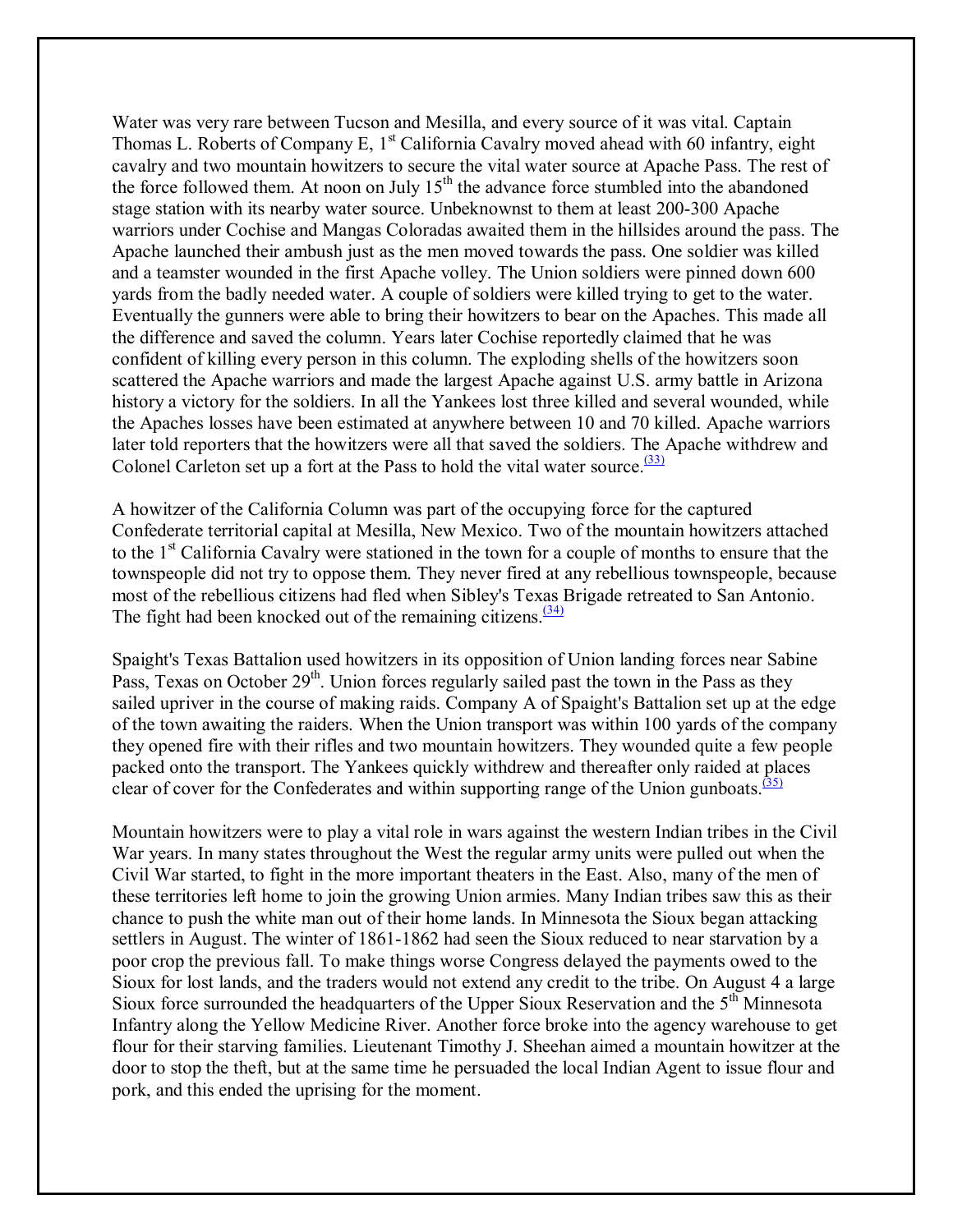Water was very rare between Tucson and Mesilla, and every source of it was vital. Captain Thomas L. Roberts of Company E, 1st California Cavalry moved ahead with 60 infantry, eight cavalry and two mountain howitzers to secure the vital water source at Apache Pass. The rest of the force followed them. At noon on July 15th the advance force stumbled into the abandoned stage station with its nearby water source. Unbeknownst to them at least 200-300 Apache warriors under Cochise and Mangas Coloradas awaited them in the hillsides around the pass. The Apache launched their ambush just as the men moved towards the pass. One soldier was killed and a teamster wounded in the first Apache volley. The Union soldiers were pinned down 600 yards from the badly needed water. A couple of soldiers were killed trying to get to the water. Eventually the gunners were able to bring their howitzers to bear on the Apaches. This made all the difference and saved the column. Years later Cochise reportedly claimed that he was confident of killing every person in this column. The exploding shells of the howitzers soon scattered the Apache warriors and made the largest Apache against U.S. army battle in Arizona history a victory for the soldiers. In all the Yankees lost three killed and several wounded, while the Apaches losses have been estimated at anywhere between 10 and 70 killed. Apache warriors later told reporters that the howitzers were all that saved the soldiers. The Apache withdrew and Colonel Carleton set up a fort at the Pass to hold the vital water source.[(33)]

A howitzer of the California Column was part of the occupying force for the captured Confederate territorial capital at Mesilla, New Mexico. Two of the mountain howitzers attached to the 1st California Cavalry were stationed in the town for a couple of months to ensure that the townspeople did not try to oppose them. They never fired at any rebellious townspeople, because most of the rebellious citizens had fled when Sibley's Texas Brigade retreated to San Antonio. The fight had been knocked out of the remaining citizens.[(34)]

Spaight's Texas Battalion used howitzers in its opposition of Union landing forces near Sabine Pass, Texas on October 29th. Union forces regularly sailed past the town in the Pass as they sailed upriver in the course of making raids. Company A of Spaight's Battalion set up at the edge of the town awaiting the raiders. When the Union transport was within 100 yards of the company they opened fire with their rifles and two mountain howitzers. They wounded quite a few people packed onto the transport. The Yankees quickly withdrew and thereafter only raided at places clear of cover for the Confederates and within supporting range of the Union gunboats.[(35)]

Mountain howitzers were to play a vital role in wars against the western Indian tribes in the Civil War years. In many states throughout the West the regular army units were pulled out when the Civil War started, to fight in the more important theaters in the East. Also, many of the men of these territories left home to join the growing Union armies. Many Indian tribes saw this as their chance to push the white man out of their home lands. In Minnesota the Sioux began attacking settlers in August. The winter of 1861-1862 had seen the Sioux reduced to near starvation by a poor crop the previous fall. To make things worse Congress delayed the payments owed to the Sioux for lost lands, and the traders would not extend any credit to the tribe. On August 4 a large Sioux force surrounded the headquarters of the Upper Sioux Reservation and the 5th Minnesota Infantry along the Yellow Medicine River. Another force broke into the agency warehouse to get flour for their starving families. Lieutenant Timothy J. Sheehan aimed a mountain howitzer at the door to stop the theft, but at the same time he persuaded the local Indian Agent to issue flour and pork, and this ended the uprising for the moment.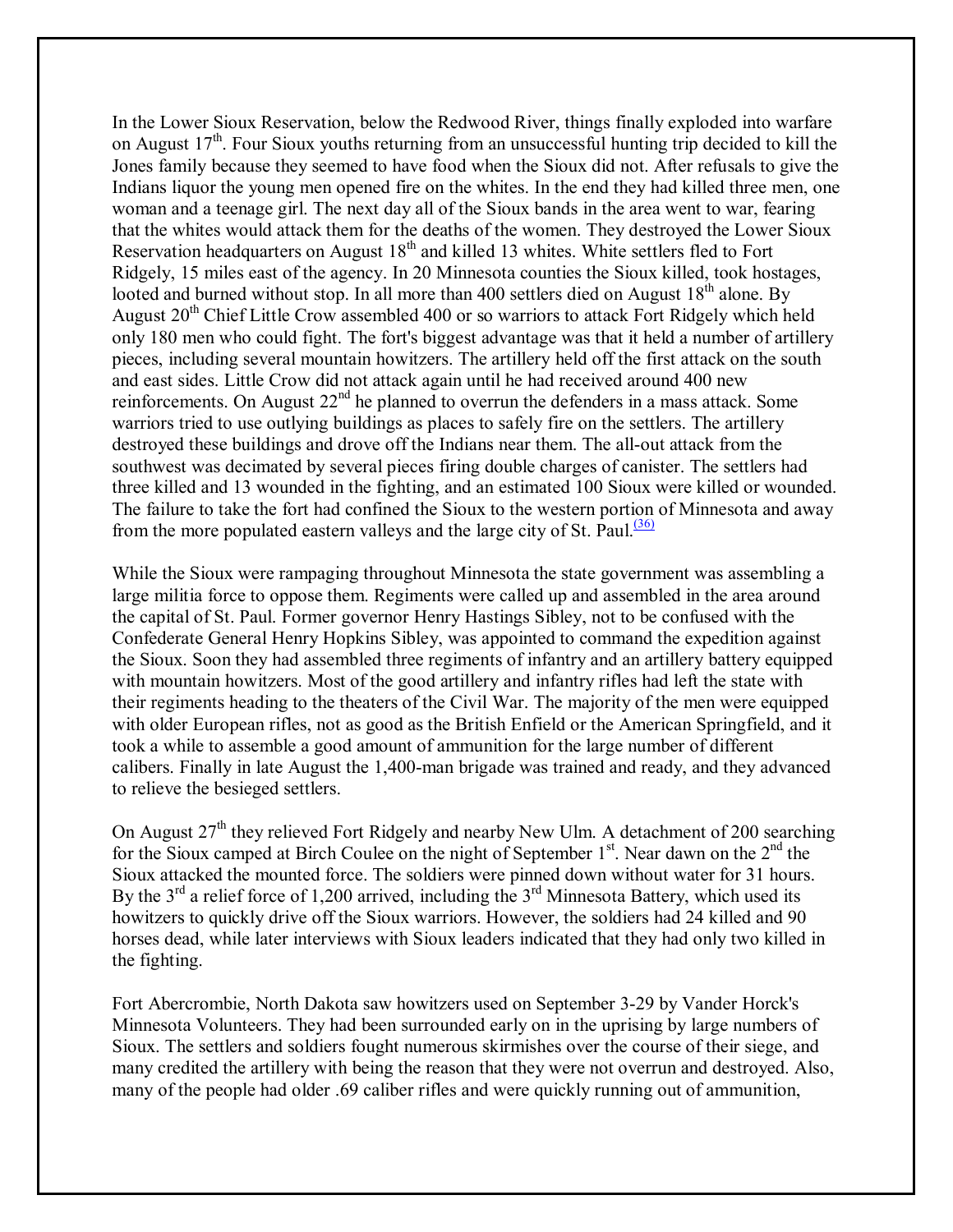In the Lower Sioux Reservation, below the Redwood River, things finally exploded into warfare on August 17th. Four Sioux youths returning from an unsuccessful hunting trip decided to kill the Jones family because they seemed to have food when the Sioux did not. After refusals to give the Indians liquor the young men opened fire on the whites. In the end they had killed three men, one woman and a teenage girl. The next day all of the Sioux bands in the area went to war, fearing that the whites would attack them for the deaths of the women. They destroyed the Lower Sioux Reservation headquarters on August 18th and killed 13 whites. White settlers fled to Fort Ridgely, 15 miles east of the agency. In 20 Minnesota counties the Sioux killed, took hostages, looted and burned without stop. In all more than 400 settlers died on August 18th alone. By August 20th Chief Little Crow assembled 400 or so warriors to attack Fort Ridgely which held only 180 men who could fight. The fort's biggest advantage was that it held a number of artillery pieces, including several mountain howitzers. The artillery held off the first attack on the south and east sides. Little Crow did not attack again until he had received around 400 new reinforcements. On August 22nd he planned to overrun the defenders in a mass attack. Some warriors tried to use outlying buildings as places to safely fire on the settlers. The artillery destroyed these buildings and drove off the Indians near them. The all-out attack from the southwest was decimated by several pieces firing double charges of canister. The settlers had three killed and 13 wounded in the fighting, and an estimated 100 Sioux were killed or wounded. The failure to take the fort had confined the Sioux to the western portion of Minnesota and away from the more populated eastern valleys and the large city of St. Paul.[36]

While the Sioux were rampaging throughout Minnesota the state government was assembling a large militia force to oppose them. Regiments were called up and assembled in the area around the capital of St. Paul. Former governor Henry Hastings Sibley, not to be confused with the Confederate General Henry Hopkins Sibley, was appointed to command the expedition against the Sioux. Soon they had assembled three regiments of infantry and an artillery battery equipped with mountain howitzers. Most of the good artillery and infantry rifles had left the state with their regiments heading to the theaters of the Civil War. The majority of the men were equipped with older European rifles, not as good as the British Enfield or the American Springfield, and it took a while to assemble a good amount of ammunition for the large number of different calibers. Finally in late August the 1,400-man brigade was trained and ready, and they advanced to relieve the besieged settlers.

On August 27th they relieved Fort Ridgely and nearby New Ulm. A detachment of 200 searching for the Sioux camped at Birch Coulee on the night of September 1st. Near dawn on the 2nd the Sioux attacked the mounted force. The soldiers were pinned down without water for 31 hours. By the 3rd a relief force of 1,200 arrived, including the 3rd Minnesota Battery, which used its howitzers to quickly drive off the Sioux warriors. However, the soldiers had 24 killed and 90 horses dead, while later interviews with Sioux leaders indicated that they had only two killed in the fighting.

Fort Abercrombie, North Dakota saw howitzers used on September 3-29 by Vander Horck's Minnesota Volunteers. They had been surrounded early on in the uprising by large numbers of Sioux. The settlers and soldiers fought numerous skirmishes over the course of their siege, and many credited the artillery with being the reason that they were not overrun and destroyed. Also, many of the people had older .69 caliber rifles and were quickly running out of ammunition,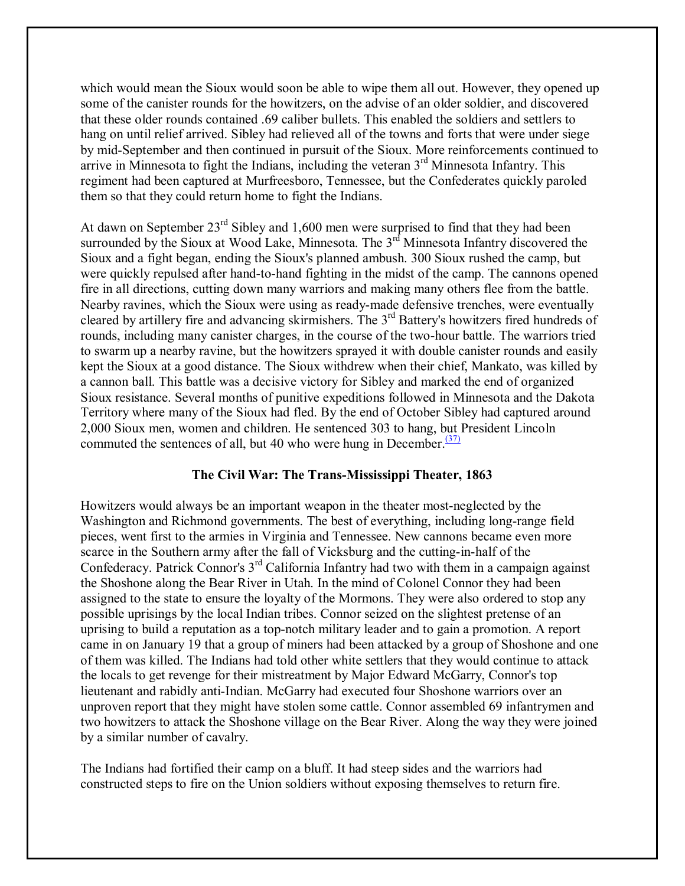which would mean the Sioux would soon be able to wipe them all out. However, they opened up some of the canister rounds for the howitzers, on the advise of an older soldier, and discovered that these older rounds contained .69 caliber bullets. This enabled the soldiers and settlers to hang on until relief arrived. Sibley had relieved all of the towns and forts that were under siege by mid-September and then continued in pursuit of the Sioux. More reinforcements continued to arrive in Minnesota to fight the Indians, including the veteran 3rd Minnesota Infantry. This regiment had been captured at Murfreesboro, Tennessee, but the Confederates quickly paroled them so that they could return home to fight the Indians.

At dawn on September 23rd Sibley and 1,600 men were surprised to find that they had been surrounded by the Sioux at Wood Lake, Minnesota. The 3rd Minnesota Infantry discovered the Sioux and a fight began, ending the Sioux's planned ambush. 300 Sioux rushed the camp, but were quickly repulsed after hand-to-hand fighting in the midst of the camp. The cannons opened fire in all directions, cutting down many warriors and making many others flee from the battle. Nearby ravines, which the Sioux were using as ready-made defensive trenches, were eventually cleared by artillery fire and advancing skirmishers. The 3rd Battery's howitzers fired hundreds of rounds, including many canister charges, in the course of the two-hour battle. The warriors tried to swarm up a nearby ravine, but the howitzers sprayed it with double canister rounds and easily kept the Sioux at a good distance. The Sioux withdrew when their chief, Mankato, was killed by a cannon ball. This battle was a decisive victory for Sibley and marked the end of organized Sioux resistance. Several months of punitive expeditions followed in Minnesota and the Dakota Territory where many of the Sioux had fled. By the end of October Sibley had captured around 2,000 Sioux men, women and children. He sentenced 303 to hang, but President Lincoln commuted the sentences of all, but 40 who were hung in December.[(37)]

### The Civil War: The Trans-Mississippi Theater, 1863

Howitzers would always be an important weapon in the theater most-neglected by the Washington and Richmond governments. The best of everything, including long-range field pieces, went first to the armies in Virginia and Tennessee. New cannons became even more scarce in the Southern army after the fall of Vicksburg and the cutting-in-half of the Confederacy. Patrick Connor's 3rd California Infantry had two with them in a campaign against the Shoshone along the Bear River in Utah. In the mind of Colonel Connor they had been assigned to the state to ensure the loyalty of the Mormons. They were also ordered to stop any possible uprisings by the local Indian tribes. Connor seized on the slightest pretense of an uprising to build a reputation as a top-notch military leader and to gain a promotion. A report came in on January 19 that a group of miners had been attacked by a group of Shoshone and one of them was killed. The Indians had told other white settlers that they would continue to attack the locals to get revenge for their mistreatment by Major Edward McGarry, Connor's top lieutenant and rabidly anti-Indian. McGarry had executed four Shoshone warriors over an unproven report that they might have stolen some cattle. Connor assembled 69 infantrymen and two howitzers to attack the Shoshone village on the Bear River. Along the way they were joined by a similar number of cavalry.

The Indians had fortified their camp on a bluff. It had steep sides and the warriors had constructed steps to fire on the Union soldiers without exposing themselves to return fire.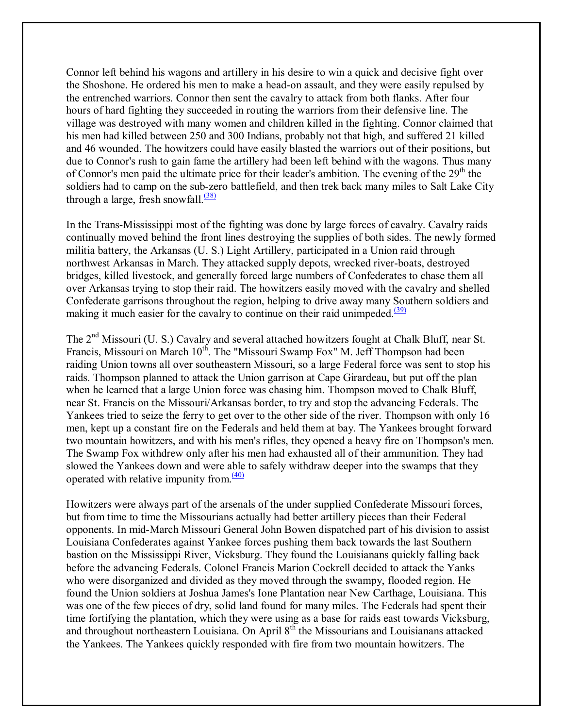Connor left behind his wagons and artillery in his desire to win a quick and decisive fight over the Shoshone. He ordered his men to make a head-on assault, and they were easily repulsed by the entrenched warriors. Connor then sent the cavalry to attack from both flanks. After four hours of hard fighting they succeeded in routing the warriors from their defensive line. The village was destroyed with many women and children killed in the fighting. Connor claimed that his men had killed between 250 and 300 Indians, probably not that high, and suffered 21 killed and 46 wounded. The howitzers could have easily blasted the warriors out of their positions, but due to Connor's rush to gain fame the artillery had been left behind with the wagons. Thus many of Connor's men paid the ultimate price for their leader's ambition. The evening of the 29th the soldiers had to camp on the sub-zero battlefield, and then trek back many miles to Salt Lake City through a large, fresh snowfall.[(38)]

In the Trans-Mississippi most of the fighting was done by large forces of cavalry. Cavalry raids continually moved behind the front lines destroying the supplies of both sides. The newly formed militia battery, the Arkansas (U. S.) Light Artillery, participated in a Union raid through northwest Arkansas in March. They attacked supply depots, wrecked river-boats, destroyed bridges, killed livestock, and generally forced large numbers of Confederates to chase them all over Arkansas trying to stop their raid. The howitzers easily moved with the cavalry and shelled Confederate garrisons throughout the region, helping to drive away many Southern soldiers and making it much easier for the cavalry to continue on their raid unimpeded.[(39)]

The 2nd Missouri (U. S.) Cavalry and several attached howitzers fought at Chalk Bluff, near St. Francis, Missouri on March 10th. The "Missouri Swamp Fox" M. Jeff Thompson had been raiding Union towns all over southeastern Missouri, so a large Federal force was sent to stop his raids. Thompson planned to attack the Union garrison at Cape Girardeau, but put off the plan when he learned that a large Union force was chasing him. Thompson moved to Chalk Bluff, near St. Francis on the Missouri/Arkansas border, to try and stop the advancing Federals. The Yankees tried to seize the ferry to get over to the other side of the river. Thompson with only 16 men, kept up a constant fire on the Federals and held them at bay. The Yankees brought forward two mountain howitzers, and with his men's rifles, they opened a heavy fire on Thompson's men. The Swamp Fox withdrew only after his men had exhausted all of their ammunition. They had slowed the Yankees down and were able to safely withdraw deeper into the swamps that they operated with relative impunity from.[(40)]

Howitzers were always part of the arsenals of the under supplied Confederate Missouri forces, but from time to time the Missourians actually had better artillery pieces than their Federal opponents. In mid-March Missouri General John Bowen dispatched part of his division to assist Louisiana Confederates against Yankee forces pushing them back towards the last Southern bastion on the Mississippi River, Vicksburg. They found the Louisianans quickly falling back before the advancing Federals. Colonel Francis Marion Cockrell decided to attack the Yanks who were disorganized and divided as they moved through the swampy, flooded region. He found the Union soldiers at Joshua James's Ione Plantation near New Carthage, Louisiana. This was one of the few pieces of dry, solid land found for many miles. The Federals had spent their time fortifying the plantation, which they were using as a base for raids east towards Vicksburg, and throughout northeastern Louisiana. On April 8th the Missourians and Louisianans attacked the Yankees. The Yankees quickly responded with fire from two mountain howitzers. The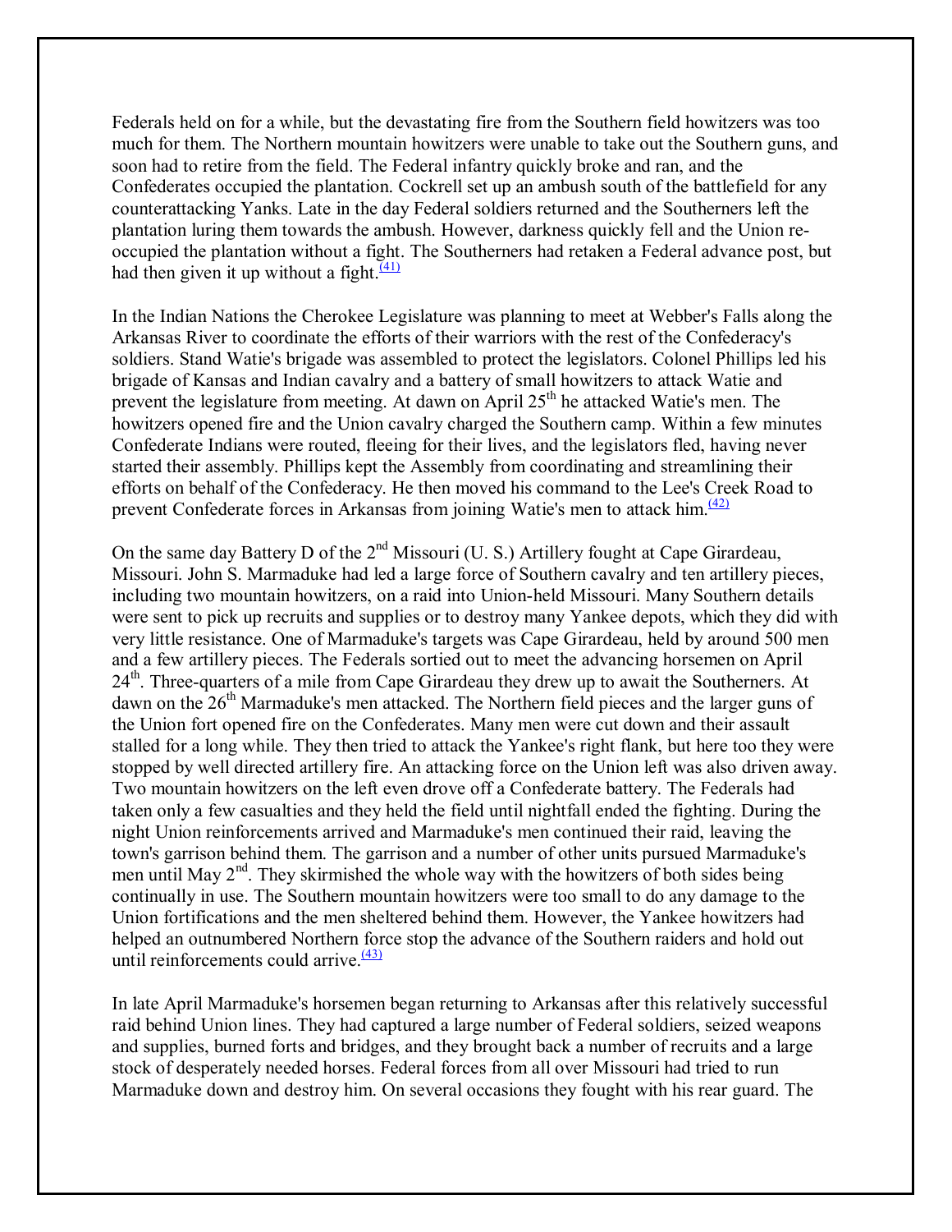Federals held on for a while, but the devastating fire from the Southern field howitzers was too much for them. The Northern mountain howitzers were unable to take out the Southern guns, and soon had to retire from the field. The Federal infantry quickly broke and ran, and the Confederates occupied the plantation. Cockrell set up an ambush south of the battlefield for any counterattacking Yanks. Late in the day Federal soldiers returned and the Southerners left the plantation luring them towards the ambush. However, darkness quickly fell and the Union re-occupied the plantation without a fight. The Southerners had retaken a Federal advance post, but had then given it up without a fight.(41)

In the Indian Nations the Cherokee Legislature was planning to meet at Webber's Falls along the Arkansas River to coordinate the efforts of their warriors with the rest of the Confederacy's soldiers. Stand Watie's brigade was assembled to protect the legislators. Colonel Phillips led his brigade of Kansas and Indian cavalry and a battery of small howitzers to attack Watie and prevent the legislature from meeting. At dawn on April 25th he attacked Watie's men. The howitzers opened fire and the Union cavalry charged the Southern camp. Within a few minutes Confederate Indians were routed, fleeing for their lives, and the legislators fled, having never started their assembly. Phillips kept the Assembly from coordinating and streamlining their efforts on behalf of the Confederacy. He then moved his command to the Lee's Creek Road to prevent Confederate forces in Arkansas from joining Watie's men to attack him.(42)

On the same day Battery D of the 2nd Missouri (U. S.) Artillery fought at Cape Girardeau, Missouri. John S. Marmaduke had led a large force of Southern cavalry and ten artillery pieces, including two mountain howitzers, on a raid into Union-held Missouri. Many Southern details were sent to pick up recruits and supplies or to destroy many Yankee depots, which they did with very little resistance. One of Marmaduke's targets was Cape Girardeau, held by around 500 men and a few artillery pieces. The Federals sortied out to meet the advancing horsemen on April 24th. Three-quarters of a mile from Cape Girardeau they drew up to await the Southerners. At dawn on the 26th Marmaduke's men attacked. The Northern field pieces and the larger guns of the Union fort opened fire on the Confederates. Many men were cut down and their assault stalled for a long while. They then tried to attack the Yankee's right flank, but here too they were stopped by well directed artillery fire. An attacking force on the Union left was also driven away. Two mountain howitzers on the left even drove off a Confederate battery. The Federals had taken only a few casualties and they held the field until nightfall ended the fighting. During the night Union reinforcements arrived and Marmaduke's men continued their raid, leaving the town's garrison behind them. The garrison and a number of other units pursued Marmaduke's men until May 2nd. They skirmished the whole way with the howitzers of both sides being continually in use. The Southern mountain howitzers were too small to do any damage to the Union fortifications and the men sheltered behind them. However, the Yankee howitzers had helped an outnumbered Northern force stop the advance of the Southern raiders and hold out until reinforcements could arrive.(43)

In late April Marmaduke's horsemen began returning to Arkansas after this relatively successful raid behind Union lines. They had captured a large number of Federal soldiers, seized weapons and supplies, burned forts and bridges, and they brought back a number of recruits and a large stock of desperately needed horses. Federal forces from all over Missouri had tried to run Marmaduke down and destroy him. On several occasions they fought with his rear guard. The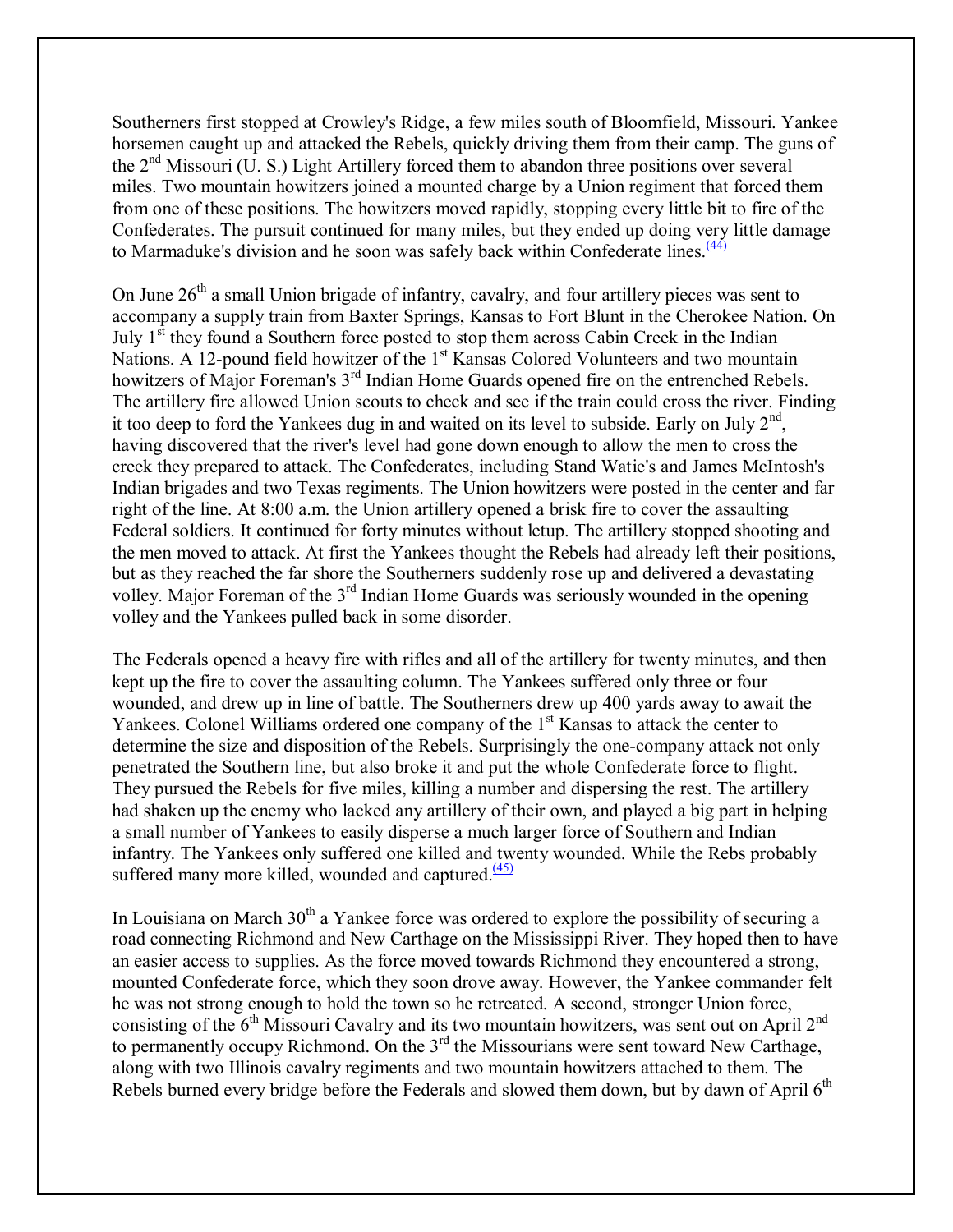Southerners first stopped at Crowley's Ridge, a few miles south of Bloomfield, Missouri. Yankee horsemen caught up and attacked the Rebels, quickly driving them from their camp. The guns of the 2nd Missouri (U. S.) Light Artillery forced them to abandon three positions over several miles. Two mountain howitzers joined a mounted charge by a Union regiment that forced them from one of these positions. The howitzers moved rapidly, stopping every little bit to fire of the Confederates. The pursuit continued for many miles, but they ended up doing very little damage to Marmaduke's division and he soon was safely back within Confederate lines.[(44)]

On June 26th a small Union brigade of infantry, cavalry, and four artillery pieces was sent to accompany a supply train from Baxter Springs, Kansas to Fort Blunt in the Cherokee Nation. On July 1st they found a Southern force posted to stop them across Cabin Creek in the Indian Nations. A 12-pound field howitzer of the 1st Kansas Colored Volunteers and two mountain howitzers of Major Foreman's 3rd Indian Home Guards opened fire on the entrenched Rebels. The artillery fire allowed Union scouts to check and see if the train could cross the river. Finding it too deep to ford the Yankees dug in and waited on its level to subside. Early on July 2nd, having discovered that the river's level had gone down enough to allow the men to cross the creek they prepared to attack. The Confederates, including Stand Watie's and James McIntosh's Indian brigades and two Texas regiments. The Union howitzers were posted in the center and far right of the line. At 8:00 a.m. the Union artillery opened a brisk fire to cover the assaulting Federal soldiers. It continued for forty minutes without letup. The artillery stopped shooting and the men moved to attack. At first the Yankees thought the Rebels had already left their positions, but as they reached the far shore the Southerners suddenly rose up and delivered a devastating volley. Major Foreman of the 3rd Indian Home Guards was seriously wounded in the opening volley and the Yankees pulled back in some disorder.

The Federals opened a heavy fire with rifles and all of the artillery for twenty minutes, and then kept up the fire to cover the assaulting column. The Yankees suffered only three or four wounded, and drew up in line of battle. The Southerners drew up 400 yards away to await the Yankees. Colonel Williams ordered one company of the 1st Kansas to attack the center to determine the size and disposition of the Rebels. Surprisingly the one-company attack not only penetrated the Southern line, but also broke it and put the whole Confederate force to flight. They pursued the Rebels for five miles, killing a number and dispersing the rest. The artillery had shaken up the enemy who lacked any artillery of their own, and played a big part in helping a small number of Yankees to easily disperse a much larger force of Southern and Indian infantry. The Yankees only suffered one killed and twenty wounded. While the Rebs probably suffered many more killed, wounded and captured.[(45)]

In Louisiana on March 30th a Yankee force was ordered to explore the possibility of securing a road connecting Richmond and New Carthage on the Mississippi River. They hoped then to have an easier access to supplies. As the force moved towards Richmond they encountered a strong, mounted Confederate force, which they soon drove away. However, the Yankee commander felt he was not strong enough to hold the town so he retreated. A second, stronger Union force, consisting of the 6th Missouri Cavalry and its two mountain howitzers, was sent out on April 2nd to permanently occupy Richmond. On the 3rd the Missourians were sent toward New Carthage, along with two Illinois cavalry regiments and two mountain howitzers attached to them. The Rebels burned every bridge before the Federals and slowed them down, but by dawn of April 6th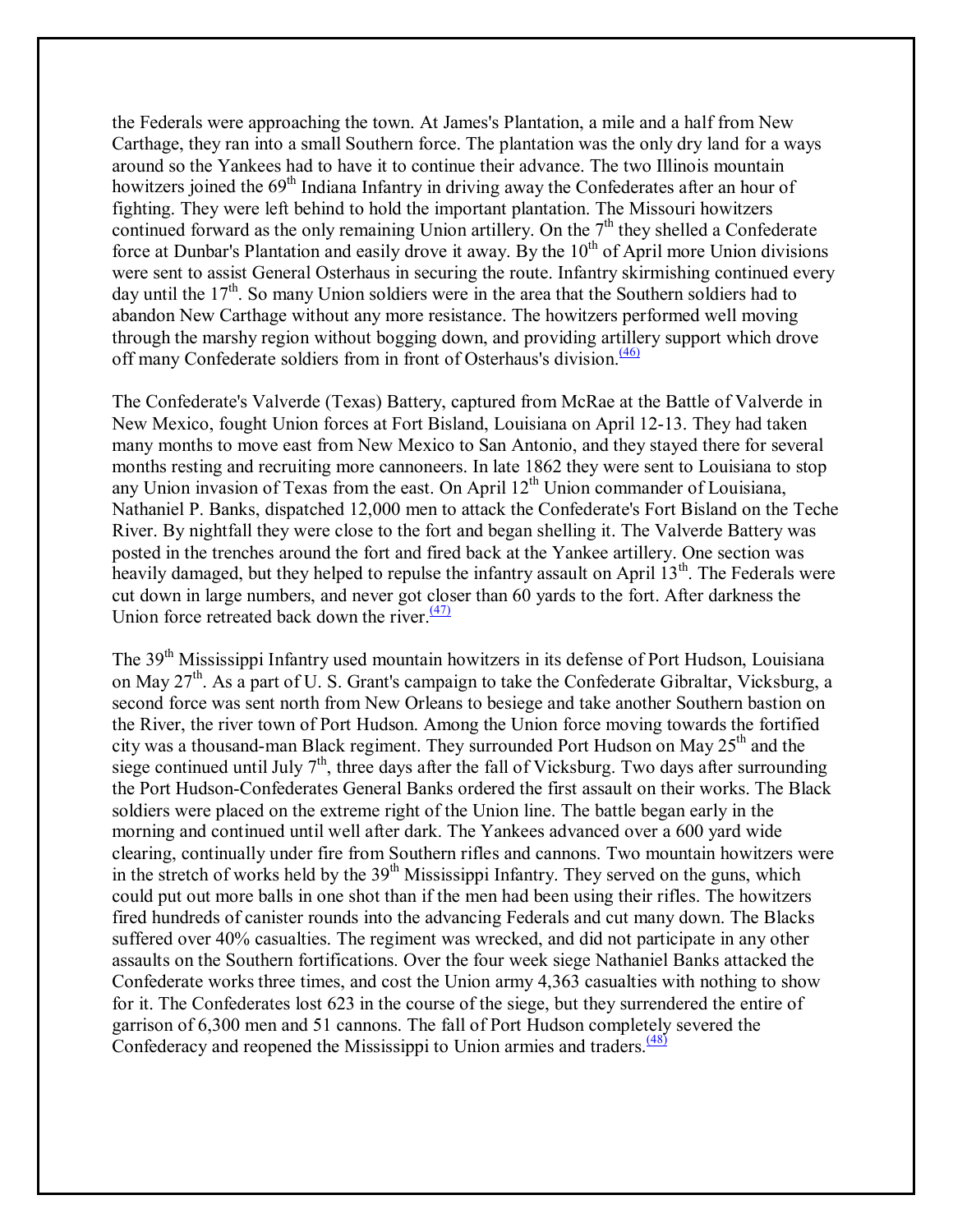the Federals were approaching the town. At James's Plantation, a mile and a half from New Carthage, they ran into a small Southern force. The plantation was the only dry land for a ways around so the Yankees had to have it to continue their advance. The two Illinois mountain howitzers joined the 69th Indiana Infantry in driving away the Confederates after an hour of fighting. They were left behind to hold the important plantation. The Missouri howitzers continued forward as the only remaining Union artillery. On the 7th they shelled a Confederate force at Dunbar's Plantation and easily drove it away. By the 10th of April more Union divisions were sent to assist General Osterhaus in securing the route. Infantry skirmishing continued every day until the 17th. So many Union soldiers were in the area that the Southern soldiers had to abandon New Carthage without any more resistance. The howitzers performed well moving through the marshy region without bogging down, and providing artillery support which drove off many Confederate soldiers from in front of Osterhaus's division.[(46)]

The Confederate's Valverde (Texas) Battery, captured from McRae at the Battle of Valverde in New Mexico, fought Union forces at Fort Bisland, Louisiana on April 12-13. They had taken many months to move east from New Mexico to San Antonio, and they stayed there for several months resting and recruiting more cannoneers. In late 1862 they were sent to Louisiana to stop any Union invasion of Texas from the east. On April 12th Union commander of Louisiana, Nathaniel P. Banks, dispatched 12,000 men to attack the Confederate's Fort Bisland on the Teche River. By nightfall they were close to the fort and began shelling it. The Valverde Battery was posted in the trenches around the fort and fired back at the Yankee artillery. One section was heavily damaged, but they helped to repulse the infantry assault on April 13th. The Federals were cut down in large numbers, and never got closer than 60 yards to the fort. After darkness the Union force retreated back down the river.[(47)]

The 39th Mississippi Infantry used mountain howitzers in its defense of Port Hudson, Louisiana on May 27th. As a part of U. S. Grant's campaign to take the Confederate Gibraltar, Vicksburg, a second force was sent north from New Orleans to besiege and take another Southern bastion on the River, the river town of Port Hudson. Among the Union force moving towards the fortified city was a thousand-man Black regiment. They surrounded Port Hudson on May 25th and the siege continued until July 7th, three days after the fall of Vicksburg. Two days after surrounding the Port Hudson-Confederates General Banks ordered the first assault on their works. The Black soldiers were placed on the extreme right of the Union line. The battle began early in the morning and continued until well after dark. The Yankees advanced over a 600 yard wide clearing, continually under fire from Southern rifles and cannons. Two mountain howitzers were in the stretch of works held by the 39th Mississippi Infantry. They served on the guns, which could put out more balls in one shot than if the men had been using their rifles. The howitzers fired hundreds of canister rounds into the advancing Federals and cut many down. The Blacks suffered over 40% casualties. The regiment was wrecked, and did not participate in any other assaults on the Southern fortifications. Over the four week siege Nathaniel Banks attacked the Confederate works three times, and cost the Union army 4,363 casualties with nothing to show for it. The Confederates lost 623 in the course of the siege, but they surrendered the entire of garrison of 6,300 men and 51 cannons. The fall of Port Hudson completely severed the Confederacy and reopened the Mississippi to Union armies and traders.[(48)]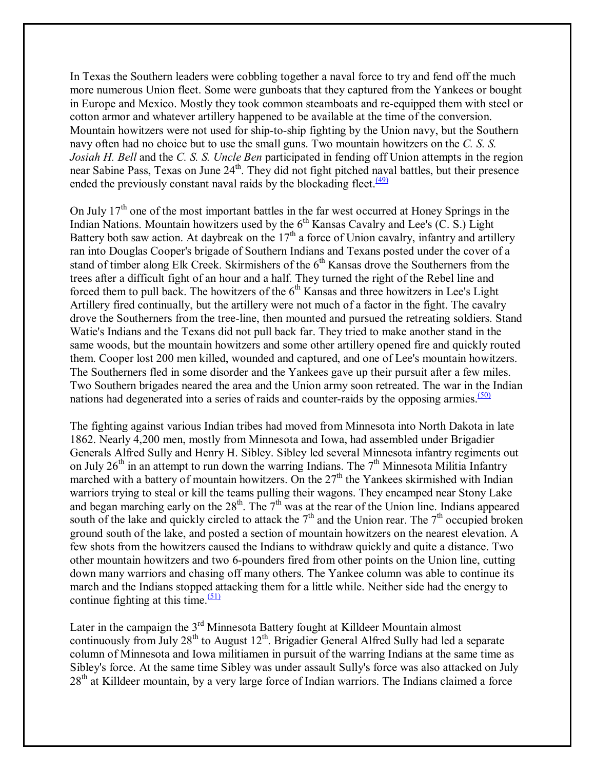In Texas the Southern leaders were cobbling together a naval force to try and fend off the much more numerous Union fleet. Some were gunboats that they captured from the Yankees or bought in Europe and Mexico. Mostly they took common steamboats and re-equipped them with steel or cotton armor and whatever artillery happened to be available at the time of the conversion. Mountain howitzers were not used for ship-to-ship fighting by the Union navy, but the Southern navy often had no choice but to use the small guns. Two mountain howitzers on the *C. S. S. Josiah H. Bell* and the *C. S. S. Uncle Ben* participated in fending off Union attempts in the region near Sabine Pass, Texas on June 24th. They did not fight pitched naval battles, but their presence ended the previously constant naval raids by the blockading fleet.[(49)]

On July 17th one of the most important battles in the far west occurred at Honey Springs in the Indian Nations. Mountain howitzers used by the 6th Kansas Cavalry and Lee's (C. S.) Light Battery both saw action. At daybreak on the 17th a force of Union cavalry, infantry and artillery ran into Douglas Cooper's brigade of Southern Indians and Texans posted under the cover of a stand of timber along Elk Creek. Skirmishers of the 6th Kansas drove the Southerners from the trees after a difficult fight of an hour and a half. They turned the right of the Rebel line and forced them to pull back. The howitzers of the 6th Kansas and three howitzers in Lee's Light Artillery fired continually, but the artillery were not much of a factor in the fight. The cavalry drove the Southerners from the tree-line, then mounted and pursued the retreating soldiers. Stand Watie's Indians and the Texans did not pull back far. They tried to make another stand in the same woods, but the mountain howitzers and some other artillery opened fire and quickly routed them. Cooper lost 200 men killed, wounded and captured, and one of Lee's mountain howitzers. The Southerners fled in some disorder and the Yankees gave up their pursuit after a few miles. Two Southern brigades neared the area and the Union army soon retreated. The war in the Indian nations had degenerated into a series of raids and counter-raids by the opposing armies.[(50)]

The fighting against various Indian tribes had moved from Minnesota into North Dakota in late 1862. Nearly 4,200 men, mostly from Minnesota and Iowa, had assembled under Brigadier Generals Alfred Sully and Henry H. Sibley. Sibley led several Minnesota infantry regiments out on July 26th in an attempt to run down the warring Indians. The 7th Minnesota Militia Infantry marched with a battery of mountain howitzers. On the 27th the Yankees skirmished with Indian warriors trying to steal or kill the teams pulling their wagons. They encamped near Stony Lake and began marching early on the 28th. The 7th was at the rear of the Union line. Indians appeared south of the lake and quickly circled to attack the 7th and the Union rear. The 7th occupied broken ground south of the lake, and posted a section of mountain howitzers on the nearest elevation. A few shots from the howitzers caused the Indians to withdraw quickly and quite a distance. Two other mountain howitzers and two 6-pounders fired from other points on the Union line, cutting down many warriors and chasing off many others. The Yankee column was able to continue its march and the Indians stopped attacking them for a little while. Neither side had the energy to continue fighting at this time.[(51)]

Later in the campaign the 3rd Minnesota Battery fought at Killdeer Mountain almost continuously from July 28th to August 12th. Brigadier General Alfred Sully had led a separate column of Minnesota and Iowa militiamen in pursuit of the warring Indians at the same time as Sibley's force. At the same time Sibley was under assault Sully's force was also attacked on July 28th at Killdeer mountain, by a very large force of Indian warriors. The Indians claimed a force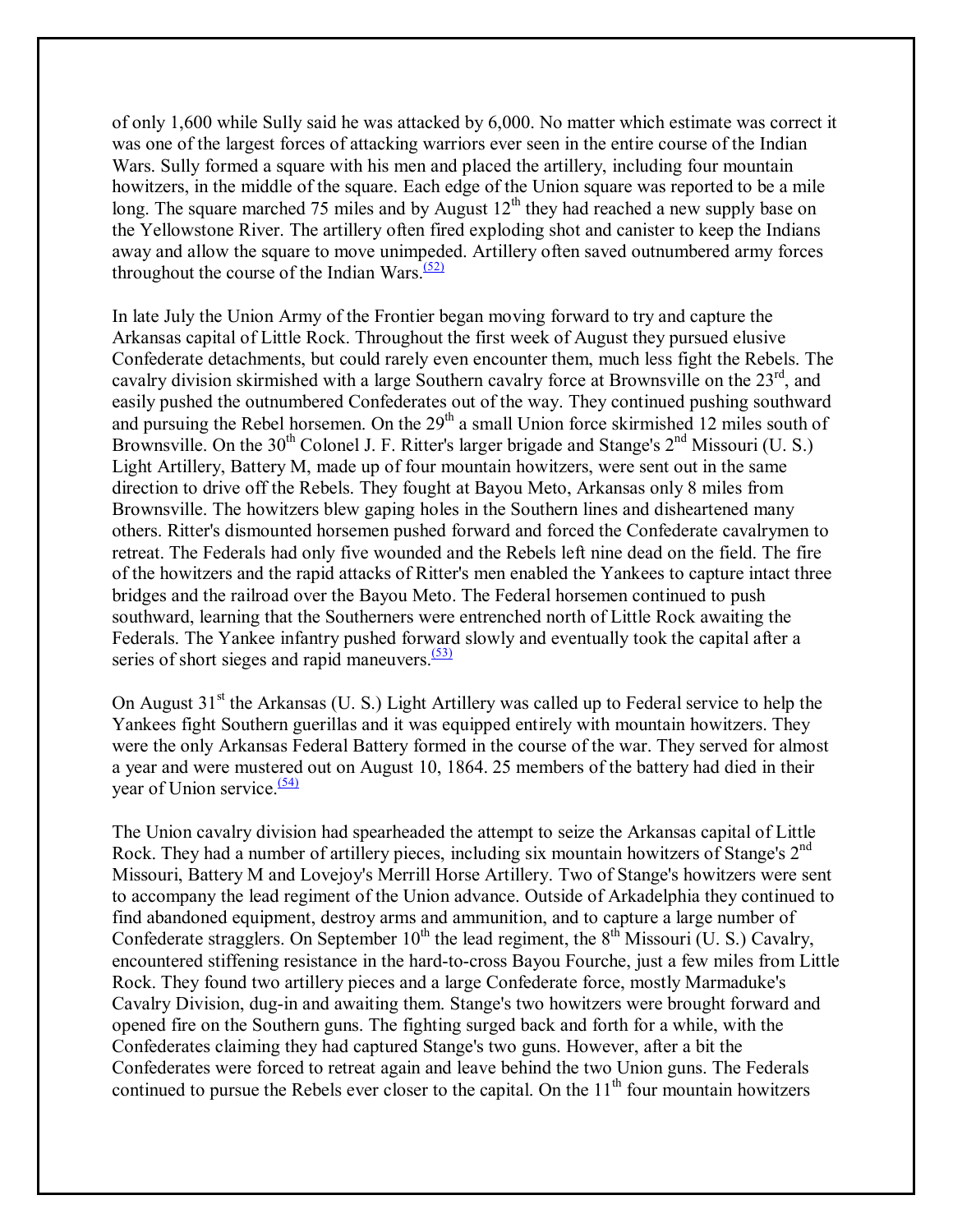of only 1,600 while Sully said he was attacked by 6,000. No matter which estimate was correct it was one of the largest forces of attacking warriors ever seen in the entire course of the Indian Wars. Sully formed a square with his men and placed the artillery, including four mountain howitzers, in the middle of the square. Each edge of the Union square was reported to be a mile long. The square marched 75 miles and by August 12th they had reached a new supply base on the Yellowstone River. The artillery often fired exploding shot and canister to keep the Indians away and allow the square to move unimpeded. Artillery often saved outnumbered army forces throughout the course of the Indian Wars.[(52)]

In late July the Union Army of the Frontier began moving forward to try and capture the Arkansas capital of Little Rock. Throughout the first week of August they pursued elusive Confederate detachments, but could rarely even encounter them, much less fight the Rebels. The cavalry division skirmished with a large Southern cavalry force at Brownsville on the 23rd, and easily pushed the outnumbered Confederates out of the way. They continued pushing southward and pursuing the Rebel horsemen. On the 29th a small Union force skirmished 12 miles south of Brownsville. On the 30th Colonel J. F. Ritter's larger brigade and Stange's 2nd Missouri (U. S.) Light Artillery, Battery M, made up of four mountain howitzers, were sent out in the same direction to drive off the Rebels. They fought at Bayou Meto, Arkansas only 8 miles from Brownsville. The howitzers blew gaping holes in the Southern lines and disheartened many others. Ritter's dismounted horsemen pushed forward and forced the Confederate cavalrymen to retreat. The Federals had only five wounded and the Rebels left nine dead on the field. The fire of the howitzers and the rapid attacks of Ritter's men enabled the Yankees to capture intact three bridges and the railroad over the Bayou Meto. The Federal horsemen continued to push southward, learning that the Southerners were entrenched north of Little Rock awaiting the Federals. The Yankee infantry pushed forward slowly and eventually took the capital after a series of short sieges and rapid maneuvers.[(53)]

On August 31st the Arkansas (U. S.) Light Artillery was called up to Federal service to help the Yankees fight Southern guerillas and it was equipped entirely with mountain howitzers. They were the only Arkansas Federal Battery formed in the course of the war. They served for almost a year and were mustered out on August 10, 1864. 25 members of the battery had died in their year of Union service.[(54)]

The Union cavalry division had spearheaded the attempt to seize the Arkansas capital of Little Rock. They had a number of artillery pieces, including six mountain howitzers of Stange's 2nd Missouri, Battery M and Lovejoy's Merrill Horse Artillery. Two of Stange's howitzers were sent to accompany the lead regiment of the Union advance. Outside of Arkadelphia they continued to find abandoned equipment, destroy arms and ammunition, and to capture a large number of Confederate stragglers. On September 10th the lead regiment, the 8th Missouri (U. S.) Cavalry, encountered stiffening resistance in the hard-to-cross Bayou Fourche, just a few miles from Little Rock. They found two artillery pieces and a large Confederate force, mostly Marmaduke's Cavalry Division, dug-in and awaiting them. Stange's two howitzers were brought forward and opened fire on the Southern guns. The fighting surged back and forth for a while, with the Confederates claiming they had captured Stange's two guns. However, after a bit the Confederates were forced to retreat again and leave behind the two Union guns. The Federals continued to pursue the Rebels ever closer to the capital. On the 11th four mountain howitzers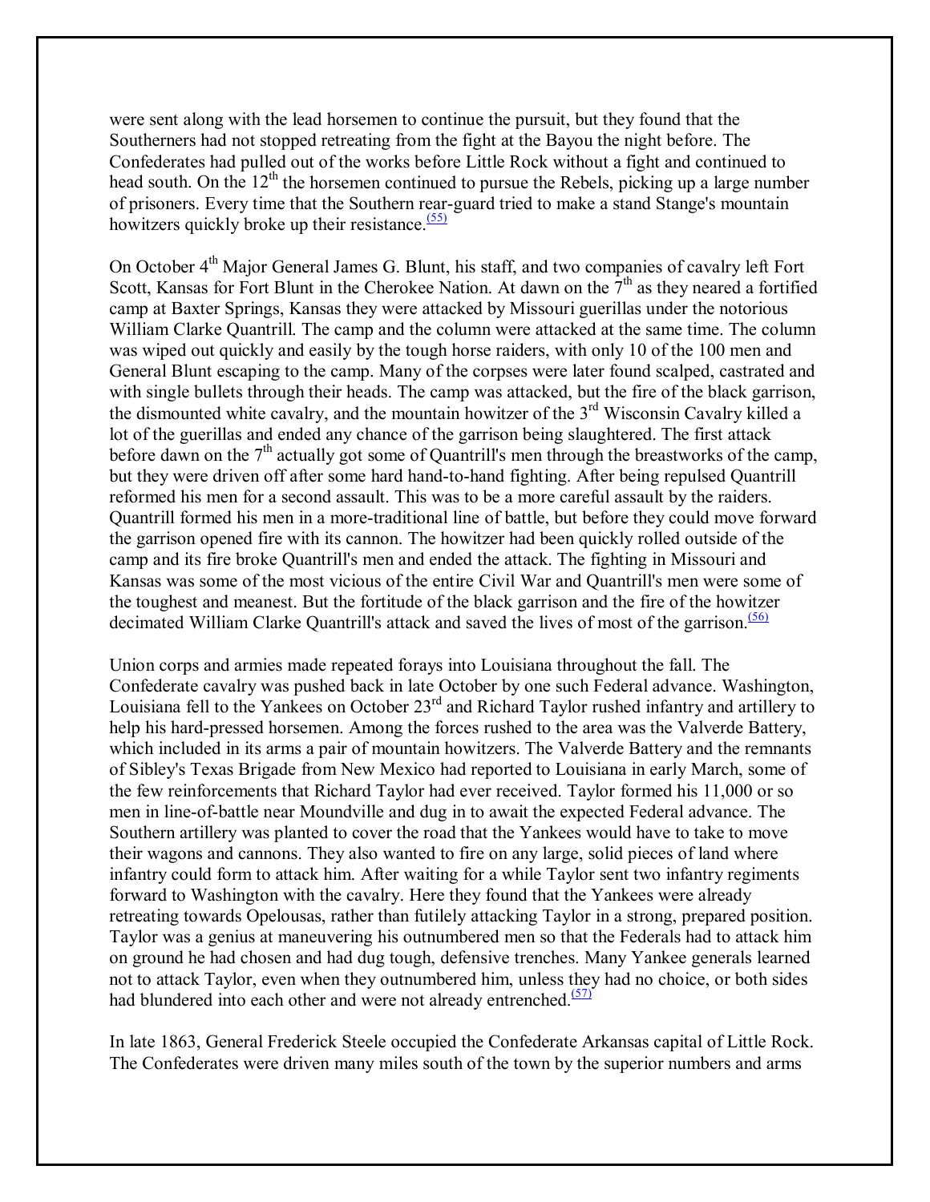were sent along with the lead horsemen to continue the pursuit, but they found that the Southerners had not stopped retreating from the fight at the Bayou the night before. The Confederates had pulled out of the works before Little Rock without a fight and continued to head south. On the 12th the horsemen continued to pursue the Rebels, picking up a large number of prisoners. Every time that the Southern rear-guard tried to make a stand Stange's mountain howitzers quickly broke up their resistance.[55]

On October 4th Major General James G. Blunt, his staff, and two companies of cavalry left Fort Scott, Kansas for Fort Blunt in the Cherokee Nation. At dawn on the 7th as they neared a fortified camp at Baxter Springs, Kansas they were attacked by Missouri guerillas under the notorious William Clarke Quantrill. The camp and the column were attacked at the same time. The column was wiped out quickly and easily by the tough horse raiders, with only 10 of the 100 men and General Blunt escaping to the camp. Many of the corpses were later found scalped, castrated and with single bullets through their heads. The camp was attacked, but the fire of the black garrison, the dismounted white cavalry, and the mountain howitzer of the 3rd Wisconsin Cavalry killed a lot of the guerillas and ended any chance of the garrison being slaughtered. The first attack before dawn on the 7th actually got some of Quantrill's men through the breastworks of the camp, but they were driven off after some hard hand-to-hand fighting. After being repulsed Quantrill reformed his men for a second assault. This was to be a more careful assault by the raiders. Quantrill formed his men in a more-traditional line of battle, but before they could move forward the garrison opened fire with its cannon. The howitzer had been quickly rolled outside of the camp and its fire broke Quantrill's men and ended the attack. The fighting in Missouri and Kansas was some of the most vicious of the entire Civil War and Quantrill's men were some of the toughest and meanest. But the fortitude of the black garrison and the fire of the howitzer decimated William Clarke Quantrill's attack and saved the lives of most of the garrison.[56]

Union corps and armies made repeated forays into Louisiana throughout the fall. The Confederate cavalry was pushed back in late October by one such Federal advance. Washington, Louisiana fell to the Yankees on October 23rd and Richard Taylor rushed infantry and artillery to help his hard-pressed horsemen. Among the forces rushed to the area was the Valverde Battery, which included in its arms a pair of mountain howitzers. The Valverde Battery and the remnants of Sibley's Texas Brigade from New Mexico had reported to Louisiana in early March, some of the few reinforcements that Richard Taylor had ever received. Taylor formed his 11,000 or so men in line-of-battle near Moundville and dug in to await the expected Federal advance. The Southern artillery was planted to cover the road that the Yankees would have to take to move their wagons and cannons. They also wanted to fire on any large, solid pieces of land where infantry could form to attack him. After waiting for a while Taylor sent two infantry regiments forward to Washington with the cavalry. Here they found that the Yankees were already retreating towards Opelousas, rather than futilely attacking Taylor in a strong, prepared position. Taylor was a genius at maneuvering his outnumbered men so that the Federals had to attack him on ground he had chosen and had dug tough, defensive trenches. Many Yankee generals learned not to attack Taylor, even when they outnumbered him, unless they had no choice, or both sides had blundered into each other and were not already entrenched.[57]

In late 1863, General Frederick Steele occupied the Confederate Arkansas capital of Little Rock. The Confederates were driven many miles south of the town by the superior numbers and arms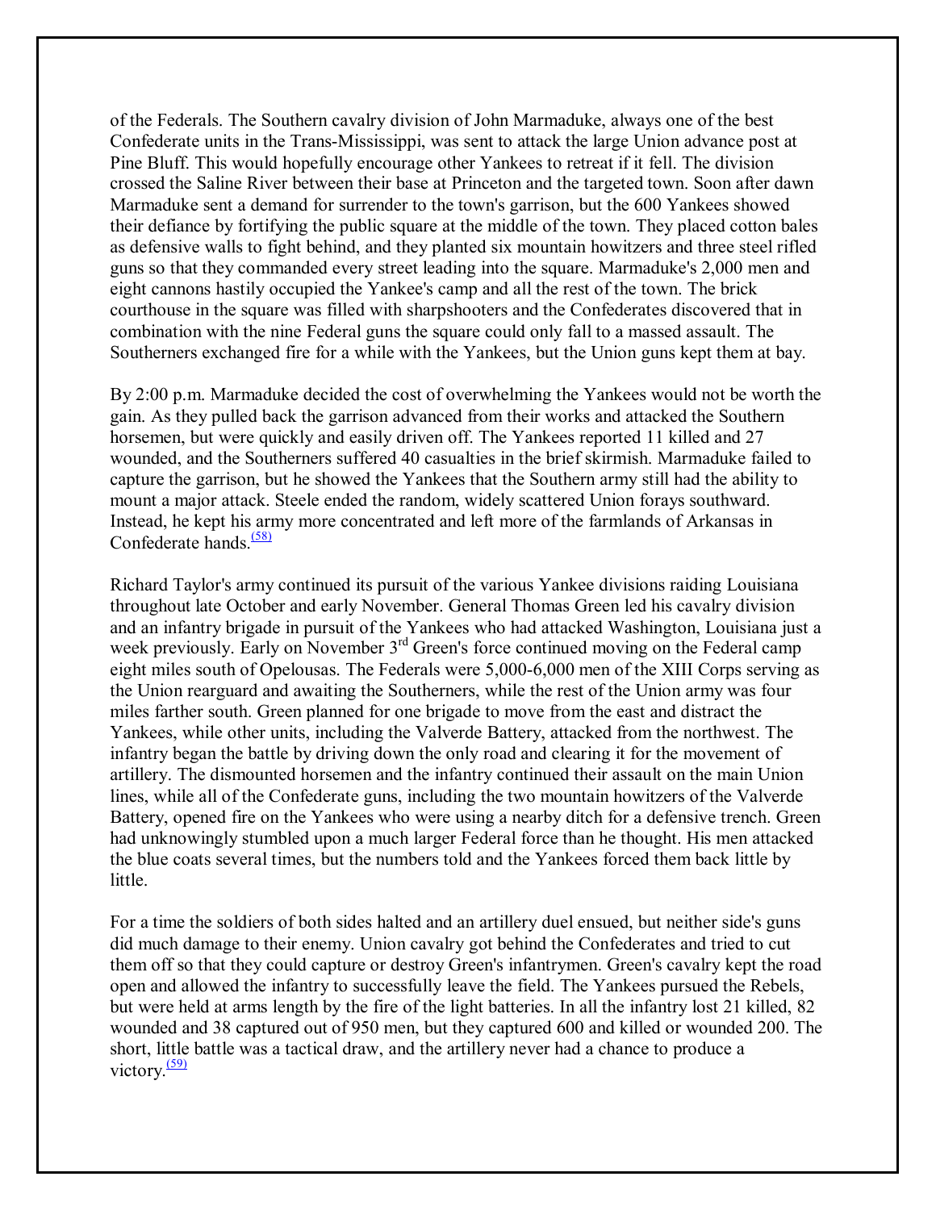of the Federals. The Southern cavalry division of John Marmaduke, always one of the best Confederate units in the Trans-Mississippi, was sent to attack the large Union advance post at Pine Bluff. This would hopefully encourage other Yankees to retreat if it fell. The division crossed the Saline River between their base at Princeton and the targeted town. Soon after dawn Marmaduke sent a demand for surrender to the town's garrison, but the 600 Yankees showed their defiance by fortifying the public square at the middle of the town. They placed cotton bales as defensive walls to fight behind, and they planted six mountain howitzers and three steel rifled guns so that they commanded every street leading into the square. Marmaduke's 2,000 men and eight cannons hastily occupied the Yankee's camp and all the rest of the town. The brick courthouse in the square was filled with sharpshooters and the Confederates discovered that in combination with the nine Federal guns the square could only fall to a massed assault. The Southerners exchanged fire for a while with the Yankees, but the Union guns kept them at bay.

By 2:00 p.m. Marmaduke decided the cost of overwhelming the Yankees would not be worth the gain. As they pulled back the garrison advanced from their works and attacked the Southern horsemen, but were quickly and easily driven off. The Yankees reported 11 killed and 27 wounded, and the Southerners suffered 40 casualties in the brief skirmish. Marmaduke failed to capture the garrison, but he showed the Yankees that the Southern army still had the ability to mount a major attack. Steele ended the random, widely scattered Union forays southward. Instead, he kept his army more concentrated and left more of the farmlands of Arkansas in Confederate hands.[(58)]

Richard Taylor's army continued its pursuit of the various Yankee divisions raiding Louisiana throughout late October and early November. General Thomas Green led his cavalry division and an infantry brigade in pursuit of the Yankees who had attacked Washington, Louisiana just a week previously. Early on November 3rd Green's force continued moving on the Federal camp eight miles south of Opelousas. The Federals were 5,000-6,000 men of the XIII Corps serving as the Union rearguard and awaiting the Southerners, while the rest of the Union army was four miles farther south. Green planned for one brigade to move from the east and distract the Yankees, while other units, including the Valverde Battery, attacked from the northwest. The infantry began the battle by driving down the only road and clearing it for the movement of artillery. The dismounted horsemen and the infantry continued their assault on the main Union lines, while all of the Confederate guns, including the two mountain howitzers of the Valverde Battery, opened fire on the Yankees who were using a nearby ditch for a defensive trench. Green had unknowingly stumbled upon a much larger Federal force than he thought. His men attacked the blue coats several times, but the numbers told and the Yankees forced them back little by little.

For a time the soldiers of both sides halted and an artillery duel ensued, but neither side's guns did much damage to their enemy. Union cavalry got behind the Confederates and tried to cut them off so that they could capture or destroy Green's infantrymen. Green's cavalry kept the road open and allowed the infantry to successfully leave the field. The Yankees pursued the Rebels, but were held at arms length by the fire of the light batteries. In all the infantry lost 21 killed, 82 wounded and 38 captured out of 950 men, but they captured 600 and killed or wounded 200. The short, little battle was a tactical draw, and the artillery never had a chance to produce a victory.[(59)]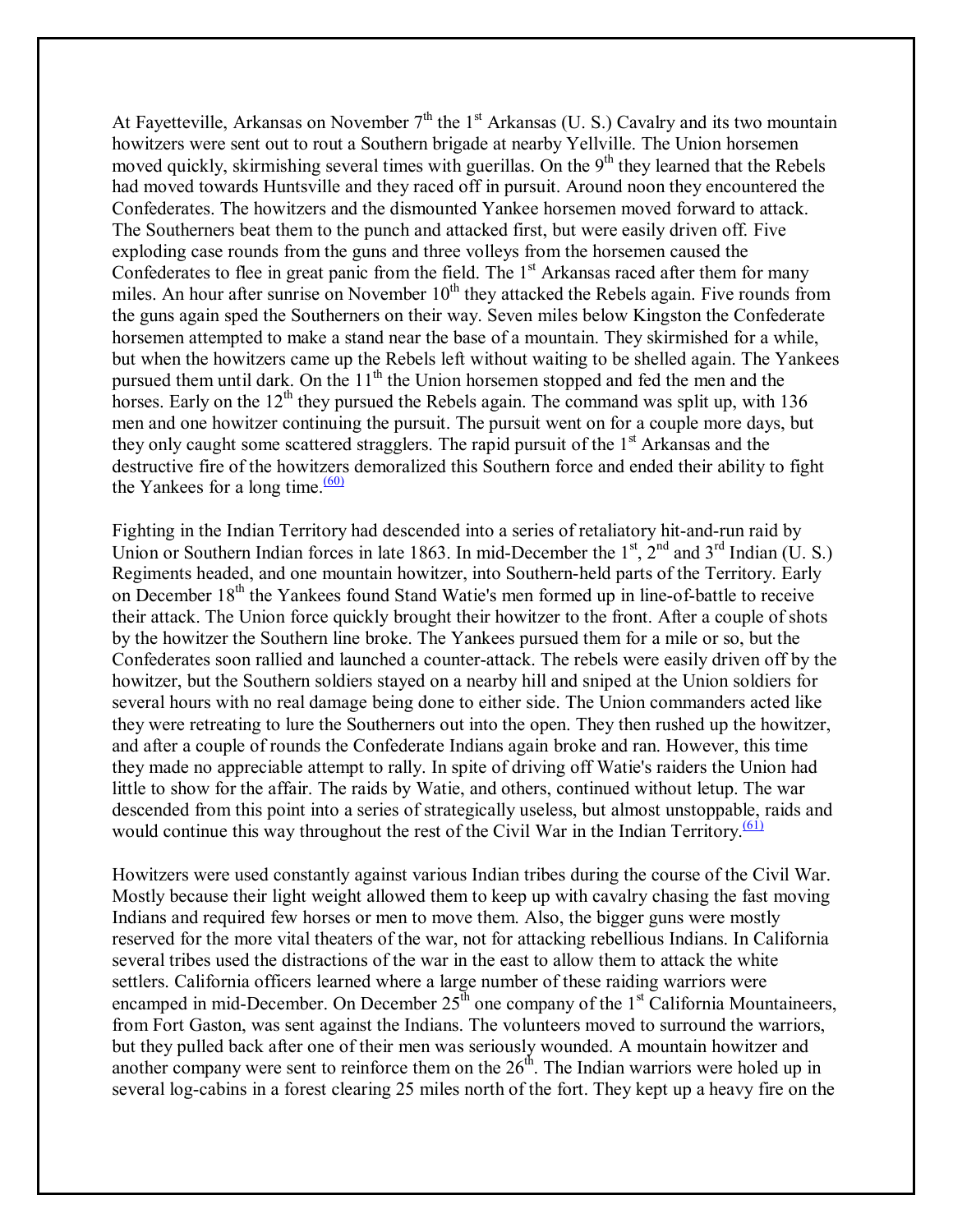At Fayetteville, Arkansas on November 7th the 1st Arkansas (U. S.) Cavalry and its two mountain howitzers were sent out to rout a Southern brigade at nearby Yellville. The Union horsemen moved quickly, skirmishing several times with guerillas. On the 9th they learned that the Rebels had moved towards Huntsville and they raced off in pursuit. Around noon they encountered the Confederates. The howitzers and the dismounted Yankee horsemen moved forward to attack. The Southerners beat them to the punch and attacked first, but were easily driven off. Five exploding case rounds from the guns and three volleys from the horsemen caused the Confederates to flee in great panic from the field. The 1st Arkansas raced after them for many miles. An hour after sunrise on November 10th they attacked the Rebels again. Five rounds from the guns again sped the Southerners on their way. Seven miles below Kingston the Confederate horsemen attempted to make a stand near the base of a mountain. They skirmished for a while, but when the howitzers came up the Rebels left without waiting to be shelled again. The Yankees pursued them until dark. On the 11th the Union horsemen stopped and fed the men and the horses. Early on the 12th they pursued the Rebels again. The command was split up, with 136 men and one howitzer continuing the pursuit. The pursuit went on for a couple more days, but they only caught some scattered stragglers. The rapid pursuit of the 1st Arkansas and the destructive fire of the howitzers demoralized this Southern force and ended their ability to fight the Yankees for a long time.[(60)]

Fighting in the Indian Territory had descended into a series of retaliatory hit-and-run raid by Union or Southern Indian forces in late 1863. In mid-December the 1st, 2nd and 3rd Indian (U. S.) Regiments headed, and one mountain howitzer, into Southern-held parts of the Territory. Early on December 18th the Yankees found Stand Watie's men formed up in line-of-battle to receive their attack. The Union force quickly brought their howitzer to the front. After a couple of shots by the howitzer the Southern line broke. The Yankees pursued them for a mile or so, but the Confederates soon rallied and launched a counter-attack. The rebels were easily driven off by the howitzer, but the Southern soldiers stayed on a nearby hill and sniped at the Union soldiers for several hours with no real damage being done to either side. The Union commanders acted like they were retreating to lure the Southerners out into the open. They then rushed up the howitzer, and after a couple of rounds the Confederate Indians again broke and ran. However, this time they made no appreciable attempt to rally. In spite of driving off Watie's raiders the Union had little to show for the affair. The raids by Watie, and others, continued without letup. The war descended from this point into a series of strategically useless, but almost unstoppable, raids and would continue this way throughout the rest of the Civil War in the Indian Territory.[(61)]

Howitzers were used constantly against various Indian tribes during the course of the Civil War. Mostly because their light weight allowed them to keep up with cavalry chasing the fast moving Indians and required few horses or men to move them. Also, the bigger guns were mostly reserved for the more vital theaters of the war, not for attacking rebellious Indians. In California several tribes used the distractions of the war in the east to allow them to attack the white settlers. California officers learned where a large number of these raiding warriors were encamped in mid-December. On December 25th one company of the 1st California Mountaineers, from Fort Gaston, was sent against the Indians. The volunteers moved to surround the warriors, but they pulled back after one of their men was seriously wounded. A mountain howitzer and another company were sent to reinforce them on the 26th. The Indian warriors were holed up in several log-cabins in a forest clearing 25 miles north of the fort. They kept up a heavy fire on the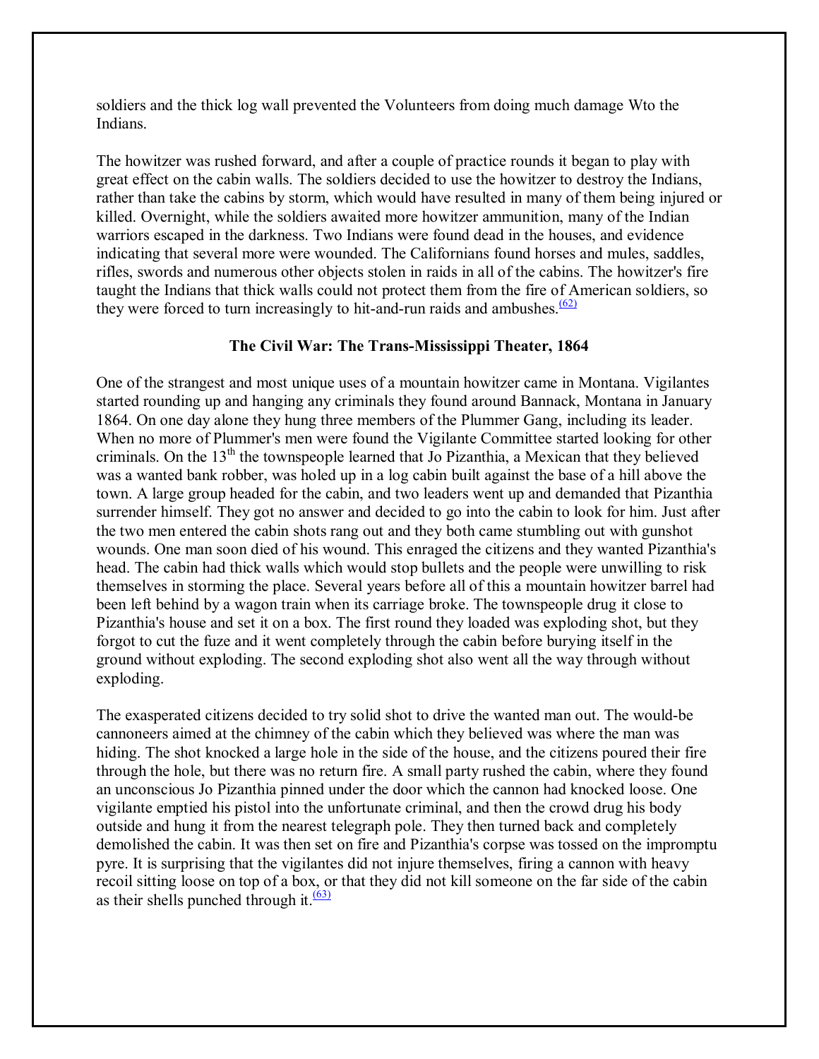soldiers and the thick log wall prevented the Volunteers from doing much damage Wto the Indians.

The howitzer was rushed forward, and after a couple of practice rounds it began to play with great effect on the cabin walls. The soldiers decided to use the howitzer to destroy the Indians, rather than take the cabins by storm, which would have resulted in many of them being injured or killed. Overnight, while the soldiers awaited more howitzer ammunition, many of the Indian warriors escaped in the darkness. Two Indians were found dead in the houses, and evidence indicating that several more were wounded. The Californians found horses and mules, saddles, rifles, swords and numerous other objects stolen in raids in all of the cabins. The howitzer's fire taught the Indians that thick walls could not protect them from the fire of American soldiers, so they were forced to turn increasingly to hit-and-run raids and ambushes.[(62)]

### The Civil War: The Trans-Mississippi Theater, 1864

One of the strangest and most unique uses of a mountain howitzer came in Montana. Vigilantes started rounding up and hanging any criminals they found around Bannack, Montana in January 1864. On one day alone they hung three members of the Plummer Gang, including its leader. When no more of Plummer's men were found the Vigilante Committee started looking for other criminals. On the 13th the townspeople learned that Jo Pizanthia, a Mexican that they believed was a wanted bank robber, was holed up in a log cabin built against the base of a hill above the town. A large group headed for the cabin, and two leaders went up and demanded that Pizanthia surrender himself. They got no answer and decided to go into the cabin to look for him. Just after the two men entered the cabin shots rang out and they both came stumbling out with gunshot wounds. One man soon died of his wound. This enraged the citizens and they wanted Pizanthia's head. The cabin had thick walls which would stop bullets and the people were unwilling to risk themselves in storming the place. Several years before all of this a mountain howitzer barrel had been left behind by a wagon train when its carriage broke. The townspeople drug it close to Pizanthia's house and set it on a box. The first round they loaded was exploding shot, but they forgot to cut the fuze and it went completely through the cabin before burying itself in the ground without exploding. The second exploding shot also went all the way through without exploding.

The exasperated citizens decided to try solid shot to drive the wanted man out. The would-be cannoneers aimed at the chimney of the cabin which they believed was where the man was hiding. The shot knocked a large hole in the side of the house, and the citizens poured their fire through the hole, but there was no return fire. A small party rushed the cabin, where they found an unconscious Jo Pizanthia pinned under the door which the cannon had knocked loose. One vigilante emptied his pistol into the unfortunate criminal, and then the crowd drug his body outside and hung it from the nearest telegraph pole. They then turned back and completely demolished the cabin. It was then set on fire and Pizanthia's corpse was tossed on the impromptu pyre. It is surprising that the vigilantes did not injure themselves, firing a cannon with heavy recoil sitting loose on top of a box, or that they did not kill someone on the far side of the cabin as their shells punched through it.[(63)]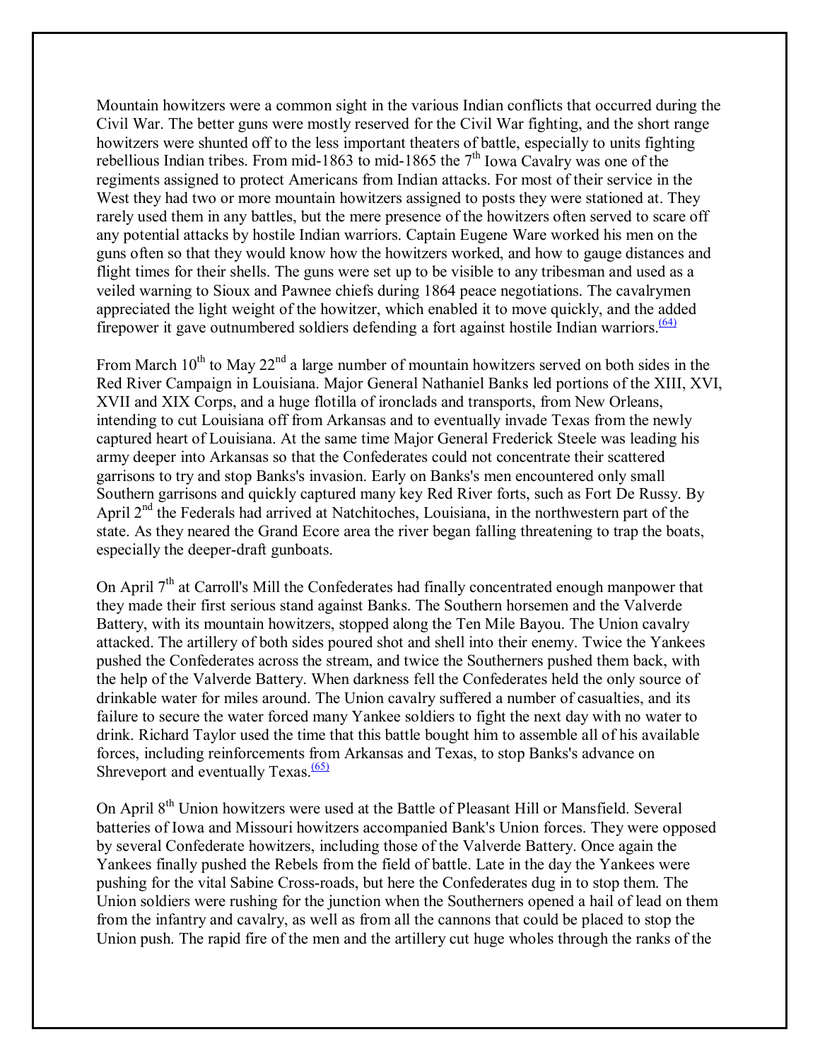Mountain howitzers were a common sight in the various Indian conflicts that occurred during the Civil War. The better guns were mostly reserved for the Civil War fighting, and the short range howitzers were shunted off to the less important theaters of battle, especially to units fighting rebellious Indian tribes. From mid-1863 to mid-1865 the 7th Iowa Cavalry was one of the regiments assigned to protect Americans from Indian attacks. For most of their service in the West they had two or more mountain howitzers assigned to posts they were stationed at. They rarely used them in any battles, but the mere presence of the howitzers often served to scare off any potential attacks by hostile Indian warriors. Captain Eugene Ware worked his men on the guns often so that they would know how the howitzers worked, and how to gauge distances and flight times for their shells. The guns were set up to be visible to any tribesman and used as a veiled warning to Sioux and Pawnee chiefs during 1864 peace negotiations. The cavalrymen appreciated the light weight of the howitzer, which enabled it to move quickly, and the added firepower it gave outnumbered soldiers defending a fort against hostile Indian warriors.[(64)]

From March 10th to May 22nd a large number of mountain howitzers served on both sides in the Red River Campaign in Louisiana. Major General Nathaniel Banks led portions of the XIII, XVI, XVII and XIX Corps, and a huge flotilla of ironclads and transports, from New Orleans, intending to cut Louisiana off from Arkansas and to eventually invade Texas from the newly captured heart of Louisiana. At the same time Major General Frederick Steele was leading his army deeper into Arkansas so that the Confederates could not concentrate their scattered garrisons to try and stop Banks's invasion. Early on Banks's men encountered only small Southern garrisons and quickly captured many key Red River forts, such as Fort De Russy. By April 2nd the Federals had arrived at Natchitoches, Louisiana, in the northwestern part of the state. As they neared the Grand Ecore area the river began falling threatening to trap the boats, especially the deeper-draft gunboats.

On April 7th at Carroll's Mill the Confederates had finally concentrated enough manpower that they made their first serious stand against Banks. The Southern horsemen and the Valverde Battery, with its mountain howitzers, stopped along the Ten Mile Bayou. The Union cavalry attacked. The artillery of both sides poured shot and shell into their enemy. Twice the Yankees pushed the Confederates across the stream, and twice the Southerners pushed them back, with the help of the Valverde Battery. When darkness fell the Confederates held the only source of drinkable water for miles around. The Union cavalry suffered a number of casualties, and its failure to secure the water forced many Yankee soldiers to fight the next day with no water to drink. Richard Taylor used the time that this battle bought him to assemble all of his available forces, including reinforcements from Arkansas and Texas, to stop Banks's advance on Shreveport and eventually Texas.[(65)]

On April 8th Union howitzers were used at the Battle of Pleasant Hill or Mansfield. Several batteries of Iowa and Missouri howitzers accompanied Bank's Union forces. They were opposed by several Confederate howitzers, including those of the Valverde Battery. Once again the Yankees finally pushed the Rebels from the field of battle. Late in the day the Yankees were pushing for the vital Sabine Cross-roads, but here the Confederates dug in to stop them. The Union soldiers were rushing for the junction when the Southerners opened a hail of lead on them from the infantry and cavalry, as well as from all the cannons that could be placed to stop the Union push. The rapid fire of the men and the artillery cut huge wholes through the ranks of the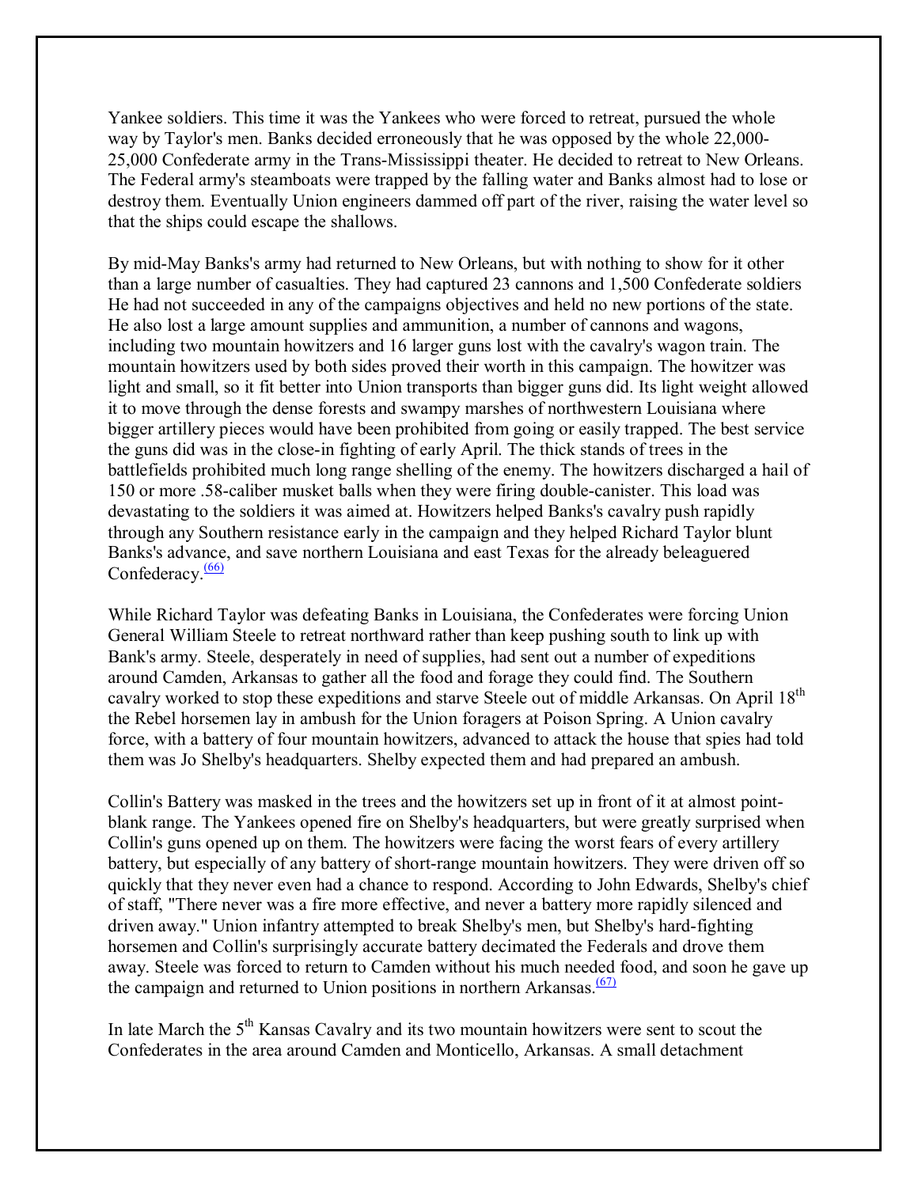Yankee soldiers. This time it was the Yankees who were forced to retreat, pursued the whole way by Taylor's men. Banks decided erroneously that he was opposed by the whole 22,000-25,000 Confederate army in the Trans-Mississippi theater. He decided to retreat to New Orleans. The Federal army's steamboats were trapped by the falling water and Banks almost had to lose or destroy them. Eventually Union engineers dammed off part of the river, raising the water level so that the ships could escape the shallows.

By mid-May Banks's army had returned to New Orleans, but with nothing to show for it other than a large number of casualties. They had captured 23 cannons and 1,500 Confederate soldiers He had not succeeded in any of the campaigns objectives and held no new portions of the state. He also lost a large amount supplies and ammunition, a number of cannons and wagons, including two mountain howitzers and 16 larger guns lost with the cavalry's wagon train. The mountain howitzers used by both sides proved their worth in this campaign. The howitzer was light and small, so it fit better into Union transports than bigger guns did. Its light weight allowed it to move through the dense forests and swampy marshes of northwestern Louisiana where bigger artillery pieces would have been prohibited from going or easily trapped. The best service the guns did was in the close-in fighting of early April. The thick stands of trees in the battlefields prohibited much long range shelling of the enemy. The howitzers discharged a hail of 150 or more .58-caliber musket balls when they were firing double-canister. This load was devastating to the soldiers it was aimed at. Howitzers helped Banks's cavalry push rapidly through any Southern resistance early in the campaign and they helped Richard Taylor blunt Banks's advance, and save northern Louisiana and east Texas for the already beleaguered Confederacy.[(66)]

While Richard Taylor was defeating Banks in Louisiana, the Confederates were forcing Union General William Steele to retreat northward rather than keep pushing south to link up with Bank's army. Steele, desperately in need of supplies, had sent out a number of expeditions around Camden, Arkansas to gather all the food and forage they could find. The Southern cavalry worked to stop these expeditions and starve Steele out of middle Arkansas. On April 18th the Rebel horsemen lay in ambush for the Union foragers at Poison Spring. A Union cavalry force, with a battery of four mountain howitzers, advanced to attack the house that spies had told them was Jo Shelby's headquarters. Shelby expected them and had prepared an ambush.

Collin's Battery was masked in the trees and the howitzers set up in front of it at almost point-blank range. The Yankees opened fire on Shelby's headquarters, but were greatly surprised when Collin's guns opened up on them. The howitzers were facing the worst fears of every artillery battery, but especially of any battery of short-range mountain howitzers. They were driven off so quickly that they never even had a chance to respond. According to John Edwards, Shelby's chief of staff, "There never was a fire more effective, and never a battery more rapidly silenced and driven away." Union infantry attempted to break Shelby's men, but Shelby's hard-fighting horsemen and Collin's surprisingly accurate battery decimated the Federals and drove them away. Steele was forced to return to Camden without his much needed food, and soon he gave up the campaign and returned to Union positions in northern Arkansas.[(67)]

In late March the 5th Kansas Cavalry and its two mountain howitzers were sent to scout the Confederates in the area around Camden and Monticello, Arkansas. A small detachment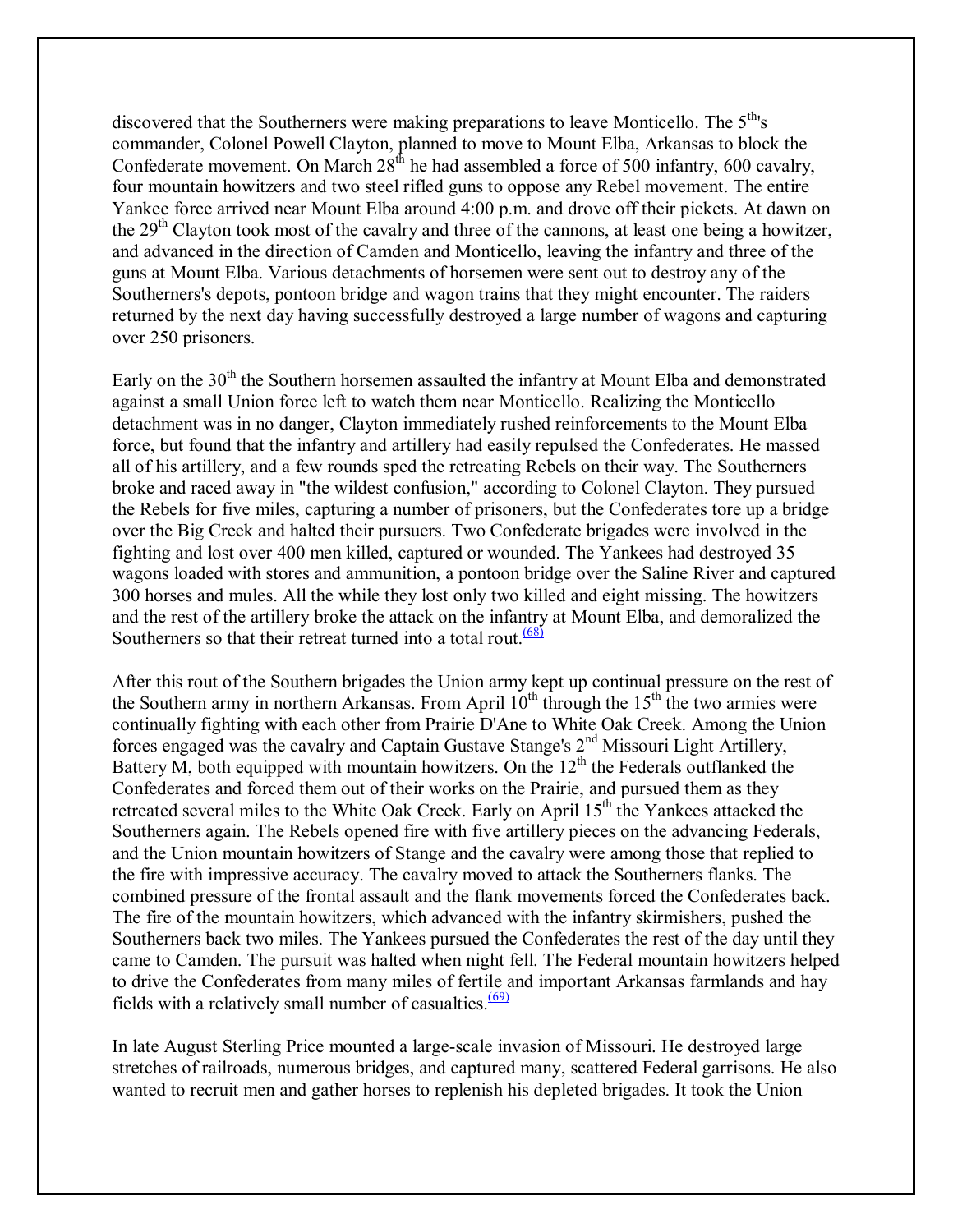discovered that the Southerners were making preparations to leave Monticello. The 5th's commander, Colonel Powell Clayton, planned to move to Mount Elba, Arkansas to block the Confederate movement. On March 28th he had assembled a force of 500 infantry, 600 cavalry, four mountain howitzers and two steel rifled guns to oppose any Rebel movement. The entire Yankee force arrived near Mount Elba around 4:00 p.m. and drove off their pickets. At dawn on the 29th Clayton took most of the cavalry and three of the cannons, at least one being a howitzer, and advanced in the direction of Camden and Monticello, leaving the infantry and three of the guns at Mount Elba. Various detachments of horsemen were sent out to destroy any of the Southerners's depots, pontoon bridge and wagon trains that they might encounter. The raiders returned by the next day having successfully destroyed a large number of wagons and capturing over 250 prisoners.

Early on the 30th the Southern horsemen assaulted the infantry at Mount Elba and demonstrated against a small Union force left to watch them near Monticello. Realizing the Monticello detachment was in no danger, Clayton immediately rushed reinforcements to the Mount Elba force, but found that the infantry and artillery had easily repulsed the Confederates. He massed all of his artillery, and a few rounds sped the retreating Rebels on their way. The Southerners broke and raced away in "the wildest confusion," according to Colonel Clayton. They pursued the Rebels for five miles, capturing a number of prisoners, but the Confederates tore up a bridge over the Big Creek and halted their pursuers. Two Confederate brigades were involved in the fighting and lost over 400 men killed, captured or wounded. The Yankees had destroyed 35 wagons loaded with stores and ammunition, a pontoon bridge over the Saline River and captured 300 horses and mules. All the while they lost only two killed and eight missing. The howitzers and the rest of the artillery broke the attack on the infantry at Mount Elba, and demoralized the Southerners so that their retreat turned into a total rout.[(68)]

After this rout of the Southern brigades the Union army kept up continual pressure on the rest of the Southern army in northern Arkansas. From April 10th through the 15th the two armies were continually fighting with each other from Prairie D'Ane to White Oak Creek. Among the Union forces engaged was the cavalry and Captain Gustave Stange's 2nd Missouri Light Artillery, Battery M, both equipped with mountain howitzers. On the 12th the Federals outflanked the Confederates and forced them out of their works on the Prairie, and pursued them as they retreated several miles to the White Oak Creek. Early on April 15th the Yankees attacked the Southerners again. The Rebels opened fire with five artillery pieces on the advancing Federals, and the Union mountain howitzers of Stange and the cavalry were among those that replied to the fire with impressive accuracy. The cavalry moved to attack the Southerners flanks. The combined pressure of the frontal assault and the flank movements forced the Confederates back. The fire of the mountain howitzers, which advanced with the infantry skirmishers, pushed the Southerners back two miles. The Yankees pursued the Confederates the rest of the day until they came to Camden. The pursuit was halted when night fell. The Federal mountain howitzers helped to drive the Confederates from many miles of fertile and important Arkansas farmlands and hay fields with a relatively small number of casualties.[(69)]

In late August Sterling Price mounted a large-scale invasion of Missouri. He destroyed large stretches of railroads, numerous bridges, and captured many, scattered Federal garrisons. He also wanted to recruit men and gather horses to replenish his depleted brigades. It took the Union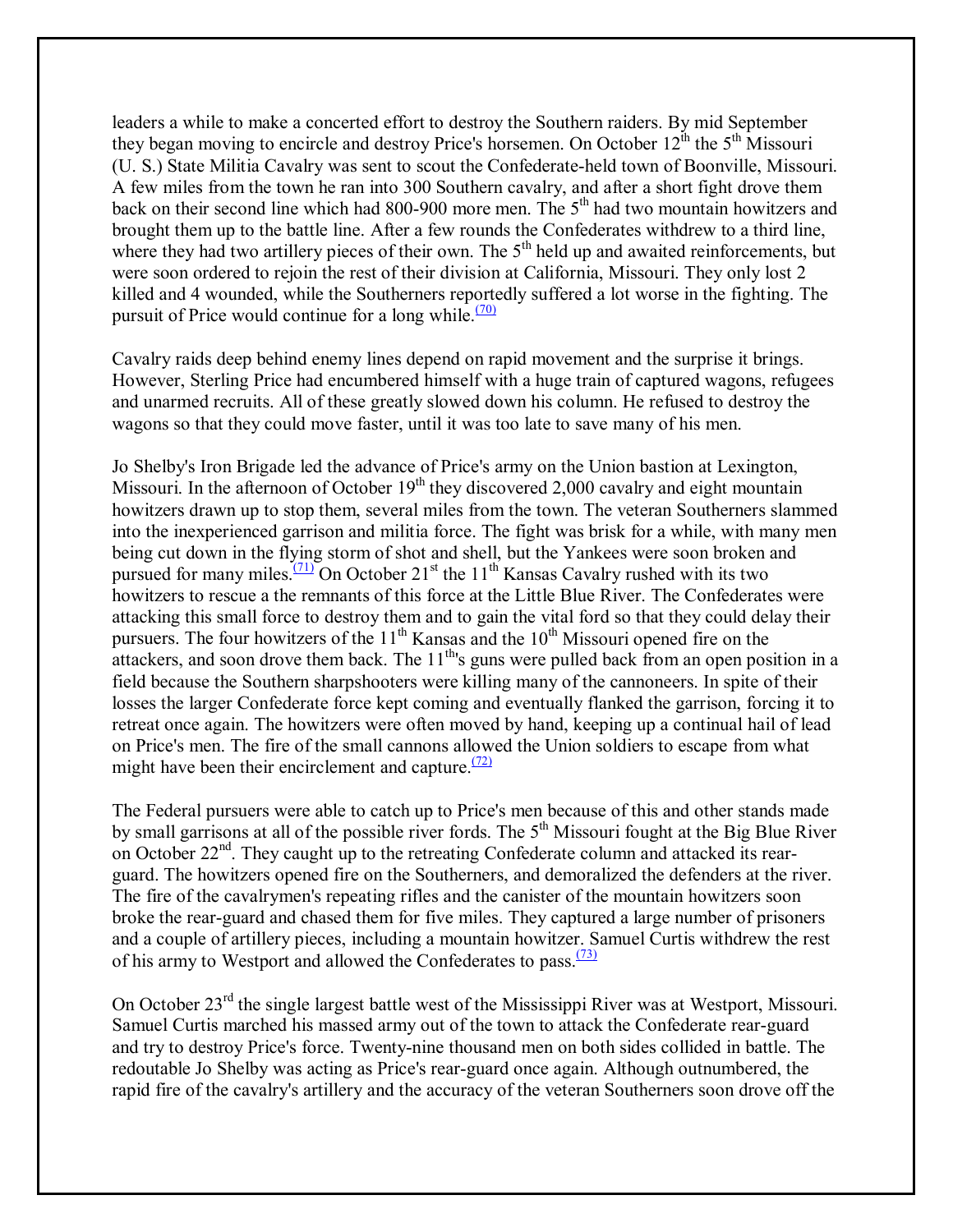leaders a while to make a concerted effort to destroy the Southern raiders. By mid September they began moving to encircle and destroy Price's horsemen. On October 12th the 5th Missouri (U. S.) State Militia Cavalry was sent to scout the Confederate-held town of Boonville, Missouri. A few miles from the town he ran into 300 Southern cavalry, and after a short fight drove them back on their second line which had 800-900 more men. The 5th had two mountain howitzers and brought them up to the battle line. After a few rounds the Confederates withdrew to a third line, where they had two artillery pieces of their own. The 5th held up and awaited reinforcements, but were soon ordered to rejoin the rest of their division at California, Missouri. They only lost 2 killed and 4 wounded, while the Southerners reportedly suffered a lot worse in the fighting. The pursuit of Price would continue for a long while.[(70)]

Cavalry raids deep behind enemy lines depend on rapid movement and the surprise it brings. However, Sterling Price had encumbered himself with a huge train of captured wagons, refugees and unarmed recruits. All of these greatly slowed down his column. He refused to destroy the wagons so that they could move faster, until it was too late to save many of his men.

Jo Shelby's Iron Brigade led the advance of Price's army on the Union bastion at Lexington, Missouri. In the afternoon of October 19th they discovered 2,000 cavalry and eight mountain howitzers drawn up to stop them, several miles from the town. The veteran Southerners slammed into the inexperienced garrison and militia force. The fight was brisk for a while, with many men being cut down in the flying storm of shot and shell, but the Yankees were soon broken and pursued for many miles.[(71)] On October 21st the 11th Kansas Cavalry rushed with its two howitzers to rescue a the remnants of this force at the Little Blue River. The Confederates were attacking this small force to destroy them and to gain the vital ford so that they could delay their pursuers. The four howitzers of the 11th Kansas and the 10th Missouri opened fire on the attackers, and soon drove them back. The 11th's guns were pulled back from an open position in a field because the Southern sharpshooters were killing many of the cannoneers. In spite of their losses the larger Confederate force kept coming and eventually flanked the garrison, forcing it to retreat once again. The howitzers were often moved by hand, keeping up a continual hail of lead on Price's men. The fire of the small cannons allowed the Union soldiers to escape from what might have been their encirclement and capture.[(72)]

The Federal pursuers were able to catch up to Price's men because of this and other stands made by small garrisons at all of the possible river fords. The 5th Missouri fought at the Big Blue River on October 22nd. They caught up to the retreating Confederate column and attacked its rear-guard. The howitzers opened fire on the Southerners, and demoralized the defenders at the river. The fire of the cavalrymen's repeating rifles and the canister of the mountain howitzers soon broke the rear-guard and chased them for five miles. They captured a large number of prisoners and a couple of artillery pieces, including a mountain howitzer. Samuel Curtis withdrew the rest of his army to Westport and allowed the Confederates to pass.[(73)]

On October 23rd the single largest battle west of the Mississippi River was at Westport, Missouri. Samuel Curtis marched his massed army out of the town to attack the Confederate rear-guard and try to destroy Price's force. Twenty-nine thousand men on both sides collided in battle. The redoutable Jo Shelby was acting as Price's rear-guard once again. Although outnumbered, the rapid fire of the cavalry's artillery and the accuracy of the veteran Southerners soon drove off the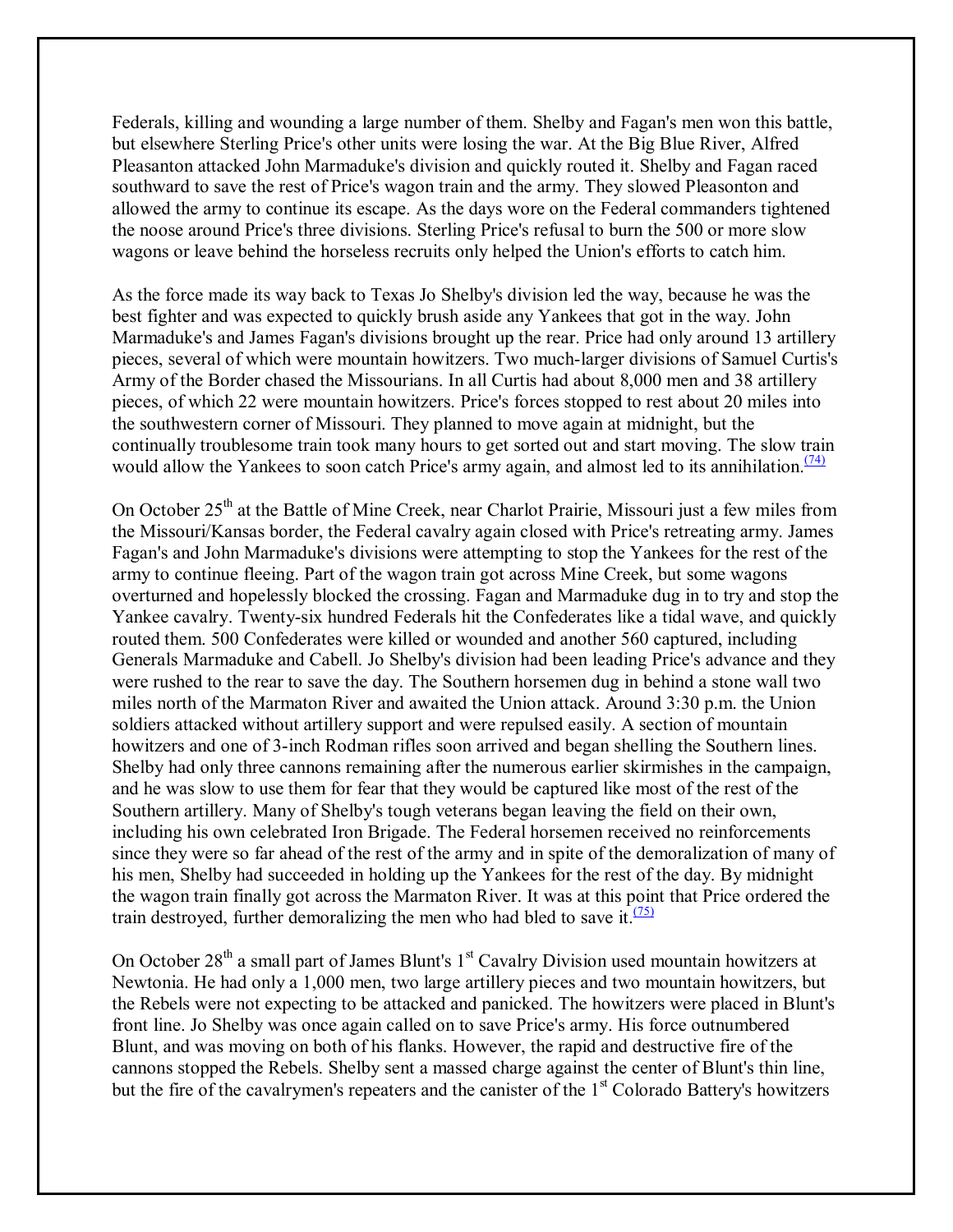Federals, killing and wounding a large number of them. Shelby and Fagan's men won this battle, but elsewhere Sterling Price's other units were losing the war. At the Big Blue River, Alfred Pleasanton attacked John Marmaduke's division and quickly routed it. Shelby and Fagan raced southward to save the rest of Price's wagon train and the army. They slowed Pleasonton and allowed the army to continue its escape. As the days wore on the Federal commanders tightened the noose around Price's three divisions. Sterling Price's refusal to burn the 500 or more slow wagons or leave behind the horseless recruits only helped the Union's efforts to catch him.

As the force made its way back to Texas Jo Shelby's division led the way, because he was the best fighter and was expected to quickly brush aside any Yankees that got in the way. John Marmaduke's and James Fagan's divisions brought up the rear. Price had only around 13 artillery pieces, several of which were mountain howitzers. Two much-larger divisions of Samuel Curtis's Army of the Border chased the Missourians. In all Curtis had about 8,000 men and 38 artillery pieces, of which 22 were mountain howitzers. Price's forces stopped to rest about 20 miles into the southwestern corner of Missouri. They planned to move again at midnight, but the continually troublesome train took many hours to get sorted out and start moving. The slow train would allow the Yankees to soon catch Price's army again, and almost led to its annihilation.[(74)]

On October 25th at the Battle of Mine Creek, near Charlot Prairie, Missouri just a few miles from the Missouri/Kansas border, the Federal cavalry again closed with Price's retreating army. James Fagan's and John Marmaduke's divisions were attempting to stop the Yankees for the rest of the army to continue fleeing. Part of the wagon train got across Mine Creek, but some wagons overturned and hopelessly blocked the crossing. Fagan and Marmaduke dug in to try and stop the Yankee cavalry. Twenty-six hundred Federals hit the Confederates like a tidal wave, and quickly routed them. 500 Confederates were killed or wounded and another 560 captured, including Generals Marmaduke and Cabell. Jo Shelby's division had been leading Price's advance and they were rushed to the rear to save the day. The Southern horsemen dug in behind a stone wall two miles north of the Marmaton River and awaited the Union attack. Around 3:30 p.m. the Union soldiers attacked without artillery support and were repulsed easily. A section of mountain howitzers and one of 3-inch Rodman rifles soon arrived and began shelling the Southern lines. Shelby had only three cannons remaining after the numerous earlier skirmishes in the campaign, and he was slow to use them for fear that they would be captured like most of the rest of the Southern artillery. Many of Shelby's tough veterans began leaving the field on their own, including his own celebrated Iron Brigade. The Federal horsemen received no reinforcements since they were so far ahead of the rest of the army and in spite of the demoralization of many of his men, Shelby had succeeded in holding up the Yankees for the rest of the day. By midnight the wagon train finally got across the Marmaton River. It was at this point that Price ordered the train destroyed, further demoralizing the men who had bled to save it.[(75)]

On October 28th a small part of James Blunt's 1st Cavalry Division used mountain howitzers at Newtonia. He had only a 1,000 men, two large artillery pieces and two mountain howitzers, but the Rebels were not expecting to be attacked and panicked. The howitzers were placed in Blunt's front line. Jo Shelby was once again called on to save Price's army. His force outnumbered Blunt, and was moving on both of his flanks. However, the rapid and destructive fire of the cannons stopped the Rebels. Shelby sent a massed charge against the center of Blunt's thin line, but the fire of the cavalrymen's repeaters and the canister of the 1st Colorado Battery's howitzers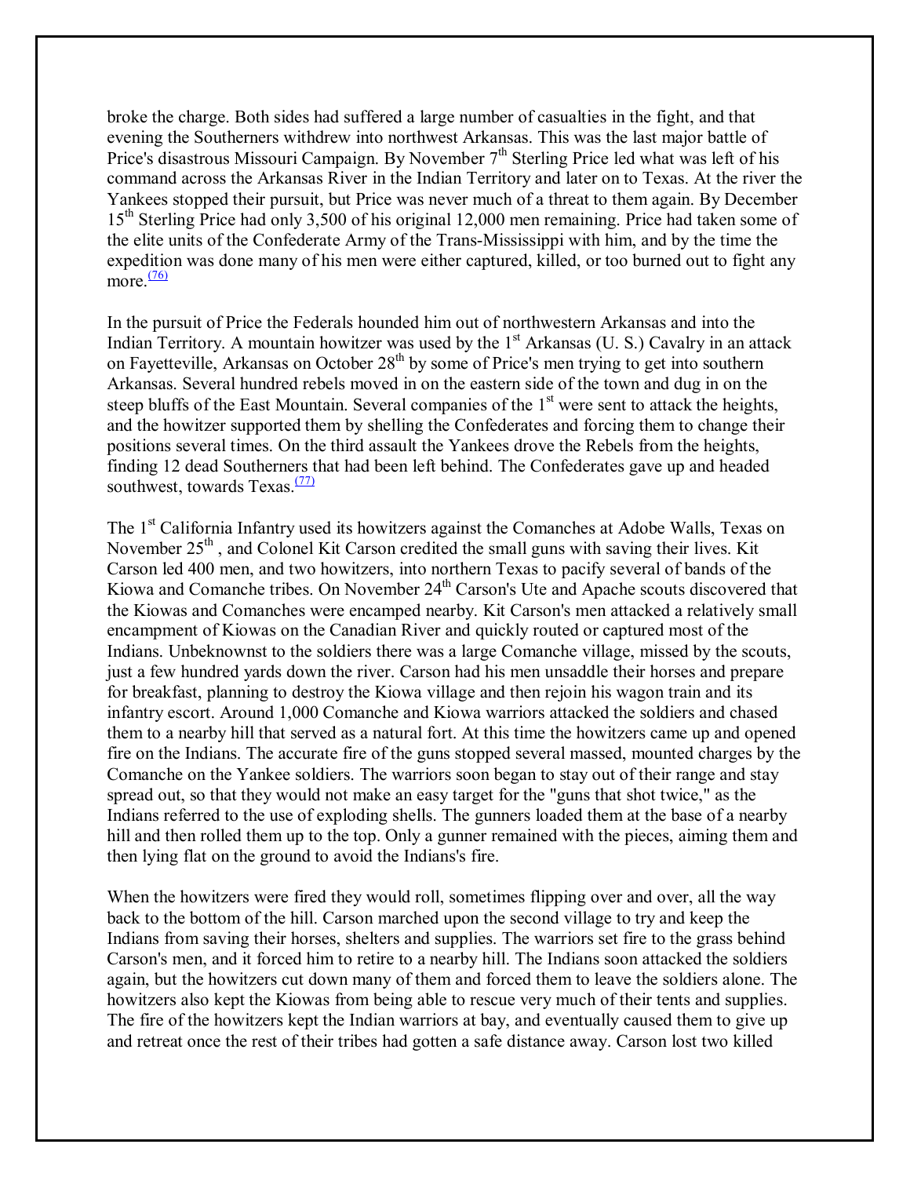broke the charge. Both sides had suffered a large number of casualties in the fight, and that evening the Southerners withdrew into northwest Arkansas. This was the last major battle of Price's disastrous Missouri Campaign. By November 7th Sterling Price led what was left of his command across the Arkansas River in the Indian Territory and later on to Texas. At the river the Yankees stopped their pursuit, but Price was never much of a threat to them again. By December 15th Sterling Price had only 3,500 of his original 12,000 men remaining. Price had taken some of the elite units of the Confederate Army of the Trans-Mississippi with him, and by the time the expedition was done many of his men were either captured, killed, or too burned out to fight any more.[(76)]

In the pursuit of Price the Federals hounded him out of northwestern Arkansas and into the Indian Territory. A mountain howitzer was used by the 1st Arkansas (U. S.) Cavalry in an attack on Fayetteville, Arkansas on October 28th by some of Price's men trying to get into southern Arkansas. Several hundred rebels moved in on the eastern side of the town and dug in on the steep bluffs of the East Mountain. Several companies of the 1st were sent to attack the heights, and the howitzer supported them by shelling the Confederates and forcing them to change their positions several times. On the third assault the Yankees drove the Rebels from the heights, finding 12 dead Southerners that had been left behind. The Confederates gave up and headed southwest, towards Texas.[(77)]

The 1st California Infantry used its howitzers against the Comanches at Adobe Walls, Texas on November 25th , and Colonel Kit Carson credited the small guns with saving their lives. Kit Carson led 400 men, and two howitzers, into northern Texas to pacify several of bands of the Kiowa and Comanche tribes. On November 24th Carson's Ute and Apache scouts discovered that the Kiowas and Comanches were encamped nearby. Kit Carson's men attacked a relatively small encampment of Kiowas on the Canadian River and quickly routed or captured most of the Indians. Unbeknownst to the soldiers there was a large Comanche village, missed by the scouts, just a few hundred yards down the river. Carson had his men unsaddle their horses and prepare for breakfast, planning to destroy the Kiowa village and then rejoin his wagon train and its infantry escort. Around 1,000 Comanche and Kiowa warriors attacked the soldiers and chased them to a nearby hill that served as a natural fort. At this time the howitzers came up and opened fire on the Indians. The accurate fire of the guns stopped several massed, mounted charges by the Comanche on the Yankee soldiers. The warriors soon began to stay out of their range and stay spread out, so that they would not make an easy target for the "guns that shot twice," as the Indians referred to the use of exploding shells. The gunners loaded them at the base of a nearby hill and then rolled them up to the top. Only a gunner remained with the pieces, aiming them and then lying flat on the ground to avoid the Indians's fire.

When the howitzers were fired they would roll, sometimes flipping over and over, all the way back to the bottom of the hill. Carson marched upon the second village to try and keep the Indians from saving their horses, shelters and supplies. The warriors set fire to the grass behind Carson's men, and it forced him to retire to a nearby hill. The Indians soon attacked the soldiers again, but the howitzers cut down many of them and forced them to leave the soldiers alone. The howitzers also kept the Kiowas from being able to rescue very much of their tents and supplies. The fire of the howitzers kept the Indian warriors at bay, and eventually caused them to give up and retreat once the rest of their tribes had gotten a safe distance away. Carson lost two killed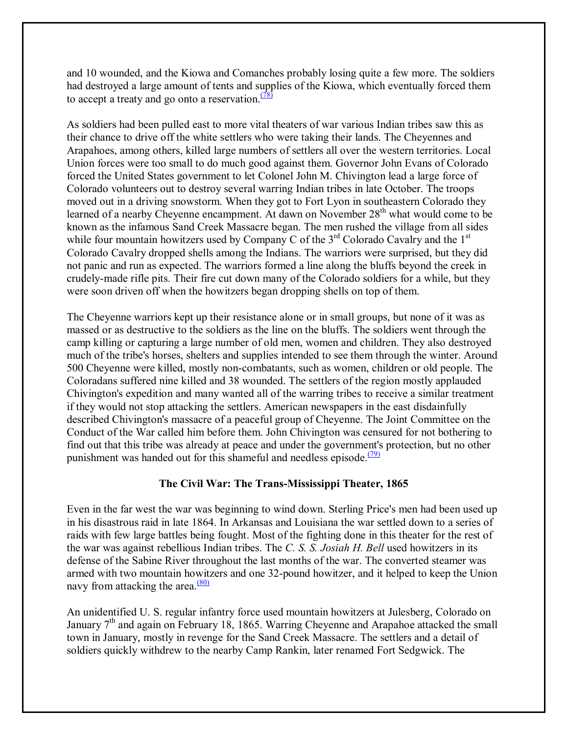and 10 wounded, and the Kiowa and Comanches probably losing quite a few more. The soldiers had destroyed a large amount of tents and supplies of the Kiowa, which eventually forced them to accept a treaty and go onto a reservation.[(78)]

As soldiers had been pulled east to more vital theaters of war various Indian tribes saw this as their chance to drive off the white settlers who were taking their lands. The Cheyennes and Arapahoes, among others, killed large numbers of settlers all over the western territories. Local Union forces were too small to do much good against them. Governor John Evans of Colorado forced the United States government to let Colonel John M. Chivington lead a large force of Colorado volunteers out to destroy several warring Indian tribes in late October. The troops moved out in a driving snowstorm. When they got to Fort Lyon in southeastern Colorado they learned of a nearby Cheyenne encampment. At dawn on November 28th what would come to be known as the infamous Sand Creek Massacre began. The men rushed the village from all sides while four mountain howitzers used by Company C of the 3rd Colorado Cavalry and the 1st Colorado Cavalry dropped shells among the Indians. The warriors were surprised, but they did not panic and run as expected. The warriors formed a line along the bluffs beyond the creek in crudely-made rifle pits. Their fire cut down many of the Colorado soldiers for a while, but they were soon driven off when the howitzers began dropping shells on top of them.

The Cheyenne warriors kept up their resistance alone or in small groups, but none of it was as massed or as destructive to the soldiers as the line on the bluffs. The soldiers went through the camp killing or capturing a large number of old men, women and children. They also destroyed much of the tribe's horses, shelters and supplies intended to see them through the winter. Around 500 Cheyenne were killed, mostly non-combatants, such as women, children or old people. The Coloradans suffered nine killed and 38 wounded. The settlers of the region mostly applauded Chivington's expedition and many wanted all of the warring tribes to receive a similar treatment if they would not stop attacking the settlers. American newspapers in the east disdainfully described Chivington's massacre of a peaceful group of Cheyenne. The Joint Committee on the Conduct of the War called him before them. John Chivington was censured for not bothering to find out that this tribe was already at peace and under the government's protection, but no other punishment was handed out for this shameful and needless episode.[(79)]

### The Civil War: The Trans-Mississippi Theater, 1865

Even in the far west the war was beginning to wind down. Sterling Price's men had been used up in his disastrous raid in late 1864. In Arkansas and Louisiana the war settled down to a series of raids with few large battles being fought. Most of the fighting done in this theater for the rest of the war was against rebellious Indian tribes. The *C. S. S. Josiah H. Bell* used howitzers in its defense of the Sabine River throughout the last months of the war. The converted steamer was armed with two mountain howitzers and one 32-pound howitzer, and it helped to keep the Union navy from attacking the area.[(80)]

An unidentified U. S. regular infantry force used mountain howitzers at Julesberg, Colorado on January 7th and again on February 18, 1865. Warring Cheyenne and Arapahoe attacked the small town in January, mostly in revenge for the Sand Creek Massacre. The settlers and a detail of soldiers quickly withdrew to the nearby Camp Rankin, later renamed Fort Sedgwick. The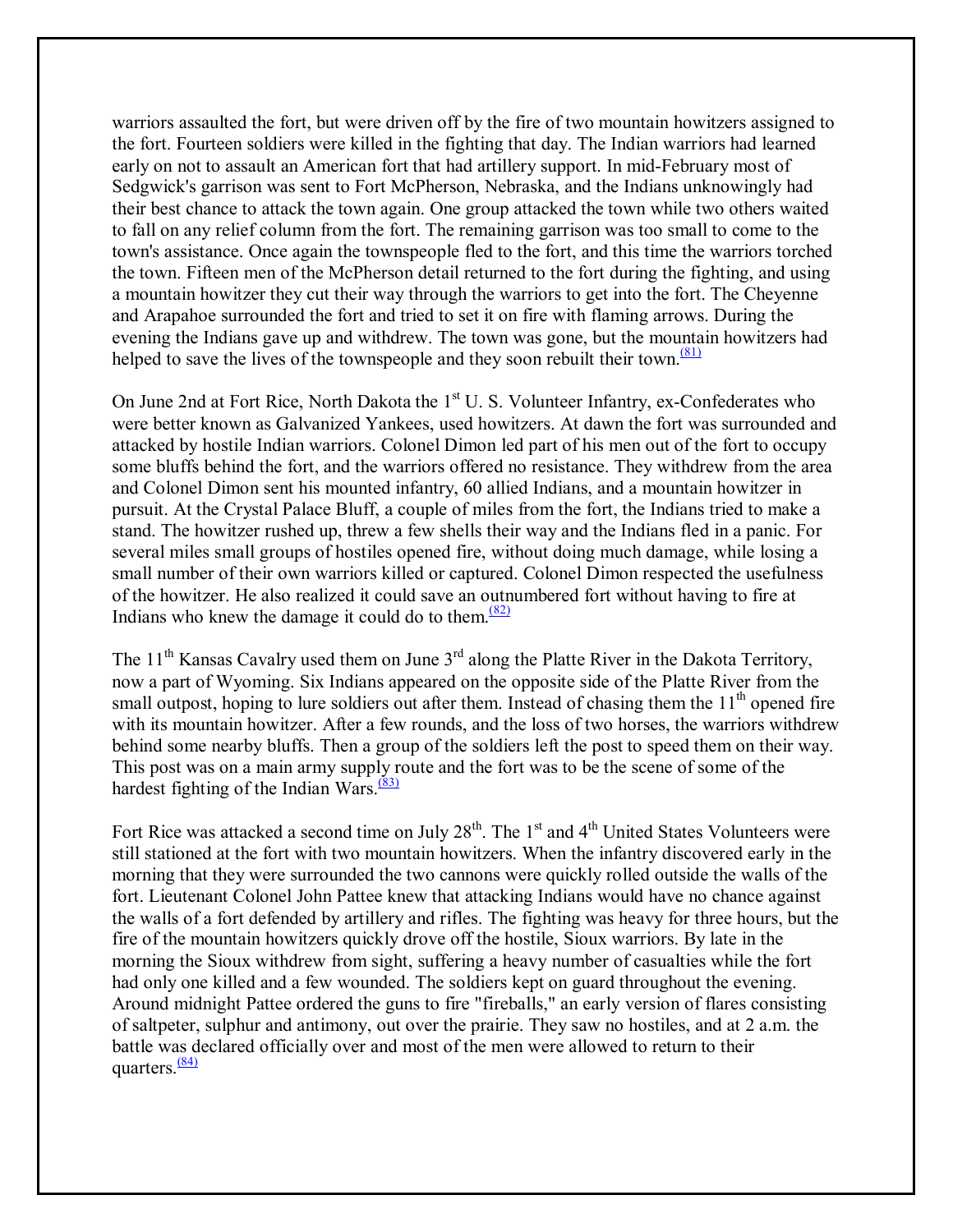warriors assaulted the fort, but were driven off by the fire of two mountain howitzers assigned to the fort. Fourteen soldiers were killed in the fighting that day. The Indian warriors had learned early on not to assault an American fort that had artillery support. In mid-February most of Sedgwick's garrison was sent to Fort McPherson, Nebraska, and the Indians unknowingly had their best chance to attack the town again. One group attacked the town while two others waited to fall on any relief column from the fort. The remaining garrison was too small to come to the town's assistance. Once again the townspeople fled to the fort, and this time the warriors torched the town. Fifteen men of the McPherson detail returned to the fort during the fighting, and using a mountain howitzer they cut their way through the warriors to get into the fort. The Cheyenne and Arapahoe surrounded the fort and tried to set it on fire with flaming arrows. During the evening the Indians gave up and withdrew. The town was gone, but the mountain howitzers had helped to save the lives of the townspeople and they soon rebuilt their town.[(81)]

On June 2nd at Fort Rice, North Dakota the 1st U. S. Volunteer Infantry, ex-Confederates who were better known as Galvanized Yankees, used howitzers. At dawn the fort was surrounded and attacked by hostile Indian warriors. Colonel Dimon led part of his men out of the fort to occupy some bluffs behind the fort, and the warriors offered no resistance. They withdrew from the area and Colonel Dimon sent his mounted infantry, 60 allied Indians, and a mountain howitzer in pursuit. At the Crystal Palace Bluff, a couple of miles from the fort, the Indians tried to make a stand. The howitzer rushed up, threw a few shells their way and the Indians fled in a panic. For several miles small groups of hostiles opened fire, without doing much damage, while losing a small number of their own warriors killed or captured. Colonel Dimon respected the usefulness of the howitzer. He also realized it could save an outnumbered fort without having to fire at Indians who knew the damage it could do to them.[(82)]

The 11th Kansas Cavalry used them on June 3rd along the Platte River in the Dakota Territory, now a part of Wyoming. Six Indians appeared on the opposite side of the Platte River from the small outpost, hoping to lure soldiers out after them. Instead of chasing them the 11th opened fire with its mountain howitzer. After a few rounds, and the loss of two horses, the warriors withdrew behind some nearby bluffs. Then a group of the soldiers left the post to speed them on their way. This post was on a main army supply route and the fort was to be the scene of some of the hardest fighting of the Indian Wars.[(83)]

Fort Rice was attacked a second time on July 28th. The 1st and 4th United States Volunteers were still stationed at the fort with two mountain howitzers. When the infantry discovered early in the morning that they were surrounded the two cannons were quickly rolled outside the walls of the fort. Lieutenant Colonel John Pattee knew that attacking Indians would have no chance against the walls of a fort defended by artillery and rifles. The fighting was heavy for three hours, but the fire of the mountain howitzers quickly drove off the hostile, Sioux warriors. By late in the morning the Sioux withdrew from sight, suffering a heavy number of casualties while the fort had only one killed and a few wounded. The soldiers kept on guard throughout the evening. Around midnight Pattee ordered the guns to fire "fireballs," an early version of flares consisting of saltpeter, sulphur and antimony, out over the prairie. They saw no hostiles, and at 2 a.m. the battle was declared officially over and most of the men were allowed to return to their quarters.[(84)]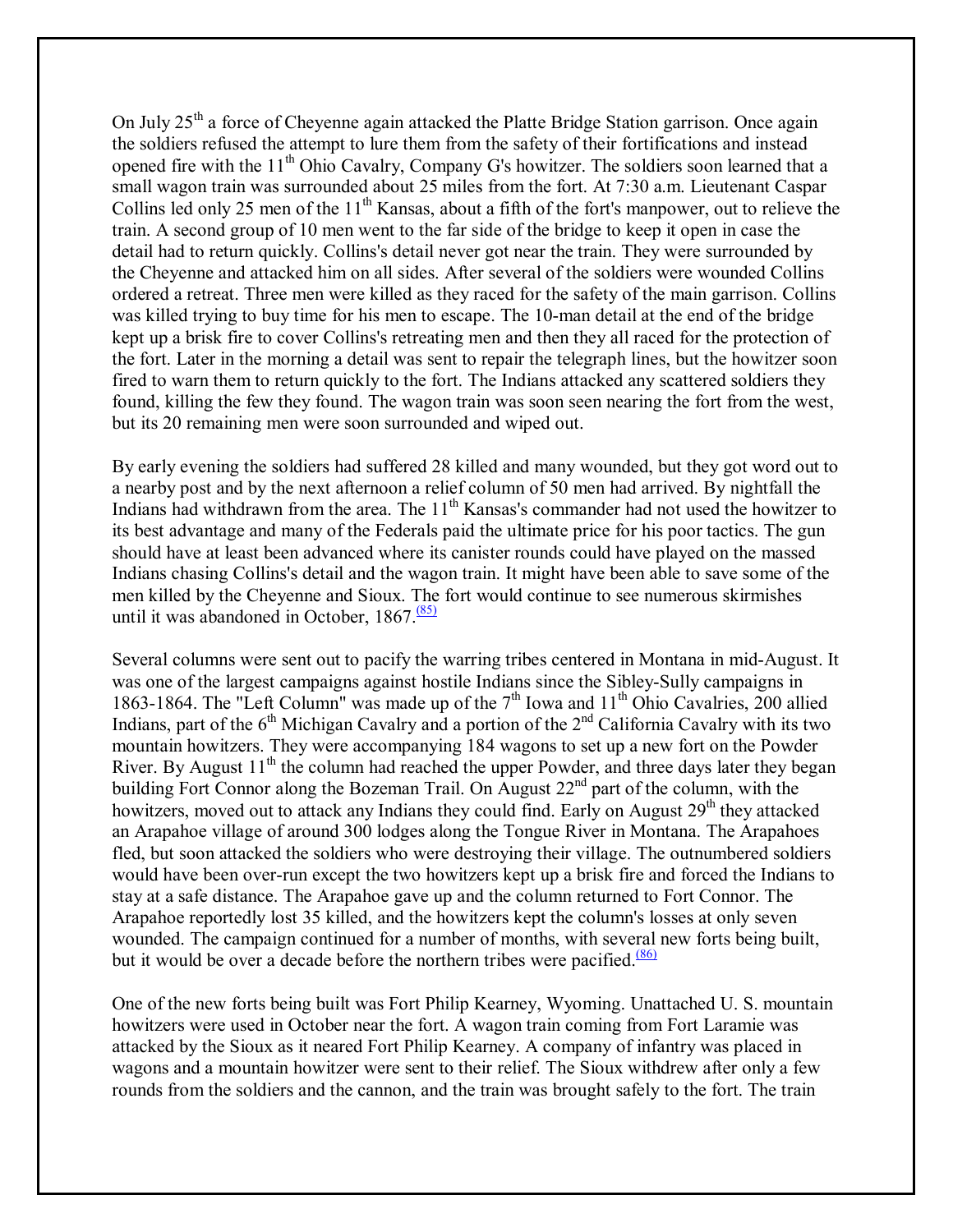On July 25th a force of Cheyenne again attacked the Platte Bridge Station garrison. Once again the soldiers refused the attempt to lure them from the safety of their fortifications and instead opened fire with the 11th Ohio Cavalry, Company G's howitzer. The soldiers soon learned that a small wagon train was surrounded about 25 miles from the fort. At 7:30 a.m. Lieutenant Caspar Collins led only 25 men of the 11th Kansas, about a fifth of the fort's manpower, out to relieve the train. A second group of 10 men went to the far side of the bridge to keep it open in case the detail had to return quickly. Collins's detail never got near the train. They were surrounded by the Cheyenne and attacked him on all sides. After several of the soldiers were wounded Collins ordered a retreat. Three men were killed as they raced for the safety of the main garrison. Collins was killed trying to buy time for his men to escape. The 10-man detail at the end of the bridge kept up a brisk fire to cover Collins's retreating men and then they all raced for the protection of the fort. Later in the morning a detail was sent to repair the telegraph lines, but the howitzer soon fired to warn them to return quickly to the fort. The Indians attacked any scattered soldiers they found, killing the few they found. The wagon train was soon seen nearing the fort from the west, but its 20 remaining men were soon surrounded and wiped out.

By early evening the soldiers had suffered 28 killed and many wounded, but they got word out to a nearby post and by the next afternoon a relief column of 50 men had arrived. By nightfall the Indians had withdrawn from the area. The 11th Kansas's commander had not used the howitzer to its best advantage and many of the Federals paid the ultimate price for his poor tactics. The gun should have at least been advanced where its canister rounds could have played on the massed Indians chasing Collins's detail and the wagon train. It might have been able to save some of the men killed by the Cheyenne and Sioux. The fort would continue to see numerous skirmishes until it was abandoned in October, 1867.[(85)]

Several columns were sent out to pacify the warring tribes centered in Montana in mid-August. It was one of the largest campaigns against hostile Indians since the Sibley-Sully campaigns in 1863-1864. The "Left Column" was made up of the 7th Iowa and 11th Ohio Cavalries, 200 allied Indians, part of the 6th Michigan Cavalry and a portion of the 2nd California Cavalry with its two mountain howitzers. They were accompanying 184 wagons to set up a new fort on the Powder River. By August 11th the column had reached the upper Powder, and three days later they began building Fort Connor along the Bozeman Trail. On August 22nd part of the column, with the howitzers, moved out to attack any Indians they could find. Early on August 29th they attacked an Arapahoe village of around 300 lodges along the Tongue River in Montana. The Arapahoes fled, but soon attacked the soldiers who were destroying their village. The outnumbered soldiers would have been over-run except the two howitzers kept up a brisk fire and forced the Indians to stay at a safe distance. The Arapahoe gave up and the column returned to Fort Connor. The Arapahoe reportedly lost 35 killed, and the howitzers kept the column's losses at only seven wounded. The campaign continued for a number of months, with several new forts being built, but it would be over a decade before the northern tribes were pacified.[(86)]

One of the new forts being built was Fort Philip Kearney, Wyoming. Unattached U. S. mountain howitzers were used in October near the fort. A wagon train coming from Fort Laramie was attacked by the Sioux as it neared Fort Philip Kearney. A company of infantry was placed in wagons and a mountain howitzer were sent to their relief. The Sioux withdrew after only a few rounds from the soldiers and the cannon, and the train was brought safely to the fort. The train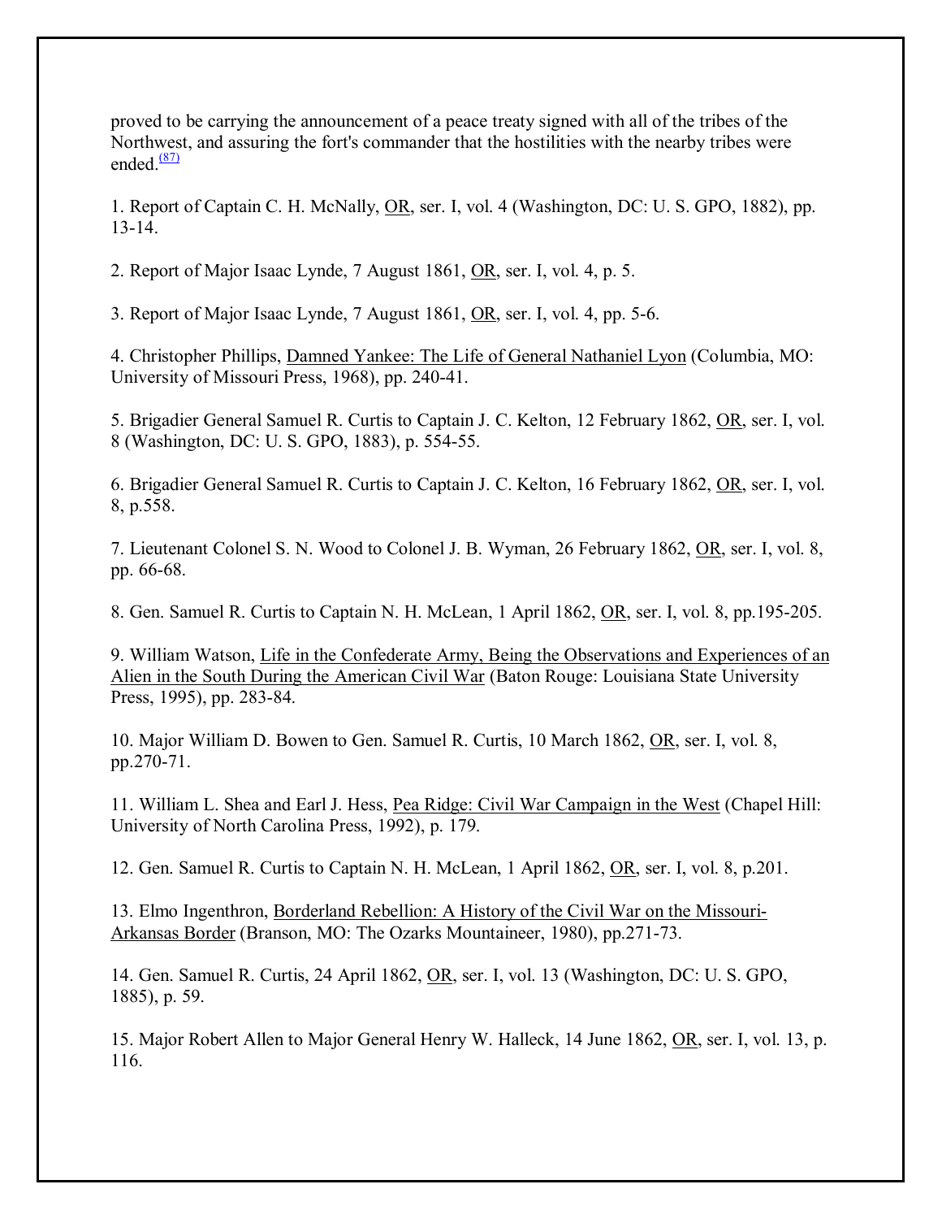proved to be carrying the announcement of a peace treaty signed with all of the tribes of the Northwest, and assuring the fort's commander that the hostilities with the nearby tribes were ended.[(87)]

1. Report of Captain C. H. McNally, OR, ser. I, vol. 4 (Washington, DC: U. S. GPO, 1882), pp. 13-14.

2. Report of Major Isaac Lynde, 7 August 1861, OR, ser. I, vol. 4, p. 5.

3. Report of Major Isaac Lynde, 7 August 1861, OR, ser. I, vol. 4, pp. 5-6.

4. Christopher Phillips, Damned Yankee: The Life of General Nathaniel Lyon (Columbia, MO: University of Missouri Press, 1968), pp. 240-41.

5. Brigadier General Samuel R. Curtis to Captain J. C. Kelton, 12 February 1862, OR, ser. I, vol. 8 (Washington, DC: U. S. GPO, 1883), p. 554-55.

6. Brigadier General Samuel R. Curtis to Captain J. C. Kelton, 16 February 1862, OR, ser. I, vol. 8, p.558.

7. Lieutenant Colonel S. N. Wood to Colonel J. B. Wyman, 26 February 1862, OR, ser. I, vol. 8, pp. 66-68.

8. Gen. Samuel R. Curtis to Captain N. H. McLean, 1 April 1862, OR, ser. I, vol. 8, pp.195-205.

9. William Watson, Life in the Confederate Army, Being the Observations and Experiences of an Alien in the South During the American Civil War (Baton Rouge: Louisiana State University Press, 1995), pp. 283-84.

10. Major William D. Bowen to Gen. Samuel R. Curtis, 10 March 1862, OR, ser. I, vol. 8, pp.270-71.

11. William L. Shea and Earl J. Hess, Pea Ridge: Civil War Campaign in the West (Chapel Hill: University of North Carolina Press, 1992), p. 179.

12. Gen. Samuel R. Curtis to Captain N. H. McLean, 1 April 1862, OR, ser. I, vol. 8, p.201.

13. Elmo Ingenthron, Borderland Rebellion: A History of the Civil War on the Missouri-Arkansas Border (Branson, MO: The Ozarks Mountaineer, 1980), pp.271-73.

14. Gen. Samuel R. Curtis, 24 April 1862, OR, ser. I, vol. 13 (Washington, DC: U. S. GPO, 1885), p. 59.

15. Major Robert Allen to Major General Henry W. Halleck, 14 June 1862, OR, ser. I, vol. 13, p. 116.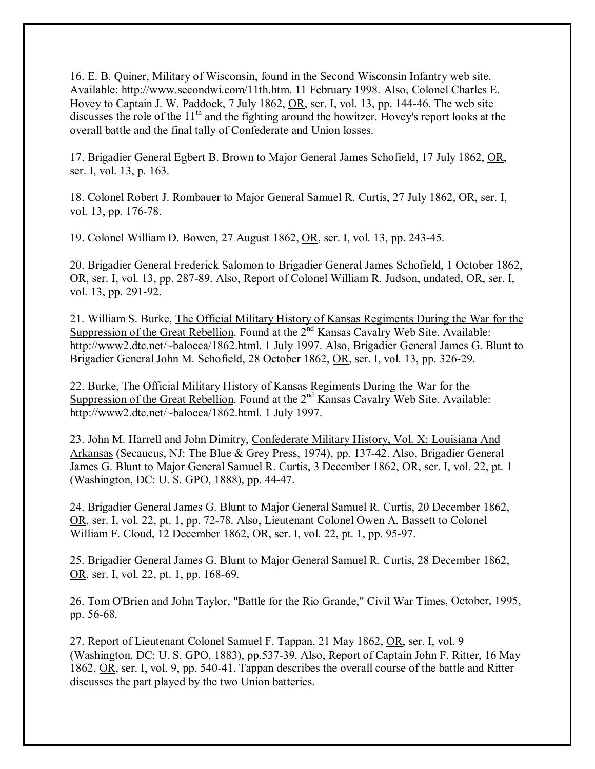16. E. B. Quiner, Military of Wisconsin, found in the Second Wisconsin Infantry web site. Available: http://www.secondwi.com/11th.htm. 11 February 1998. Also, Colonel Charles E. Hovey to Captain J. W. Paddock, 7 July 1862, OR, ser. I, vol. 13, pp. 144-46. The web site discusses the role of the 11th and the fighting around the howitzer. Hovey's report looks at the overall battle and the final tally of Confederate and Union losses.

17. Brigadier General Egbert B. Brown to Major General James Schofield, 17 July 1862, OR, ser. I, vol. 13, p. 163.

18. Colonel Robert J. Rombauer to Major General Samuel R. Curtis, 27 July 1862, OR, ser. I, vol. 13, pp. 176-78.

19. Colonel William D. Bowen, 27 August 1862, OR, ser. I, vol. 13, pp. 243-45.

20. Brigadier General Frederick Salomon to Brigadier General James Schofield, 1 October 1862, OR, ser. I, vol. 13, pp. 287-89. Also, Report of Colonel William R. Judson, undated, OR, ser. I, vol. 13, pp. 291-92.

21. William S. Burke, The Official Military History of Kansas Regiments During the War for the Suppression of the Great Rebellion. Found at the 2nd Kansas Cavalry Web Site. Available: http://www2.dtc.net/~balocca/1862.html. 1 July 1997. Also, Brigadier General James G. Blunt to Brigadier General John M. Schofield, 28 October 1862, OR, ser. I, vol. 13, pp. 326-29.

22. Burke, The Official Military History of Kansas Regiments During the War for the Suppression of the Great Rebellion. Found at the 2nd Kansas Cavalry Web Site. Available: http://www2.dtc.net/~balocca/1862.html. 1 July 1997.

23. John M. Harrell and John Dimitry, Confederate Military History, Vol. X: Louisiana And Arkansas (Secaucus, NJ: The Blue & Grey Press, 1974), pp. 137-42. Also, Brigadier General James G. Blunt to Major General Samuel R. Curtis, 3 December 1862, OR, ser. I, vol. 22, pt. 1 (Washington, DC: U. S. GPO, 1888), pp. 44-47.

24. Brigadier General James G. Blunt to Major General Samuel R. Curtis, 20 December 1862, OR, ser. I, vol. 22, pt. 1, pp. 72-78. Also, Lieutenant Colonel Owen A. Bassett to Colonel William F. Cloud, 12 December 1862, OR, ser. I, vol. 22, pt. 1, pp. 95-97.

25. Brigadier General James G. Blunt to Major General Samuel R. Curtis, 28 December 1862, OR, ser. I, vol. 22, pt. 1, pp. 168-69.

26. Tom O'Brien and John Taylor, "Battle for the Rio Grande," Civil War Times, October, 1995, pp. 56-68.

27. Report of Lieutenant Colonel Samuel F. Tappan, 21 May 1862, OR, ser. I, vol. 9 (Washington, DC: U. S. GPO, 1883), pp.537-39. Also, Report of Captain John F. Ritter, 16 May 1862, OR, ser. I, vol. 9, pp. 540-41. Tappan describes the overall course of the battle and Ritter discusses the part played by the two Union batteries.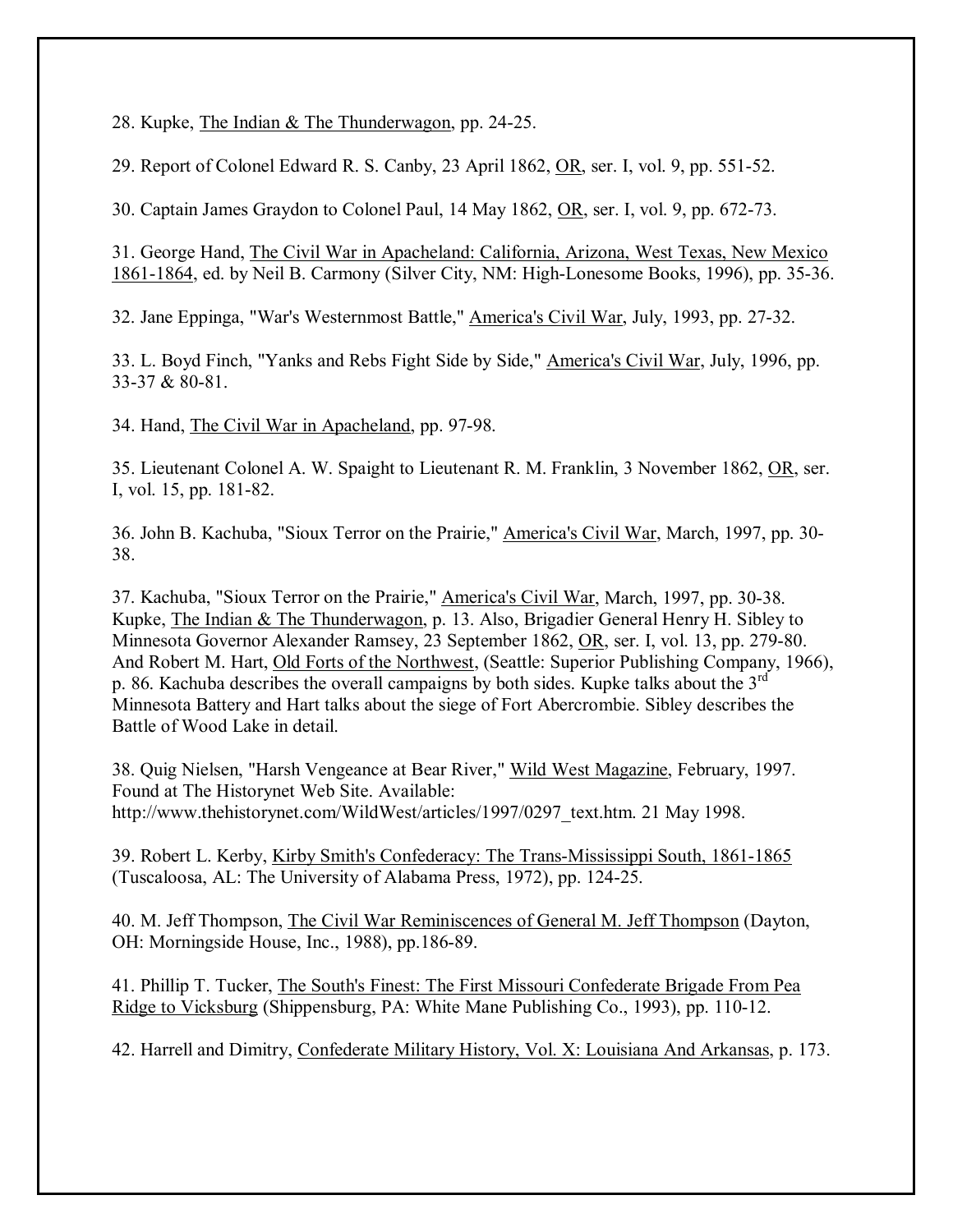28. Kupke, The Indian & The Thunderwagon, pp. 24-25.

29. Report of Colonel Edward R. S. Canby, 23 April 1862, OR, ser. I, vol. 9, pp. 551-52.

30. Captain James Graydon to Colonel Paul, 14 May 1862, OR, ser. I, vol. 9, pp. 672-73.

31. George Hand, The Civil War in Apacheland: California, Arizona, West Texas, New Mexico 1861-1864, ed. by Neil B. Carmony (Silver City, NM: High-Lonesome Books, 1996), pp. 35-36.

32. Jane Eppinga, "War's Westernmost Battle," America's Civil War, July, 1993, pp. 27-32.

33. L. Boyd Finch, "Yanks and Rebs Fight Side by Side," America's Civil War, July, 1996, pp. 33-37 & 80-81.

34. Hand, The Civil War in Apacheland, pp. 97-98.

35. Lieutenant Colonel A. W. Spaight to Lieutenant R. M. Franklin, 3 November 1862, OR, ser. I, vol. 15, pp. 181-82.

36. John B. Kachuba, "Sioux Terror on the Prairie," America's Civil War, March, 1997, pp. 30-38.

37. Kachuba, "Sioux Terror on the Prairie," America's Civil War, March, 1997, pp. 30-38. Kupke, The Indian & The Thunderwagon, p. 13. Also, Brigadier General Henry H. Sibley to Minnesota Governor Alexander Ramsey, 23 September 1862, OR, ser. I, vol. 13, pp. 279-80. And Robert M. Hart, Old Forts of the Northwest, (Seattle: Superior Publishing Company, 1966), p. 86. Kachuba describes the overall campaigns by both sides. Kupke talks about the 3rd Minnesota Battery and Hart talks about the siege of Fort Abercrombie. Sibley describes the Battle of Wood Lake in detail.

38. Quig Nielsen, "Harsh Vengeance at Bear River," Wild West Magazine, February, 1997. Found at The Historynet Web Site. Available: http://www.thehistorynet.com/WildWest/articles/1997/0297_text.htm. 21 May 1998.

39. Robert L. Kerby, Kirby Smith's Confederacy: The Trans-Mississippi South, 1861-1865 (Tuscaloosa, AL: The University of Alabama Press, 1972), pp. 124-25.

40. M. Jeff Thompson, The Civil War Reminiscences of General M. Jeff Thompson (Dayton, OH: Morningside House, Inc., 1988), pp.186-89.

41. Phillip T. Tucker, The South's Finest: The First Missouri Confederate Brigade From Pea Ridge to Vicksburg (Shippensburg, PA: White Mane Publishing Co., 1993), pp. 110-12.

42. Harrell and Dimitry, Confederate Military History, Vol. X: Louisiana And Arkansas, p. 173.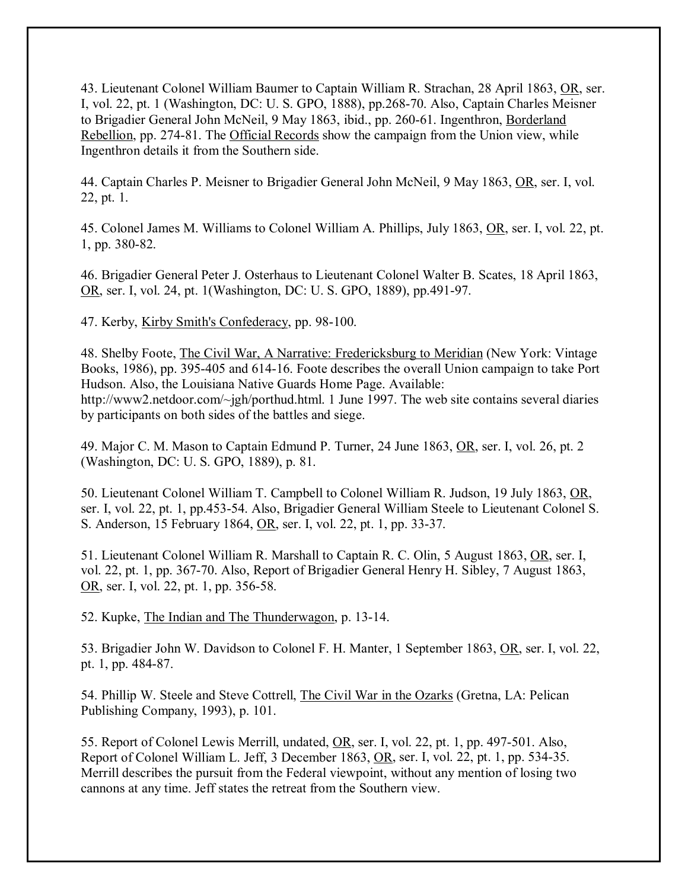43. Lieutenant Colonel William Baumer to Captain William R. Strachan, 28 April 1863, OR, ser. I, vol. 22, pt. 1 (Washington, DC: U. S. GPO, 1888), pp.268-70. Also, Captain Charles Meisner to Brigadier General John McNeil, 9 May 1863, ibid., pp. 260-61. Ingenthron, Borderland Rebellion, pp. 274-81. The Official Records show the campaign from the Union view, while Ingenthron details it from the Southern side.

44. Captain Charles P. Meisner to Brigadier General John McNeil, 9 May 1863, OR, ser. I, vol. 22, pt. 1.

45. Colonel James M. Williams to Colonel William A. Phillips, July 1863, OR, ser. I, vol. 22, pt. 1, pp. 380-82.

46. Brigadier General Peter J. Osterhaus to Lieutenant Colonel Walter B. Scates, 18 April 1863, OR, ser. I, vol. 24, pt. 1(Washington, DC: U. S. GPO, 1889), pp.491-97.

47. Kerby, Kirby Smith's Confederacy, pp. 98-100.

48. Shelby Foote, The Civil War, A Narrative: Fredericksburg to Meridian (New York: Vintage Books, 1986), pp. 395-405 and 614-16. Foote describes the overall Union campaign to take Port Hudson. Also, the Louisiana Native Guards Home Page. Available: http://www2.netdoor.com/~jgh/porthud.html. 1 June 1997. The web site contains several diaries by participants on both sides of the battles and siege.

49. Major C. M. Mason to Captain Edmund P. Turner, 24 June 1863, OR, ser. I, vol. 26, pt. 2 (Washington, DC: U. S. GPO, 1889), p. 81.

50. Lieutenant Colonel William T. Campbell to Colonel William R. Judson, 19 July 1863, OR, ser. I, vol. 22, pt. 1, pp.453-54. Also, Brigadier General William Steele to Lieutenant Colonel S. S. Anderson, 15 February 1864, OR, ser. I, vol. 22, pt. 1, pp. 33-37.

51. Lieutenant Colonel William R. Marshall to Captain R. C. Olin, 5 August 1863, OR, ser. I, vol. 22, pt. 1, pp. 367-70. Also, Report of Brigadier General Henry H. Sibley, 7 August 1863, OR, ser. I, vol. 22, pt. 1, pp. 356-58.

52. Kupke, The Indian and The Thunderwagon, p. 13-14.

53. Brigadier John W. Davidson to Colonel F. H. Manter, 1 September 1863, OR, ser. I, vol. 22, pt. 1, pp. 484-87.

54. Phillip W. Steele and Steve Cottrell, The Civil War in the Ozarks (Gretna, LA: Pelican Publishing Company, 1993), p. 101.

55. Report of Colonel Lewis Merrill, undated, OR, ser. I, vol. 22, pt. 1, pp. 497-501. Also, Report of Colonel William L. Jeff, 3 December 1863, OR, ser. I, vol. 22, pt. 1, pp. 534-35. Merrill describes the pursuit from the Federal viewpoint, without any mention of losing two cannons at any time. Jeff states the retreat from the Southern view.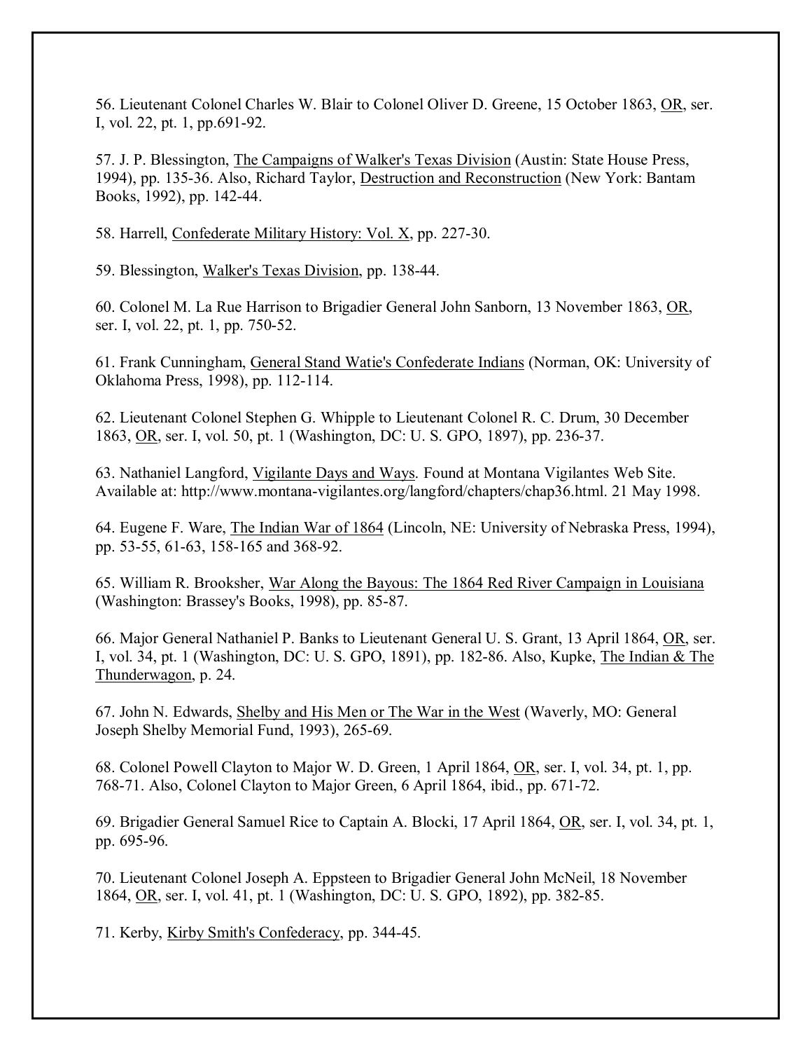56. Lieutenant Colonel Charles W. Blair to Colonel Oliver D. Greene, 15 October 1863, OR, ser. I, vol. 22, pt. 1, pp.691-92.

57. J. P. Blessington, The Campaigns of Walker's Texas Division (Austin: State House Press, 1994), pp. 135-36. Also, Richard Taylor, Destruction and Reconstruction (New York: Bantam Books, 1992), pp. 142-44.

58. Harrell, Confederate Military History: Vol. X, pp. 227-30.

59. Blessington, Walker's Texas Division, pp. 138-44.

60. Colonel M. La Rue Harrison to Brigadier General John Sanborn, 13 November 1863, OR, ser. I, vol. 22, pt. 1, pp. 750-52.

61. Frank Cunningham, General Stand Watie's Confederate Indians (Norman, OK: University of Oklahoma Press, 1998), pp. 112-114.

62. Lieutenant Colonel Stephen G. Whipple to Lieutenant Colonel R. C. Drum, 30 December 1863, OR, ser. I, vol. 50, pt. 1 (Washington, DC: U. S. GPO, 1897), pp. 236-37.

63. Nathaniel Langford, Vigilante Days and Ways. Found at Montana Vigilantes Web Site. Available at: http://www.montana-vigilantes.org/langford/chapters/chap36.html. 21 May 1998.

64. Eugene F. Ware, The Indian War of 1864 (Lincoln, NE: University of Nebraska Press, 1994), pp. 53-55, 61-63, 158-165 and 368-92.

65. William R. Brooksher, War Along the Bayous: The 1864 Red River Campaign in Louisiana (Washington: Brassey's Books, 1998), pp. 85-87.

66. Major General Nathaniel P. Banks to Lieutenant General U. S. Grant, 13 April 1864, OR, ser. I, vol. 34, pt. 1 (Washington, DC: U. S. GPO, 1891), pp. 182-86. Also, Kupke, The Indian & The Thunderwagon, p. 24.

67. John N. Edwards, Shelby and His Men or The War in the West (Waverly, MO: General Joseph Shelby Memorial Fund, 1993), 265-69.

68. Colonel Powell Clayton to Major W. D. Green, 1 April 1864, OR, ser. I, vol. 34, pt. 1, pp. 768-71. Also, Colonel Clayton to Major Green, 6 April 1864, ibid., pp. 671-72.

69. Brigadier General Samuel Rice to Captain A. Blocki, 17 April 1864, OR, ser. I, vol. 34, pt. 1, pp. 695-96.

70. Lieutenant Colonel Joseph A. Eppsteen to Brigadier General John McNeil, 18 November 1864, OR, ser. I, vol. 41, pt. 1 (Washington, DC: U. S. GPO, 1892), pp. 382-85.

71. Kerby, Kirby Smith's Confederacy, pp. 344-45.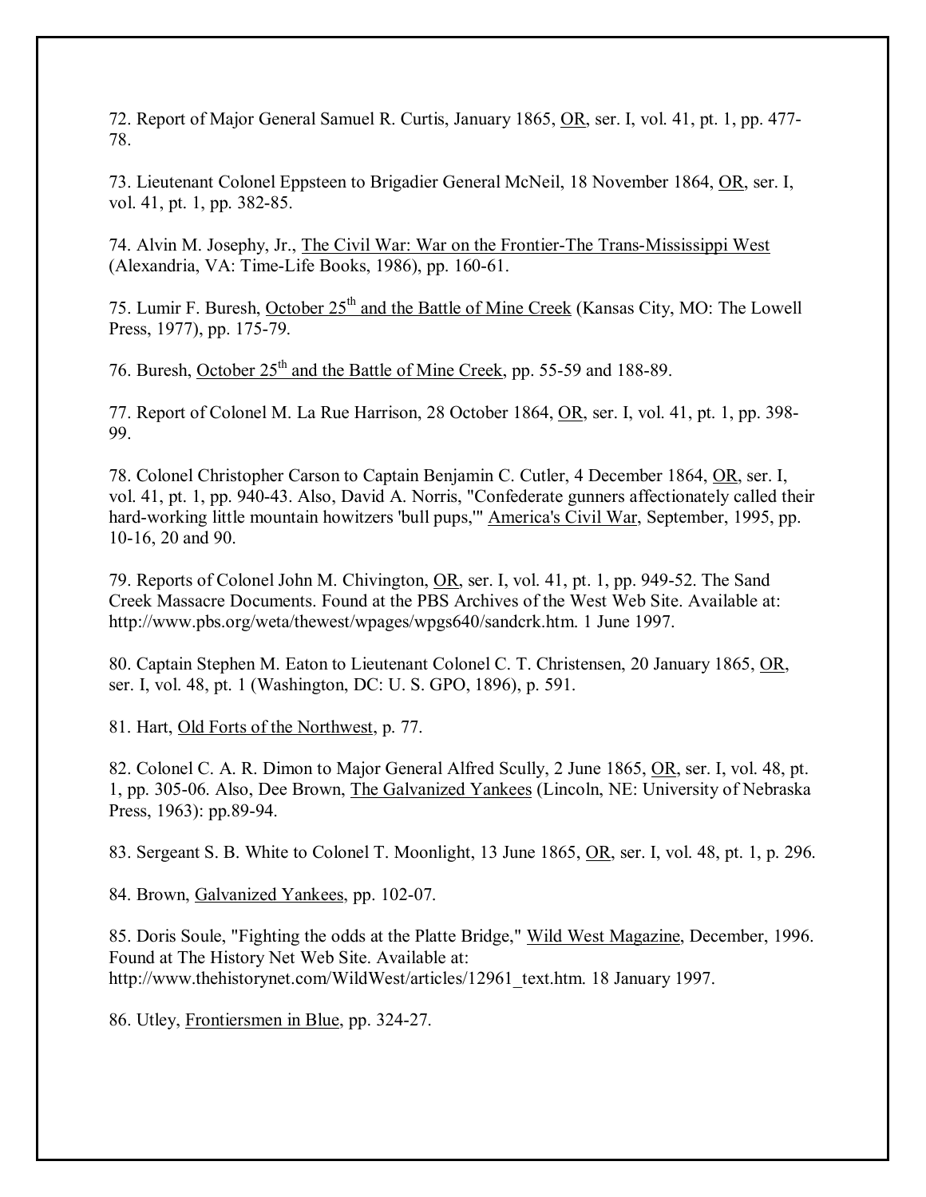72. Report of Major General Samuel R. Curtis, January 1865, OR, ser. I, vol. 41, pt. 1, pp. 477-78.

73. Lieutenant Colonel Eppsteen to Brigadier General McNeil, 18 November 1864, OR, ser. I, vol. 41, pt. 1, pp. 382-85.

74. Alvin M. Josephy, Jr., The Civil War: War on the Frontier-The Trans-Mississippi West (Alexandria, VA: Time-Life Books, 1986), pp. 160-61.

75. Lumir F. Buresh, October 25th and the Battle of Mine Creek (Kansas City, MO: The Lowell Press, 1977), pp. 175-79.

76. Buresh, October 25th and the Battle of Mine Creek, pp. 55-59 and 188-89.

77. Report of Colonel M. La Rue Harrison, 28 October 1864, OR, ser. I, vol. 41, pt. 1, pp. 398-99.

78. Colonel Christopher Carson to Captain Benjamin C. Cutler, 4 December 1864, OR, ser. I, vol. 41, pt. 1, pp. 940-43. Also, David A. Norris, "Confederate gunners affectionately called their hard-working little mountain howitzers 'bull pups,'" America's Civil War, September, 1995, pp. 10-16, 20 and 90.

79. Reports of Colonel John M. Chivington, OR, ser. I, vol. 41, pt. 1, pp. 949-52. The Sand Creek Massacre Documents. Found at the PBS Archives of the West Web Site. Available at: http://www.pbs.org/weta/thewest/wpages/wpgs640/sandcrk.htm. 1 June 1997.

80. Captain Stephen M. Eaton to Lieutenant Colonel C. T. Christensen, 20 January 1865, OR, ser. I, vol. 48, pt. 1 (Washington, DC: U. S. GPO, 1896), p. 591.

81. Hart, Old Forts of the Northwest, p. 77.

82. Colonel C. A. R. Dimon to Major General Alfred Scully, 2 June 1865, OR, ser. I, vol. 48, pt. 1, pp. 305-06. Also, Dee Brown, The Galvanized Yankees (Lincoln, NE: University of Nebraska Press, 1963): pp.89-94.

83. Sergeant S. B. White to Colonel T. Moonlight, 13 June 1865, OR, ser. I, vol. 48, pt. 1, p. 296.

84. Brown, Galvanized Yankees, pp. 102-07.

85. Doris Soule, "Fighting the odds at the Platte Bridge," Wild West Magazine, December, 1996. Found at The History Net Web Site. Available at: http://www.thehistorynet.com/WildWest/articles/12961_text.htm. 18 January 1997.

86. Utley, Frontiersmen in Blue, pp. 324-27.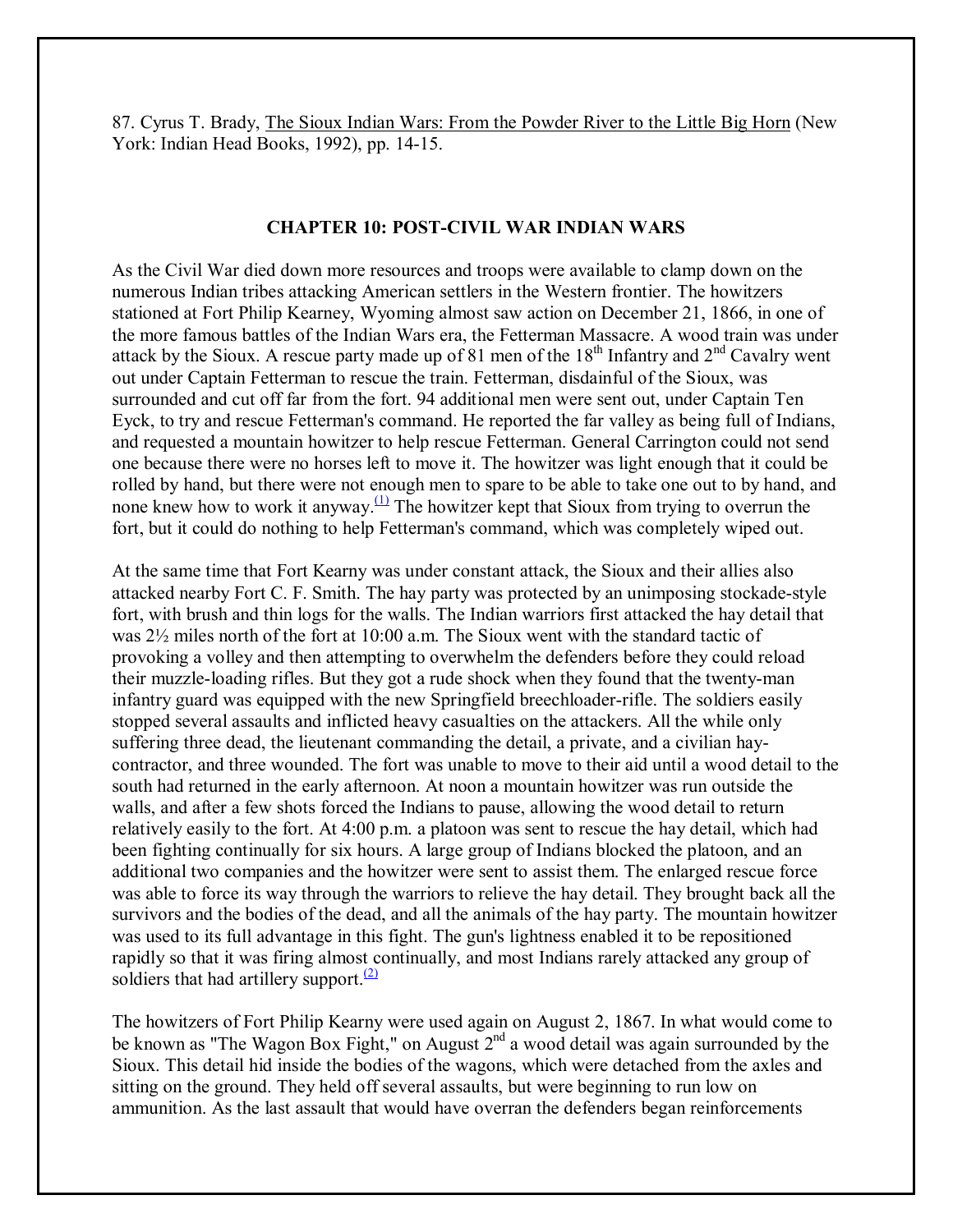87. Cyrus T. Brady, The Sioux Indian Wars: From the Powder River to the Little Big Horn (New York: Indian Head Books, 1992), pp. 14-15.

## CHAPTER 10: POST-CIVIL WAR INDIAN WARS

As the Civil War died down more resources and troops were available to clamp down on the numerous Indian tribes attacking American settlers in the Western frontier. The howitzers stationed at Fort Philip Kearney, Wyoming almost saw action on December 21, 1866, in one of the more famous battles of the Indian Wars era, the Fetterman Massacre. A wood train was under attack by the Sioux. A rescue party made up of 81 men of the 18th Infantry and 2nd Cavalry went out under Captain Fetterman to rescue the train. Fetterman, disdainful of the Sioux, was surrounded and cut off far from the fort. 94 additional men were sent out, under Captain Ten Eyck, to try and rescue Fetterman's command. He reported the far valley as being full of Indians, and requested a mountain howitzer to help rescue Fetterman. General Carrington could not send one because there were no horses left to move it. The howitzer was light enough that it could be rolled by hand, but there were not enough men to spare to be able to take one out to by hand, and none knew how to work it anyway.[(1)] The howitzer kept that Sioux from trying to overrun the fort, but it could do nothing to help Fetterman's command, which was completely wiped out.

At the same time that Fort Kearny was under constant attack, the Sioux and their allies also attacked nearby Fort C. F. Smith. The hay party was protected by an unimposing stockade-style fort, with brush and thin logs for the walls. The Indian warriors first attacked the hay detail that was 2½ miles north of the fort at 10:00 a.m. The Sioux went with the standard tactic of provoking a volley and then attempting to overwhelm the defenders before they could reload their muzzle-loading rifles. But they got a rude shock when they found that the twenty-man infantry guard was equipped with the new Springfield breechloader-rifle. The soldiers easily stopped several assaults and inflicted heavy casualties on the attackers. All the while only suffering three dead, the lieutenant commanding the detail, a private, and a civilian hay-contractor, and three wounded. The fort was unable to move to their aid until a wood detail to the south had returned in the early afternoon. At noon a mountain howitzer was run outside the walls, and after a few shots forced the Indians to pause, allowing the wood detail to return relatively easily to the fort. At 4:00 p.m. a platoon was sent to rescue the hay detail, which had been fighting continually for six hours. A large group of Indians blocked the platoon, and an additional two companies and the howitzer were sent to assist them. The enlarged rescue force was able to force its way through the warriors to relieve the hay detail. They brought back all the survivors and the bodies of the dead, and all the animals of the hay party. The mountain howitzer was used to its full advantage in this fight. The gun's lightness enabled it to be repositioned rapidly so that it was firing almost continually, and most Indians rarely attacked any group of soldiers that had artillery support.[(2)]

The howitzers of Fort Philip Kearny were used again on August 2, 1867. In what would come to be known as "The Wagon Box Fight," on August 2nd a wood detail was again surrounded by the Sioux. This detail hid inside the bodies of the wagons, which were detached from the axles and sitting on the ground. They held off several assaults, but were beginning to run low on ammunition. As the last assault that would have overran the defenders began reinforcements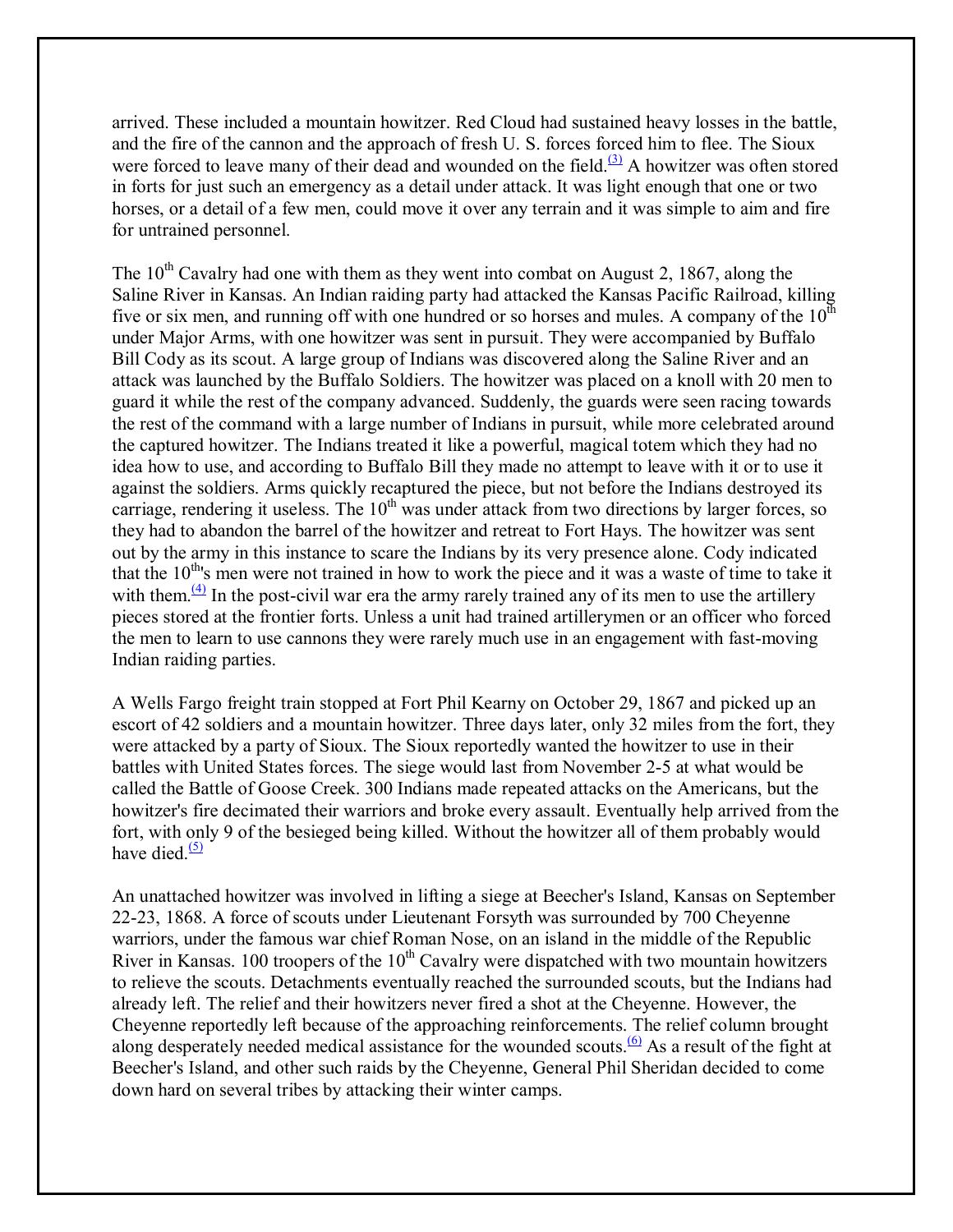arrived. These included a mountain howitzer. Red Cloud had sustained heavy losses in the battle, and the fire of the cannon and the approach of fresh U. S. forces forced him to flee. The Sioux were forced to leave many of their dead and wounded on the field.[(3)] A howitzer was often stored in forts for just such an emergency as a detail under attack. It was light enough that one or two horses, or a detail of a few men, could move it over any terrain and it was simple to aim and fire for untrained personnel.

The 10th Cavalry had one with them as they went into combat on August 2, 1867, along the Saline River in Kansas. An Indian raiding party had attacked the Kansas Pacific Railroad, killing five or six men, and running off with one hundred or so horses and mules. A company of the 10th under Major Arms, with one howitzer was sent in pursuit. They were accompanied by Buffalo Bill Cody as its scout. A large group of Indians was discovered along the Saline River and an attack was launched by the Buffalo Soldiers. The howitzer was placed on a knoll with 20 men to guard it while the rest of the company advanced. Suddenly, the guards were seen racing towards the rest of the command with a large number of Indians in pursuit, while more celebrated around the captured howitzer. The Indians treated it like a powerful, magical totem which they had no idea how to use, and according to Buffalo Bill they made no attempt to leave with it or to use it against the soldiers. Arms quickly recaptured the piece, but not before the Indians destroyed its carriage, rendering it useless. The 10th was under attack from two directions by larger forces, so they had to abandon the barrel of the howitzer and retreat to Fort Hays. The howitzer was sent out by the army in this instance to scare the Indians by its very presence alone. Cody indicated that the 10th's men were not trained in how to work the piece and it was a waste of time to take it with them.[(4)] In the post-civil war era the army rarely trained any of its men to use the artillery pieces stored at the frontier forts. Unless a unit had trained artillerymen or an officer who forced the men to learn to use cannons they were rarely much use in an engagement with fast-moving Indian raiding parties.

A Wells Fargo freight train stopped at Fort Phil Kearny on October 29, 1867 and picked up an escort of 42 soldiers and a mountain howitzer. Three days later, only 32 miles from the fort, they were attacked by a party of Sioux. The Sioux reportedly wanted the howitzer to use in their battles with United States forces. The siege would last from November 2-5 at what would be called the Battle of Goose Creek. 300 Indians made repeated attacks on the Americans, but the howitzer's fire decimated their warriors and broke every assault. Eventually help arrived from the fort, with only 9 of the besieged being killed. Without the howitzer all of them probably would have died.[(5)]

An unattached howitzer was involved in lifting a siege at Beecher's Island, Kansas on September 22-23, 1868. A force of scouts under Lieutenant Forsyth was surrounded by 700 Cheyenne warriors, under the famous war chief Roman Nose, on an island in the middle of the Republic River in Kansas. 100 troopers of the 10th Cavalry were dispatched with two mountain howitzers to relieve the scouts. Detachments eventually reached the surrounded scouts, but the Indians had already left. The relief and their howitzers never fired a shot at the Cheyenne. However, the Cheyenne reportedly left because of the approaching reinforcements. The relief column brought along desperately needed medical assistance for the wounded scouts.[(6)] As a result of the fight at Beecher's Island, and other such raids by the Cheyenne, General Phil Sheridan decided to come down hard on several tribes by attacking their winter camps.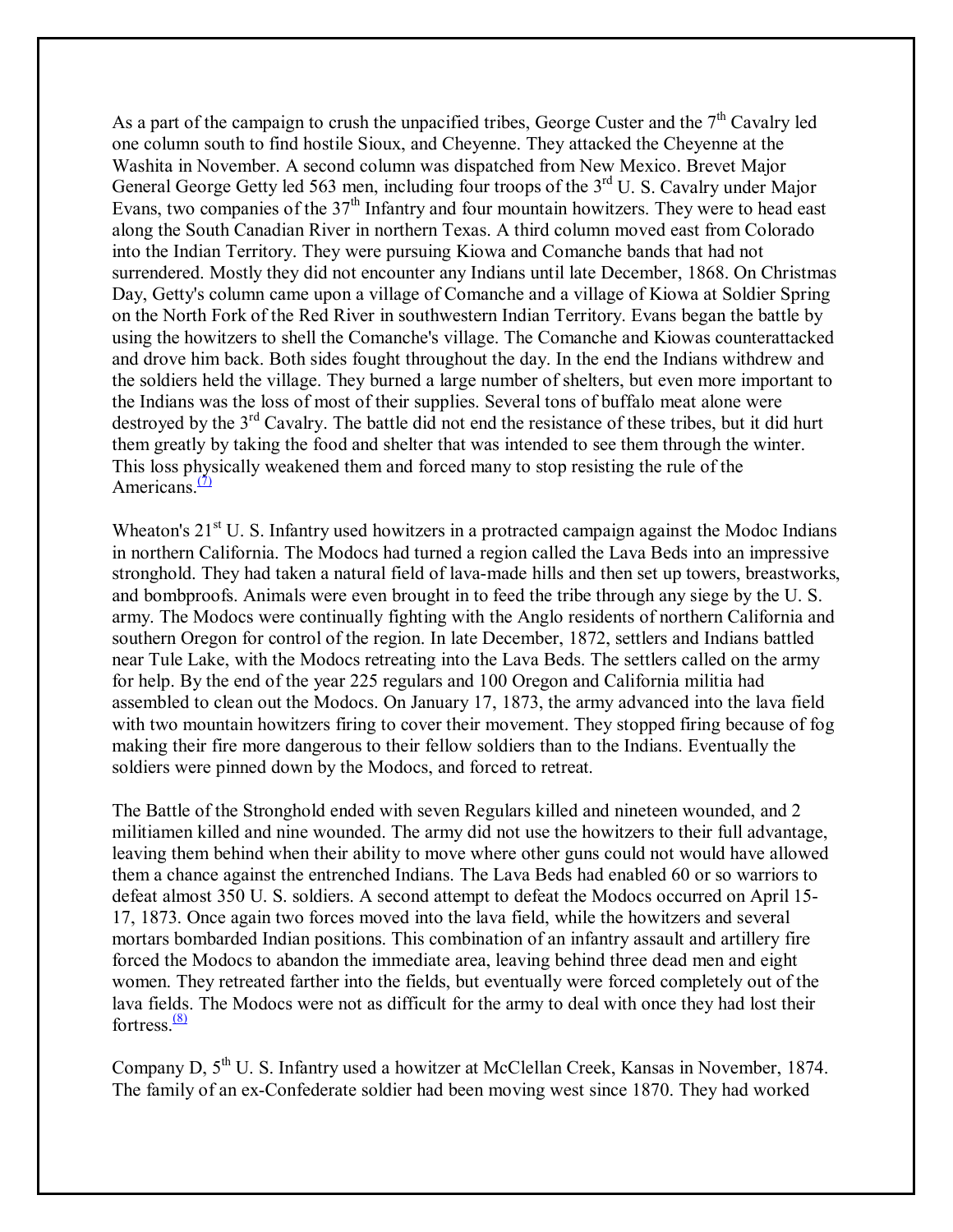As a part of the campaign to crush the unpacified tribes, George Custer and the 7th Cavalry led one column south to find hostile Sioux, and Cheyenne. They attacked the Cheyenne at the Washita in November. A second column was dispatched from New Mexico. Brevet Major General George Getty led 563 men, including four troops of the 3rd U. S. Cavalry under Major Evans, two companies of the 37th Infantry and four mountain howitzers. They were to head east along the South Canadian River in northern Texas. A third column moved east from Colorado into the Indian Territory. They were pursuing Kiowa and Comanche bands that had not surrendered. Mostly they did not encounter any Indians until late December, 1868. On Christmas Day, Getty's column came upon a village of Comanche and a village of Kiowa at Soldier Spring on the North Fork of the Red River in southwestern Indian Territory. Evans began the battle by using the howitzers to shell the Comanche's village. The Comanche and Kiowas counterattacked and drove him back. Both sides fought throughout the day. In the end the Indians withdrew and the soldiers held the village. They burned a large number of shelters, but even more important to the Indians was the loss of most of their supplies. Several tons of buffalo meat alone were destroyed by the 3rd Cavalry. The battle did not end the resistance of these tribes, but it did hurt them greatly by taking the food and shelter that was intended to see them through the winter. This loss physically weakened them and forced many to stop resisting the rule of the Americans.[(7)]

Wheaton's 21st U. S. Infantry used howitzers in a protracted campaign against the Modoc Indians in northern California. The Modocs had turned a region called the Lava Beds into an impressive stronghold. They had taken a natural field of lava-made hills and then set up towers, breastworks, and bombproofs. Animals were even brought in to feed the tribe through any siege by the U. S. army. The Modocs were continually fighting with the Anglo residents of northern California and southern Oregon for control of the region. In late December, 1872, settlers and Indians battled near Tule Lake, with the Modocs retreating into the Lava Beds. The settlers called on the army for help. By the end of the year 225 regulars and 100 Oregon and California militia had assembled to clean out the Modocs. On January 17, 1873, the army advanced into the lava field with two mountain howitzers firing to cover their movement. They stopped firing because of fog making their fire more dangerous to their fellow soldiers than to the Indians. Eventually the soldiers were pinned down by the Modocs, and forced to retreat.

The Battle of the Stronghold ended with seven Regulars killed and nineteen wounded, and 2 militiamen killed and nine wounded. The army did not use the howitzers to their full advantage, leaving them behind when their ability to move where other guns could not would have allowed them a chance against the entrenched Indians. The Lava Beds had enabled 60 or so warriors to defeat almost 350 U. S. soldiers. A second attempt to defeat the Modocs occurred on April 15-17, 1873. Once again two forces moved into the lava field, while the howitzers and several mortars bombarded Indian positions. This combination of an infantry assault and artillery fire forced the Modocs to abandon the immediate area, leaving behind three dead men and eight women. They retreated farther into the fields, but eventually were forced completely out of the lava fields. The Modocs were not as difficult for the army to deal with once they had lost their fortress.[(8)]

Company D, 5th U. S. Infantry used a howitzer at McClellan Creek, Kansas in November, 1874. The family of an ex-Confederate soldier had been moving west since 1870. They had worked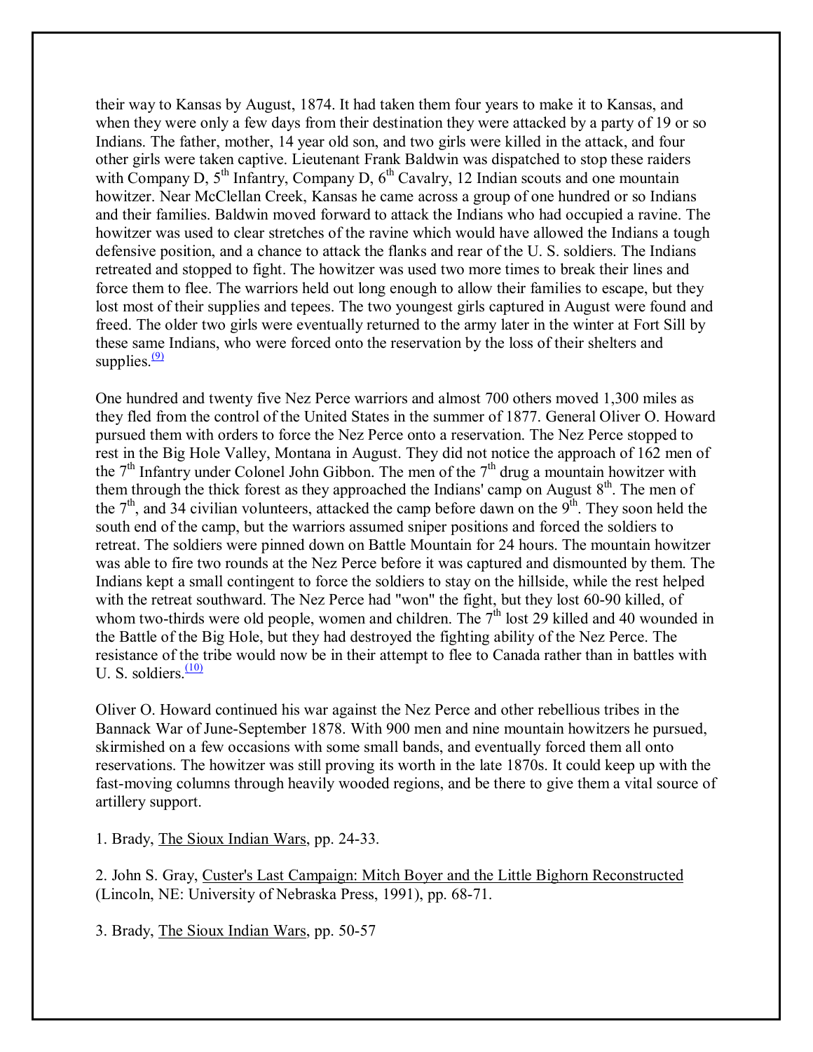their way to Kansas by August, 1874. It had taken them four years to make it to Kansas, and when they were only a few days from their destination they were attacked by a party of 19 or so Indians. The father, mother, 14 year old son, and two girls were killed in the attack, and four other girls were taken captive. Lieutenant Frank Baldwin was dispatched to stop these raiders with Company D, 5th Infantry, Company D, 6th Cavalry, 12 Indian scouts and one mountain howitzer. Near McClellan Creek, Kansas he came across a group of one hundred or so Indians and their families. Baldwin moved forward to attack the Indians who had occupied a ravine. The howitzer was used to clear stretches of the ravine which would have allowed the Indians a tough defensive position, and a chance to attack the flanks and rear of the U. S. soldiers. The Indians retreated and stopped to fight. The howitzer was used two more times to break their lines and force them to flee. The warriors held out long enough to allow their families to escape, but they lost most of their supplies and tepees. The two youngest girls captured in August were found and freed. The older two girls were eventually returned to the army later in the winter at Fort Sill by these same Indians, who were forced onto the reservation by the loss of their shelters and supplies.[(9)]

One hundred and twenty five Nez Perce warriors and almost 700 others moved 1,300 miles as they fled from the control of the United States in the summer of 1877. General Oliver O. Howard pursued them with orders to force the Nez Perce onto a reservation. The Nez Perce stopped to rest in the Big Hole Valley, Montana in August. They did not notice the approach of 162 men of the 7th Infantry under Colonel John Gibbon. The men of the 7th drug a mountain howitzer with them through the thick forest as they approached the Indians' camp on August 8th. The men of the 7th, and 34 civilian volunteers, attacked the camp before dawn on the 9th. They soon held the south end of the camp, but the warriors assumed sniper positions and forced the soldiers to retreat. The soldiers were pinned down on Battle Mountain for 24 hours. The mountain howitzer was able to fire two rounds at the Nez Perce before it was captured and dismounted by them. The Indians kept a small contingent to force the soldiers to stay on the hillside, while the rest helped with the retreat southward. The Nez Perce had "won" the fight, but they lost 60-90 killed, of whom two-thirds were old people, women and children. The 7th lost 29 killed and 40 wounded in the Battle of the Big Hole, but they had destroyed the fighting ability of the Nez Perce. The resistance of the tribe would now be in their attempt to flee to Canada rather than in battles with U. S. soldiers.[(10)]

Oliver O. Howard continued his war against the Nez Perce and other rebellious tribes in the Bannack War of June-September 1878. With 900 men and nine mountain howitzers he pursued, skirmished on a few occasions with some small bands, and eventually forced them all onto reservations. The howitzer was still proving its worth in the late 1870s. It could keep up with the fast-moving columns through heavily wooded regions, and be there to give them a vital source of artillery support.

1. Brady, The Sioux Indian Wars, pp. 24-33.

2. John S. Gray, Custer's Last Campaign: Mitch Boyer and the Little Bighorn Reconstructed (Lincoln, NE: University of Nebraska Press, 1991), pp. 68-71.

3. Brady, The Sioux Indian Wars, pp. 50-57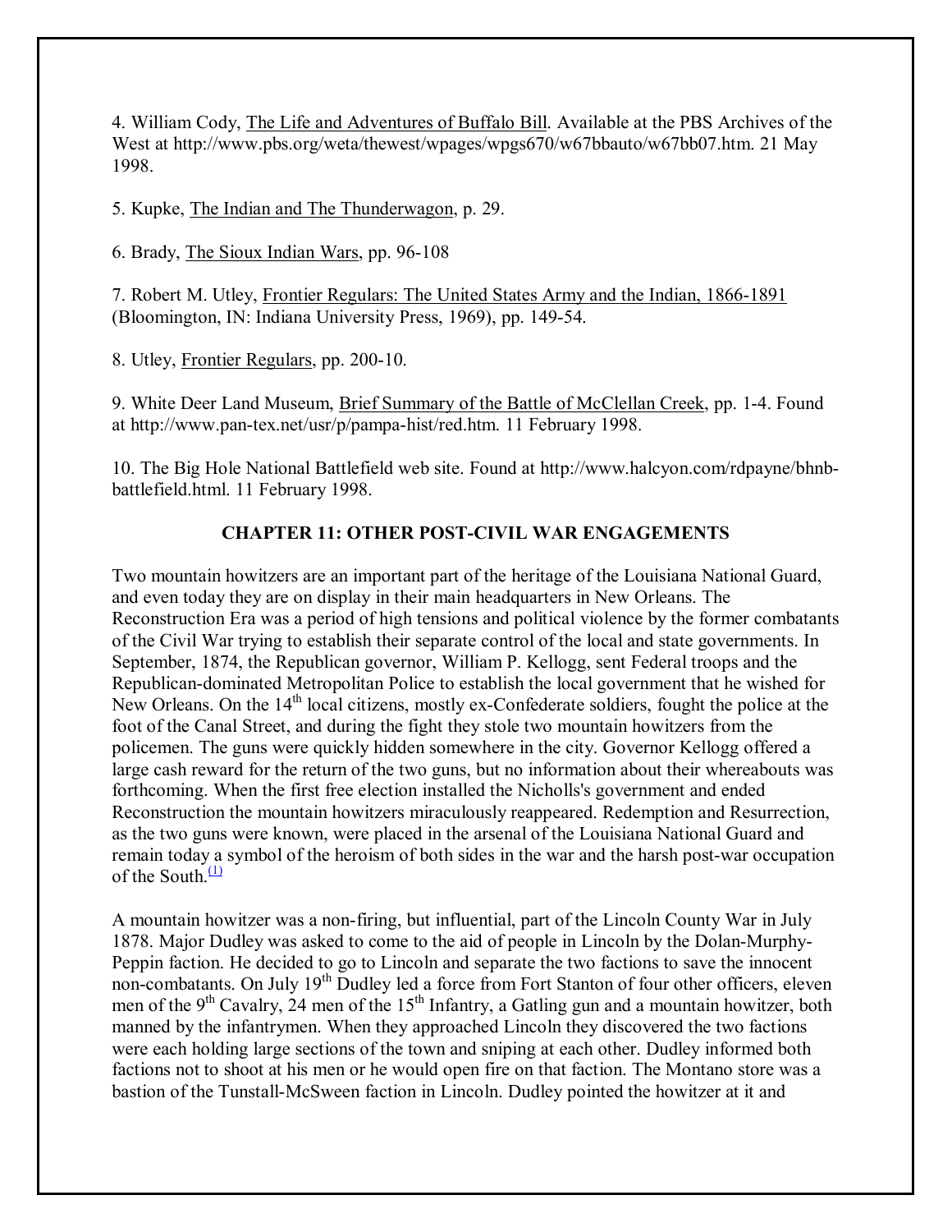4. William Cody, The Life and Adventures of Buffalo Bill. Available at the PBS Archives of the West at http://www.pbs.org/weta/thewest/wpages/wpgs670/w67bbauto/w67bb07.htm. 21 May 1998.

5. Kupke, The Indian and The Thunderwagon, p. 29.

6. Brady, The Sioux Indian Wars, pp. 96-108

7. Robert M. Utley, Frontier Regulars: The United States Army and the Indian, 1866-1891 (Bloomington, IN: Indiana University Press, 1969), pp. 149-54.

8. Utley, Frontier Regulars, pp. 200-10.

9. White Deer Land Museum, Brief Summary of the Battle of McClellan Creek, pp. 1-4. Found at http://www.pan-tex.net/usr/p/pampa-hist/red.htm. 11 February 1998.

10. The Big Hole National Battlefield web site. Found at http://www.halcyon.com/rdpayne/bhnb-battlefield.html. 11 February 1998.

## CHAPTER 11: OTHER POST-CIVIL WAR ENGAGEMENTS

Two mountain howitzers are an important part of the heritage of the Louisiana National Guard, and even today they are on display in their main headquarters in New Orleans. The Reconstruction Era was a period of high tensions and political violence by the former combatants of the Civil War trying to establish their separate control of the local and state governments. In September, 1874, the Republican governor, William P. Kellogg, sent Federal troops and the Republican-dominated Metropolitan Police to establish the local government that he wished for New Orleans. On the 14th local citizens, mostly ex-Confederate soldiers, fought the police at the foot of the Canal Street, and during the fight they stole two mountain howitzers from the policemen. The guns were quickly hidden somewhere in the city. Governor Kellogg offered a large cash reward for the return of the two guns, but no information about their whereabouts was forthcoming. When the first free election installed the Nicholls's government and ended Reconstruction the mountain howitzers miraculously reappeared. Redemption and Resurrection, as the two guns were known, were placed in the arsenal of the Louisiana Guard and remain today a symbol of the heroism of both sides in the war and the harsh post-war occupation of the South.[(1)]

A mountain howitzer was a non-firing, but influential, part of the Lincoln County War in July 1878. Major Dudley was asked to come to the aid of people in Lincoln by the Dolan-Murphy-Peppin faction. He decided to go to Lincoln and separate the two factions to save the innocent non-combatants. On July 19th Dudley led a force from Fort Stanton of four other officers, eleven men of the 9th Cavalry, 24 men of the 15th Infantry, a Gatling gun and a mountain howitzer, both manned by the infantrymen. When they approached Lincoln they discovered the two factions were each holding large sections of the town and sniping at each other. Dudley informed both factions not to shoot at his men or he would open fire on that faction. The Montano store was a bastion of the Tunstall-McSween faction in Lincoln. Dudley pointed the howitzer at it and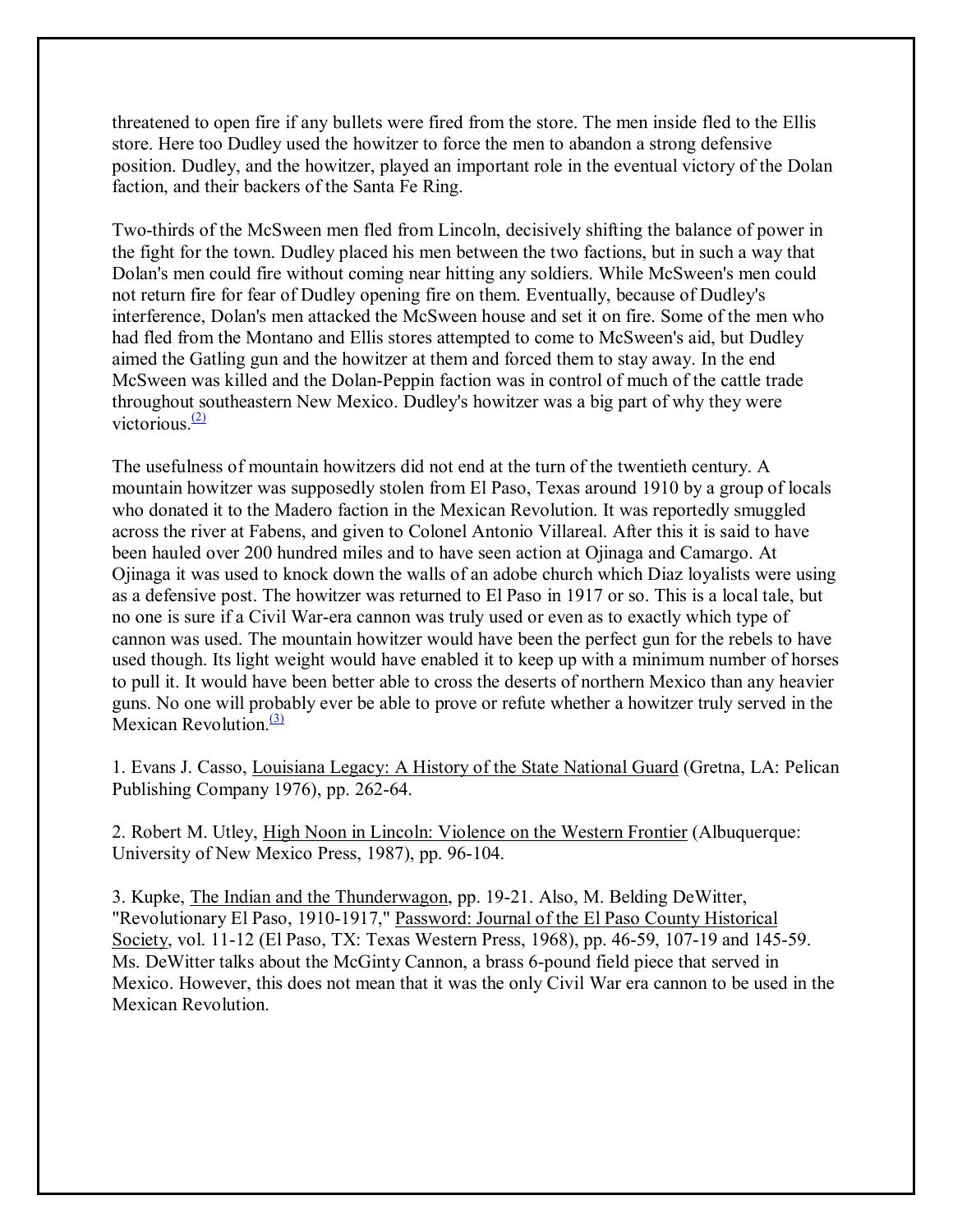threatened to open fire if any bullets were fired from the store. The men inside fled to the Ellis store. Here too Dudley used the howitzer to force the men to abandon a strong defensive position. Dudley, and the howitzer, played an important role in the eventual victory of the Dolan faction, and their backers of the Santa Fe Ring.

Two-thirds of the McSween men fled from Lincoln, decisively shifting the balance of power in the fight for the town. Dudley placed his men between the two factions, but in such a way that Dolan's men could fire without coming near hitting any soldiers. While McSween's men could not return fire for fear of Dudley opening fire on them. Eventually, because of Dudley's interference, Dolan's men attacked the McSween house and set it on fire. Some of the men who had fled from the Montano and Ellis stores attempted to come to McSween's aid, but Dudley aimed the Gatling gun and the howitzer at them and forced them to stay away. In the end McSween was killed and the Dolan-Peppin faction was in control of much of the cattle trade throughout southeastern New Mexico. Dudley's howitzer was a big part of why they were victorious.[(2)]

The usefulness of mountain howitzers did not end at the turn of the twentieth century. A mountain howitzer was supposedly stolen from El Paso, Texas around 1910 by a group of locals who donated it to the Madero faction in the Mexican Revolution. It was reportedly smuggled across the river at Fabens, and given to Colonel Antonio Villareal. After this it is said to have been hauled over 200 hundred miles and to have seen action at Ojinaga and Camargo. At Ojinaga it was used to knock down the walls of an adobe church which Diaz loyalists were using as a defensive post. The howitzer was returned to El Paso in 1917 or so. This is a local tale, but no one is sure if a Civil War-era cannon was truly used or even as to exactly which type of cannon was used. The mountain howitzer would have been the perfect gun for the rebels to have used though. Its light weight would have enabled it to keep up with a minimum number of horses to pull it. It would have been better able to cross the deserts of northern Mexico than any heavier guns. No one will probably ever be able to prove or refute whether a howitzer truly served in the Mexican Revolution.[(3)]

1. Evans J. Casso, Louisiana Legacy: A History of the State National Guard (Gretna, LA: Pelican Publishing Company 1976), pp. 262-64.

2. Robert M. Utley, High Noon in Lincoln: Violence on the Western Frontier (Albuquerque: University of New Mexico Press, 1987), pp. 96-104.

3. Kupke, The Indian and the Thunderwagon, pp. 19-21. Also, M. Belding DeWitter, "Revolutionary El Paso, 1910-1917," Password: Journal of the El Paso County Historical Society, vol. 11-12 (El Paso, TX: Texas Western Press, 1968), pp. 46-59, 107-19 and 145-59. Ms. DeWitter talks about the McGinty Cannon, a brass 6-pound field piece that served in Mexico. However, this does not mean that it was the only Civil War era cannon to be used in the Mexican Revolution.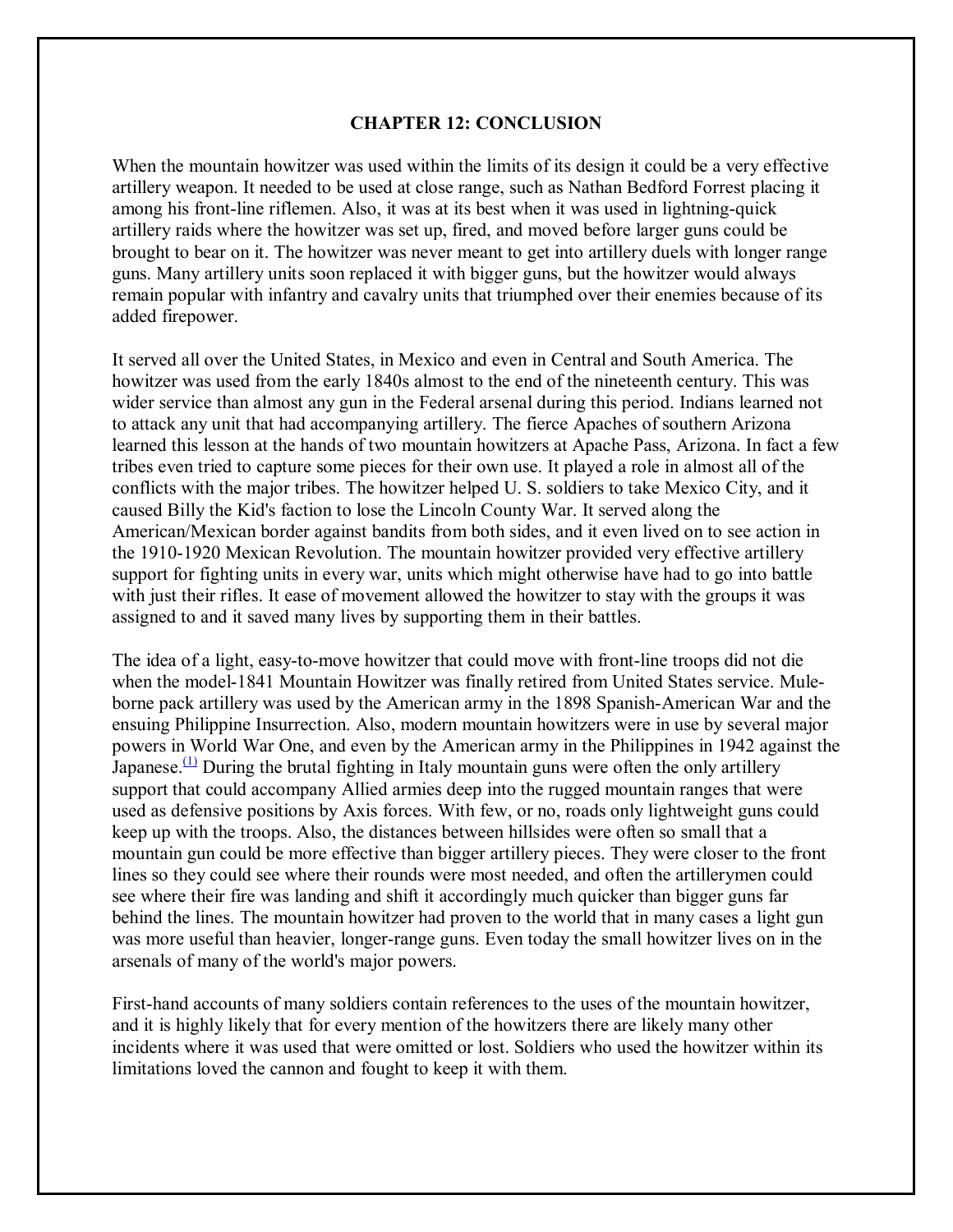# CHAPTER 12: CONCLUSION

When the mountain howitzer was used within the limits of its design it could be a very effective artillery weapon. It needed to be used at close range, such as Nathan Bedford Forrest placing it among his front-line riflemen. Also, it was at its best when it was used in lightning-quick artillery raids where the howitzer was set up, fired, and moved before larger guns could be brought to bear on it. The howitzer was never meant to get into artillery duels with longer range guns. Many artillery units soon replaced it with bigger guns, but the howitzer would always remain popular with infantry and cavalry units that triumphed over their enemies because of its added firepower.

It served all over the United States, in Mexico and even in Central and South America. The howitzer was used from the early 1840s almost to the end of the nineteenth century. This was wider service than almost any gun in the Federal arsenal during this period. Indians learned not to attack any unit that had accompanying artillery. The fierce Apaches of southern Arizona learned this lesson at the hands of two mountain howitzers at Apache Pass, Arizona. In fact a few tribes even tried to capture some pieces for their own use. It played a role in almost all of the conflicts with the major tribes. The howitzer helped U. S. soldiers to take Mexico City, and it caused Billy the Kid's faction to lose the Lincoln County War. It served along the American/Mexican border against bandits from both sides, and it even lived on to see action in the 1910-1920 Mexican Revolution. The mountain howitzer provided very effective artillery support for fighting units in every war, units which might otherwise have had to go into battle with just their rifles. It ease of movement allowed the howitzer to stay with the groups it was assigned to and it saved many lives by supporting them in their battles.

The idea of a light, easy-to-move howitzer that could move with front-line troops did not die when the model-1841 Mountain Howitzer was finally retired from United States service. Mule-borne pack artillery was used by the American army in the 1898 Spanish-American War and the ensuing Philippine Insurrection. Also, modern mountain howitzers were in use by several major powers in World War One, and even by the American army in the Philippines in 1942 against the Japanese.[1] During the brutal fighting in Italy mountain guns were often the only artillery support that could accompany Allied armies deep into the rugged mountain ranges that were used as defensive positions by Axis forces. With few, or no, roads only lightweight guns could keep up with the troops. Also, the distances between hillsides were often so small that a mountain gun could be more effective than bigger artillery pieces. They were closer to the front lines so they could see where their rounds were most needed, and often the artillerymen could see where their fire was landing and shift it accordingly much quicker than bigger guns far behind the lines. The mountain howitzer had proven to the world that in many cases a light gun was more useful than heavier, longer-range guns. Even today the small howitzer lives on in the arsenals of many of the world's major powers.

First-hand accounts of many soldiers contain references to the uses of the mountain howitzer, and it is highly likely that for every mention of the howitzers there are likely many other incidents where it was used that were omitted or lost. Soldiers who used the howitzer within its limitations loved the cannon and fought to keep it with them.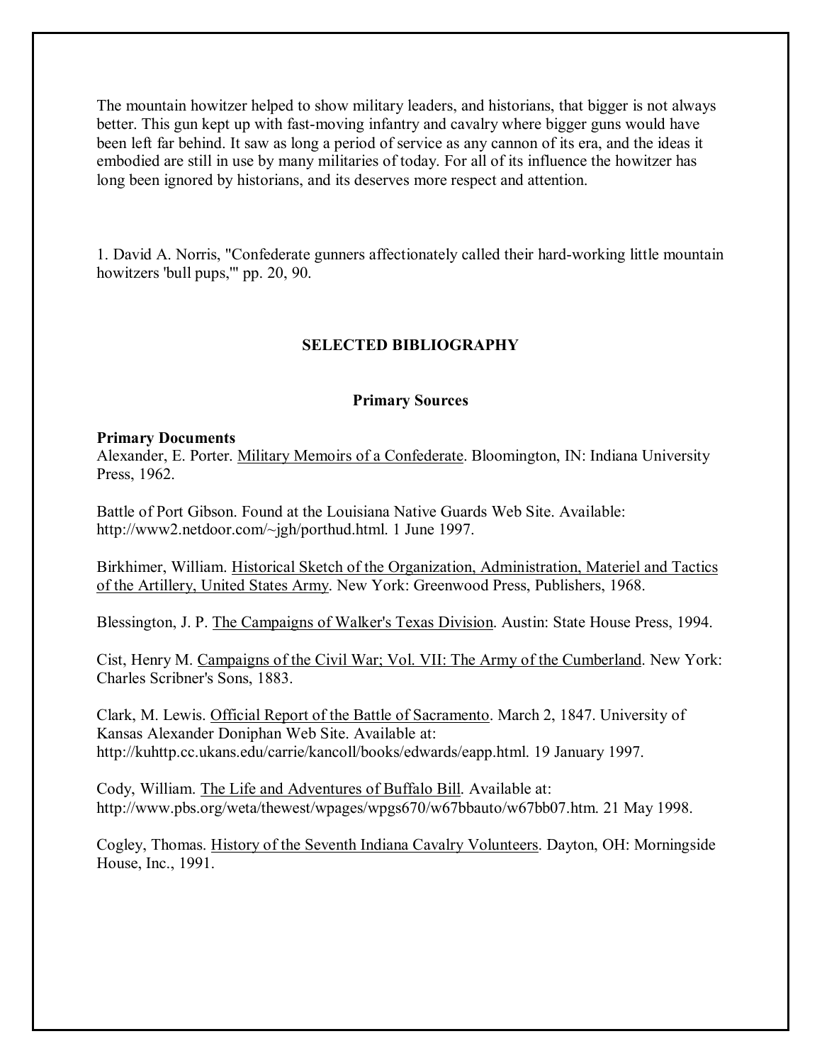The mountain howitzer helped to show military leaders, and historians, that bigger is not always better. This gun kept up with fast-moving infantry and cavalry where bigger guns would have been left far behind. It saw as long a period of service as any cannon of its era, and the ideas it embodied are still in use by many militaries of today. For all of its influence the howitzer has long been ignored by historians, and its deserves more respect and attention.

1. David A. Norris, "Confederate gunners affectionately called their hard-working little mountain howitzers 'bull pups,'" pp. 20, 90.

## SELECTED BIBLIOGRAPHY

### Primary Sources

**Primary Documents**

Alexander, E. Porter. Military Memoirs of a Confederate. Bloomington, IN: Indiana University Press, 1962.

Battle of Port Gibson. Found at the Louisiana Native Guards Web Site. Available: http://www2.netdoor.com/~jgh/porthud.html. 1 June 1997.

Birkhimer, William. Historical Sketch of the Organization, Administration, Materiel and Tactics of the Artillery, United States Army. New York: Greenwood Press, Publishers, 1968.

Blessington, J. P. The Campaigns of Walker's Texas Division. Austin: State House Press, 1994.

Cist, Henry M. Campaigns of the Civil War; Vol. VII: The Army of the Cumberland. New York: Charles Scribner's Sons, 1883.

Clark, M. Lewis. Official Report of the Battle of Sacramento. March 2, 1847. University of Kansas Alexander Doniphan Web Site. Available at: http://kuhttp.cc.ukans.edu/carrie/kancoll/books/edwards/eapp.html. 19 January 1997.

Cody, William. The Life and Adventures of Buffalo Bill. Available at: http://www.pbs.org/weta/thewest/wpages/wpgs670/w67bbauto/w67bb07.htm. 21 May 1998.

Cogley, Thomas. History of the Seventh Indiana Cavalry Volunteers. Dayton, OH: Morningside House, Inc., 1991.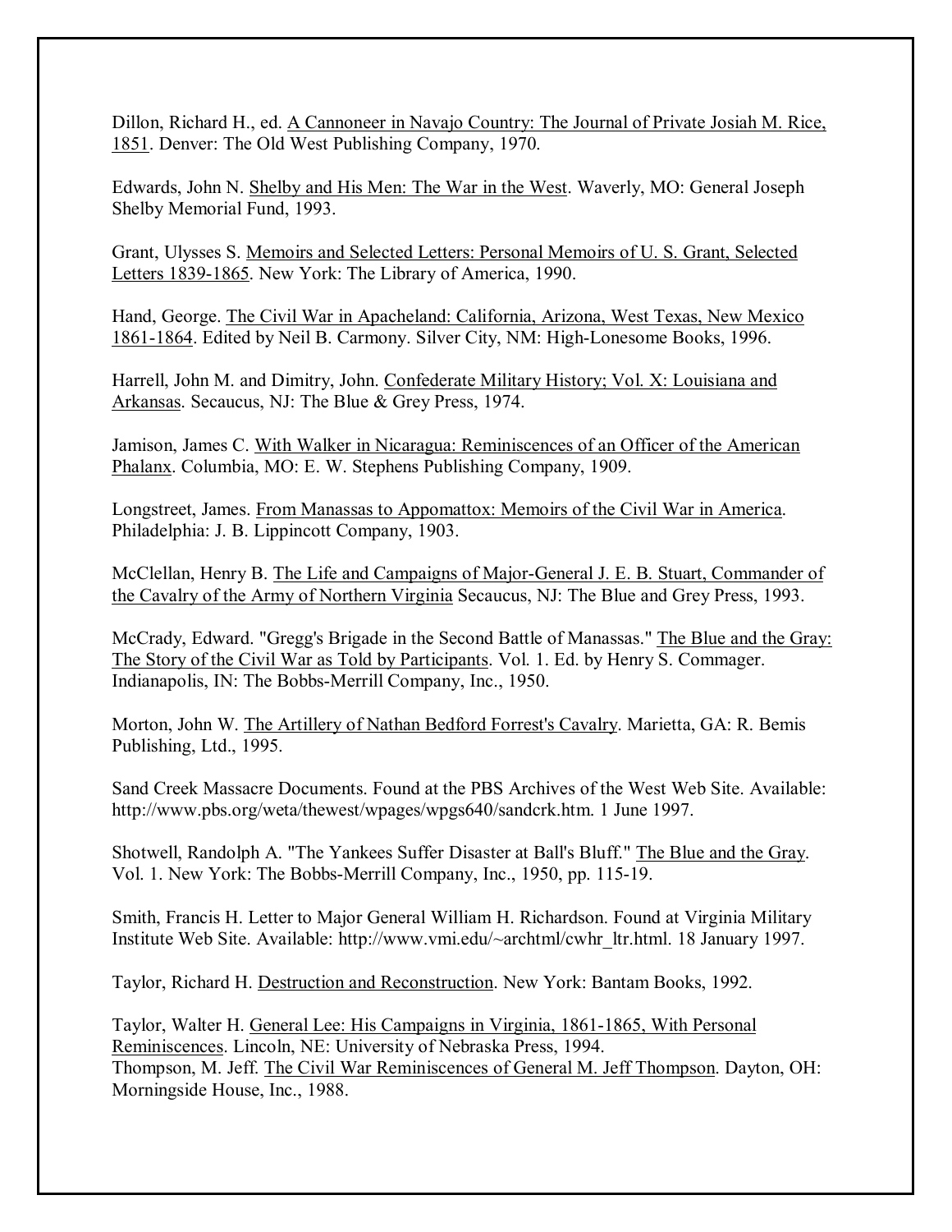Dillon, Richard H., ed. A Cannoneer in Navajo Country: The Journal of Private Josiah M. Rice, 1851. Denver: The Old West Publishing Company, 1970.

Edwards, John N. Shelby and His Men: The War in the West. Waverly, MO: General Joseph Shelby Memorial Fund, 1993.

Grant, Ulysses S. Memoirs and Selected Letters: Personal Memoirs of U. S. Grant, Selected Letters 1839-1865. New York: The Library of America, 1990.

Hand, George. The Civil War in Apacheland: California, Arizona, West Texas, New Mexico 1861-1864. Edited by Neil B. Carmony. Silver City, NM: High-Lonesome Books, 1996.

Harrell, John M. and Dimitry, John. Confederate Military History; Vol. X: Louisiana and Arkansas. Secaucus, NJ: The Blue & Grey Press, 1974.

Jamison, James C. With Walker in Nicaragua: Reminiscences of an Officer of the American Phalanx. Columbia, MO: E. W. Stephens Publishing Company, 1909.

Longstreet, James. From Manassas to Appomattox: Memoirs of the Civil War in America. Philadelphia: J. B. Lippincott Company, 1903.

McClellan, Henry B. The Life and Campaigns of Major-General J. E. B. Stuart, Commander of the Cavalry of the Army of Northern Virginia Secaucus, NJ: The Blue and Grey Press, 1993.

McCrady, Edward. "Gregg's Brigade in the Second Battle of Manassas." The Blue and the Gray: The Story of the Civil War as Told by Participants. Vol. 1. Ed. by Henry S. Commager. Indianapolis, IN: The Bobbs-Merrill Company, Inc., 1950.

Morton, John W. The Artillery of Nathan Bedford Forrest's Cavalry. Marietta, GA: R. Bemis Publishing, Ltd., 1995.

Sand Creek Massacre Documents. Found at the PBS Archives of the West Web Site. Available: http://www.pbs.org/weta/thewest/wpages/wpgs640/sandcrk.htm. 1 June 1997.

Shotwell, Randolph A. "The Yankees Suffer Disaster at Ball's Bluff." The Blue and the Gray. Vol. 1. New York: The Bobbs-Merrill Company, Inc., 1950, pp. 115-19.

Smith, Francis H. Letter to Major General William H. Richardson. Found at Virginia Military Institute Web Site. Available: http://www.vmi.edu/~archtml/cwhr_ltr.html. 18 January 1997.

Taylor, Richard H. Destruction and Reconstruction. New York: Bantam Books, 1992.

Taylor, Walter H. General Lee: His Campaigns in Virginia, 1861-1865, With Personal Reminiscences. Lincoln, NE: University of Nebraska Press, 1994.

Thompson, M. Jeff. The Civil War Reminiscences of General M. Jeff Thompson. Dayton, OH: Morningside House, Inc., 1988.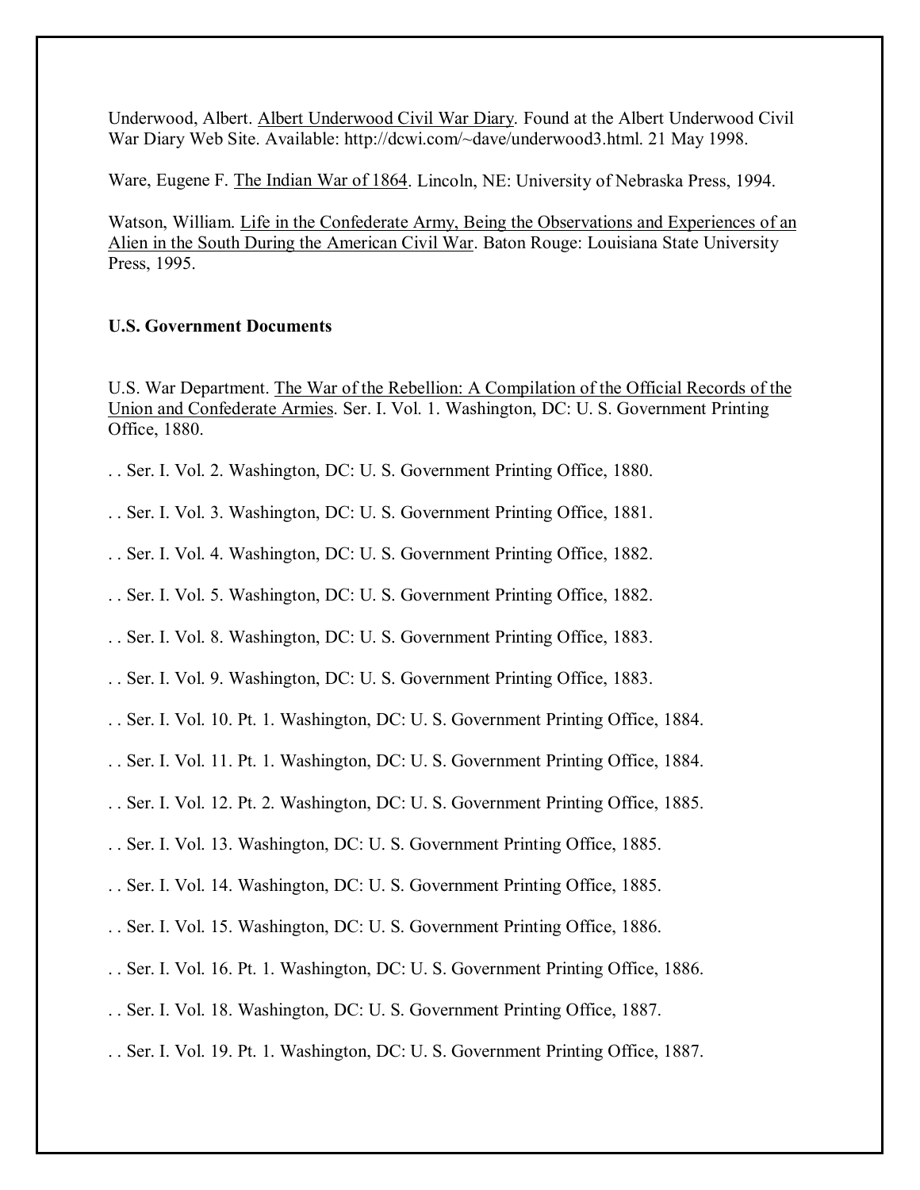Underwood, Albert. Albert Underwood Civil War Diary. Found at the Albert Underwood Civil War Diary Web Site. Available: http://dcwi.com/~dave/underwood3.html. 21 May 1998.

Ware, Eugene F. The Indian War of 1864. Lincoln, NE: University of Nebraska Press, 1994.

Watson, William. Life in the Confederate Army, Being the Observations and Experiences of an Alien in the South During the American Civil War. Baton Rouge: Louisiana State University Press, 1995.

**U.S. Government Documents**

U.S. War Department. The War of the Rebellion: A Compilation of the Official Records of the Union and Confederate Armies. Ser. I. Vol. 1. Washington, DC: U. S. Government Printing Office, 1880.

. . Ser. I. Vol. 2. Washington, DC: U. S. Government Printing Office, 1880.

. . Ser. I. Vol. 3. Washington, DC: U. S. Government Printing Office, 1881.

. . Ser. I. Vol. 4. Washington, DC: U. S. Government Printing Office, 1882.

. . Ser. I. Vol. 5. Washington, DC: U. S. Government Printing Office, 1882.

. . Ser. I. Vol. 8. Washington, DC: U. S. Government Printing Office, 1883.

. . Ser. I. Vol. 9. Washington, DC: U. S. Government Printing Office, 1883.

. . Ser. I. Vol. 10. Pt. 1. Washington, DC: U. S. Government Printing Office, 1884.

. . Ser. I. Vol. 11. Pt. 1. Washington, DC: U. S. Government Printing Office, 1884.

. . Ser. I. Vol. 12. Pt. 2. Washington, DC: U. S. Government Printing Office, 1885.

. . Ser. I. Vol. 13. Washington, DC: U. S. Government Printing Office, 1885.

. . Ser. I. Vol. 14. Washington, DC: U. S. Government Printing Office, 1885.

. . Ser. I. Vol. 15. Washington, DC: U. S. Government Printing Office, 1886.

. . Ser. I. Vol. 16. Pt. 1. Washington, DC: U. S. Government Printing Office, 1886.

. . Ser. I. Vol. 18. Washington, DC: U. S. Government Printing Office, 1887.

. . Ser. I. Vol. 19. Pt. 1. Washington, DC: U. S. Government Printing Office, 1887.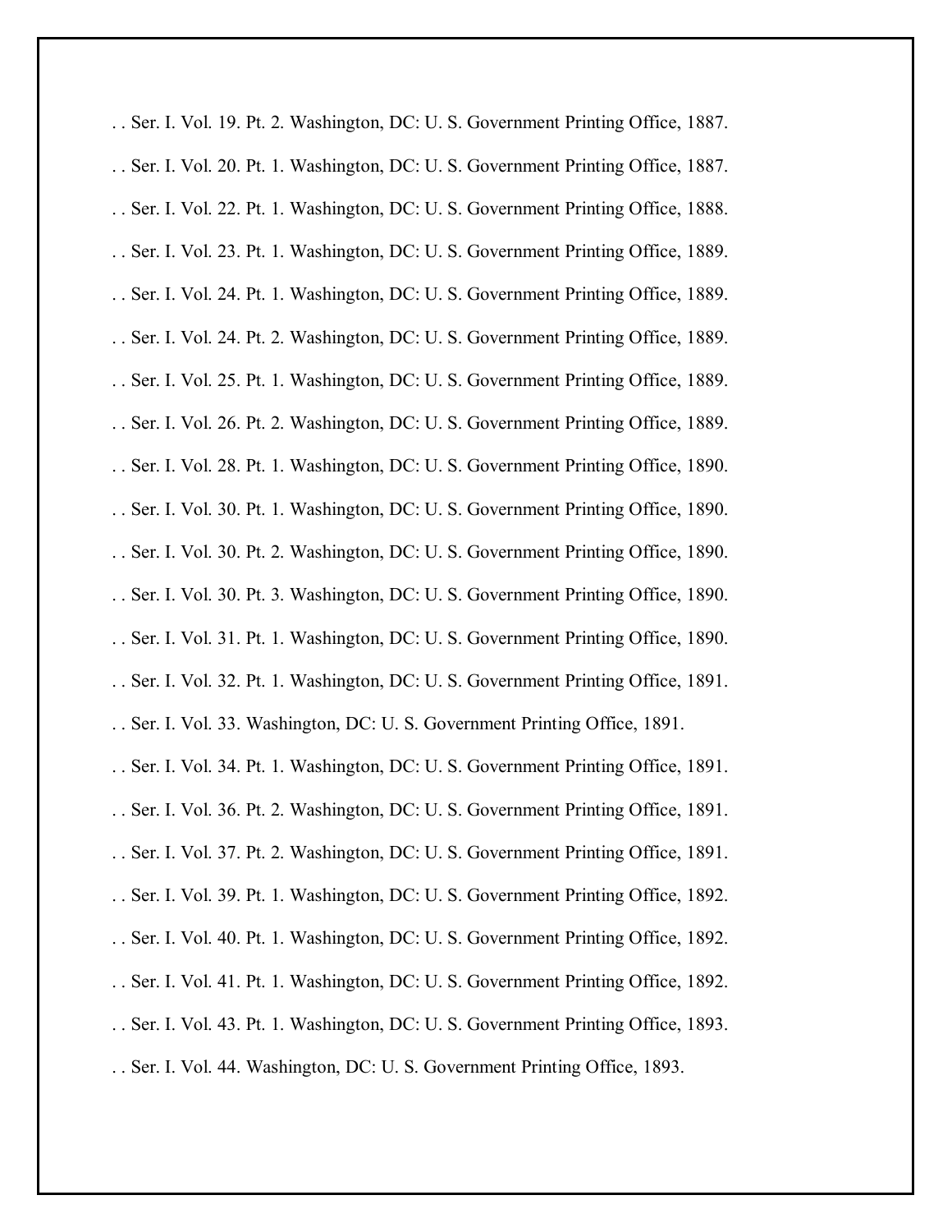. . Ser. I. Vol. 19. Pt. 2. Washington, DC: U. S. Government Printing Office, 1887.

. . Ser. I. Vol. 20. Pt. 1. Washington, DC: U. S. Government Printing Office, 1887.

. . Ser. I. Vol. 22. Pt. 1. Washington, DC: U. S. Government Printing Office, 1888.

. . Ser. I. Vol. 23. Pt. 1. Washington, DC: U. S. Government Printing Office, 1889.

. . Ser. I. Vol. 24. Pt. 1. Washington, DC: U. S. Government Printing Office, 1889.

. . Ser. I. Vol. 24. Pt. 2. Washington, DC: U. S. Government Printing Office, 1889.

. . Ser. I. Vol. 25. Pt. 1. Washington, DC: U. S. Government Printing Office, 1889.

. . Ser. I. Vol. 26. Pt. 2. Washington, DC: U. S. Government Printing Office, 1889.

. . Ser. I. Vol. 28. Pt. 1. Washington, DC: U. S. Government Printing Office, 1890.

. . Ser. I. Vol. 30. Pt. 1. Washington, DC: U. S. Government Printing Office, 1890.

. . Ser. I. Vol. 30. Pt. 2. Washington, DC: U. S. Government Printing Office, 1890.

. . Ser. I. Vol. 30. Pt. 3. Washington, DC: U. S. Government Printing Office, 1890.

. . Ser. I. Vol. 31. Pt. 1. Washington, DC: U. S. Government Printing Office, 1890.

. . Ser. I. Vol. 32. Pt. 1. Washington, DC: U. S. Government Printing Office, 1891.

. . Ser. I. Vol. 33. Washington, DC: U. S. Government Printing Office, 1891.

. . Ser. I. Vol. 34. Pt. 1. Washington, DC: U. S. Government Printing Office, 1891.

. . Ser. I. Vol. 36. Pt. 2. Washington, DC: U. S. Government Printing Office, 1891.

. . Ser. I. Vol. 37. Pt. 2. Washington, DC: U. S. Government Printing Office, 1891.

. . Ser. I. Vol. 39. Pt. 1. Washington, DC: U. S. Government Printing Office, 1892.

. . Ser. I. Vol. 40. Pt. 1. Washington, DC: U. S. Government Printing Office, 1892.

. . Ser. I. Vol. 41. Pt. 1. Washington, DC: U. S. Government Printing Office, 1892.

. . Ser. I. Vol. 43. Pt. 1. Washington, DC: U. S. Government Printing Office, 1893.

. . Ser. I. Vol. 44. Washington, DC: U. S. Government Printing Office, 1893.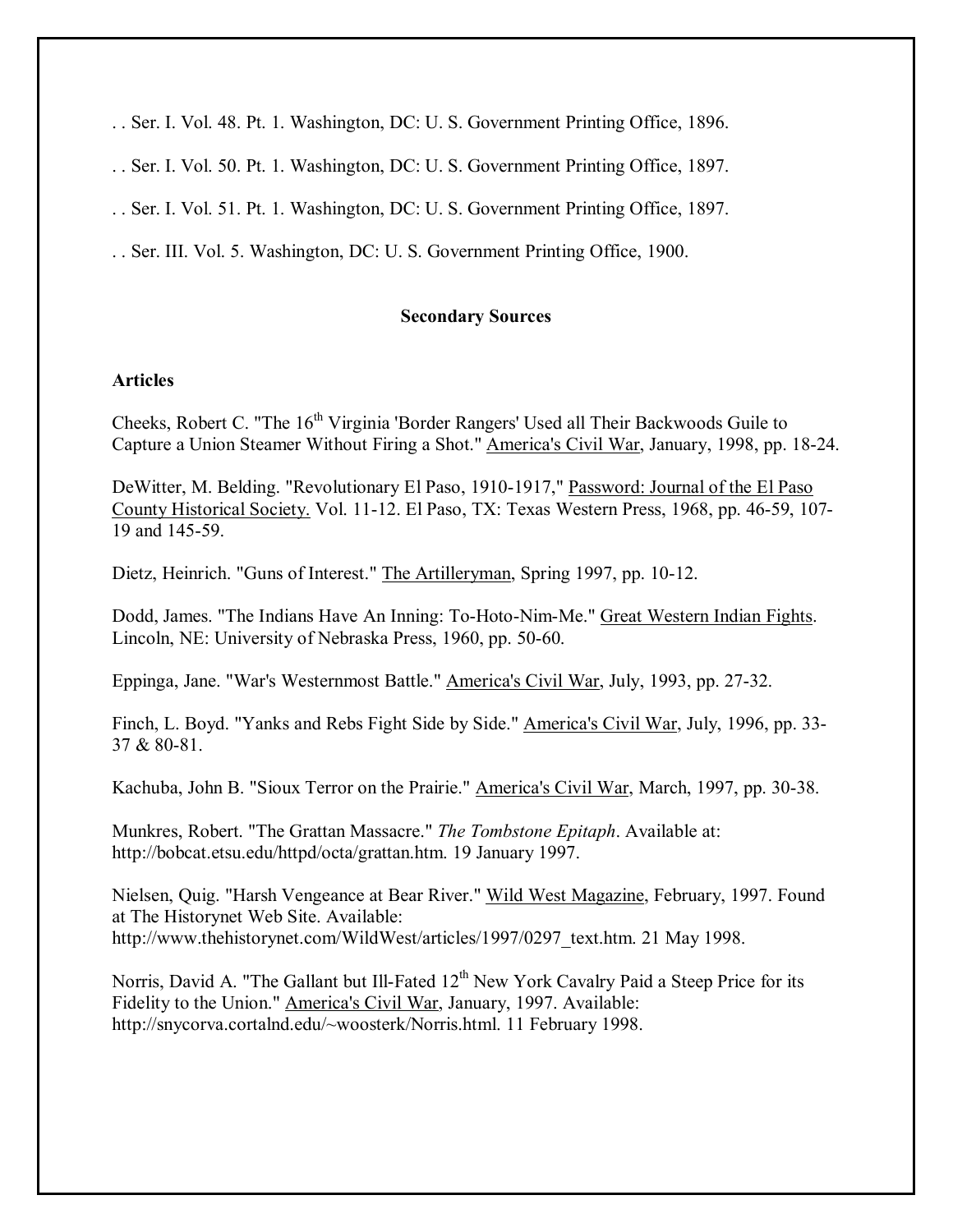. . Ser. I. Vol. 48. Pt. 1. Washington, DC: U. S. Government Printing Office, 1896.

. . Ser. I. Vol. 50. Pt. 1. Washington, DC: U. S. Government Printing Office, 1897.

. . Ser. I. Vol. 51. Pt. 1. Washington, DC: U. S. Government Printing Office, 1897.

. . Ser. III. Vol. 5. Washington, DC: U. S. Government Printing Office, 1900.

## Secondary Sources

### Articles

Cheeks, Robert C. "The 16th Virginia 'Border Rangers' Used all Their Backwoods Guile to Capture a Union Steamer Without Firing a Shot." America's Civil War, January, 1998, pp. 18-24.

DeWitter, M. Belding. "Revolutionary El Paso, 1910-1917," Password: Journal of the El Paso County Historical Society. Vol. 11-12. El Paso, TX: Texas Western Press, 1968, pp. 46-59, 107-19 and 145-59.

Dietz, Heinrich. "Guns of Interest." The Artilleryman, Spring 1997, pp. 10-12.

Dodd, James. "The Indians Have An Inning: To-Hoto-Nim-Me." Great Western Indian Fights. Lincoln, NE: University of Nebraska Press, 1960, pp. 50-60.

Eppinga, Jane. "War's Westernmost Battle." America's Civil War, July, 1993, pp. 27-32.

Finch, L. Boyd. "Yanks and Rebs Fight Side by Side." America's Civil War, July, 1996, pp. 33-37 & 80-81.

Kachuba, John B. "Sioux Terror on the Prairie." America's Civil War, March, 1997, pp. 30-38.

Munkres, Robert. "The Grattan Massacre." *The Tombstone Epitaph*. Available at: http://bobcat.etsu.edu/httpd/octa/grattan.htm. 19 January 1997.

Nielsen, Quig. "Harsh Vengeance at Bear River." Wild West Magazine, February, 1997. Found at The Historynet Web Site. Available: http://www.thehistorynet.com/WildWest/articles/1997/0297_text.htm. 21 May 1998.

Norris, David A. "The Gallant but Ill-Fated 12th New York Cavalry Paid a Steep Price for its Fidelity to the Union." America's Civil War, January, 1997. Available: http://snycorva.cortalnd.edu/~woosterk/Norris.html. 11 February 1998.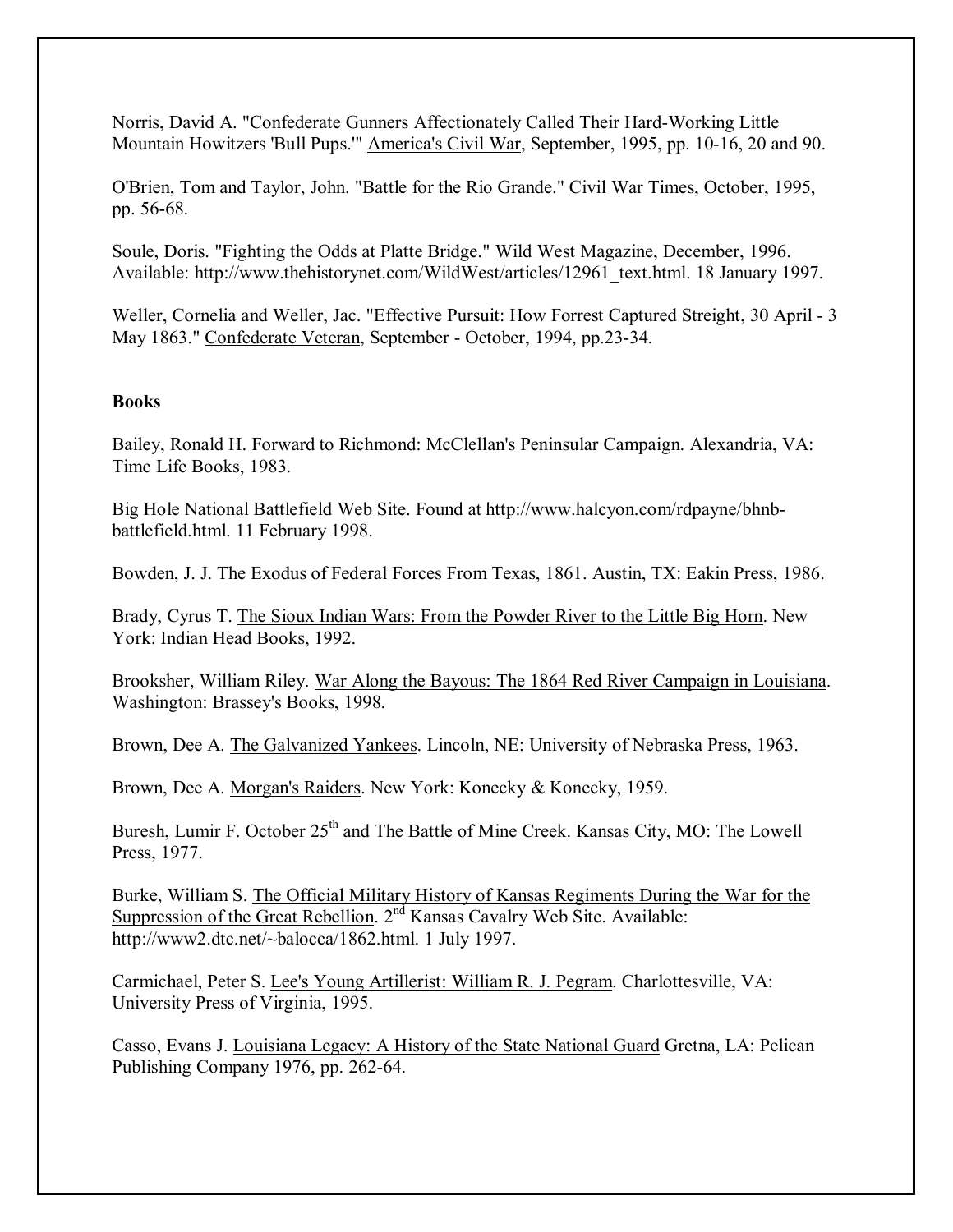Norris, David A. "Confederate Gunners Affectionately Called Their Hard-Working Little Mountain Howitzers 'Bull Pups.'" America's Civil War, September, 1995, pp. 10-16, 20 and 90.

O'Brien, Tom and Taylor, John. "Battle for the Rio Grande." Civil War Times, October, 1995, pp. 56-68.

Soule, Doris. "Fighting the Odds at Platte Bridge." Wild West Magazine, December, 1996. Available: http://www.thehistorynet.com/WildWest/articles/12961_text.html. 18 January 1997.

Weller, Cornelia and Weller, Jac. "Effective Pursuit: How Forrest Captured Streight, 30 April - 3 May 1863." Confederate Veteran, September - October, 1994, pp.23-34.

**Books**

Bailey, Ronald H. Forward to Richmond: McClellan's Peninsular Campaign. Alexandria, VA: Time Life Books, 1983.

Big Hole National Battlefield Web Site. Found at http://www.halcyon.com/rdpayne/bhnb-battlefield.html. 11 February 1998.

Bowden, J. J. The Exodus of Federal Forces From Texas, 1861. Austin, TX: Eakin Press, 1986.

Brady, Cyrus T. The Sioux Indian Wars: From the Powder River to the Little Big Horn. New York: Indian Head Books, 1992.

Brooksher, William Riley. War Along the Bayous: The 1864 Red River Campaign in Louisiana. Washington: Brassey's Books, 1998.

Brown, Dee A. The Galvanized Yankees. Lincoln, NE: University of Nebraska Press, 1963.

Brown, Dee A. Morgan's Raiders. New York: Konecky & Konecky, 1959.

Buresh, Lumir F. October 25th and The Battle of Mine Creek. Kansas City, MO: The Lowell Press, 1977.

Burke, William S. The Official Military History of Kansas Regiments During the War for the Suppression of the Great Rebellion. 2nd Kansas Cavalry Web Site. Available: http://www2.dtc.net/~balocca/1862.html. 1 July 1997.

Carmichael, Peter S. Lee's Young Artillerist: William R. J. Pegram. Charlottesville, VA: University Press of Virginia, 1995.

Casso, Evans J. Louisiana Legacy: A History of the State National Guard Gretna, LA: Pelican Publishing Company 1976, pp. 262-64.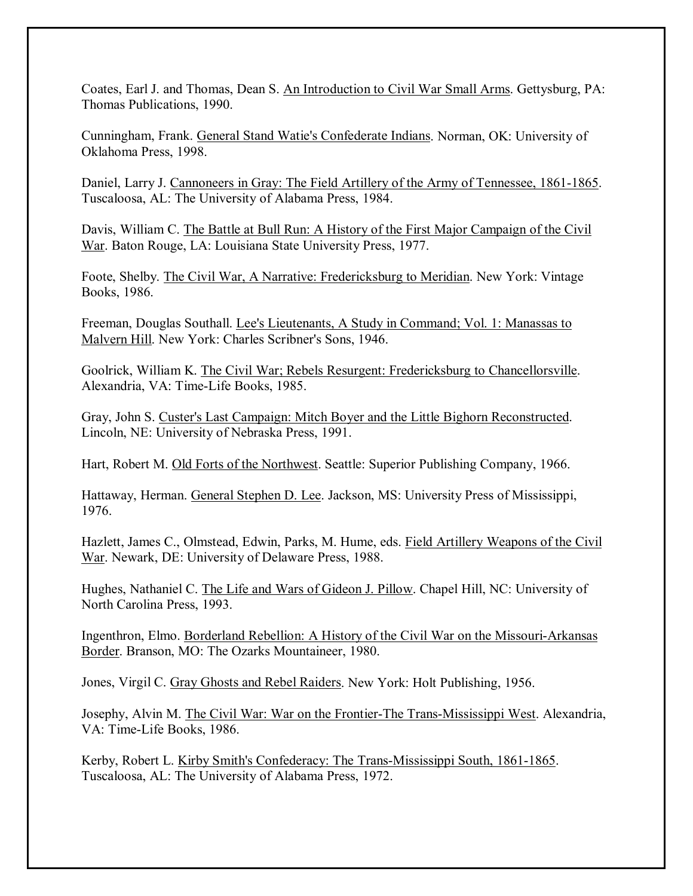Coates, Earl J. and Thomas, Dean S. An Introduction to Civil War Small Arms. Gettysburg, PA: Thomas Publications, 1990.

Cunningham, Frank. General Stand Watie's Confederate Indians. Norman, OK: University of Oklahoma Press, 1998.

Daniel, Larry J. Cannoneers in Gray: The Field Artillery of the Army of Tennessee, 1861-1865. Tuscaloosa, AL: The University of Alabama Press, 1984.

Davis, William C. The Battle at Bull Run: A History of the First Major Campaign of the Civil War. Baton Rouge, LA: Louisiana State University Press, 1977.

Foote, Shelby. The Civil War, A Narrative: Fredericksburg to Meridian. New York: Vintage Books, 1986.

Freeman, Douglas Southall. Lee's Lieutenants, A Study in Command; Vol. 1: Manassas to Malvern Hill. New York: Charles Scribner's Sons, 1946.

Goolrick, William K. The Civil War; Rebels Resurgent: Fredericksburg to Chancellorsville. Alexandria, VA: Time-Life Books, 1985.

Gray, John S. Custer's Last Campaign: Mitch Boyer and the Little Bighorn Reconstructed. Lincoln, NE: University of Nebraska Press, 1991.

Hart, Robert M. Old Forts of the Northwest. Seattle: Superior Publishing Company, 1966.

Hattaway, Herman. General Stephen D. Lee. Jackson, MS: University Press of Mississippi, 1976.

Hazlett, James C., Olmstead, Edwin, Parks, M. Hume, eds. Field Artillery Weapons of the Civil War. Newark, DE: University of Delaware Press, 1988.

Hughes, Nathaniel C. The Life and Wars of Gideon J. Pillow. Chapel Hill, NC: University of North Carolina Press, 1993.

Ingenthron, Elmo. Borderland Rebellion: A History of the Civil War on the Missouri-Arkansas Border. Branson, MO: The Ozarks Mountaineer, 1980.

Jones, Virgil C. Gray Ghosts and Rebel Raiders. New York: Holt Publishing, 1956.

Josephy, Alvin M. The Civil War: War on the Frontier-The Trans-Mississippi West. Alexandria, VA: Time-Life Books, 1986.

Kerby, Robert L. Kirby Smith's Confederacy: The Trans-Mississippi South, 1861-1865. Tuscaloosa, AL: The University of Alabama Press, 1972.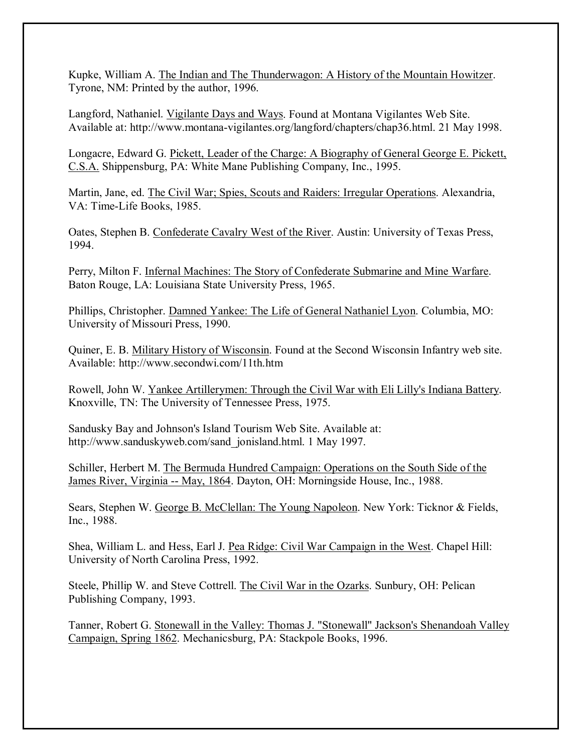Kupke, William A. The Indian and The Thunderwagon: A History of the Mountain Howitzer. Tyrone, NM: Printed by the author, 1996.

Langford, Nathaniel. Vigilante Days and Ways. Found at Montana Vigilantes Web Site. Available at: http://www.montana-vigilantes.org/langford/chapters/chap36.html. 21 May 1998.

Longacre, Edward G. Pickett, Leader of the Charge: A Biography of General George E. Pickett, C.S.A. Shippensburg, PA: White Mane Publishing Company, Inc., 1995.

Martin, Jane, ed. The Civil War; Spies, Scouts and Raiders: Irregular Operations. Alexandria, VA: Time-Life Books, 1985.

Oates, Stephen B. Confederate Cavalry West of the River. Austin: University of Texas Press, 1994.

Perry, Milton F. Infernal Machines: The Story of Confederate Submarine and Mine Warfare. Baton Rouge, LA: Louisiana State University Press, 1965.

Phillips, Christopher. Damned Yankee: The Life of General Nathaniel Lyon. Columbia, MO: University of Missouri Press, 1990.

Quiner, E. B. Military History of Wisconsin. Found at the Second Wisconsin Infantry web site. Available: http://www.secondwi.com/11th.htm

Rowell, John W. Yankee Artillerymen: Through the Civil War with Eli Lilly's Indiana Battery. Knoxville, TN: The University of Tennessee Press, 1975.

Sandusky Bay and Johnson's Island Tourism Web Site. Available at: http://www.sanduskyweb.com/sand_jonisland.html. 1 May 1997.

Schiller, Herbert M. The Bermuda Hundred Campaign: Operations on the South Side of the James River, Virginia -- May, 1864. Dayton, OH: Morningside House, Inc., 1988.

Sears, Stephen W. George B. McClellan: The Young Napoleon. New York: Ticknor & Fields, Inc., 1988.

Shea, William L. and Hess, Earl J. Pea Ridge: Civil War Campaign in the West. Chapel Hill: University of North Carolina Press, 1992.

Steele, Phillip W. and Steve Cottrell. The Civil War in the Ozarks. Sunbury, OH: Pelican Publishing Company, 1993.

Tanner, Robert G. Stonewall in the Valley: Thomas J. "Stonewall" Jackson's Shenandoah Valley Campaign, Spring 1862. Mechanicsburg, PA: Stackpole Books, 1996.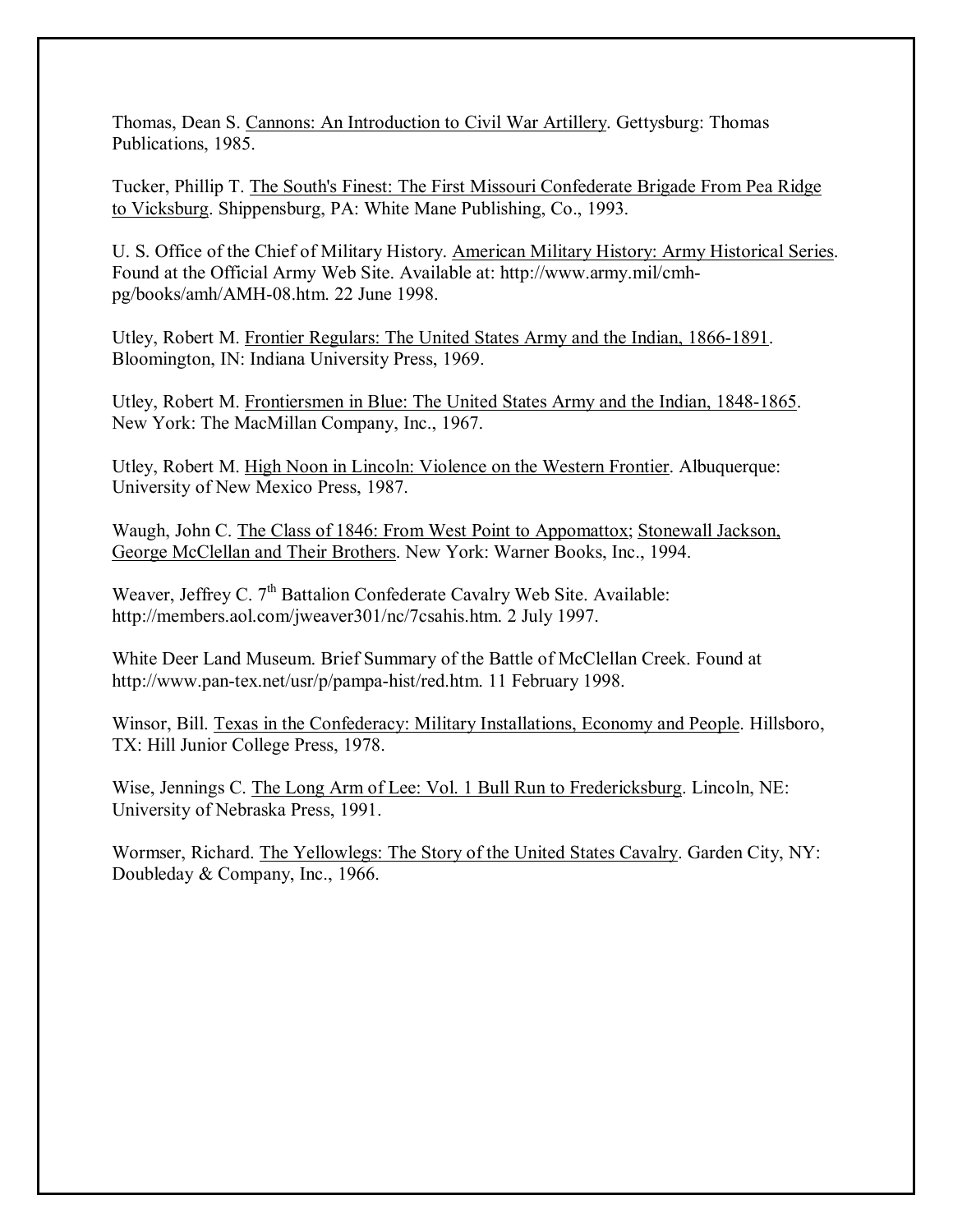Thomas, Dean S. Cannons: An Introduction to Civil War Artillery. Gettysburg: Thomas Publications, 1985.

Tucker, Phillip T. The South's Finest: The First Missouri Confederate Brigade From Pea Ridge to Vicksburg. Shippensburg, PA: White Mane Publishing, Co., 1993.

U. S. Office of the Chief of Military History. American Military History: Army Historical Series. Found at the Official Army Web Site. Available at: http://www.army.mil/cmh-pg/books/amh/AMH-08.htm. 22 June 1998.

Utley, Robert M. Frontier Regulars: The United States Army and the Indian, 1866-1891. Bloomington, IN: Indiana University Press, 1969.

Utley, Robert M. Frontiersmen in Blue: The United States Army and the Indian, 1848-1865. New York: The MacMillan Company, Inc., 1967.

Utley, Robert M. High Noon in Lincoln: Violence on the Western Frontier. Albuquerque: University of New Mexico Press, 1987.

Waugh, John C. The Class of 1846: From West Point to Appomattox; Stonewall Jackson, George McClellan and Their Brothers. New York: Warner Books, Inc., 1994.

Weaver, Jeffrey C. 7th Battalion Confederate Cavalry Web Site. Available: http://members.aol.com/jweaver301/nc/7csahis.htm. 2 July 1997.

White Deer Land Museum. Brief Summary of the Battle of McClellan Creek. Found at http://www.pan-tex.net/usr/p/pampa-hist/red.htm. 11 February 1998.

Winsor, Bill. Texas in the Confederacy: Military Installations, Economy and People. Hillsboro, TX: Hill Junior College Press, 1978.

Wise, Jennings C. The Long Arm of Lee: Vol. 1 Bull Run to Fredericksburg. Lincoln, NE: University of Nebraska Press, 1991.

Wormser, Richard. The Yellowlegs: The Story of the United States Cavalry. Garden City, NY: Doubleday & Company, Inc., 1966.